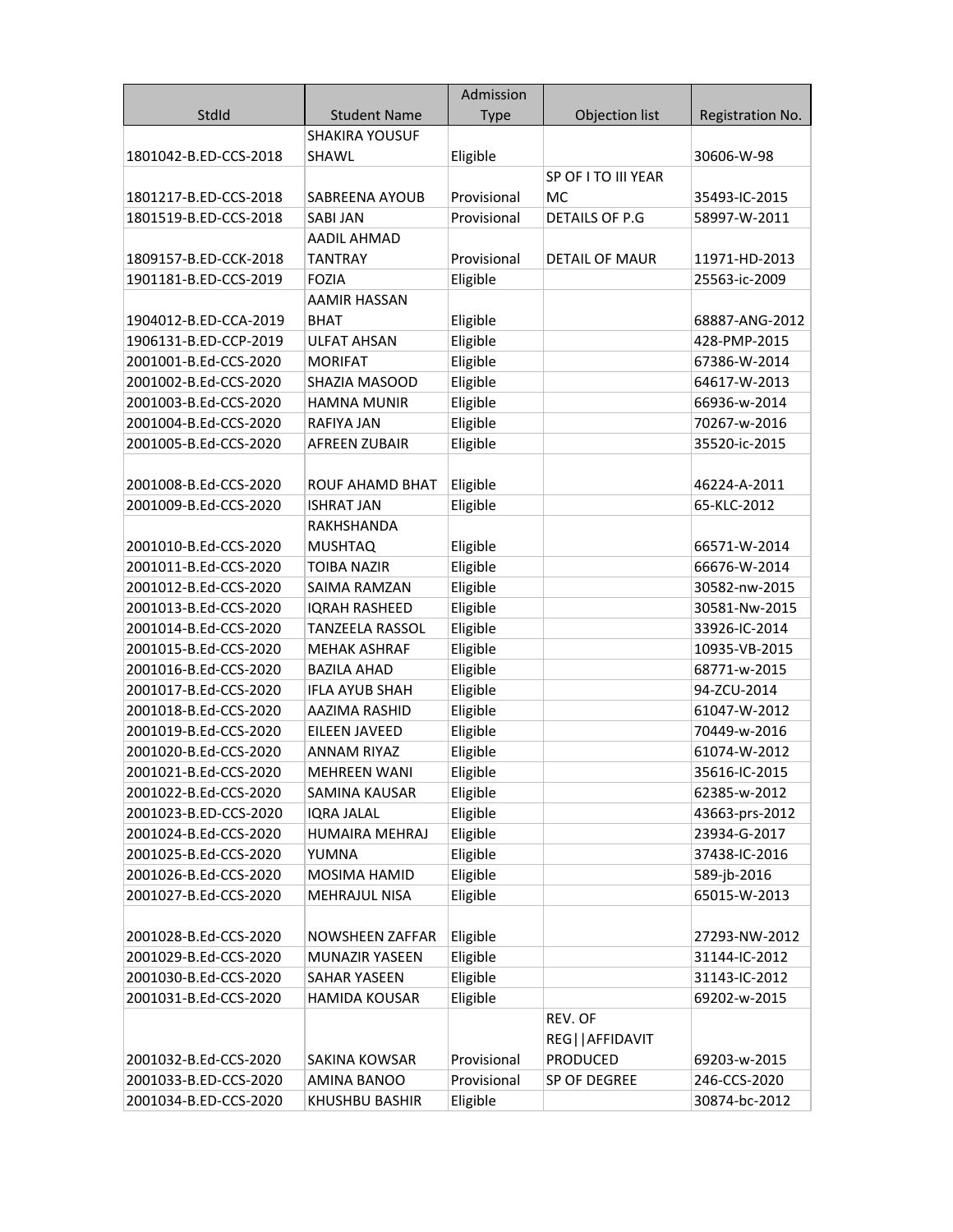| StdId | Student Name | Admission Type | Objection list | Registration No. |
|---|---|---|---|---|
| 1801042-B.ED-CCS-2018 | SHAKIRA YOUSUF SHAWL | Eligible | | 30606-W-98 |
| 1801217-B.ED-CCS-2018 | SABREENA AYOUB | Provisional | SP OF I TO III YEAR MC | 35493-IC-2015 |
| 1801519-B.ED-CCS-2018 | SABI JAN | Provisional | DETAILS OF P.G | 58997-W-2011 |
| 1809157-B.ED-CCK-2018 | AADIL AHMAD TANTRAY | Provisional | DETAIL OF MAUR | 11971-HD-2013 |
| 1901181-B.ED-CCS-2019 | FOZIA | Eligible | | 25563-ic-2009 |
| 1904012-B.ED-CCA-2019 | AAMIR HASSAN BHAT | Eligible | | 68887-ANG-2012 |
| 1906131-B.ED-CCP-2019 | ULFAT AHSAN | Eligible | | 428-PMP-2015 |
| 2001001-B.Ed-CCS-2020 | MORIFAT | Eligible | | 67386-W-2014 |
| 2001002-B.Ed-CCS-2020 | SHAZIA MASOOD | Eligible | | 64617-W-2013 |
| 2001003-B.Ed-CCS-2020 | HAMNA MUNIR | Eligible | | 66936-w-2014 |
| 2001004-B.Ed-CCS-2020 | RAFIYA JAN | Eligible | | 70267-w-2016 |
| 2001005-B.Ed-CCS-2020 | AFREEN ZUBAIR | Eligible | | 35520-ic-2015 |
| 2001008-B.Ed-CCS-2020 | ROUF AHAMD BHAT | Eligible | | 46224-A-2011 |
| 2001009-B.Ed-CCS-2020 | ISHRAT JAN | Eligible | | 65-KLC-2012 |
| 2001010-B.Ed-CCS-2020 | RAKHSHANDA MUSHTAQ | Eligible | | 66571-W-2014 |
| 2001011-B.Ed-CCS-2020 | TOIBA NAZIR | Eligible | | 66676-W-2014 |
| 2001012-B.Ed-CCS-2020 | SAIMA RAMZAN | Eligible | | 30582-nw-2015 |
| 2001013-B.Ed-CCS-2020 | IQRAH RASHEED | Eligible | | 30581-Nw-2015 |
| 2001014-B.Ed-CCS-2020 | TANZEELA RASSOL | Eligible | | 33926-IC-2014 |
| 2001015-B.Ed-CCS-2020 | MEHAK ASHRAF | Eligible | | 10935-VB-2015 |
| 2001016-B.Ed-CCS-2020 | BAZILA AHAD | Eligible | | 68771-w-2015 |
| 2001017-B.Ed-CCS-2020 | IFLA AYUB SHAH | Eligible | | 94-ZCU-2014 |
| 2001018-B.Ed-CCS-2020 | AAZIMA RASHID | Eligible | | 61047-W-2012 |
| 2001019-B.Ed-CCS-2020 | EILEEN JAVEED | Eligible | | 70449-w-2016 |
| 2001020-B.Ed-CCS-2020 | ANNAM RIYAZ | Eligible | | 61074-W-2012 |
| 2001021-B.Ed-CCS-2020 | MEHREEN WANI | Eligible | | 35616-IC-2015 |
| 2001022-B.Ed-CCS-2020 | SAMINA KAUSAR | Eligible | | 62385-w-2012 |
| 2001023-B.Ed-CCS-2020 | IQRA JALAL | Eligible | | 43663-prs-2012 |
| 2001024-B.Ed-CCS-2020 | HUMAIRA MEHRAJ | Eligible | | 23934-G-2017 |
| 2001025-B.Ed-CCS-2020 | YUMNA | Eligible | | 37438-IC-2016 |
| 2001026-B.Ed-CCS-2020 | MOSIMA HAMID | Eligible | | 589-jb-2016 |
| 2001027-B.Ed-CCS-2020 | MEHRAJUL NISA | Eligible | | 65015-W-2013 |
| 2001028-B.Ed-CCS-2020 | NOWSHEEN ZAFFAR | Eligible | | 27293-NW-2012 |
| 2001029-B.Ed-CCS-2020 | MUNAZIR YASEEN | Eligible | | 31144-IC-2012 |
| 2001030-B.Ed-CCS-2020 | SAHAR YASEEN | Eligible | | 31143-IC-2012 |
| 2001031-B.Ed-CCS-2020 | HAMIDA KOUSAR | Eligible | | 69202-w-2015 |
| 2001032-B.Ed-CCS-2020 | SAKINA KOWSAR | Provisional | REV. OF REG\|\|AFFIDAVIT PRODUCED | 69203-w-2015 |
| 2001033-B.ED-CCS-2020 | AMINA BANOO | Provisional | SP OF DEGREE | 246-CCS-2020 |
| 2001034-B.ED-CCS-2020 | KHUSHBU BASHIR | Eligible | | 30874-bc-2012 |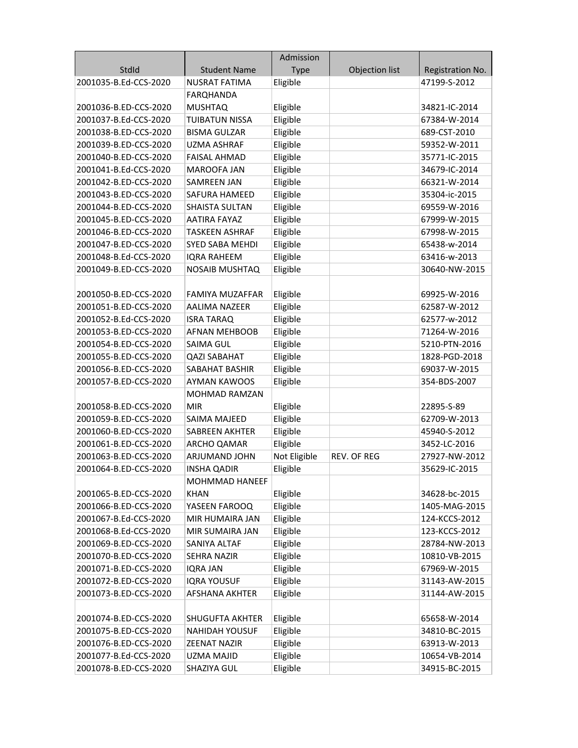| StdId | Student Name | Admission Type | Objection list | Registration No. |
|---|---|---|---|---|
| 2001035-B.Ed-CCS-2020 | NUSRAT FATIMA | Eligible | | 47199-S-2012 |
| 2001036-B.ED-CCS-2020 | FARQHANDA MUSHTAQ | Eligible | | 34821-IC-2014 |
| 2001037-B.Ed-CCS-2020 | TUIBATUN NISSA | Eligible | | 67384-W-2014 |
| 2001038-B.ED-CCS-2020 | BISMA GULZAR | Eligible | | 689-CST-2010 |
| 2001039-B.ED-CCS-2020 | UZMA ASHRAF | Eligible | | 59352-W-2011 |
| 2001040-B.ED-CCS-2020 | FAISAL AHMAD | Eligible | | 35771-IC-2015 |
| 2001041-B.Ed-CCS-2020 | MAROOFA JAN | Eligible | | 34679-IC-2014 |
| 2001042-B.ED-CCS-2020 | SAMREEN JAN | Eligible | | 66321-W-2014 |
| 2001043-B.ED-CCS-2020 | SAFURA HAMEED | Eligible | | 35304-ic-2015 |
| 2001044-B.ED-CCS-2020 | SHAISTA SULTAN | Eligible | | 69559-W-2016 |
| 2001045-B.ED-CCS-2020 | AATIRA FAYAZ | Eligible | | 67999-W-2015 |
| 2001046-B.ED-CCS-2020 | TASKEEN ASHRAF | Eligible | | 67998-W-2015 |
| 2001047-B.ED-CCS-2020 | SYED SABA MEHDI | Eligible | | 65438-w-2014 |
| 2001048-B.Ed-CCS-2020 | IQRA RAHEEM | Eligible | | 63416-w-2013 |
| 2001049-B.ED-CCS-2020 | NOSAIB MUSHTAQ | Eligible | | 30640-NW-2015 |
| 2001050-B.ED-CCS-2020 | FAMIYA MUZAFFAR | Eligible | | 69925-W-2016 |
| 2001051-B.ED-CCS-2020 | AALIMA NAZEER | Eligible | | 62587-W-2012 |
| 2001052-B.Ed-CCS-2020 | ISRA TARAQ | Eligible | | 62577-w-2012 |
| 2001053-B.ED-CCS-2020 | AFNAN MEHBOOB | Eligible | | 71264-W-2016 |
| 2001054-B.ED-CCS-2020 | SAIMA GUL | Eligible | | 5210-PTN-2016 |
| 2001055-B.ED-CCS-2020 | QAZI SABAHAT | Eligible | | 1828-PGD-2018 |
| 2001056-B.ED-CCS-2020 | SABAHAT BASHIR | Eligible | | 69037-W-2015 |
| 2001057-B.ED-CCS-2020 | AYMAN KAWOOS | Eligible | | 354-BDS-2007 |
| 2001058-B.ED-CCS-2020 | MOHMAD RAMZAN MIR | Eligible | | 22895-S-89 |
| 2001059-B.ED-CCS-2020 | SAIMA MAJEED | Eligible | | 62709-W-2013 |
| 2001060-B.ED-CCS-2020 | SABREEN AKHTER | Eligible | | 45940-S-2012 |
| 2001061-B.ED-CCS-2020 | ARCHO QAMAR | Eligible | | 3452-LC-2016 |
| 2001063-B.ED-CCS-2020 | ARJUMAND JOHN | Not Eligible | REV. OF REG | 27927-NW-2012 |
| 2001064-B.ED-CCS-2020 | INSHA QADIR | Eligible | | 35629-IC-2015 |
| 2001065-B.ED-CCS-2020 | MOHMMAD HANEEF KHAN | Eligible | | 34628-bc-2015 |
| 2001066-B.ED-CCS-2020 | YASEEN FAROOQ | Eligible | | 1405-MAG-2015 |
| 2001067-B.Ed-CCS-2020 | MIR HUMAIRA JAN | Eligible | | 124-KCCS-2012 |
| 2001068-B.Ed-CCS-2020 | MIR SUMAIRA JAN | Eligible | | 123-KCCS-2012 |
| 2001069-B.ED-CCS-2020 | SANIYA ALTAF | Eligible | | 28784-NW-2013 |
| 2001070-B.ED-CCS-2020 | SEHRA NAZIR | Eligible | | 10810-VB-2015 |
| 2001071-B.ED-CCS-2020 | IQRA JAN | Eligible | | 67969-W-2015 |
| 2001072-B.ED-CCS-2020 | IQRA YOUSUF | Eligible | | 31143-AW-2015 |
| 2001073-B.ED-CCS-2020 | AFSHANA AKHTER | Eligible | | 31144-AW-2015 |
| 2001074-B.ED-CCS-2020 | SHUGUFTA AKHTER | Eligible | | 65658-W-2014 |
| 2001075-B.ED-CCS-2020 | NAHIDAH YOUSUF | Eligible | | 34810-BC-2015 |
| 2001076-B.ED-CCS-2020 | ZEENAT NAZIR | Eligible | | 63913-W-2013 |
| 2001077-B.Ed-CCS-2020 | UZMA MAJID | Eligible | | 10654-VB-2014 |
| 2001078-B.ED-CCS-2020 | SHAZIYA GUL | Eligible | | 34915-BC-2015 |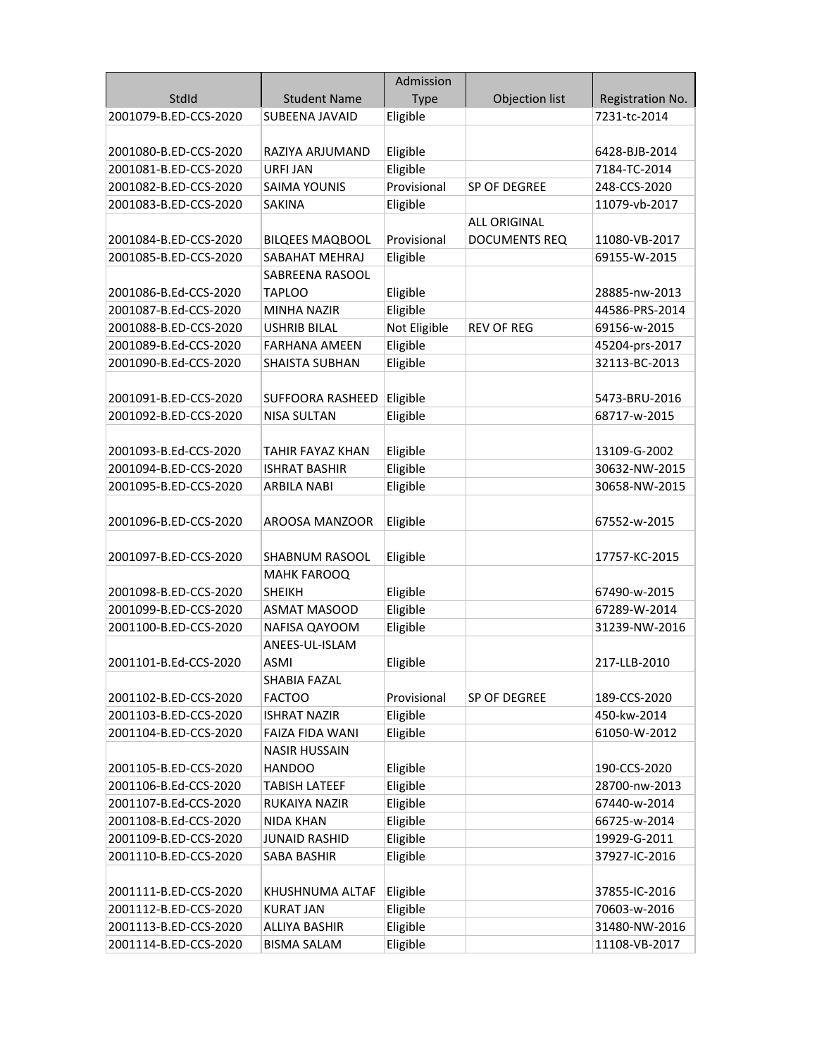| StdId | Student Name | Admission Type | Objection list | Registration No. |
|---|---|---|---|---|
| 2001079-B.ED-CCS-2020 | SUBEENA JAVAID | Eligible | | 7231-tc-2014 |
| 2001080-B.ED-CCS-2020 | RAZIYA ARJUMAND | Eligible | | 6428-BJB-2014 |
| 2001081-B.ED-CCS-2020 | URFI JAN | Eligible | | 7184-TC-2014 |
| 2001082-B.ED-CCS-2020 | SAIMA YOUNIS | Provisional | SP OF DEGREE | 248-CCS-2020 |
| 2001083-B.ED-CCS-2020 | SAKINA | Eligible | | 11079-vb-2017 |
| 2001084-B.ED-CCS-2020 | BILQEES MAQBOOL | Provisional | ALL ORIGINAL DOCUMENTS REQ | 11080-VB-2017 |
| 2001085-B.ED-CCS-2020 | SABAHAT MEHRAJ | Eligible | | 69155-W-2015 |
| 2001086-B.Ed-CCS-2020 | SABREENA RASOOL TAPLOO | Eligible | | 28885-nw-2013 |
| 2001087-B.Ed-CCS-2020 | MINHA NAZIR | Eligible | | 44586-PRS-2014 |
| 2001088-B.ED-CCS-2020 | USHRIB BILAL | Not Eligible | REV OF REG | 69156-w-2015 |
| 2001089-B.Ed-CCS-2020 | FARHANA AMEEN | Eligible | | 45204-prs-2017 |
| 2001090-B.Ed-CCS-2020 | SHAISTA SUBHAN | Eligible | | 32113-BC-2013 |
| 2001091-B.ED-CCS-2020 | SUFFOORA RASHEED | Eligible | | 5473-BRU-2016 |
| 2001092-B.ED-CCS-2020 | NISA SULTAN | Eligible | | 68717-w-2015 |
| 2001093-B.Ed-CCS-2020 | TAHIR FAYAZ KHAN | Eligible | | 13109-G-2002 |
| 2001094-B.ED-CCS-2020 | ISHRAT BASHIR | Eligible | | 30632-NW-2015 |
| 2001095-B.ED-CCS-2020 | ARBILA NABI | Eligible | | 30658-NW-2015 |
| 2001096-B.ED-CCS-2020 | AROOSA MANZOOR | Eligible | | 67552-w-2015 |
| 2001097-B.ED-CCS-2020 | SHABNUM RASOOL | Eligible | | 17757-KC-2015 |
| 2001098-B.ED-CCS-2020 | MAHK FAROOQ SHEIKH | Eligible | | 67490-w-2015 |
| 2001099-B.ED-CCS-2020 | ASMAT MASOOD | Eligible | | 67289-W-2014 |
| 2001100-B.ED-CCS-2020 | NAFISA QAYOOM | Eligible | | 31239-NW-2016 |
| 2001101-B.Ed-CCS-2020 | ANEES-UL-ISLAM ASMI | Eligible | | 217-LLB-2010 |
| 2001102-B.ED-CCS-2020 | SHABIA FAZAL FACTOO | Provisional | SP OF DEGREE | 189-CCS-2020 |
| 2001103-B.ED-CCS-2020 | ISHRAT NAZIR | Eligible | | 450-kw-2014 |
| 2001104-B.ED-CCS-2020 | FAIZA FIDA WANI | Eligible | | 61050-W-2012 |
| 2001105-B.ED-CCS-2020 | NASIR HUSSAIN HANDOO | Eligible | | 190-CCS-2020 |
| 2001106-B.Ed-CCS-2020 | TABISH LATEEF | Eligible | | 28700-nw-2013 |
| 2001107-B.Ed-CCS-2020 | RUKAIYA NAZIR | Eligible | | 67440-w-2014 |
| 2001108-B.Ed-CCS-2020 | NIDA KHAN | Eligible | | 66725-w-2014 |
| 2001109-B.ED-CCS-2020 | JUNAID RASHID | Eligible | | 19929-G-2011 |
| 2001110-B.ED-CCS-2020 | SABA BASHIR | Eligible | | 37927-IC-2016 |
| 2001111-B.ED-CCS-2020 | KHUSHNUMA ALTAF | Eligible | | 37855-IC-2016 |
| 2001112-B.ED-CCS-2020 | KURAT JAN | Eligible | | 70603-w-2016 |
| 2001113-B.ED-CCS-2020 | ALLIYA BASHIR | Eligible | | 31480-NW-2016 |
| 2001114-B.ED-CCS-2020 | BISMA SALAM | Eligible | | 11108-VB-2017 |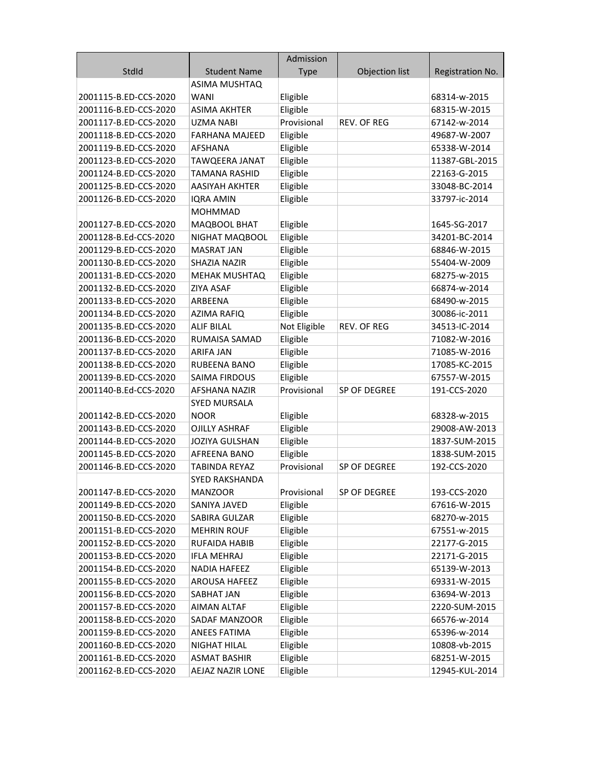| StdId | Student Name | Admission Type | Objection list | Registration No. |
|---|---|---|---|---|
| 2001115-B.ED-CCS-2020 | ASIMA MUSHTAQ WANI | Eligible | | 68314-w-2015 |
| 2001116-B.ED-CCS-2020 | ASIMA AKHTER | Eligible | | 68315-W-2015 |
| 2001117-B.ED-CCS-2020 | UZMA NABI | Provisional | REV. OF REG | 67142-w-2014 |
| 2001118-B.ED-CCS-2020 | FARHANA MAJEED | Eligible | | 49687-W-2007 |
| 2001119-B.ED-CCS-2020 | AFSHANA | Eligible | | 65338-W-2014 |
| 2001123-B.ED-CCS-2020 | TAWQEERA JANAT | Eligible | | 11387-GBL-2015 |
| 2001124-B.ED-CCS-2020 | TAMANA RASHID | Eligible | | 22163-G-2015 |
| 2001125-B.ED-CCS-2020 | AASIYAH AKHTER | Eligible | | 33048-BC-2014 |
| 2001126-B.ED-CCS-2020 | IQRA AMIN | Eligible | | 33797-ic-2014 |
| 2001127-B.ED-CCS-2020 | MOHMMAD MAQBOOL BHAT | Eligible | | 1645-SG-2017 |
| 2001128-B.Ed-CCS-2020 | NIGHAT MAQBOOL | Eligible | | 34201-BC-2014 |
| 2001129-B.ED-CCS-2020 | MASRAT JAN | Eligible | | 68846-W-2015 |
| 2001130-B.ED-CCS-2020 | SHAZIA NAZIR | Eligible | | 55404-W-2009 |
| 2001131-B.ED-CCS-2020 | MEHAK MUSHTAQ | Eligible | | 68275-w-2015 |
| 2001132-B.ED-CCS-2020 | ZIYA ASAF | Eligible | | 66874-w-2014 |
| 2001133-B.ED-CCS-2020 | ARBEENA | Eligible | | 68490-w-2015 |
| 2001134-B.ED-CCS-2020 | AZIMA RAFIQ | Eligible | | 30086-ic-2011 |
| 2001135-B.ED-CCS-2020 | ALIF BILAL | Not Eligible | REV. OF REG | 34513-IC-2014 |
| 2001136-B.ED-CCS-2020 | RUMAISA SAMAD | Eligible | | 71082-W-2016 |
| 2001137-B.ED-CCS-2020 | ARIFA JAN | Eligible | | 71085-W-2016 |
| 2001138-B.ED-CCS-2020 | RUBEENA BANO | Eligible | | 17085-KC-2015 |
| 2001139-B.ED-CCS-2020 | SAIMA FIRDOUS | Eligible | | 67557-W-2015 |
| 2001140-B.Ed-CCS-2020 | AFSHANA NAZIR | Provisional | SP OF DEGREE | 191-CCS-2020 |
| 2001142-B.ED-CCS-2020 | SYED MURSALA NOOR | Eligible | | 68328-w-2015 |
| 2001143-B.ED-CCS-2020 | OJILLY ASHRAF | Eligible | | 29008-AW-2013 |
| 2001144-B.ED-CCS-2020 | JOZIYA GULSHAN | Eligible | | 1837-SUM-2015 |
| 2001145-B.ED-CCS-2020 | AFREENA BANO | Eligible | | 1838-SUM-2015 |
| 2001146-B.ED-CCS-2020 | TABINDA REYAZ | Provisional | SP OF DEGREE | 192-CCS-2020 |
| 2001147-B.ED-CCS-2020 | SYED RAKSHANDA MANZOOR | Provisional | SP OF DEGREE | 193-CCS-2020 |
| 2001149-B.ED-CCS-2020 | SANIYA JAVED | Eligible | | 67616-W-2015 |
| 2001150-B.ED-CCS-2020 | SABIRA GULZAR | Eligible | | 68270-w-2015 |
| 2001151-B.ED-CCS-2020 | MEHRIN ROUF | Eligible | | 67551-w-2015 |
| 2001152-B.ED-CCS-2020 | RUFAIDA HABIB | Eligible | | 22177-G-2015 |
| 2001153-B.ED-CCS-2020 | IFLA MEHRAJ | Eligible | | 22171-G-2015 |
| 2001154-B.ED-CCS-2020 | NADIA HAFEEZ | Eligible | | 65139-W-2013 |
| 2001155-B.ED-CCS-2020 | AROUSA HAFEEZ | Eligible | | 69331-W-2015 |
| 2001156-B.ED-CCS-2020 | SABHAT JAN | Eligible | | 63694-W-2013 |
| 2001157-B.ED-CCS-2020 | AIMAN ALTAF | Eligible | | 2220-SUM-2015 |
| 2001158-B.ED-CCS-2020 | SADAF MANZOOR | Eligible | | 66576-w-2014 |
| 2001159-B.ED-CCS-2020 | ANEES FATIMA | Eligible | | 65396-w-2014 |
| 2001160-B.ED-CCS-2020 | NIGHAT HILAL | Eligible | | 10808-vb-2015 |
| 2001161-B.ED-CCS-2020 | ASMAT BASHIR | Eligible | | 68251-W-2015 |
| 2001162-B.ED-CCS-2020 | AEJAZ NAZIR LONE | Eligible | | 12945-KUL-2014 |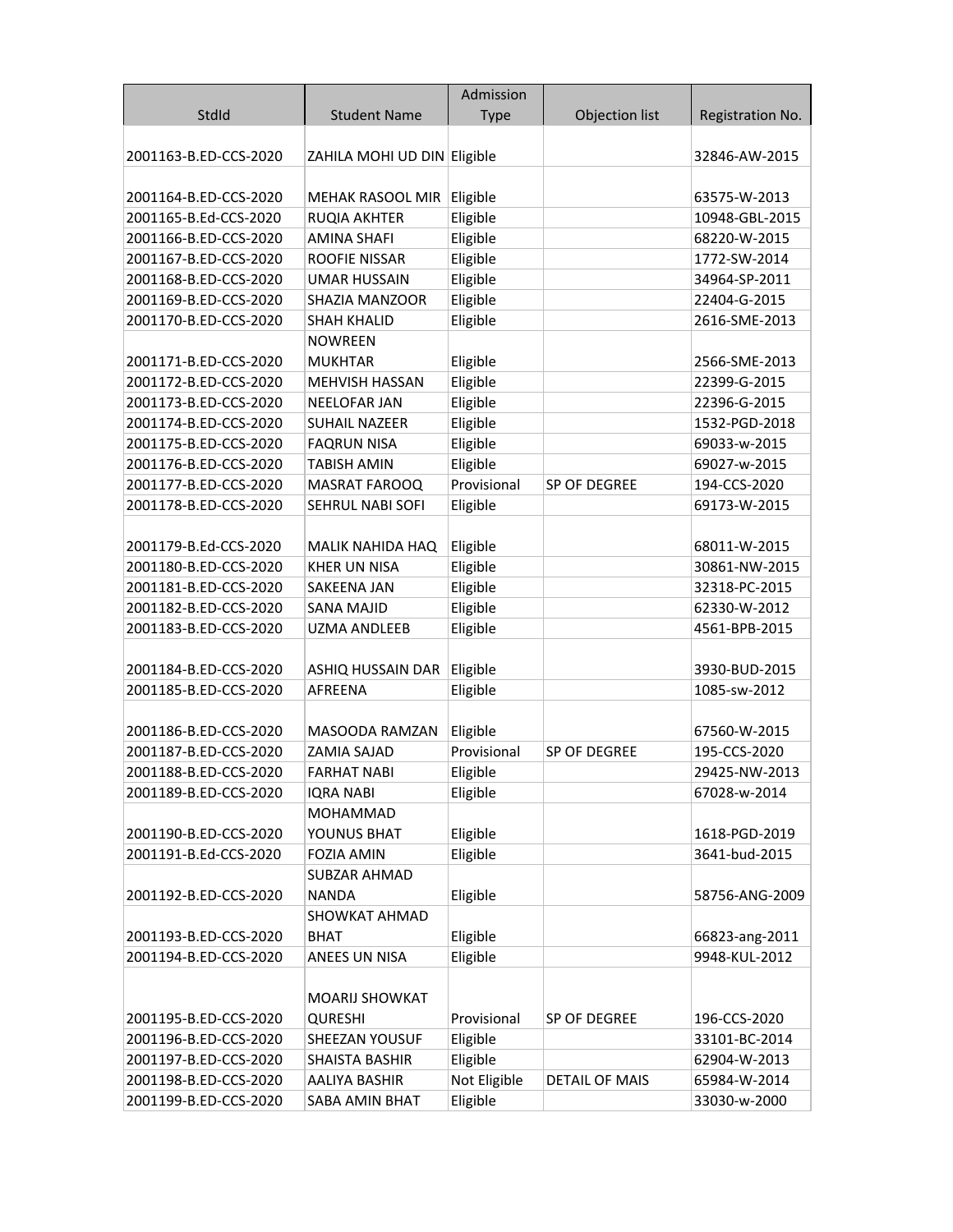| StdId | Student Name | Admission Type | Objection list | Registration No. |
|---|---|---|---|---|
| 2001163-B.ED-CCS-2020 | ZAHILA MOHI UD DIN | Eligible | | 32846-AW-2015 |
| 2001164-B.ED-CCS-2020 | MEHAK RASOOL MIR | Eligible | | 63575-W-2013 |
| 2001165-B.Ed-CCS-2020 | RUQIA AKHTER | Eligible | | 10948-GBL-2015 |
| 2001166-B.ED-CCS-2020 | AMINA SHAFI | Eligible | | 68220-W-2015 |
| 2001167-B.ED-CCS-2020 | ROOFIE NISSAR | Eligible | | 1772-SW-2014 |
| 2001168-B.ED-CCS-2020 | UMAR HUSSAIN | Eligible | | 34964-SP-2011 |
| 2001169-B.ED-CCS-2020 | SHAZIA MANZOOR | Eligible | | 22404-G-2015 |
| 2001170-B.ED-CCS-2020 | SHAH KHALID | Eligible | | 2616-SME-2013 |
| 2001171-B.ED-CCS-2020 | NOWREEN MUKHTAR | Eligible | | 2566-SME-2013 |
| 2001172-B.ED-CCS-2020 | MEHVISH HASSAN | Eligible | | 22399-G-2015 |
| 2001173-B.ED-CCS-2020 | NEELOFAR JAN | Eligible | | 22396-G-2015 |
| 2001174-B.ED-CCS-2020 | SUHAIL NAZEER | Eligible | | 1532-PGD-2018 |
| 2001175-B.ED-CCS-2020 | FAQRUN NISA | Eligible | | 69033-w-2015 |
| 2001176-B.ED-CCS-2020 | TABISH AMIN | Eligible | | 69027-w-2015 |
| 2001177-B.ED-CCS-2020 | MASRAT FAROOQ | Provisional | SP OF DEGREE | 194-CCS-2020 |
| 2001178-B.ED-CCS-2020 | SEHRUL NABI SOFI | Eligible | | 69173-W-2015 |
| 2001179-B.Ed-CCS-2020 | MALIK NAHIDA HAQ | Eligible | | 68011-W-2015 |
| 2001180-B.ED-CCS-2020 | KHER UN NISA | Eligible | | 30861-NW-2015 |
| 2001181-B.ED-CCS-2020 | SAKEENA JAN | Eligible | | 32318-PC-2015 |
| 2001182-B.ED-CCS-2020 | SANA MAJID | Eligible | | 62330-W-2012 |
| 2001183-B.ED-CCS-2020 | UZMA ANDLEEB | Eligible | | 4561-BPB-2015 |
| 2001184-B.ED-CCS-2020 | ASHIQ HUSSAIN DAR | Eligible | | 3930-BUD-2015 |
| 2001185-B.ED-CCS-2020 | AFREENA | Eligible | | 1085-sw-2012 |
| 2001186-B.ED-CCS-2020 | MASOODA RAMZAN | Eligible | | 67560-W-2015 |
| 2001187-B.ED-CCS-2020 | ZAMIA SAJAD | Provisional | SP OF DEGREE | 195-CCS-2020 |
| 2001188-B.ED-CCS-2020 | FARHAT NABI | Eligible | | 29425-NW-2013 |
| 2001189-B.ED-CCS-2020 | IQRA NABI | Eligible | | 67028-w-2014 |
| 2001190-B.ED-CCS-2020 | MOHAMMAD YOUNUS BHAT | Eligible | | 1618-PGD-2019 |
| 2001191-B.Ed-CCS-2020 | FOZIA AMIN | Eligible | | 3641-bud-2015 |
| 2001192-B.ED-CCS-2020 | SUBZAR AHMAD NANDA | Eligible | | 58756-ANG-2009 |
| 2001193-B.ED-CCS-2020 | SHOWKAT AHMAD BHAT | Eligible | | 66823-ang-2011 |
| 2001194-B.ED-CCS-2020 | ANEES UN NISA | Eligible | | 9948-KUL-2012 |
| 2001195-B.ED-CCS-2020 | MOARIJ SHOWKAT QURESHI | Provisional | SP OF DEGREE | 196-CCS-2020 |
| 2001196-B.ED-CCS-2020 | SHEEZAN YOUSUF | Eligible | | 33101-BC-2014 |
| 2001197-B.ED-CCS-2020 | SHAISTA BASHIR | Eligible | | 62904-W-2013 |
| 2001198-B.ED-CCS-2020 | AALIYA BASHIR | Not Eligible | DETAIL OF MAIS | 65984-W-2014 |
| 2001199-B.ED-CCS-2020 | SABA AMIN BHAT | Eligible | | 33030-w-2000 |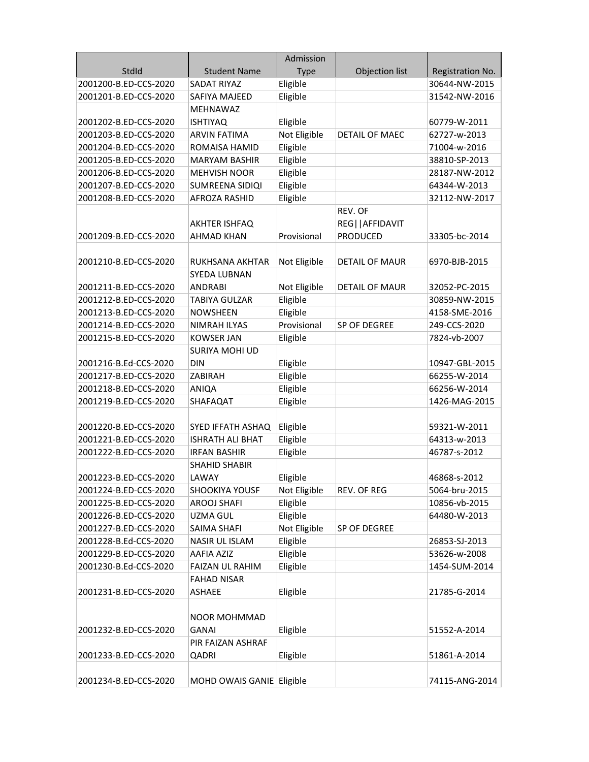| StdId | Student Name | Admission Type | Objection list | Registration No. |
| --- | --- | --- | --- | --- |
| 2001200-B.ED-CCS-2020 | SADAT RIYAZ | Eligible | | 30644-NW-2015 |
| 2001201-B.ED-CCS-2020 | SAFIYA MAJEED | Eligible | | 31542-NW-2016 |
| 2001202-B.ED-CCS-2020 | MEHNAWAZ ISHTIYAQ | Eligible | | 60779-W-2011 |
| 2001203-B.ED-CCS-2020 | ARVIN FATIMA | Not Eligible | DETAIL OF MAEC | 62727-w-2013 |
| 2001204-B.ED-CCS-2020 | ROMAISA HAMID | Eligible | | 71004-w-2016 |
| 2001205-B.ED-CCS-2020 | MARYAM BASHIR | Eligible | | 38810-SP-2013 |
| 2001206-B.ED-CCS-2020 | MEHVISH NOOR | Eligible | | 28187-NW-2012 |
| 2001207-B.ED-CCS-2020 | SUMREENA SIDIQI | Eligible | | 64344-W-2013 |
| 2001208-B.ED-CCS-2020 | AFROZA RASHID | Eligible | | 32112-NW-2017 |
| 2001209-B.ED-CCS-2020 | AKHTER ISHFAQ AHMAD KHAN | Provisional | REV. OF REG\|\|AFFIDAVIT PRODUCED | 33305-bc-2014 |
| 2001210-B.ED-CCS-2020 | RUKHSANA AKHTAR | Not Eligible | DETAIL OF MAUR | 6970-BJB-2015 |
| 2001211-B.ED-CCS-2020 | SYEDA LUBNAN ANDRABI | Not Eligible | DETAIL OF MAUR | 32052-PC-2015 |
| 2001212-B.ED-CCS-2020 | TABIYA GULZAR | Eligible | | 30859-NW-2015 |
| 2001213-B.ED-CCS-2020 | NOWSHEEN | Eligible | | 4158-SME-2016 |
| 2001214-B.ED-CCS-2020 | NIMRAH ILYAS | Provisional | SP OF DEGREE | 249-CCS-2020 |
| 2001215-B.ED-CCS-2020 | KOWSER JAN | Eligible | | 7824-vb-2007 |
| 2001216-B.Ed-CCS-2020 | SURIYA MOHI UD DIN | Eligible | | 10947-GBL-2015 |
| 2001217-B.ED-CCS-2020 | ZABIRAH | Eligible | | 66255-W-2014 |
| 2001218-B.ED-CCS-2020 | ANIQA | Eligible | | 66256-W-2014 |
| 2001219-B.ED-CCS-2020 | SHAFAQAT | Eligible | | 1426-MAG-2015 |
| 2001220-B.ED-CCS-2020 | SYED IFFATH ASHAQ | Eligible | | 59321-W-2011 |
| 2001221-B.ED-CCS-2020 | ISHRATH ALI BHAT | Eligible | | 64313-w-2013 |
| 2001222-B.ED-CCS-2020 | IRFAN BASHIR | Eligible | | 46787-s-2012 |
| 2001223-B.ED-CCS-2020 | SHAHID SHABIR LAWAY | Eligible | | 46868-s-2012 |
| 2001224-B.ED-CCS-2020 | SHOOKIYA YOUSF | Not Eligible | REV. OF REG | 5064-bru-2015 |
| 2001225-B.ED-CCS-2020 | AROOJ SHAFI | Eligible | | 10856-vb-2015 |
| 2001226-B.ED-CCS-2020 | UZMA GUL | Eligible | | 64480-W-2013 |
| 2001227-B.ED-CCS-2020 | SAIMA SHAFI | Not Eligible | SP OF DEGREE | |
| 2001228-B.Ed-CCS-2020 | NASIR UL ISLAM | Eligible | | 26853-SJ-2013 |
| 2001229-B.ED-CCS-2020 | AAFIA AZIZ | Eligible | | 53626-w-2008 |
| 2001230-B.Ed-CCS-2020 | FAIZAN UL RAHIM | Eligible | | 1454-SUM-2014 |
| 2001231-B.ED-CCS-2020 | FAHAD NISAR ASHAEE | Eligible | | 21785-G-2014 |
| 2001232-B.ED-CCS-2020 | NOOR MOHMMAD GANAI | Eligible | | 51552-A-2014 |
| 2001233-B.ED-CCS-2020 | PIR FAIZAN ASHRAF QADRI | Eligible | | 51861-A-2014 |
| 2001234-B.ED-CCS-2020 | MOHD OWAIS GANIE | Eligible | | 74115-ANG-2014 |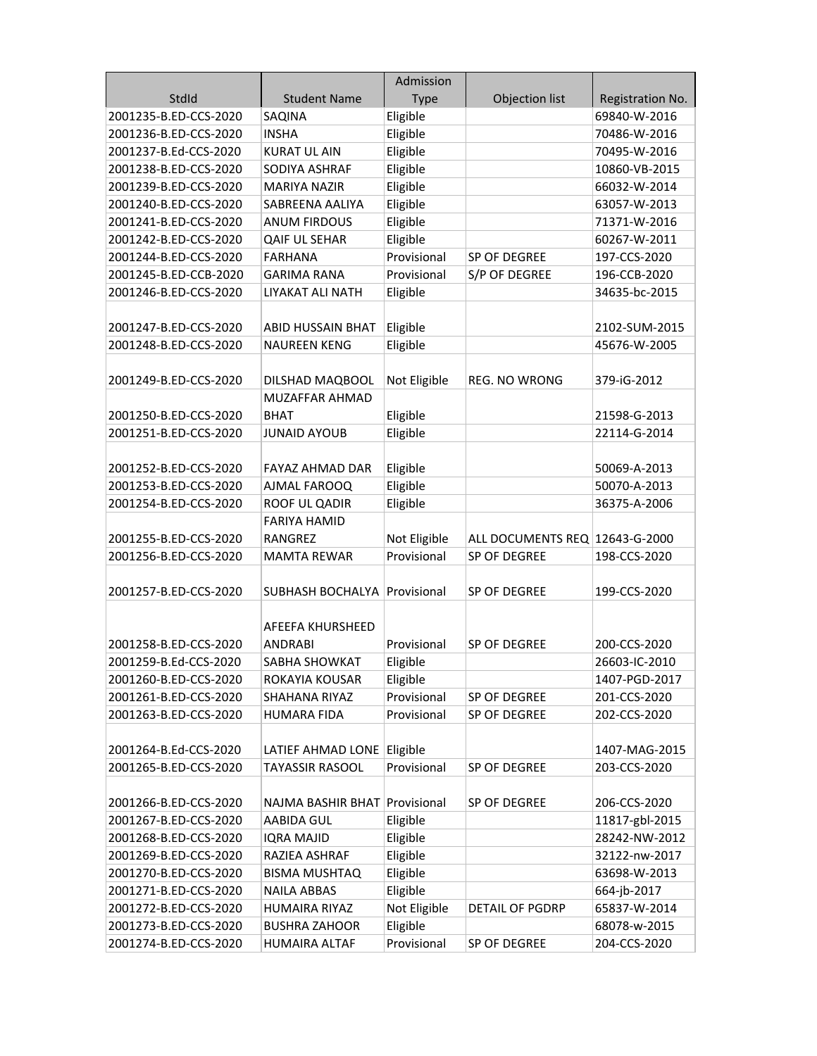| StdId | Student Name | Admission Type | Objection list | Registration No. |
|---|---|---|---|---|
| 2001235-B.ED-CCS-2020 | SAQINA | Eligible | | 69840-W-2016 |
| 2001236-B.ED-CCS-2020 | INSHA | Eligible | | 70486-W-2016 |
| 2001237-B.Ed-CCS-2020 | KURAT UL AIN | Eligible | | 70495-W-2016 |
| 2001238-B.ED-CCS-2020 | SODIYA ASHRAF | Eligible | | 10860-VB-2015 |
| 2001239-B.ED-CCS-2020 | MARIYA NAZIR | Eligible | | 66032-W-2014 |
| 2001240-B.ED-CCS-2020 | SABREENA AALIYA | Eligible | | 63057-W-2013 |
| 2001241-B.ED-CCS-2020 | ANUM FIRDOUS | Eligible | | 71371-W-2016 |
| 2001242-B.ED-CCS-2020 | QAIF UL SEHAR | Eligible | | 60267-W-2011 |
| 2001244-B.ED-CCS-2020 | FARHANA | Provisional | SP OF DEGREE | 197-CCS-2020 |
| 2001245-B.ED-CCB-2020 | GARIMA RANA | Provisional | S/P OF DEGREE | 196-CCB-2020 |
| 2001246-B.ED-CCS-2020 | LIYAKAT ALI NATH | Eligible | | 34635-bc-2015 |
| 2001247-B.ED-CCS-2020 | ABID HUSSAIN BHAT | Eligible | | 2102-SUM-2015 |
| 2001248-B.ED-CCS-2020 | NAUREEN KENG | Eligible | | 45676-W-2005 |
| 2001249-B.ED-CCS-2020 | DILSHAD MAQBOOL | Not Eligible | REG. NO WRONG | 379-iG-2012 |
| 2001250-B.ED-CCS-2020 | MUZAFFAR AHMAD BHAT | Eligible | | 21598-G-2013 |
| 2001251-B.ED-CCS-2020 | JUNAID AYOUB | Eligible | | 22114-G-2014 |
| 2001252-B.ED-CCS-2020 | FAYAZ AHMAD DAR | Eligible | | 50069-A-2013 |
| 2001253-B.ED-CCS-2020 | AJMAL FAROOQ | Eligible | | 50070-A-2013 |
| 2001254-B.ED-CCS-2020 | ROOF UL QADIR | Eligible | | 36375-A-2006 |
| 2001255-B.ED-CCS-2020 | FARIYA HAMID RANGREZ | Not Eligible | ALL DOCUMENTS REQ | 12643-G-2000 |
| 2001256-B.ED-CCS-2020 | MAMTA REWAR | Provisional | SP OF DEGREE | 198-CCS-2020 |
| 2001257-B.ED-CCS-2020 | SUBHASH BOCHALYA | Provisional | SP OF DEGREE | 199-CCS-2020 |
| 2001258-B.ED-CCS-2020 | AFEEFA KHURSHEED ANDRABI | Provisional | SP OF DEGREE | 200-CCS-2020 |
| 2001259-B.Ed-CCS-2020 | SABHA SHOWKAT | Eligible | | 26603-IC-2010 |
| 2001260-B.ED-CCS-2020 | ROKAYIA KOUSAR | Eligible | | 1407-PGD-2017 |
| 2001261-B.ED-CCS-2020 | SHAHANA RIYAZ | Provisional | SP OF DEGREE | 201-CCS-2020 |
| 2001263-B.ED-CCS-2020 | HUMARA FIDA | Provisional | SP OF DEGREE | 202-CCS-2020 |
| 2001264-B.Ed-CCS-2020 | LATIEF AHMAD LONE | Eligible | | 1407-MAG-2015 |
| 2001265-B.ED-CCS-2020 | TAYASSIR RASOOL | Provisional | SP OF DEGREE | 203-CCS-2020 |
| 2001266-B.ED-CCS-2020 | NAJMA BASHIR BHAT | Provisional | SP OF DEGREE | 206-CCS-2020 |
| 2001267-B.ED-CCS-2020 | AABIDA GUL | Eligible | | 11817-gbl-2015 |
| 2001268-B.ED-CCS-2020 | IQRA MAJID | Eligible | | 28242-NW-2012 |
| 2001269-B.ED-CCS-2020 | RAZIEA ASHRAF | Eligible | | 32122-nw-2017 |
| 2001270-B.ED-CCS-2020 | BISMA MUSHTAQ | Eligible | | 63698-W-2013 |
| 2001271-B.ED-CCS-2020 | NAILA ABBAS | Eligible | | 664-jb-2017 |
| 2001272-B.ED-CCS-2020 | HUMAIRA RIYAZ | Not Eligible | DETAIL OF PGDRP | 65837-W-2014 |
| 2001273-B.ED-CCS-2020 | BUSHRA ZAHOOR | Eligible | | 68078-w-2015 |
| 2001274-B.ED-CCS-2020 | HUMAIRA ALTAF | Provisional | SP OF DEGREE | 204-CCS-2020 |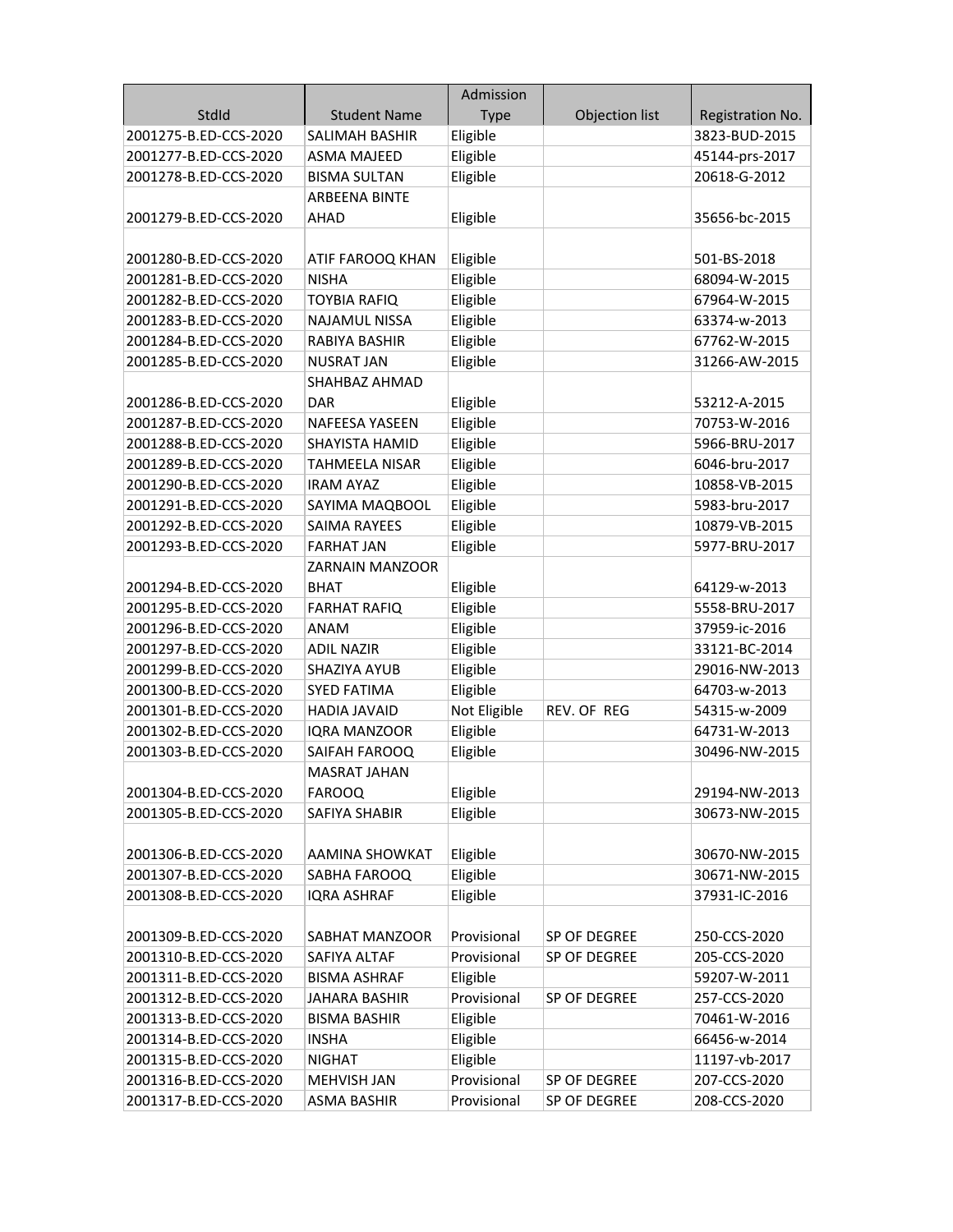| StdId | Student Name | Admission Type | Objection list | Registration No. |
|---|---|---|---|---|
| 2001275-B.ED-CCS-2020 | SALIMAH BASHIR | Eligible | | 3823-BUD-2015 |
| 2001277-B.ED-CCS-2020 | ASMA MAJEED | Eligible | | 45144-prs-2017 |
| 2001278-B.ED-CCS-2020 | BISMA SULTAN | Eligible | | 20618-G-2012 |
| 2001279-B.ED-CCS-2020 | ARBEENA BINTE AHAD | Eligible | | 35656-bc-2015 |
| 2001280-B.ED-CCS-2020 | ATIF FAROOQ KHAN | Eligible | | 501-BS-2018 |
| 2001281-B.ED-CCS-2020 | NISHA | Eligible | | 68094-W-2015 |
| 2001282-B.ED-CCS-2020 | TOYBIA RAFIQ | Eligible | | 67964-W-2015 |
| 2001283-B.ED-CCS-2020 | NAJAMUL NISSA | Eligible | | 63374-w-2013 |
| 2001284-B.ED-CCS-2020 | RABIYA BASHIR | Eligible | | 67762-W-2015 |
| 2001285-B.ED-CCS-2020 | NUSRAT JAN | Eligible | | 31266-AW-2015 |
| 2001286-B.ED-CCS-2020 | SHAHBAZ AHMAD DAR | Eligible | | 53212-A-2015 |
| 2001287-B.ED-CCS-2020 | NAFEESA YASEEN | Eligible | | 70753-W-2016 |
| 2001288-B.ED-CCS-2020 | SHAYISTA HAMID | Eligible | | 5966-BRU-2017 |
| 2001289-B.ED-CCS-2020 | TAHMEELA NISAR | Eligible | | 6046-bru-2017 |
| 2001290-B.ED-CCS-2020 | IRAM AYAZ | Eligible | | 10858-VB-2015 |
| 2001291-B.ED-CCS-2020 | SAYIMA MAQBOOL | Eligible | | 5983-bru-2017 |
| 2001292-B.ED-CCS-2020 | SAIMA RAYEES | Eligible | | 10879-VB-2015 |
| 2001293-B.ED-CCS-2020 | FARHAT JAN | Eligible | | 5977-BRU-2017 |
| 2001294-B.ED-CCS-2020 | ZARNAIN MANZOOR BHAT | Eligible | | 64129-w-2013 |
| 2001295-B.ED-CCS-2020 | FARHAT RAFIQ | Eligible | | 5558-BRU-2017 |
| 2001296-B.ED-CCS-2020 | ANAM | Eligible | | 37959-ic-2016 |
| 2001297-B.ED-CCS-2020 | ADIL NAZIR | Eligible | | 33121-BC-2014 |
| 2001299-B.ED-CCS-2020 | SHAZIYA AYUB | Eligible | | 29016-NW-2013 |
| 2001300-B.ED-CCS-2020 | SYED FATIMA | Eligible | | 64703-w-2013 |
| 2001301-B.ED-CCS-2020 | HADIA JAVAID | Not Eligible | REV. OF REG | 54315-w-2009 |
| 2001302-B.ED-CCS-2020 | IQRA MANZOOR | Eligible | | 64731-W-2013 |
| 2001303-B.ED-CCS-2020 | SAIFAH FAROOQ | Eligible | | 30496-NW-2015 |
| 2001304-B.ED-CCS-2020 | MASRAT JAHAN FAROOQ | Eligible | | 29194-NW-2013 |
| 2001305-B.ED-CCS-2020 | SAFIYA SHABIR | Eligible | | 30673-NW-2015 |
| 2001306-B.ED-CCS-2020 | AAMINA SHOWKAT | Eligible | | 30670-NW-2015 |
| 2001307-B.ED-CCS-2020 | SABHA FAROOQ | Eligible | | 30671-NW-2015 |
| 2001308-B.ED-CCS-2020 | IQRA ASHRAF | Eligible | | 37931-IC-2016 |
| 2001309-B.ED-CCS-2020 | SABHAT MANZOOR | Provisional | SP OF DEGREE | 250-CCS-2020 |
| 2001310-B.ED-CCS-2020 | SAFIYA ALTAF | Provisional | SP OF DEGREE | 205-CCS-2020 |
| 2001311-B.ED-CCS-2020 | BISMA ASHRAF | Eligible | | 59207-W-2011 |
| 2001312-B.ED-CCS-2020 | JAHARA BASHIR | Provisional | SP OF DEGREE | 257-CCS-2020 |
| 2001313-B.ED-CCS-2020 | BISMA BASHIR | Eligible | | 70461-W-2016 |
| 2001314-B.ED-CCS-2020 | INSHA | Eligible | | 66456-w-2014 |
| 2001315-B.ED-CCS-2020 | NIGHAT | Eligible | | 11197-vb-2017 |
| 2001316-B.ED-CCS-2020 | MEHVISH JAN | Provisional | SP OF DEGREE | 207-CCS-2020 |
| 2001317-B.ED-CCS-2020 | ASMA BASHIR | Provisional | SP OF DEGREE | 208-CCS-2020 |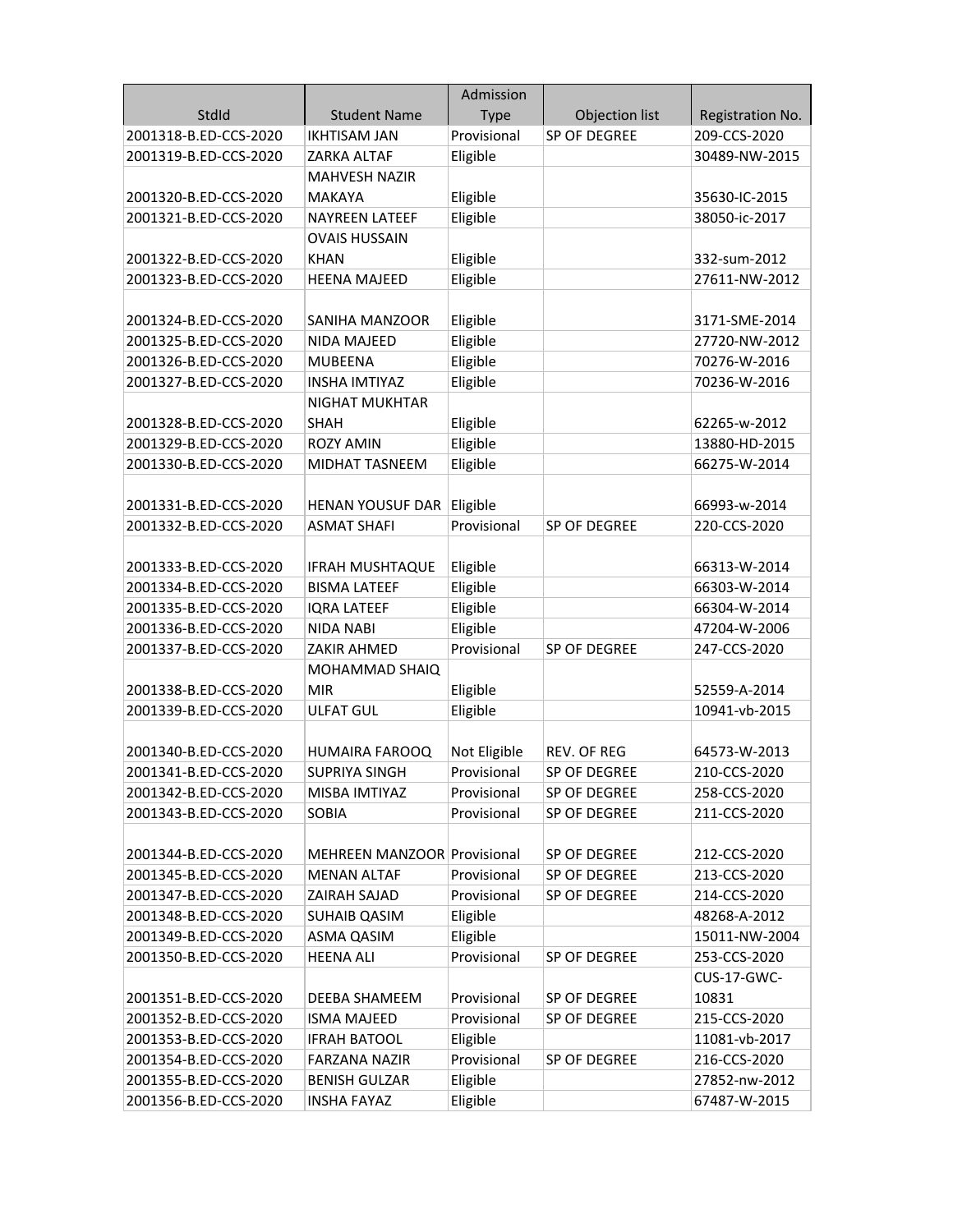| StdId | Student Name | Admission Type | Objection list | Registration No. |
|---|---|---|---|---|
| 2001318-B.ED-CCS-2020 | IKHTISAM JAN | Provisional | SP OF DEGREE | 209-CCS-2020 |
| 2001319-B.ED-CCS-2020 | ZARKA ALTAF | Eligible | | 30489-NW-2015 |
| 2001320-B.ED-CCS-2020 | MAHVESH NAZIR MAKAYA | Eligible | | 35630-IC-2015 |
| 2001321-B.ED-CCS-2020 | NAYREEN LATEEF | Eligible | | 38050-ic-2017 |
| 2001322-B.ED-CCS-2020 | OVAIS HUSSAIN KHAN | Eligible | | 332-sum-2012 |
| 2001323-B.ED-CCS-2020 | HEENA MAJEED | Eligible | | 27611-NW-2012 |
| 2001324-B.ED-CCS-2020 | SANIHA MANZOOR | Eligible | | 3171-SME-2014 |
| 2001325-B.ED-CCS-2020 | NIDA MAJEED | Eligible | | 27720-NW-2012 |
| 2001326-B.ED-CCS-2020 | MUBEENA | Eligible | | 70276-W-2016 |
| 2001327-B.ED-CCS-2020 | INSHA IMTIYAZ | Eligible | | 70236-W-2016 |
| 2001328-B.ED-CCS-2020 | NIGHAT MUKHTAR SHAH | Eligible | | 62265-w-2012 |
| 2001329-B.ED-CCS-2020 | ROZY AMIN | Eligible | | 13880-HD-2015 |
| 2001330-B.ED-CCS-2020 | MIDHAT TASNEEM | Eligible | | 66275-W-2014 |
| 2001331-B.ED-CCS-2020 | HENAN YOUSUF DAR | Eligible | | 66993-w-2014 |
| 2001332-B.ED-CCS-2020 | ASMAT SHAFI | Provisional | SP OF DEGREE | 220-CCS-2020 |
| 2001333-B.ED-CCS-2020 | IFRAH MUSHTAQUE | Eligible | | 66313-W-2014 |
| 2001334-B.ED-CCS-2020 | BISMA LATEEF | Eligible | | 66303-W-2014 |
| 2001335-B.ED-CCS-2020 | IQRA LATEEF | Eligible | | 66304-W-2014 |
| 2001336-B.ED-CCS-2020 | NIDA NABI | Eligible | | 47204-W-2006 |
| 2001337-B.ED-CCS-2020 | ZAKIR AHMED | Provisional | SP OF DEGREE | 247-CCS-2020 |
| 2001338-B.ED-CCS-2020 | MOHAMMAD SHAIQ MIR | Eligible | | 52559-A-2014 |
| 2001339-B.ED-CCS-2020 | ULFAT GUL | Eligible | | 10941-vb-2015 |
| 2001340-B.ED-CCS-2020 | HUMAIRA FAROOQ | Not Eligible | REV. OF REG | 64573-W-2013 |
| 2001341-B.ED-CCS-2020 | SUPRIYA SINGH | Provisional | SP OF DEGREE | 210-CCS-2020 |
| 2001342-B.ED-CCS-2020 | MISBA IMTIYAZ | Provisional | SP OF DEGREE | 258-CCS-2020 |
| 2001343-B.ED-CCS-2020 | SOBIA | Provisional | SP OF DEGREE | 211-CCS-2020 |
| 2001344-B.ED-CCS-2020 | MEHREEN MANZOOR | Provisional | SP OF DEGREE | 212-CCS-2020 |
| 2001345-B.ED-CCS-2020 | MENAN ALTAF | Provisional | SP OF DEGREE | 213-CCS-2020 |
| 2001347-B.ED-CCS-2020 | ZAIRAH SAJAD | Provisional | SP OF DEGREE | 214-CCS-2020 |
| 2001348-B.ED-CCS-2020 | SUHAIB QASIM | Eligible | | 48268-A-2012 |
| 2001349-B.ED-CCS-2020 | ASMA QASIM | Eligible | | 15011-NW-2004 |
| 2001350-B.ED-CCS-2020 | HEENA ALI | Provisional | SP OF DEGREE | 253-CCS-2020 |
| 2001351-B.ED-CCS-2020 | DEEBA SHAMEEM | Provisional | SP OF DEGREE | CUS-17-GWC-10831 |
| 2001352-B.ED-CCS-2020 | ISMA MAJEED | Provisional | SP OF DEGREE | 215-CCS-2020 |
| 2001353-B.ED-CCS-2020 | IFRAH BATOOL | Eligible | | 11081-vb-2017 |
| 2001354-B.ED-CCS-2020 | FARZANA NAZIR | Provisional | SP OF DEGREE | 216-CCS-2020 |
| 2001355-B.ED-CCS-2020 | BENISH GULZAR | Eligible | | 27852-nw-2012 |
| 2001356-B.ED-CCS-2020 | INSHA FAYAZ | Eligible | | 67487-W-2015 |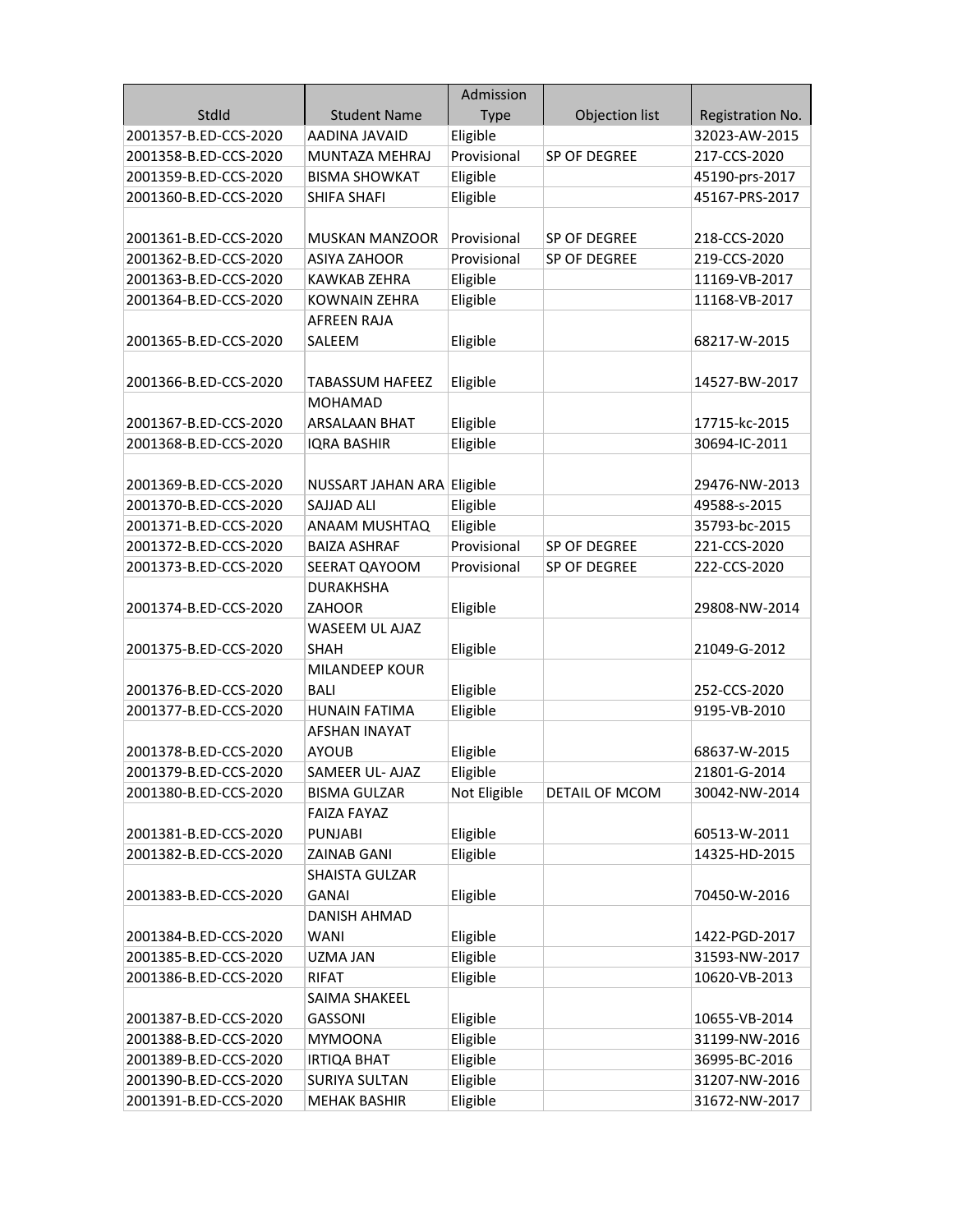| StdId | Student Name | Admission Type | Objection list | Registration No. |
|---|---|---|---|---|
| 2001357-B.ED-CCS-2020 | AADINA JAVAID | Eligible | | 32023-AW-2015 |
| 2001358-B.ED-CCS-2020 | MUNTAZA MEHRAJ | Provisional | SP OF DEGREE | 217-CCS-2020 |
| 2001359-B.ED-CCS-2020 | BISMA SHOWKAT | Eligible | | 45190-prs-2017 |
| 2001360-B.ED-CCS-2020 | SHIFA SHAFI | Eligible | | 45167-PRS-2017 |
| 2001361-B.ED-CCS-2020 | MUSKAN MANZOOR | Provisional | SP OF DEGREE | 218-CCS-2020 |
| 2001362-B.ED-CCS-2020 | ASIYA ZAHOOR | Provisional | SP OF DEGREE | 219-CCS-2020 |
| 2001363-B.ED-CCS-2020 | KAWKAB ZEHRA | Eligible | | 11169-VB-2017 |
| 2001364-B.ED-CCS-2020 | KOWNAIN ZEHRA | Eligible | | 11168-VB-2017 |
| 2001365-B.ED-CCS-2020 | AFREEN RAJA SALEEM | Eligible | | 68217-W-2015 |
| 2001366-B.ED-CCS-2020 | TABASSUM HAFEEZ | Eligible | | 14527-BW-2017 |
| 2001367-B.ED-CCS-2020 | MOHAMAD ARSALAAN BHAT | Eligible | | 17715-kc-2015 |
| 2001368-B.ED-CCS-2020 | IQRA BASHIR | Eligible | | 30694-IC-2011 |
| 2001369-B.ED-CCS-2020 | NUSSART JAHAN ARA | Eligible | | 29476-NW-2013 |
| 2001370-B.ED-CCS-2020 | SAJJAD ALI | Eligible | | 49588-s-2015 |
| 2001371-B.ED-CCS-2020 | ANAAM MUSHTAQ | Eligible | | 35793-bc-2015 |
| 2001372-B.ED-CCS-2020 | BAIZA ASHRAF | Provisional | SP OF DEGREE | 221-CCS-2020 |
| 2001373-B.ED-CCS-2020 | SEERAT QAYOOM | Provisional | SP OF DEGREE | 222-CCS-2020 |
| 2001374-B.ED-CCS-2020 | DURAKHSHA ZAHOOR | Eligible | | 29808-NW-2014 |
| 2001375-B.ED-CCS-2020 | WASEEM UL AJAZ SHAH | Eligible | | 21049-G-2012 |
| 2001376-B.ED-CCS-2020 | MILANDEEP KOUR BALI | Eligible | | 252-CCS-2020 |
| 2001377-B.ED-CCS-2020 | HUNAIN FATIMA | Eligible | | 9195-VB-2010 |
| 2001378-B.ED-CCS-2020 | AFSHAN INAYAT AYOUB | Eligible | | 68637-W-2015 |
| 2001379-B.ED-CCS-2020 | SAMEER UL- AJAZ | Eligible | | 21801-G-2014 |
| 2001380-B.ED-CCS-2020 | BISMA GULZAR | Not Eligible | DETAIL OF MCOM | 30042-NW-2014 |
| 2001381-B.ED-CCS-2020 | FAIZA FAYAZ PUNJABI | Eligible | | 60513-W-2011 |
| 2001382-B.ED-CCS-2020 | ZAINAB GANI | Eligible | | 14325-HD-2015 |
| 2001383-B.ED-CCS-2020 | SHAISTA GULZAR GANAI | Eligible | | 70450-W-2016 |
| 2001384-B.ED-CCS-2020 | DANISH AHMAD WANI | Eligible | | 1422-PGD-2017 |
| 2001385-B.ED-CCS-2020 | UZMA JAN | Eligible | | 31593-NW-2017 |
| 2001386-B.ED-CCS-2020 | RIFAT | Eligible | | 10620-VB-2013 |
| 2001387-B.ED-CCS-2020 | SAIMA SHAKEEL GASSONI | Eligible | | 10655-VB-2014 |
| 2001388-B.ED-CCS-2020 | MYMOONA | Eligible | | 31199-NW-2016 |
| 2001389-B.ED-CCS-2020 | IRTIQA BHAT | Eligible | | 36995-BC-2016 |
| 2001390-B.ED-CCS-2020 | SURIYA SULTAN | Eligible | | 31207-NW-2016 |
| 2001391-B.ED-CCS-2020 | MEHAK BASHIR | Eligible | | 31672-NW-2017 |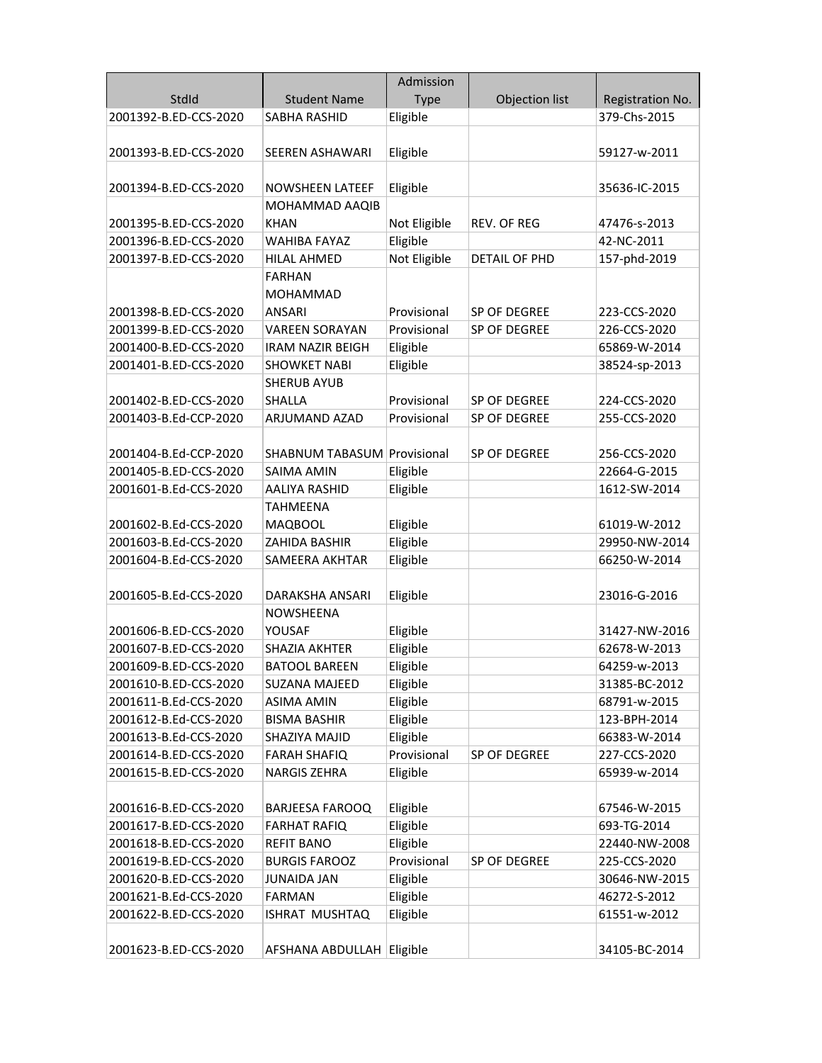| StdId | Student Name | Admission Type | Objection list | Registration No. |
|---|---|---|---|---|
| 2001392-B.ED-CCS-2020 | SABHA RASHID | Eligible | | 379-Chs-2015 |
| 2001393-B.ED-CCS-2020 | SEEREN ASHAWARI | Eligible | | 59127-w-2011 |
| 2001394-B.ED-CCS-2020 | NOWSHEEN LATEEF | Eligible | | 35636-IC-2015 |
| 2001395-B.ED-CCS-2020 | MOHAMMAD AAQIB KHAN | Not Eligible | REV. OF REG | 47476-s-2013 |
| 2001396-B.ED-CCS-2020 | WAHIBA FAYAZ | Eligible | | 42-NC-2011 |
| 2001397-B.ED-CCS-2020 | HILAL AHMED | Not Eligible | DETAIL OF PHD | 157-phd-2019 |
| 2001398-B.ED-CCS-2020 | FARHAN MOHAMMAD ANSARI | Provisional | SP OF DEGREE | 223-CCS-2020 |
| 2001399-B.ED-CCS-2020 | VAREEN SORAYAN | Provisional | SP OF DEGREE | 226-CCS-2020 |
| 2001400-B.ED-CCS-2020 | IRAM NAZIR BEIGH | Eligible | | 65869-W-2014 |
| 2001401-B.ED-CCS-2020 | SHOWKET NABI | Eligible | | 38524-sp-2013 |
| 2001402-B.ED-CCS-2020 | SHERUB AYUB SHALLA | Provisional | SP OF DEGREE | 224-CCS-2020 |
| 2001403-B.Ed-CCP-2020 | ARJUMAND AZAD | Provisional | SP OF DEGREE | 255-CCS-2020 |
| 2001404-B.Ed-CCP-2020 | SHABNUM TABASUM | Provisional | SP OF DEGREE | 256-CCS-2020 |
| 2001405-B.ED-CCS-2020 | SAIMA AMIN | Eligible | | 22664-G-2015 |
| 2001601-B.Ed-CCS-2020 | AALIYA RASHID | Eligible | | 1612-SW-2014 |
| 2001602-B.Ed-CCS-2020 | TAHMEENA MAQBOOL | Eligible | | 61019-W-2012 |
| 2001603-B.Ed-CCS-2020 | ZAHIDA BASHIR | Eligible | | 29950-NW-2014 |
| 2001604-B.Ed-CCS-2020 | SAMEERA AKHTAR | Eligible | | 66250-W-2014 |
| 2001605-B.Ed-CCS-2020 | DARAKSHA ANSARI | Eligible | | 23016-G-2016 |
| 2001606-B.ED-CCS-2020 | NOWSHEENA YOUSAF | Eligible | | 31427-NW-2016 |
| 2001607-B.ED-CCS-2020 | SHAZIA AKHTER | Eligible | | 62678-W-2013 |
| 2001609-B.ED-CCS-2020 | BATOOL BAREEN | Eligible | | 64259-w-2013 |
| 2001610-B.ED-CCS-2020 | SUZANA MAJEED | Eligible | | 31385-BC-2012 |
| 2001611-B.Ed-CCS-2020 | ASIMA AMIN | Eligible | | 68791-w-2015 |
| 2001612-B.Ed-CCS-2020 | BISMA BASHIR | Eligible | | 123-BPH-2014 |
| 2001613-B.Ed-CCS-2020 | SHAZIYA MAJID | Eligible | | 66383-W-2014 |
| 2001614-B.ED-CCS-2020 | FARAH SHAFIQ | Provisional | SP OF DEGREE | 227-CCS-2020 |
| 2001615-B.ED-CCS-2020 | NARGIS ZEHRA | Eligible | | 65939-w-2014 |
| 2001616-B.ED-CCS-2020 | BARJEESA FAROOQ | Eligible | | 67546-W-2015 |
| 2001617-B.ED-CCS-2020 | FARHAT RAFIQ | Eligible | | 693-TG-2014 |
| 2001618-B.ED-CCS-2020 | REFIT BANO | Eligible | | 22440-NW-2008 |
| 2001619-B.ED-CCS-2020 | BURGIS FAROOZ | Provisional | SP OF DEGREE | 225-CCS-2020 |
| 2001620-B.ED-CCS-2020 | JUNAIDA JAN | Eligible | | 30646-NW-2015 |
| 2001621-B.Ed-CCS-2020 | FARMAN | Eligible | | 46272-S-2012 |
| 2001622-B.ED-CCS-2020 | ISHRAT MUSHTAQ | Eligible | | 61551-w-2012 |
| 2001623-B.ED-CCS-2020 | AFSHANA ABDULLAH | Eligible | | 34105-BC-2014 |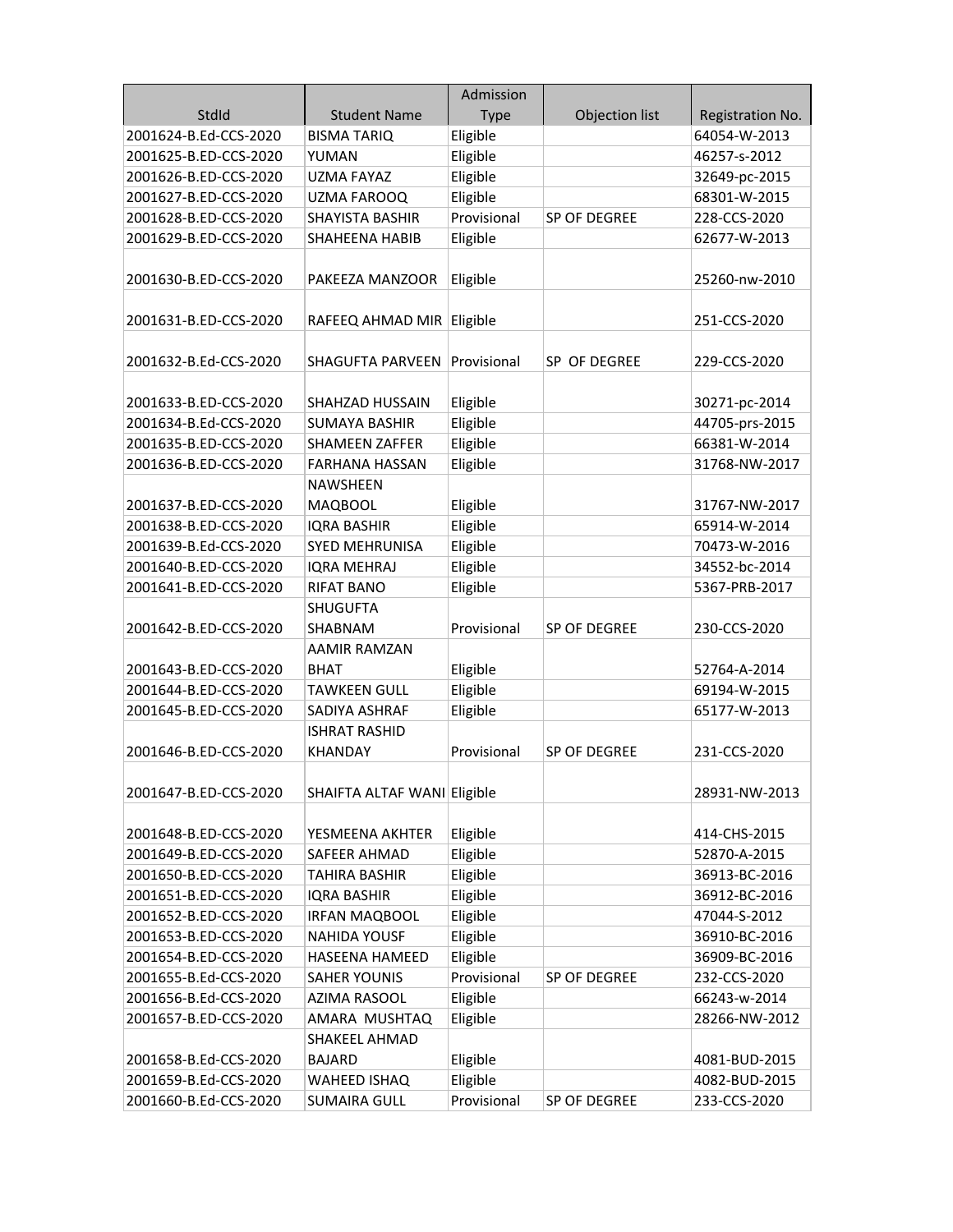| StdId | Student Name | Admission Type | Objection list | Registration No. |
|---|---|---|---|---|
| 2001624-B.Ed-CCS-2020 | BISMA TARIQ | Eligible | | 64054-W-2013 |
| 2001625-B.ED-CCS-2020 | YUMAN | Eligible | | 46257-s-2012 |
| 2001626-B.ED-CCS-2020 | UZMA FAYAZ | Eligible | | 32649-pc-2015 |
| 2001627-B.ED-CCS-2020 | UZMA FAROOQ | Eligible | | 68301-W-2015 |
| 2001628-B.ED-CCS-2020 | SHAYISTA BASHIR | Provisional | SP OF DEGREE | 228-CCS-2020 |
| 2001629-B.ED-CCS-2020 | SHAHEENA HABIB | Eligible | | 62677-W-2013 |
| 2001630-B.ED-CCS-2020 | PAKEEZA MANZOOR | Eligible | | 25260-nw-2010 |
| 2001631-B.ED-CCS-2020 | RAFEEQ AHMAD MIR | Eligible | | 251-CCS-2020 |
| 2001632-B.Ed-CCS-2020 | SHAGUFTA PARVEEN | Provisional | SP OF DEGREE | 229-CCS-2020 |
| 2001633-B.ED-CCS-2020 | SHAHZAD HUSSAIN | Eligible | | 30271-pc-2014 |
| 2001634-B.Ed-CCS-2020 | SUMAYA BASHIR | Eligible | | 44705-prs-2015 |
| 2001635-B.ED-CCS-2020 | SHAMEEN ZAFFER | Eligible | | 66381-W-2014 |
| 2001636-B.ED-CCS-2020 | FARHANA HASSAN | Eligible | | 31768-NW-2017 |
| 2001637-B.ED-CCS-2020 | NAWSHEEN MAQBOOL | Eligible | | 31767-NW-2017 |
| 2001638-B.ED-CCS-2020 | IQRA BASHIR | Eligible | | 65914-W-2014 |
| 2001639-B.Ed-CCS-2020 | SYED MEHRUNISA | Eligible | | 70473-W-2016 |
| 2001640-B.ED-CCS-2020 | IQRA MEHRAJ | Eligible | | 34552-bc-2014 |
| 2001641-B.ED-CCS-2020 | RIFAT BANO | Eligible | | 5367-PRB-2017 |
| 2001642-B.ED-CCS-2020 | SHUGUFTA SHABNAM | Provisional | SP OF DEGREE | 230-CCS-2020 |
| 2001643-B.ED-CCS-2020 | AAMIR RAMZAN BHAT | Eligible | | 52764-A-2014 |
| 2001644-B.ED-CCS-2020 | TAWKEEN GULL | Eligible | | 69194-W-2015 |
| 2001645-B.ED-CCS-2020 | SADIYA ASHRAF | Eligible | | 65177-W-2013 |
| 2001646-B.ED-CCS-2020 | ISHRAT RASHID KHANDAY | Provisional | SP OF DEGREE | 231-CCS-2020 |
| 2001647-B.ED-CCS-2020 | SHAIFTA ALTAF WANI | Eligible | | 28931-NW-2013 |
| 2001648-B.ED-CCS-2020 | YESMEENA AKHTER | Eligible | | 414-CHS-2015 |
| 2001649-B.ED-CCS-2020 | SAFEER AHMAD | Eligible | | 52870-A-2015 |
| 2001650-B.ED-CCS-2020 | TAHIRA BASHIR | Eligible | | 36913-BC-2016 |
| 2001651-B.ED-CCS-2020 | IQRA BASHIR | Eligible | | 36912-BC-2016 |
| 2001652-B.ED-CCS-2020 | IRFAN MAQBOOL | Eligible | | 47044-S-2012 |
| 2001653-B.ED-CCS-2020 | NAHIDA YOUSF | Eligible | | 36910-BC-2016 |
| 2001654-B.ED-CCS-2020 | HASEENA HAMEED | Eligible | | 36909-BC-2016 |
| 2001655-B.Ed-CCS-2020 | SAHER YOUNIS | Provisional | SP OF DEGREE | 232-CCS-2020 |
| 2001656-B.Ed-CCS-2020 | AZIMA RASOOL | Eligible | | 66243-w-2014 |
| 2001657-B.ED-CCS-2020 | AMARA MUSHTAQ | Eligible | | 28266-NW-2012 |
| 2001658-B.Ed-CCS-2020 | SHAKEEL AHMAD BAJARD | Eligible | | 4081-BUD-2015 |
| 2001659-B.Ed-CCS-2020 | WAHEED ISHAQ | Eligible | | 4082-BUD-2015 |
| 2001660-B.Ed-CCS-2020 | SUMAIRA GULL | Provisional | SP OF DEGREE | 233-CCS-2020 |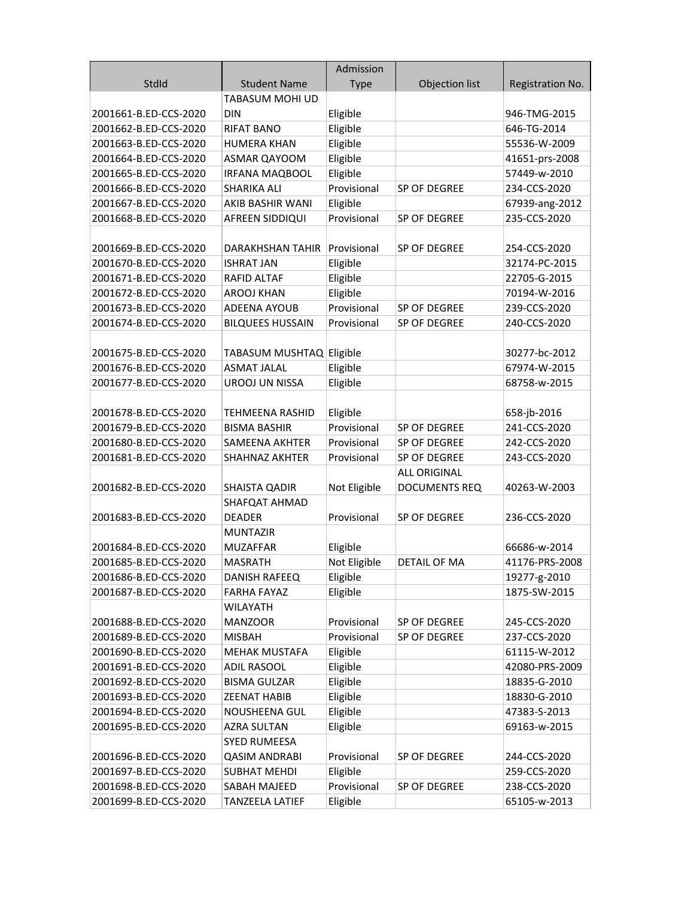| StdId | Student Name | Admission Type | Objection list | Registration No. |
|---|---|---|---|---|
| 2001661-B.ED-CCS-2020 | TABASUM MOHI UD DIN | Eligible | | 946-TMG-2015 |
| 2001662-B.ED-CCS-2020 | RIFAT BANO | Eligible | | 646-TG-2014 |
| 2001663-B.ED-CCS-2020 | HUMERA KHAN | Eligible | | 55536-W-2009 |
| 2001664-B.ED-CCS-2020 | ASMAR QAYOOM | Eligible | | 41651-prs-2008 |
| 2001665-B.ED-CCS-2020 | IRFANA MAQBOOL | Eligible | | 57449-w-2010 |
| 2001666-B.ED-CCS-2020 | SHARIKA ALI | Provisional | SP OF DEGREE | 234-CCS-2020 |
| 2001667-B.ED-CCS-2020 | AKIB BASHIR WANI | Eligible | | 67939-ang-2012 |
| 2001668-B.ED-CCS-2020 | AFREEN SIDDIQUI | Provisional | SP OF DEGREE | 235-CCS-2020 |
| 2001669-B.ED-CCS-2020 | DARAKHSHAN TAHIR | Provisional | SP OF DEGREE | 254-CCS-2020 |
| 2001670-B.ED-CCS-2020 | ISHRAT JAN | Eligible | | 32174-PC-2015 |
| 2001671-B.ED-CCS-2020 | RAFID ALTAF | Eligible | | 22705-G-2015 |
| 2001672-B.ED-CCS-2020 | AROOJ KHAN | Eligible | | 70194-W-2016 |
| 2001673-B.ED-CCS-2020 | ADEENA AYOUB | Provisional | SP OF DEGREE | 239-CCS-2020 |
| 2001674-B.ED-CCS-2020 | BILQUEES HUSSAIN | Provisional | SP OF DEGREE | 240-CCS-2020 |
| 2001675-B.ED-CCS-2020 | TABASUM MUSHTAQ | Eligible | | 30277-bc-2012 |
| 2001676-B.ED-CCS-2020 | ASMAT JALAL | Eligible | | 67974-W-2015 |
| 2001677-B.ED-CCS-2020 | UROOJ UN NISSA | Eligible | | 68758-w-2015 |
| 2001678-B.ED-CCS-2020 | TEHMEENA RASHID | Eligible | | 658-jb-2016 |
| 2001679-B.ED-CCS-2020 | BISMA BASHIR | Provisional | SP OF DEGREE | 241-CCS-2020 |
| 2001680-B.ED-CCS-2020 | SAMEENA AKHTER | Provisional | SP OF DEGREE | 242-CCS-2020 |
| 2001681-B.ED-CCS-2020 | SHAHNAZ AKHTER | Provisional | SP OF DEGREE | 243-CCS-2020 |
| 2001682-B.ED-CCS-2020 | SHAISTA QADIR | Not Eligible | ALL ORIGINAL DOCUMENTS REQ | 40263-W-2003 |
| 2001683-B.ED-CCS-2020 | SHAFQAT AHMAD DEADER | Provisional | SP OF DEGREE | 236-CCS-2020 |
| 2001684-B.ED-CCS-2020 | MUNTAZIR MUZAFFAR | Eligible | | 66686-w-2014 |
| 2001685-B.ED-CCS-2020 | MASRATH | Not Eligible | DETAIL OF MA | 41176-PRS-2008 |
| 2001686-B.ED-CCS-2020 | DANISH RAFEEQ | Eligible | | 19277-g-2010 |
| 2001687-B.ED-CCS-2020 | FARHA FAYAZ | Eligible | | 1875-SW-2015 |
| 2001688-B.ED-CCS-2020 | WILAYATH MANZOOR | Provisional | SP OF DEGREE | 245-CCS-2020 |
| 2001689-B.ED-CCS-2020 | MISBAH | Provisional | SP OF DEGREE | 237-CCS-2020 |
| 2001690-B.ED-CCS-2020 | MEHAK MUSTAFA | Eligible | | 61115-W-2012 |
| 2001691-B.ED-CCS-2020 | ADIL RASOOL | Eligible | | 42080-PRS-2009 |
| 2001692-B.ED-CCS-2020 | BISMA GULZAR | Eligible | | 18835-G-2010 |
| 2001693-B.ED-CCS-2020 | ZEENAT HABIB | Eligible | | 18830-G-2010 |
| 2001694-B.ED-CCS-2020 | NOUSHEENA GUL | Eligible | | 47383-S-2013 |
| 2001695-B.ED-CCS-2020 | AZRA SULTAN | Eligible | | 69163-w-2015 |
| 2001696-B.ED-CCS-2020 | SYED RUMEESA QASIM ANDRABI | Provisional | SP OF DEGREE | 244-CCS-2020 |
| 2001697-B.ED-CCS-2020 | SUBHAT MEHDI | Eligible | | 259-CCS-2020 |
| 2001698-B.ED-CCS-2020 | SABAH MAJEED | Provisional | SP OF DEGREE | 238-CCS-2020 |
| 2001699-B.ED-CCS-2020 | TANZEELA LATIEF | Eligible | | 65105-w-2013 |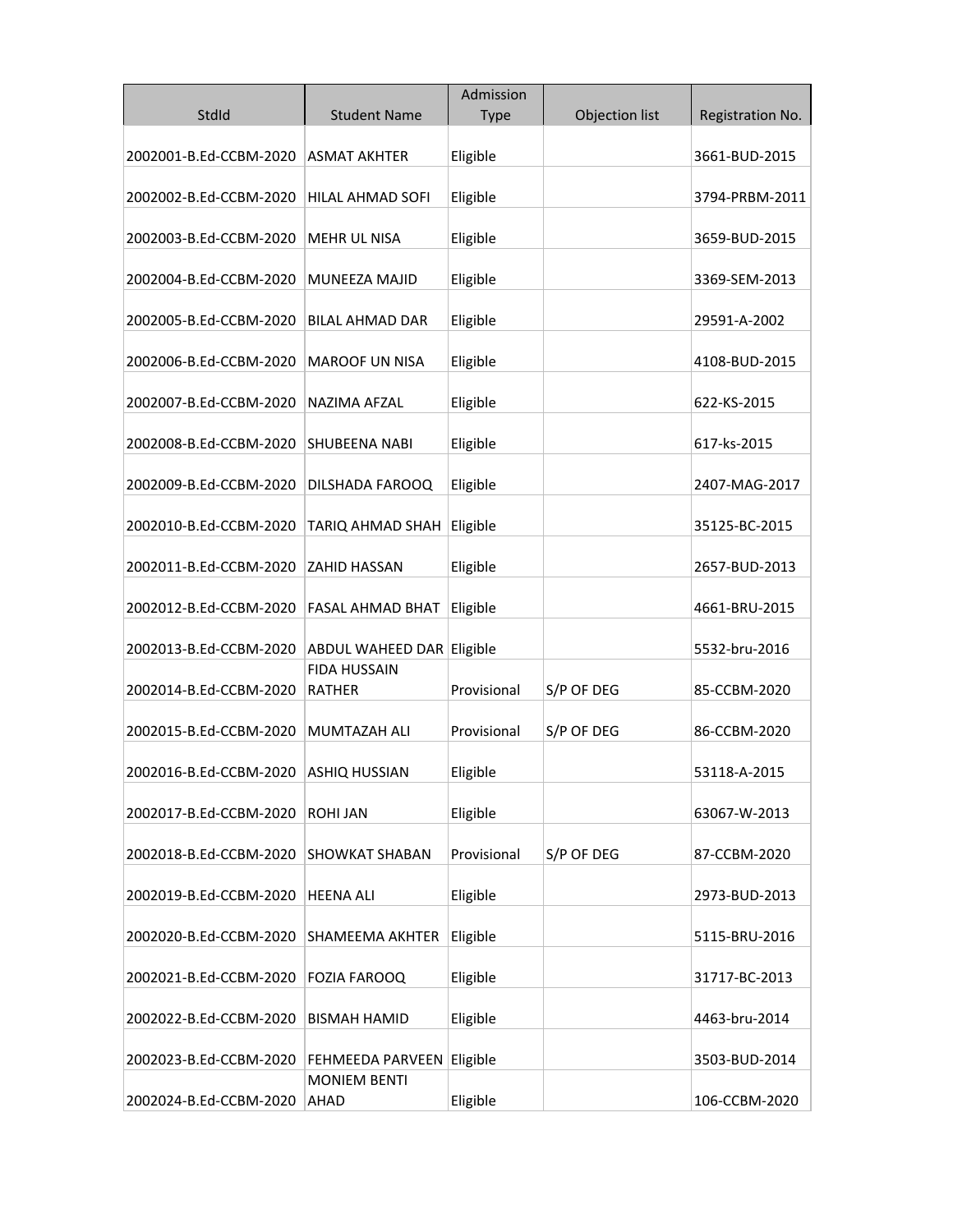| StdId | Student Name | Admission Type | Objection list | Registration No. |
|---|---|---|---|---|
| 2002001-B.Ed-CCBM-2020 | ASMAT AKHTER | Eligible | | 3661-BUD-2015 |
| 2002002-B.Ed-CCBM-2020 | HILAL AHMAD SOFI | Eligible | | 3794-PRBM-2011 |
| 2002003-B.Ed-CCBM-2020 | MEHR UL NISA | Eligible | | 3659-BUD-2015 |
| 2002004-B.Ed-CCBM-2020 | MUNEEZA MAJID | Eligible | | 3369-SEM-2013 |
| 2002005-B.Ed-CCBM-2020 | BILAL AHMAD DAR | Eligible | | 29591-A-2002 |
| 2002006-B.Ed-CCBM-2020 | MAROOF UN NISA | Eligible | | 4108-BUD-2015 |
| 2002007-B.Ed-CCBM-2020 | NAZIMA AFZAL | Eligible | | 622-KS-2015 |
| 2002008-B.Ed-CCBM-2020 | SHUBEENA NABI | Eligible | | 617-ks-2015 |
| 2002009-B.Ed-CCBM-2020 | DILSHADA FAROOQ | Eligible | | 2407-MAG-2017 |
| 2002010-B.Ed-CCBM-2020 | TARIQ AHMAD SHAH | Eligible | | 35125-BC-2015 |
| 2002011-B.Ed-CCBM-2020 | ZAHID HASSAN | Eligible | | 2657-BUD-2013 |
| 2002012-B.Ed-CCBM-2020 | FASAL AHMAD BHAT | Eligible | | 4661-BRU-2015 |
| 2002013-B.Ed-CCBM-2020 | ABDUL WAHEED DAR | Eligible | | 5532-bru-2016 |
| 2002014-B.Ed-CCBM-2020 | FIDA HUSSAIN RATHER | Provisional | S/P OF DEG | 85-CCBM-2020 |
| 2002015-B.Ed-CCBM-2020 | MUMTAZAH ALI | Provisional | S/P OF DEG | 86-CCBM-2020 |
| 2002016-B.Ed-CCBM-2020 | ASHIQ HUSSIAN | Eligible | | 53118-A-2015 |
| 2002017-B.Ed-CCBM-2020 | ROHI JAN | Eligible | | 63067-W-2013 |
| 2002018-B.Ed-CCBM-2020 | SHOWKAT SHABAN | Provisional | S/P OF DEG | 87-CCBM-2020 |
| 2002019-B.Ed-CCBM-2020 | HEENA ALI | Eligible | | 2973-BUD-2013 |
| 2002020-B.Ed-CCBM-2020 | SHAMEEMA AKHTER | Eligible | | 5115-BRU-2016 |
| 2002021-B.Ed-CCBM-2020 | FOZIA FAROOQ | Eligible | | 31717-BC-2013 |
| 2002022-B.Ed-CCBM-2020 | BISMAH HAMID | Eligible | | 4463-bru-2014 |
| 2002023-B.Ed-CCBM-2020 | FEHMEEDA PARVEEN | Eligible | | 3503-BUD-2014 |
| 2002024-B.Ed-CCBM-2020 | MONIEM BENTI AHAD | Eligible | | 106-CCBM-2020 |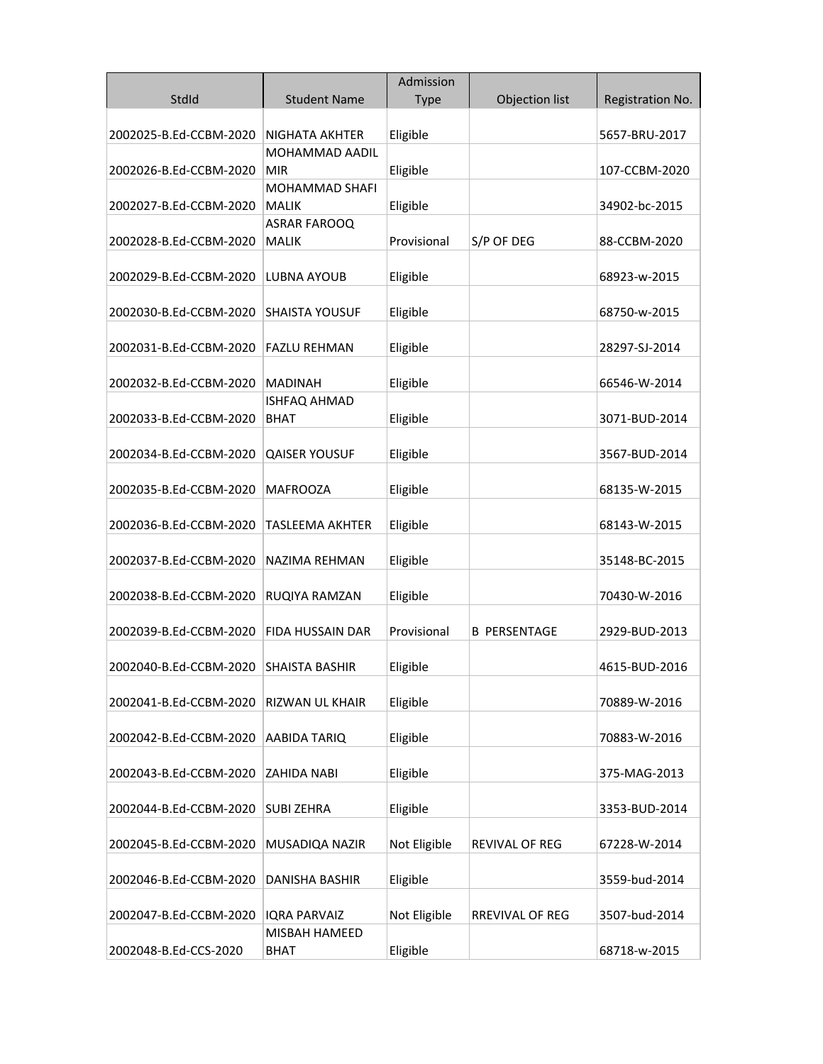| StdId | Student Name | Admission Type | Objection list | Registration No. |
|---|---|---|---|---|
| 2002025-B.Ed-CCBM-2020 | NIGHATA AKHTER | Eligible | | 5657-BRU-2017 |
| 2002026-B.Ed-CCBM-2020 | MOHAMMAD AADIL MIR | Eligible | | 107-CCBM-2020 |
| 2002027-B.Ed-CCBM-2020 | MOHAMMAD SHAFI MALIK | Eligible | | 34902-bc-2015 |
| 2002028-B.Ed-CCBM-2020 | ASRAR FAROOQ MALIK | Provisional | S/P OF DEG | 88-CCBM-2020 |
| 2002029-B.Ed-CCBM-2020 | LUBNA AYOUB | Eligible | | 68923-w-2015 |
| 2002030-B.Ed-CCBM-2020 | SHAISTA YOUSUF | Eligible | | 68750-w-2015 |
| 2002031-B.Ed-CCBM-2020 | FAZLU REHMAN | Eligible | | 28297-SJ-2014 |
| 2002032-B.Ed-CCBM-2020 | MADINAH | Eligible | | 66546-W-2014 |
| 2002033-B.Ed-CCBM-2020 | ISHFAQ AHMAD BHAT | Eligible | | 3071-BUD-2014 |
| 2002034-B.Ed-CCBM-2020 | QAISER YOUSUF | Eligible | | 3567-BUD-2014 |
| 2002035-B.Ed-CCBM-2020 | MAFROOZA | Eligible | | 68135-W-2015 |
| 2002036-B.Ed-CCBM-2020 | TASLEEMA AKHTER | Eligible | | 68143-W-2015 |
| 2002037-B.Ed-CCBM-2020 | NAZIMA REHMAN | Eligible | | 35148-BC-2015 |
| 2002038-B.Ed-CCBM-2020 | RUQIYA RAMZAN | Eligible | | 70430-W-2016 |
| 2002039-B.Ed-CCBM-2020 | FIDA HUSSAIN DAR | Provisional | B PERSENTAGE | 2929-BUD-2013 |
| 2002040-B.Ed-CCBM-2020 | SHAISTA BASHIR | Eligible | | 4615-BUD-2016 |
| 2002041-B.Ed-CCBM-2020 | RIZWAN UL KHAIR | Eligible | | 70889-W-2016 |
| 2002042-B.Ed-CCBM-2020 | AABIDA TARIQ | Eligible | | 70883-W-2016 |
| 2002043-B.Ed-CCBM-2020 | ZAHIDA NABI | Eligible | | 375-MAG-2013 |
| 2002044-B.Ed-CCBM-2020 | SUBI ZEHRA | Eligible | | 3353-BUD-2014 |
| 2002045-B.Ed-CCBM-2020 | MUSADIQA NAZIR | Not Eligible | REVIVAL OF REG | 67228-W-2014 |
| 2002046-B.Ed-CCBM-2020 | DANISHA BASHIR | Eligible | | 3559-bud-2014 |
| 2002047-B.Ed-CCBM-2020 | IQRA PARVAIZ | Not Eligible | RREVIVAL OF REG | 3507-bud-2014 |
| 2002048-B.Ed-CCS-2020 | MISBAH HAMEED BHAT | Eligible | | 68718-w-2015 |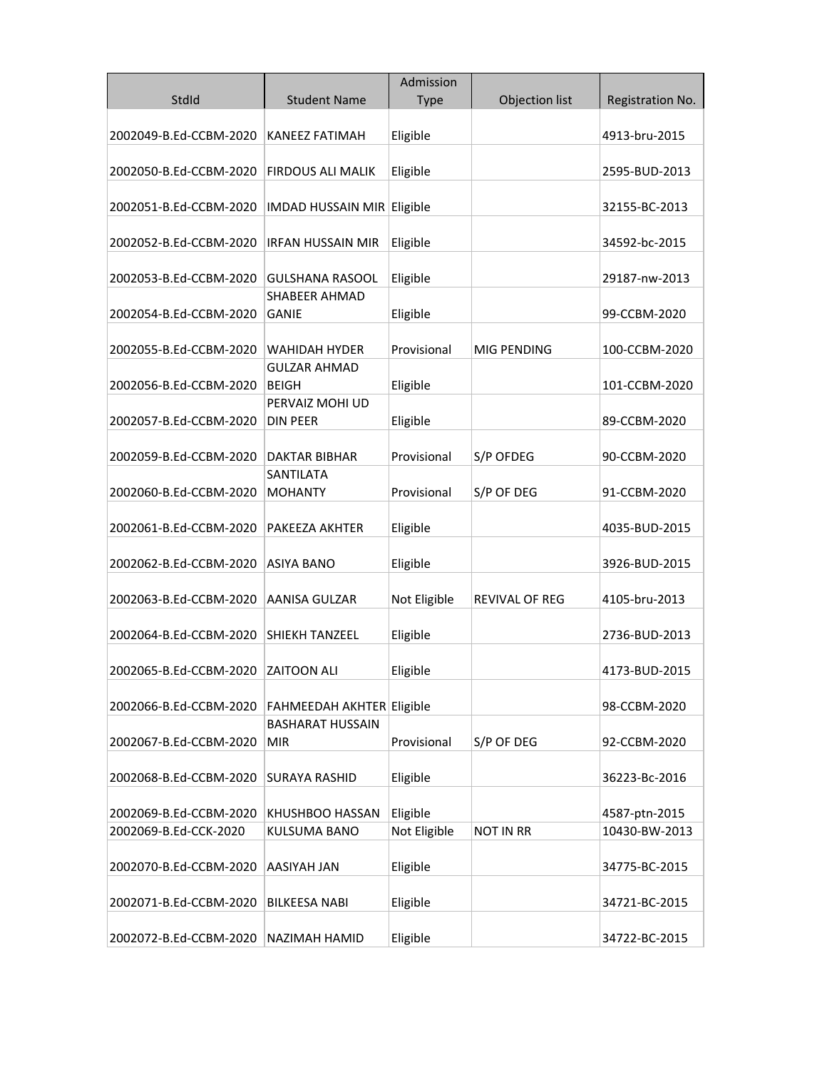| StdId | Student Name | Admission Type | Objection list | Registration No. |
|---|---|---|---|---|
| 2002049-B.Ed-CCBM-2020 | KANEEZ FATIMAH | Eligible | | 4913-bru-2015 |
| 2002050-B.Ed-CCBM-2020 | FIRDOUS ALI MALIK | Eligible | | 2595-BUD-2013 |
| 2002051-B.Ed-CCBM-2020 | IMDAD HUSSAIN MIR | Eligible | | 32155-BC-2013 |
| 2002052-B.Ed-CCBM-2020 | IRFAN HUSSAIN MIR | Eligible | | 34592-bc-2015 |
| 2002053-B.Ed-CCBM-2020 | GULSHANA RASOOL | Eligible | | 29187-nw-2013 |
| 2002054-B.Ed-CCBM-2020 | SHABEER AHMAD GANIE | Eligible | | 99-CCBM-2020 |
| 2002055-B.Ed-CCBM-2020 | WAHIDAH HYDER | Provisional | MIG PENDING | 100-CCBM-2020 |
| 2002056-B.Ed-CCBM-2020 | GULZAR AHMAD BEIGH | Eligible | | 101-CCBM-2020 |
| 2002057-B.Ed-CCBM-2020 | PERVAIZ MOHI UD DIN PEER | Eligible | | 89-CCBM-2020 |
| 2002059-B.Ed-CCBM-2020 | DAKTAR BIBHAR | Provisional | S/P OFDEG | 90-CCBM-2020 |
| 2002060-B.Ed-CCBM-2020 | SANTILATA MOHANTY | Provisional | S/P OF DEG | 91-CCBM-2020 |
| 2002061-B.Ed-CCBM-2020 | PAKEEZA AKHTER | Eligible | | 4035-BUD-2015 |
| 2002062-B.Ed-CCBM-2020 | ASIYA BANO | Eligible | | 3926-BUD-2015 |
| 2002063-B.Ed-CCBM-2020 | AANISA GULZAR | Not Eligible | REVIVAL OF REG | 4105-bru-2013 |
| 2002064-B.Ed-CCBM-2020 | SHIEKH TANZEEL | Eligible | | 2736-BUD-2013 |
| 2002065-B.Ed-CCBM-2020 | ZAITOON ALI | Eligible | | 4173-BUD-2015 |
| 2002066-B.Ed-CCBM-2020 | FAHMEEDAH AKHTER | Eligible | | 98-CCBM-2020 |
| 2002067-B.Ed-CCBM-2020 | BASHARAT HUSSAIN MIR | Provisional | S/P OF DEG | 92-CCBM-2020 |
| 2002068-B.Ed-CCBM-2020 | SURAYA RASHID | Eligible | | 36223-Bc-2016 |
| 2002069-B.Ed-CCBM-2020 | KHUSHBOO HASSAN | Eligible | | 4587-ptn-2015 |
| 2002069-B.Ed-CCK-2020 | KULSUMA BANO | Not Eligible | NOT IN RR | 10430-BW-2013 |
| 2002070-B.Ed-CCBM-2020 | AASIYAH JAN | Eligible | | 34775-BC-2015 |
| 2002071-B.Ed-CCBM-2020 | BILKEESA NABI | Eligible | | 34721-BC-2015 |
| 2002072-B.Ed-CCBM-2020 | NAZIMAH HAMID | Eligible | | 34722-BC-2015 |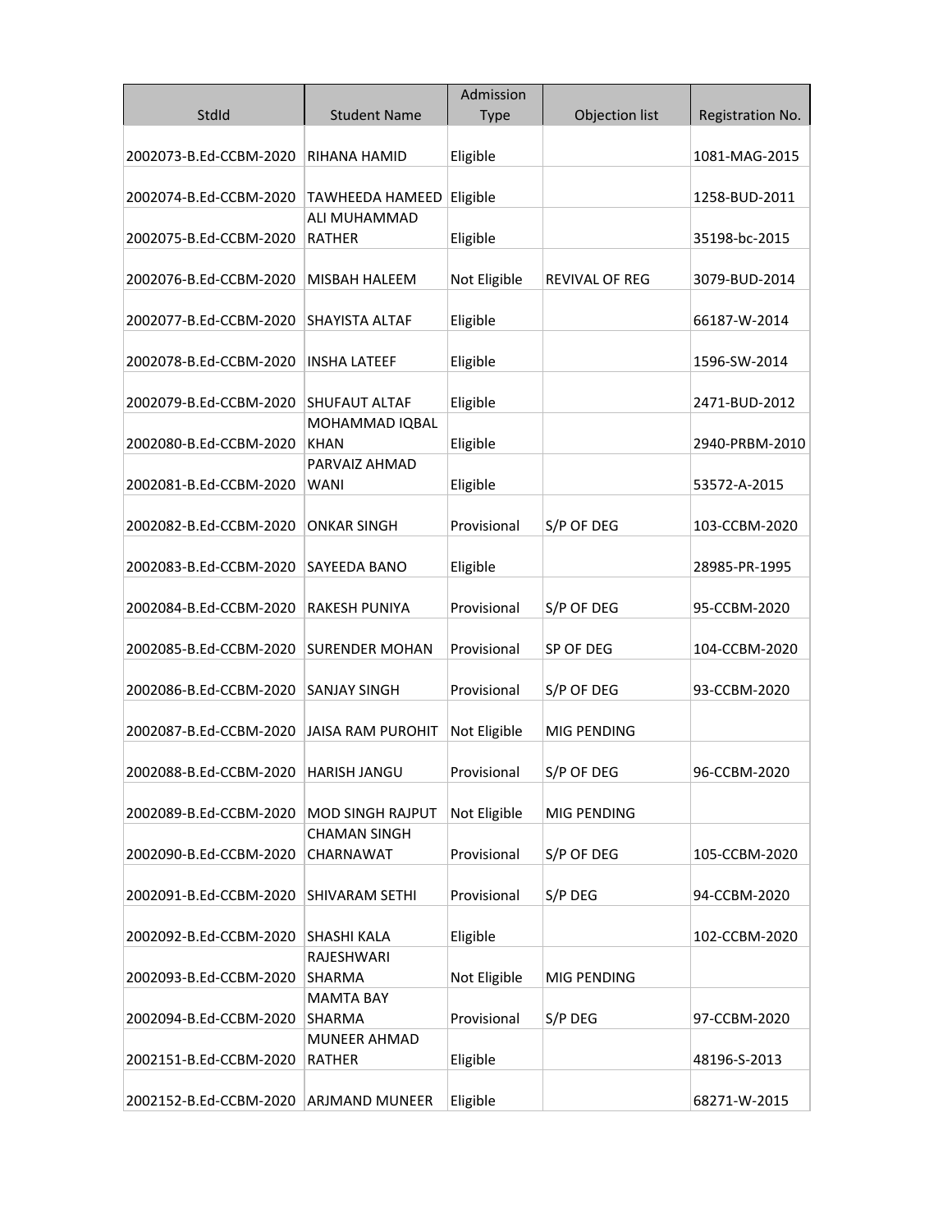| StdId | Student Name | Admission Type | Objection list | Registration No. |
|---|---|---|---|---|
| 2002073-B.Ed-CCBM-2020 | RIHANA HAMID | Eligible | | 1081-MAG-2015 |
| 2002074-B.Ed-CCBM-2020 | TAWHEEDA HAMEED | Eligible | | 1258-BUD-2011 |
| 2002075-B.Ed-CCBM-2020 | ALI MUHAMMAD RATHER | Eligible | | 35198-bc-2015 |
| 2002076-B.Ed-CCBM-2020 | MISBAH HALEEM | Not Eligible | REVIVAL OF REG | 3079-BUD-2014 |
| 2002077-B.Ed-CCBM-2020 | SHAYISTA ALTAF | Eligible | | 66187-W-2014 |
| 2002078-B.Ed-CCBM-2020 | INSHA LATEEF | Eligible | | 1596-SW-2014 |
| 2002079-B.Ed-CCBM-2020 | SHUFAUT ALTAF | Eligible | | 2471-BUD-2012 |
| 2002080-B.Ed-CCBM-2020 | MOHAMMAD IQBAL KHAN | Eligible | | 2940-PRBM-2010 |
| 2002081-B.Ed-CCBM-2020 | PARVAIZ AHMAD WANI | Eligible | | 53572-A-2015 |
| 2002082-B.Ed-CCBM-2020 | ONKAR SINGH | Provisional | S/P OF DEG | 103-CCBM-2020 |
| 2002083-B.Ed-CCBM-2020 | SAYEEDA BANO | Eligible | | 28985-PR-1995 |
| 2002084-B.Ed-CCBM-2020 | RAKESH PUNIYA | Provisional | S/P OF DEG | 95-CCBM-2020 |
| 2002085-B.Ed-CCBM-2020 | SURENDER MOHAN | Provisional | SP OF DEG | 104-CCBM-2020 |
| 2002086-B.Ed-CCBM-2020 | SANJAY SINGH | Provisional | S/P OF DEG | 93-CCBM-2020 |
| 2002087-B.Ed-CCBM-2020 | JAISA RAM PUROHIT | Not Eligible | MIG PENDING | |
| 2002088-B.Ed-CCBM-2020 | HARISH JANGU | Provisional | S/P OF DEG | 96-CCBM-2020 |
| 2002089-B.Ed-CCBM-2020 | MOD SINGH RAJPUT | Not Eligible | MIG PENDING | |
| 2002090-B.Ed-CCBM-2020 | CHAMAN SINGH CHARNAWAT | Provisional | S/P OF DEG | 105-CCBM-2020 |
| 2002091-B.Ed-CCBM-2020 | SHIVARAM SETHI | Provisional | S/P DEG | 94-CCBM-2020 |
| 2002092-B.Ed-CCBM-2020 | SHASHI KALA | Eligible | | 102-CCBM-2020 |
| 2002093-B.Ed-CCBM-2020 | RAJESHWARI SHARMA | Not Eligible | MIG PENDING | |
| 2002094-B.Ed-CCBM-2020 | MAMTA BAY SHARMA | Provisional | S/P DEG | 97-CCBM-2020 |
| 2002151-B.Ed-CCBM-2020 | MUNEER AHMAD RATHER | Eligible | | 48196-S-2013 |
| 2002152-B.Ed-CCBM-2020 | ARJMAND MUNEER | Eligible | | 68271-W-2015 |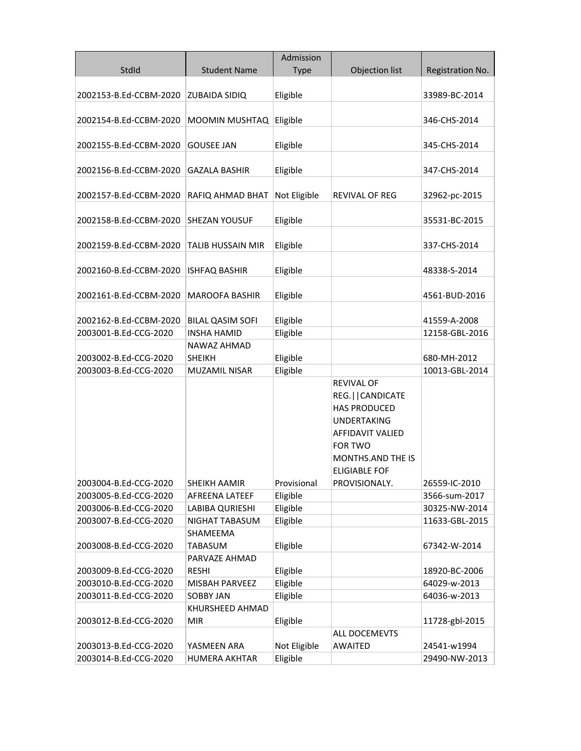| StdId | Student Name | Admission Type | Objection list | Registration No. |
|---|---|---|---|---|
| 2002153-B.Ed-CCBM-2020 | ZUBAIDA SIDIQ | Eligible | | 33989-BC-2014 |
| 2002154-B.Ed-CCBM-2020 | MOOMIN MUSHTAQ | Eligible | | 346-CHS-2014 |
| 2002155-B.Ed-CCBM-2020 | GOUSEE JAN | Eligible | | 345-CHS-2014 |
| 2002156-B.Ed-CCBM-2020 | GAZALA BASHIR | Eligible | | 347-CHS-2014 |
| 2002157-B.Ed-CCBM-2020 | RAFIQ AHMAD BHAT | Not Eligible | REVIVAL OF REG | 32962-pc-2015 |
| 2002158-B.Ed-CCBM-2020 | SHEZAN YOUSUF | Eligible | | 35531-BC-2015 |
| 2002159-B.Ed-CCBM-2020 | TALIB HUSSAIN MIR | Eligible | | 337-CHS-2014 |
| 2002160-B.Ed-CCBM-2020 | ISHFAQ BASHIR | Eligible | | 48338-S-2014 |
| 2002161-B.Ed-CCBM-2020 | MAROOFA BASHIR | Eligible | | 4561-BUD-2016 |
| 2002162-B.Ed-CCBM-2020 | BILAL QASIM SOFI | Eligible | | 41559-A-2008 |
| 2003001-B.Ed-CCG-2020 | INSHA HAMID | Eligible | | 12158-GBL-2016 |
| 2003002-B.Ed-CCG-2020 | NAWAZ AHMAD SHEIKH | Eligible | | 680-MH-2012 |
| 2003003-B.Ed-CCG-2020 | MUZAMIL NISAR | Eligible | | 10013-GBL-2014 |
| 2003004-B.Ed-CCG-2020 | SHEIKH AAMIR | Provisional | REVIVAL OF REG.\|\|CANDICATE HAS PRODUCED UNDERTAKING AFFIDAVIT VALIED FOR TWO MONTHS.AND THE IS ELIGIABLE FOF PROVISIONALY. | 26559-IC-2010 |
| 2003005-B.Ed-CCG-2020 | AFREENA LATEEF | Eligible | | 3566-sum-2017 |
| 2003006-B.Ed-CCG-2020 | LABIBA QURIESHI | Eligible | | 30325-NW-2014 |
| 2003007-B.Ed-CCG-2020 | NIGHAT TABASUM | Eligible | | 11633-GBL-2015 |
| 2003008-B.Ed-CCG-2020 | SHAMEEMA TABASUM | Eligible | | 67342-W-2014 |
| 2003009-B.Ed-CCG-2020 | PARVAZE AHMAD RESHI | Eligible | | 18920-BC-2006 |
| 2003010-B.Ed-CCG-2020 | MISBAH PARVEEZ | Eligible | | 64029-w-2013 |
| 2003011-B.Ed-CCG-2020 | SOBBY JAN | Eligible | | 64036-w-2013 |
| 2003012-B.Ed-CCG-2020 | KHURSHEED AHMAD MIR | Eligible | | 11728-gbl-2015 |
| 2003013-B.Ed-CCG-2020 | YASMEEN ARA | Not Eligible | ALL DOCEMEVTS AWAITED | 24541-w1994 |
| 2003014-B.Ed-CCG-2020 | HUMERA AKHTAR | Eligible | | 29490-NW-2013 |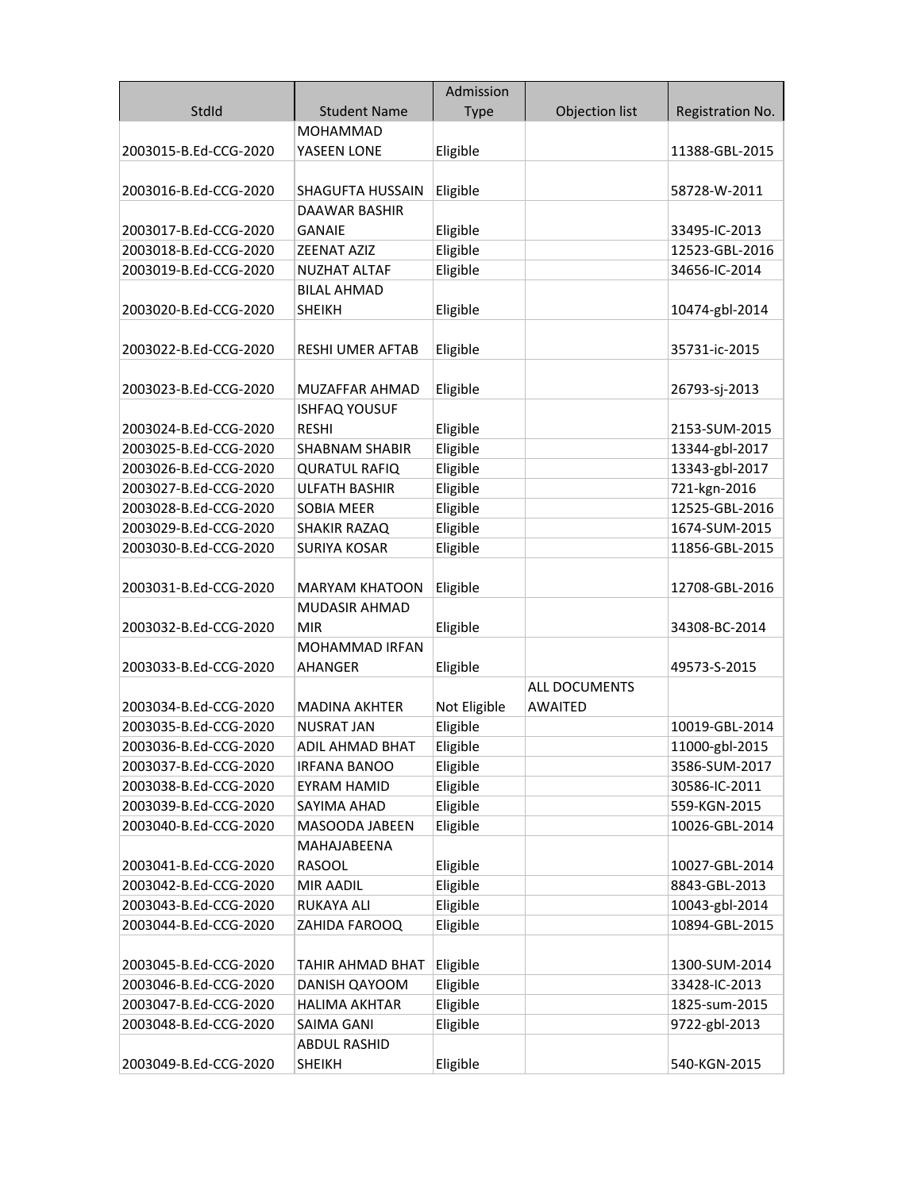| StdId | Student Name | Admission Type | Objection list | Registration No. |
|---|---|---|---|---|
| 2003015-B.Ed-CCG-2020 | MOHAMMAD YASEEN LONE | Eligible | | 11388-GBL-2015 |
| 2003016-B.Ed-CCG-2020 | SHAGUFTA HUSSAIN | Eligible | | 58728-W-2011 |
| 2003017-B.Ed-CCG-2020 | DAAWAR BASHIR GANAIE | Eligible | | 33495-IC-2013 |
| 2003018-B.Ed-CCG-2020 | ZEENAT AZIZ | Eligible | | 12523-GBL-2016 |
| 2003019-B.Ed-CCG-2020 | NUZHAT ALTAF | Eligible | | 34656-IC-2014 |
| 2003020-B.Ed-CCG-2020 | BILAL AHMAD SHEIKH | Eligible | | 10474-gbl-2014 |
| 2003022-B.Ed-CCG-2020 | RESHI UMER AFTAB | Eligible | | 35731-ic-2015 |
| 2003023-B.Ed-CCG-2020 | MUZAFFAR AHMAD | Eligible | | 26793-sj-2013 |
| 2003024-B.Ed-CCG-2020 | ISHFAQ YOUSUF RESHI | Eligible | | 2153-SUM-2015 |
| 2003025-B.Ed-CCG-2020 | SHABNAM SHABIR | Eligible | | 13344-gbl-2017 |
| 2003026-B.Ed-CCG-2020 | QURATUL RAFIQ | Eligible | | 13343-gbl-2017 |
| 2003027-B.Ed-CCG-2020 | ULFATH BASHIR | Eligible | | 721-kgn-2016 |
| 2003028-B.Ed-CCG-2020 | SOBIA MEER | Eligible | | 12525-GBL-2016 |
| 2003029-B.Ed-CCG-2020 | SHAKIR RAZAQ | Eligible | | 1674-SUM-2015 |
| 2003030-B.Ed-CCG-2020 | SURIYA KOSAR | Eligible | | 11856-GBL-2015 |
| 2003031-B.Ed-CCG-2020 | MARYAM KHATOON | Eligible | | 12708-GBL-2016 |
| 2003032-B.Ed-CCG-2020 | MUDASIR AHMAD MIR | Eligible | | 34308-BC-2014 |
| 2003033-B.Ed-CCG-2020 | MOHAMMAD IRFAN AHANGER | Eligible | | 49573-S-2015 |
| 2003034-B.Ed-CCG-2020 | MADINA AKHTER | Not Eligible | ALL DOCUMENTS AWAITED | |
| 2003035-B.Ed-CCG-2020 | NUSRAT JAN | Eligible | | 10019-GBL-2014 |
| 2003036-B.Ed-CCG-2020 | ADIL AHMAD BHAT | Eligible | | 11000-gbl-2015 |
| 2003037-B.Ed-CCG-2020 | IRFANA BANOO | Eligible | | 3586-SUM-2017 |
| 2003038-B.Ed-CCG-2020 | EYRAM HAMID | Eligible | | 30586-IC-2011 |
| 2003039-B.Ed-CCG-2020 | SAYIMA AHAD | Eligible | | 559-KGN-2015 |
| 2003040-B.Ed-CCG-2020 | MASOODA JABEEN | Eligible | | 10026-GBL-2014 |
| 2003041-B.Ed-CCG-2020 | MAHAJABEENA RASOOL | Eligible | | 10027-GBL-2014 |
| 2003042-B.Ed-CCG-2020 | MIR AADIL | Eligible | | 8843-GBL-2013 |
| 2003043-B.Ed-CCG-2020 | RUKAYA ALI | Eligible | | 10043-gbl-2014 |
| 2003044-B.Ed-CCG-2020 | ZAHIDA FAROOQ | Eligible | | 10894-GBL-2015 |
| 2003045-B.Ed-CCG-2020 | TAHIR AHMAD BHAT | Eligible | | 1300-SUM-2014 |
| 2003046-B.Ed-CCG-2020 | DANISH QAYOOM | Eligible | | 33428-IC-2013 |
| 2003047-B.Ed-CCG-2020 | HALIMA AKHTAR | Eligible | | 1825-sum-2015 |
| 2003048-B.Ed-CCG-2020 | SAIMA GANI | Eligible | | 9722-gbl-2013 |
| 2003049-B.Ed-CCG-2020 | ABDUL RASHID SHEIKH | Eligible | | 540-KGN-2015 |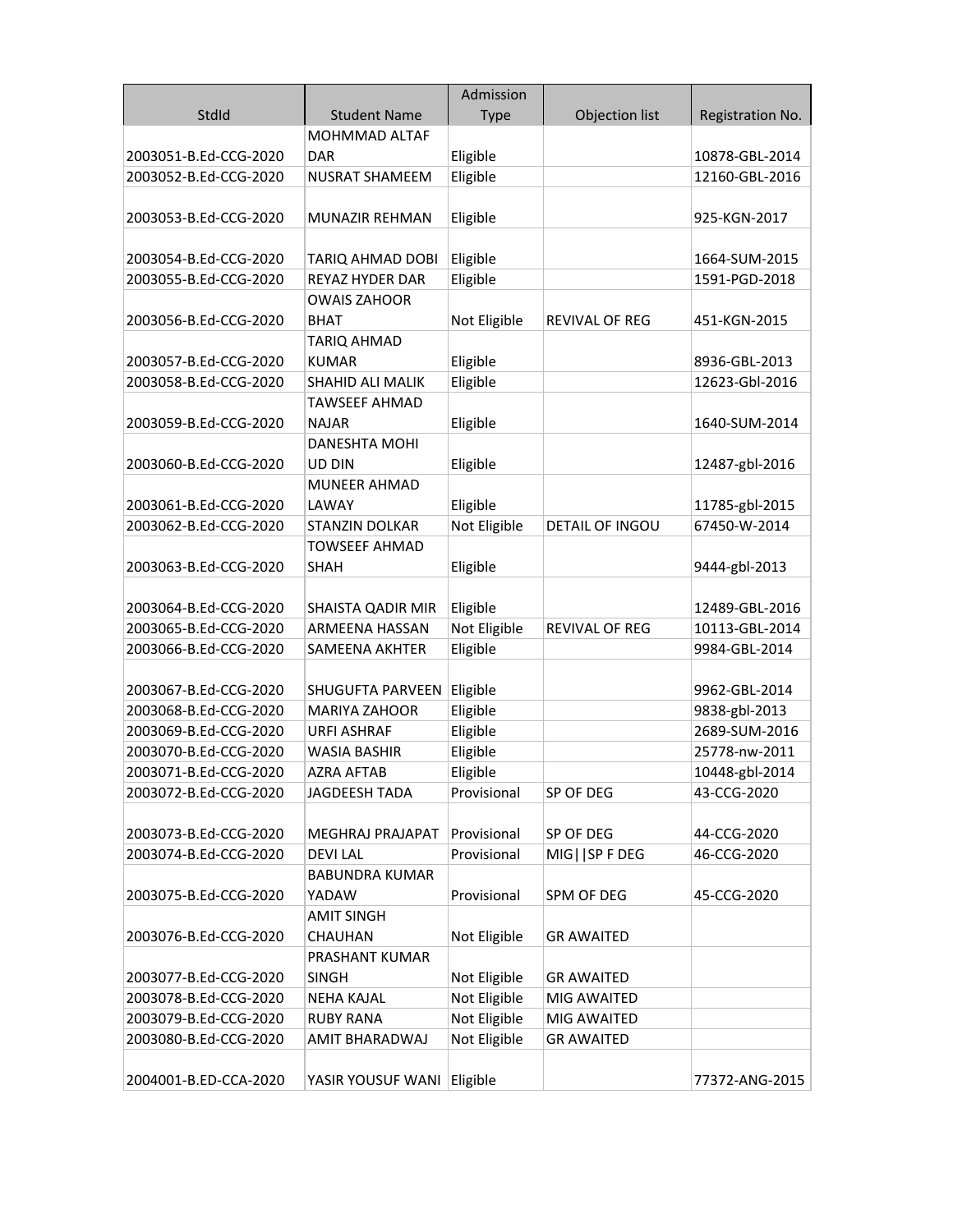| StdId | Student Name | Admission Type | Objection list | Registration No. |
|---|---|---|---|---|
| 2003051-B.Ed-CCG-2020 | MOHMMAD ALTAF DAR | Eligible | | 10878-GBL-2014 |
| 2003052-B.Ed-CCG-2020 | NUSRAT SHAMEEM | Eligible | | 12160-GBL-2016 |
| 2003053-B.Ed-CCG-2020 | MUNAZIR REHMAN | Eligible | | 925-KGN-2017 |
| 2003054-B.Ed-CCG-2020 | TARIQ AHMAD DOBI | Eligible | | 1664-SUM-2015 |
| 2003055-B.Ed-CCG-2020 | REYAZ HYDER DAR | Eligible | | 1591-PGD-2018 |
| 2003056-B.Ed-CCG-2020 | OWAIS ZAHOOR BHAT | Not Eligible | REVIVAL OF REG | 451-KGN-2015 |
| 2003057-B.Ed-CCG-2020 | TARIQ AHMAD KUMAR | Eligible | | 8936-GBL-2013 |
| 2003058-B.Ed-CCG-2020 | SHAHID ALI MALIK | Eligible | | 12623-Gbl-2016 |
| 2003059-B.Ed-CCG-2020 | TAWSEEF AHMAD NAJAR | Eligible | | 1640-SUM-2014 |
| 2003060-B.Ed-CCG-2020 | DANESHTA MOHI UD DIN | Eligible | | 12487-gbl-2016 |
| 2003061-B.Ed-CCG-2020 | MUNEER AHMAD LAWAY | Eligible | | 11785-gbl-2015 |
| 2003062-B.Ed-CCG-2020 | STANZIN DOLKAR | Not Eligible | DETAIL OF INGOU | 67450-W-2014 |
| 2003063-B.Ed-CCG-2020 | TOWSEEF AHMAD SHAH | Eligible | | 9444-gbl-2013 |
| 2003064-B.Ed-CCG-2020 | SHAISTA QADIR MIR | Eligible | | 12489-GBL-2016 |
| 2003065-B.Ed-CCG-2020 | ARMEENA HASSAN | Not Eligible | REVIVAL OF REG | 10113-GBL-2014 |
| 2003066-B.Ed-CCG-2020 | SAMEENA AKHTER | Eligible | | 9984-GBL-2014 |
| 2003067-B.Ed-CCG-2020 | SHUGUFTA PARVEEN | Eligible | | 9962-GBL-2014 |
| 2003068-B.Ed-CCG-2020 | MARIYA ZAHOOR | Eligible | | 9838-gbl-2013 |
| 2003069-B.Ed-CCG-2020 | URFI ASHRAF | Eligible | | 2689-SUM-2016 |
| 2003070-B.Ed-CCG-2020 | WASIA BASHIR | Eligible | | 25778-nw-2011 |
| 2003071-B.Ed-CCG-2020 | AZRA AFTAB | Eligible | | 10448-gbl-2014 |
| 2003072-B.Ed-CCG-2020 | JAGDEESH TADA | Provisional | SP OF DEG | 43-CCG-2020 |
| 2003073-B.Ed-CCG-2020 | MEGHRAJ PRAJAPAT | Provisional | SP OF DEG | 44-CCG-2020 |
| 2003074-B.Ed-CCG-2020 | DEVI LAL | Provisional | MIG\|\|SP F DEG | 46-CCG-2020 |
| 2003075-B.Ed-CCG-2020 | BABUNDRA KUMAR YADAW | Provisional | SPM OF DEG | 45-CCG-2020 |
| 2003076-B.Ed-CCG-2020 | AMIT SINGH CHAUHAN | Not Eligible | GR AWAITED | |
| 2003077-B.Ed-CCG-2020 | PRASHANT KUMAR SINGH | Not Eligible | GR AWAITED | |
| 2003078-B.Ed-CCG-2020 | NEHA KAJAL | Not Eligible | MIG AWAITED | |
| 2003079-B.Ed-CCG-2020 | RUBY RANA | Not Eligible | MIG AWAITED | |
| 2003080-B.Ed-CCG-2020 | AMIT BHARADWAJ | Not Eligible | GR AWAITED | |
| 2004001-B.ED-CCA-2020 | YASIR YOUSUF WANI | Eligible | | 77372-ANG-2015 |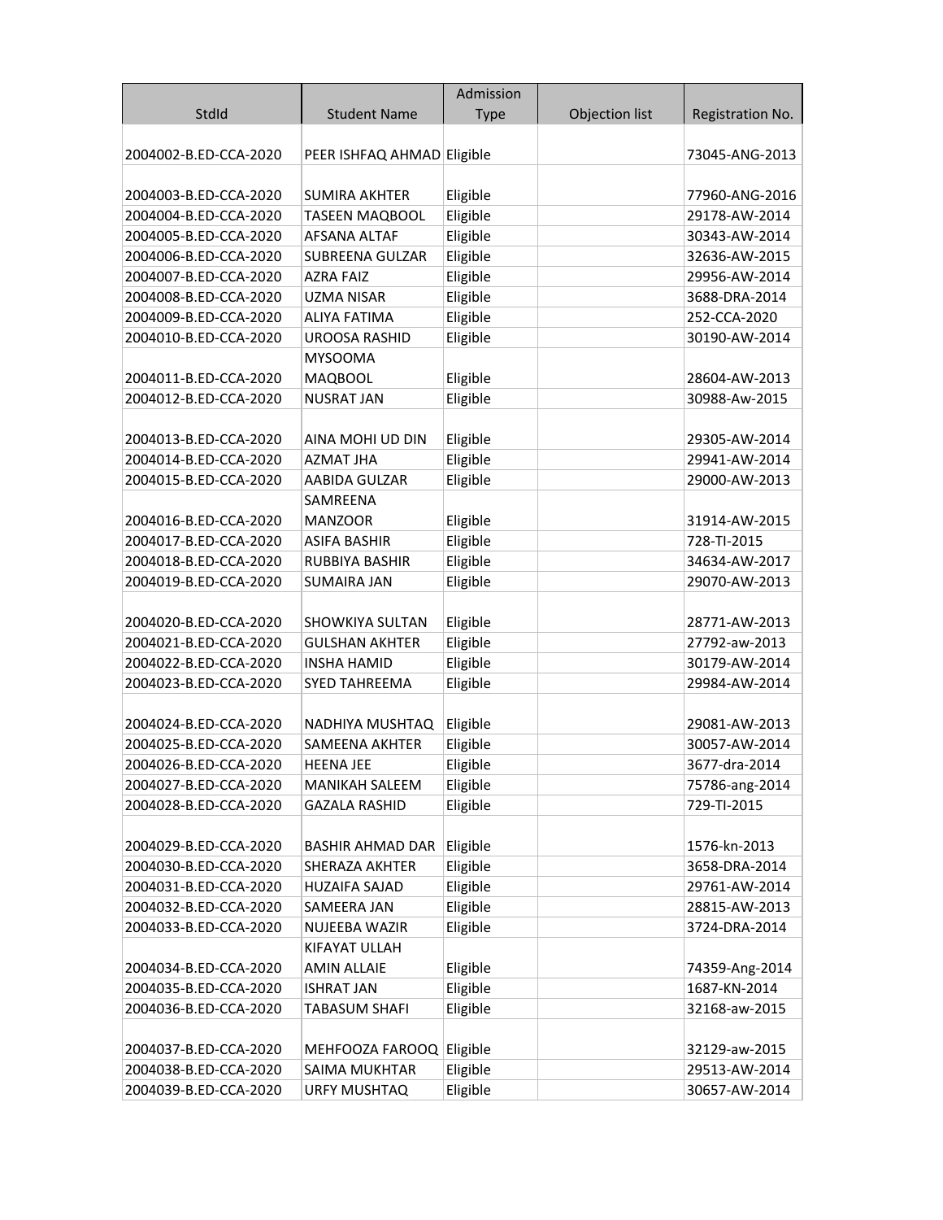| StdId | Student Name | Admission Type | Objection list | Registration No. |
|---|---|---|---|---|
| 2004002-B.ED-CCA-2020 | PEER ISHFAQ AHMAD | Eligible | | 73045-ANG-2013 |
| 2004003-B.ED-CCA-2020 | SUMIRA AKHTER | Eligible | | 77960-ANG-2016 |
| 2004004-B.ED-CCA-2020 | TASEEN MAQBOOL | Eligible | | 29178-AW-2014 |
| 2004005-B.ED-CCA-2020 | AFSANA ALTAF | Eligible | | 30343-AW-2014 |
| 2004006-B.ED-CCA-2020 | SUBREENA GULZAR | Eligible | | 32636-AW-2015 |
| 2004007-B.ED-CCA-2020 | AZRA FAIZ | Eligible | | 29956-AW-2014 |
| 2004008-B.ED-CCA-2020 | UZMA NISAR | Eligible | | 3688-DRA-2014 |
| 2004009-B.ED-CCA-2020 | ALIYA FATIMA | Eligible | | 252-CCA-2020 |
| 2004010-B.ED-CCA-2020 | UROOSA RASHID | Eligible | | 30190-AW-2014 |
| 2004011-B.ED-CCA-2020 | MYSOOMA MAQBOOL | Eligible | | 28604-AW-2013 |
| 2004012-B.ED-CCA-2020 | NUSRAT JAN | Eligible | | 30988-Aw-2015 |
| 2004013-B.ED-CCA-2020 | AINA MOHI UD DIN | Eligible | | 29305-AW-2014 |
| 2004014-B.ED-CCA-2020 | AZMAT JHA | Eligible | | 29941-AW-2014 |
| 2004015-B.ED-CCA-2020 | AABIDA GULZAR | Eligible | | 29000-AW-2013 |
| 2004016-B.ED-CCA-2020 | SAMREENA MANZOOR | Eligible | | 31914-AW-2015 |
| 2004017-B.ED-CCA-2020 | ASIFA BASHIR | Eligible | | 728-TI-2015 |
| 2004018-B.ED-CCA-2020 | RUBBIYA BASHIR | Eligible | | 34634-AW-2017 |
| 2004019-B.ED-CCA-2020 | SUMAIRA JAN | Eligible | | 29070-AW-2013 |
| 2004020-B.ED-CCA-2020 | SHOWKIYA SULTAN | Eligible | | 28771-AW-2013 |
| 2004021-B.ED-CCA-2020 | GULSHAN AKHTER | Eligible | | 27792-aw-2013 |
| 2004022-B.ED-CCA-2020 | INSHA HAMID | Eligible | | 30179-AW-2014 |
| 2004023-B.ED-CCA-2020 | SYED TAHREEMA | Eligible | | 29984-AW-2014 |
| 2004024-B.ED-CCA-2020 | NADHIYA MUSHTAQ | Eligible | | 29081-AW-2013 |
| 2004025-B.ED-CCA-2020 | SAMEENA AKHTER | Eligible | | 30057-AW-2014 |
| 2004026-B.ED-CCA-2020 | HEENA JEE | Eligible | | 3677-dra-2014 |
| 2004027-B.ED-CCA-2020 | MANIKAH SALEEM | Eligible | | 75786-ang-2014 |
| 2004028-B.ED-CCA-2020 | GAZALA RASHID | Eligible | | 729-TI-2015 |
| 2004029-B.ED-CCA-2020 | BASHIR AHMAD DAR | Eligible | | 1576-kn-2013 |
| 2004030-B.ED-CCA-2020 | SHERAZA AKHTER | Eligible | | 3658-DRA-2014 |
| 2004031-B.ED-CCA-2020 | HUZAIFA SAJAD | Eligible | | 29761-AW-2014 |
| 2004032-B.ED-CCA-2020 | SAMEERA JAN | Eligible | | 28815-AW-2013 |
| 2004033-B.ED-CCA-2020 | NUJEEBA WAZIR | Eligible | | 3724-DRA-2014 |
| 2004034-B.ED-CCA-2020 | KIFAYAT ULLAH AMIN ALLAIE | Eligible | | 74359-Ang-2014 |
| 2004035-B.ED-CCA-2020 | ISHRAT JAN | Eligible | | 1687-KN-2014 |
| 2004036-B.ED-CCA-2020 | TABASUM SHAFI | Eligible | | 32168-aw-2015 |
| 2004037-B.ED-CCA-2020 | MEHFOOZA FAROOQ | Eligible | | 32129-aw-2015 |
| 2004038-B.ED-CCA-2020 | SAIMA MUKHTAR | Eligible | | 29513-AW-2014 |
| 2004039-B.ED-CCA-2020 | URFY MUSHTAQ | Eligible | | 30657-AW-2014 |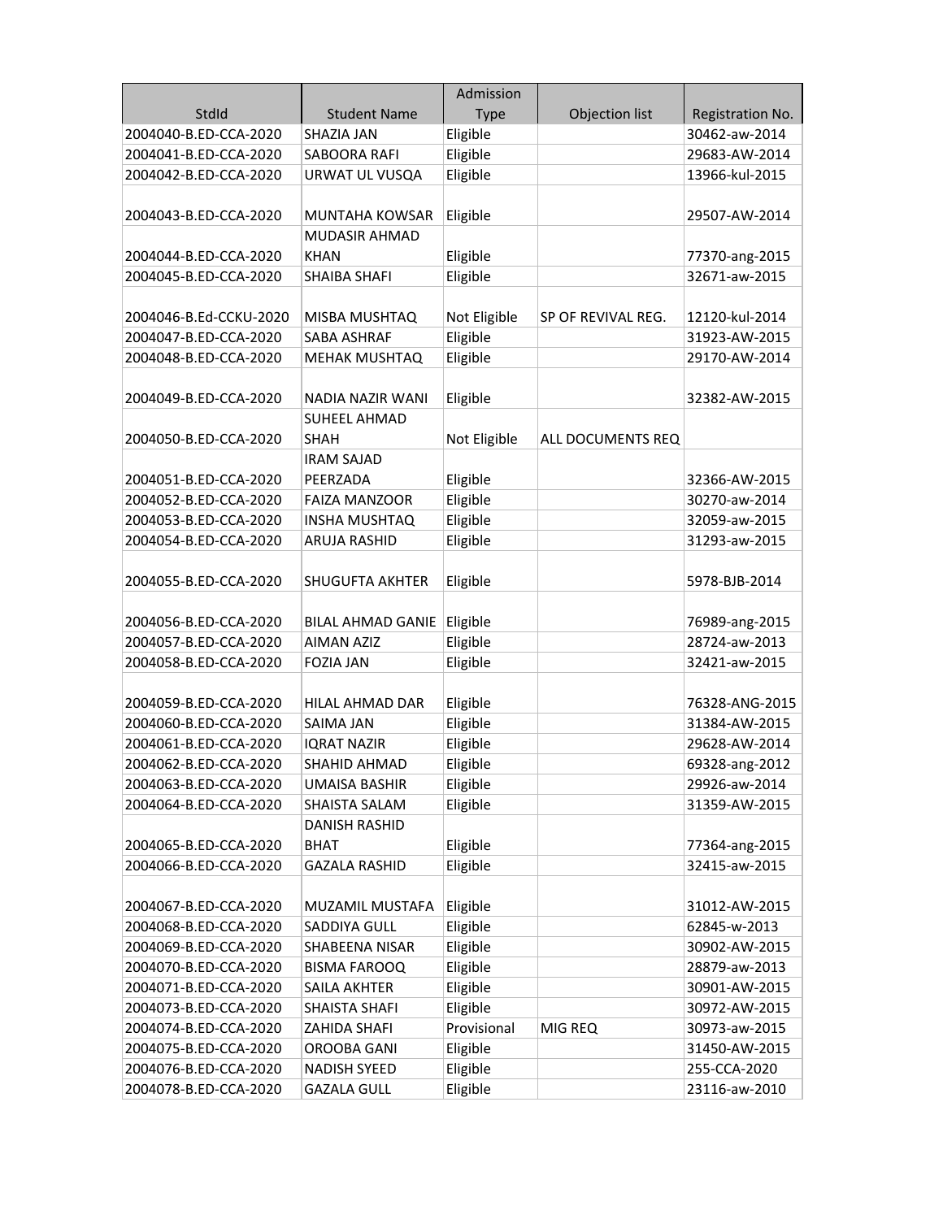| StdId | Student Name | Admission Type | Objection list | Registration No. |
|---|---|---|---|---|
| 2004040-B.ED-CCA-2020 | SHAZIA JAN | Eligible | | 30462-aw-2014 |
| 2004041-B.ED-CCA-2020 | SABOORA RAFI | Eligible | | 29683-AW-2014 |
| 2004042-B.ED-CCA-2020 | URWAT UL VUSQA | Eligible | | 13966-kul-2015 |
| 2004043-B.ED-CCA-2020 | MUNTAHA KOWSAR | Eligible | | 29507-AW-2014 |
| 2004044-B.ED-CCA-2020 | MUDASIR AHMAD KHAN | Eligible | | 77370-ang-2015 |
| 2004045-B.ED-CCA-2020 | SHAIBA SHAFI | Eligible | | 32671-aw-2015 |
| 2004046-B.Ed-CCKU-2020 | MISBA MUSHTAQ | Not Eligible | SP OF REVIVAL REG. | 12120-kul-2014 |
| 2004047-B.ED-CCA-2020 | SABA ASHRAF | Eligible | | 31923-AW-2015 |
| 2004048-B.ED-CCA-2020 | MEHAK MUSHTAQ | Eligible | | 29170-AW-2014 |
| 2004049-B.ED-CCA-2020 | NADIA NAZIR WANI | Eligible | | 32382-AW-2015 |
| 2004050-B.ED-CCA-2020 | SUHEEL AHMAD SHAH | Not Eligible | ALL DOCUMENTS REQ | |
| 2004051-B.ED-CCA-2020 | IRAM SAJAD PEERZADA | Eligible | | 32366-AW-2015 |
| 2004052-B.ED-CCA-2020 | FAIZA MANZOOR | Eligible | | 30270-aw-2014 |
| 2004053-B.ED-CCA-2020 | INSHA MUSHTAQ | Eligible | | 32059-aw-2015 |
| 2004054-B.ED-CCA-2020 | ARUJA RASHID | Eligible | | 31293-aw-2015 |
| 2004055-B.ED-CCA-2020 | SHUGUFTA AKHTER | Eligible | | 5978-BJB-2014 |
| 2004056-B.ED-CCA-2020 | BILAL AHMAD GANIE | Eligible | | 76989-ang-2015 |
| 2004057-B.ED-CCA-2020 | AIMAN AZIZ | Eligible | | 28724-aw-2013 |
| 2004058-B.ED-CCA-2020 | FOZIA JAN | Eligible | | 32421-aw-2015 |
| 2004059-B.ED-CCA-2020 | HILAL AHMAD DAR | Eligible | | 76328-ANG-2015 |
| 2004060-B.ED-CCA-2020 | SAIMA JAN | Eligible | | 31384-AW-2015 |
| 2004061-B.ED-CCA-2020 | IQRAT NAZIR | Eligible | | 29628-AW-2014 |
| 2004062-B.ED-CCA-2020 | SHAHID AHMAD | Eligible | | 69328-ang-2012 |
| 2004063-B.ED-CCA-2020 | UMAISA BASHIR | Eligible | | 29926-aw-2014 |
| 2004064-B.ED-CCA-2020 | SHAISTA SALAM | Eligible | | 31359-AW-2015 |
| 2004065-B.ED-CCA-2020 | DANISH RASHID BHAT | Eligible | | 77364-ang-2015 |
| 2004066-B.ED-CCA-2020 | GAZALA RASHID | Eligible | | 32415-aw-2015 |
| 2004067-B.ED-CCA-2020 | MUZAMIL MUSTAFA | Eligible | | 31012-AW-2015 |
| 2004068-B.ED-CCA-2020 | SADDIYA GULL | Eligible | | 62845-w-2013 |
| 2004069-B.ED-CCA-2020 | SHABEENA NISAR | Eligible | | 30902-AW-2015 |
| 2004070-B.ED-CCA-2020 | BISMA FAROOQ | Eligible | | 28879-aw-2013 |
| 2004071-B.ED-CCA-2020 | SAILA AKHTER | Eligible | | 30901-AW-2015 |
| 2004073-B.ED-CCA-2020 | SHAISTA SHAFI | Eligible | | 30972-AW-2015 |
| 2004074-B.ED-CCA-2020 | ZAHIDA SHAFI | Provisional | MIG REQ | 30973-aw-2015 |
| 2004075-B.ED-CCA-2020 | OROOBA GANI | Eligible | | 31450-AW-2015 |
| 2004076-B.ED-CCA-2020 | NADISH SYEED | Eligible | | 255-CCA-2020 |
| 2004078-B.ED-CCA-2020 | GAZALA GULL | Eligible | | 23116-aw-2010 |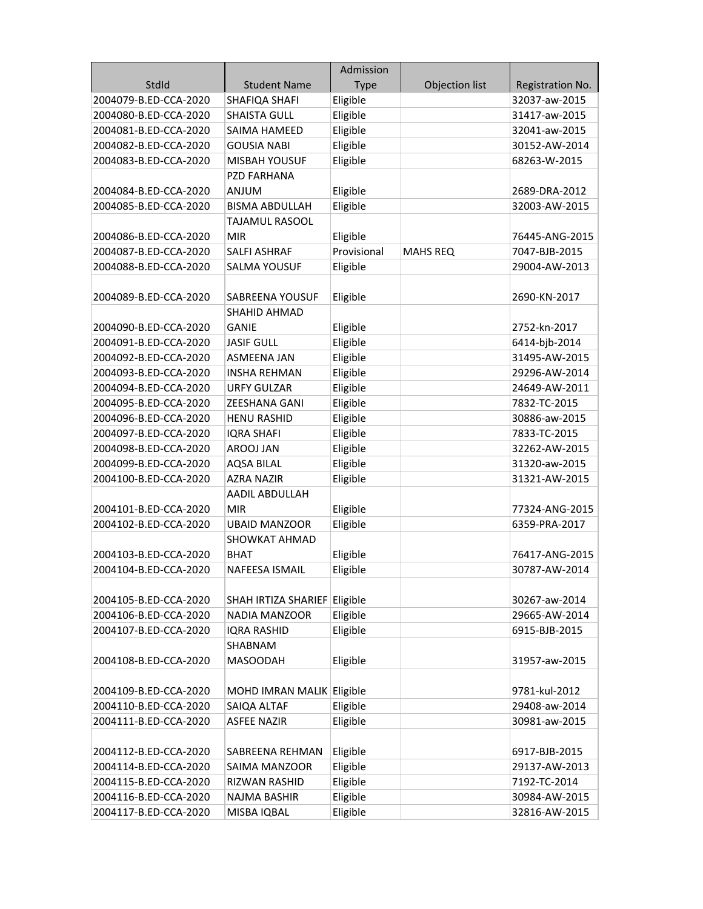| StdId | Student Name | Admission Type | Objection list | Registration No. |
|---|---|---|---|---|
| 2004079-B.ED-CCA-2020 | SHAFIQA SHAFI | Eligible | | 32037-aw-2015 |
| 2004080-B.ED-CCA-2020 | SHAISTA GULL | Eligible | | 31417-aw-2015 |
| 2004081-B.ED-CCA-2020 | SAIMA HAMEED | Eligible | | 32041-aw-2015 |
| 2004082-B.ED-CCA-2020 | GOUSIA NABI | Eligible | | 30152-AW-2014 |
| 2004083-B.ED-CCA-2020 | MISBAH YOUSUF | Eligible | | 68263-W-2015 |
| 2004084-B.ED-CCA-2020 | PZD FARHANA ANJUM | Eligible | | 2689-DRA-2012 |
| 2004085-B.ED-CCA-2020 | BISMA ABDULLAH | Eligible | | 32003-AW-2015 |
| 2004086-B.ED-CCA-2020 | TAJAMUL RASOOL MIR | Eligible | | 76445-ANG-2015 |
| 2004087-B.ED-CCA-2020 | SALFI ASHRAF | Provisional | MAHS REQ | 7047-BJB-2015 |
| 2004088-B.ED-CCA-2020 | SALMA YOUSUF | Eligible | | 29004-AW-2013 |
| 2004089-B.ED-CCA-2020 | SABREENA YOUSUF | Eligible | | 2690-KN-2017 |
| 2004090-B.ED-CCA-2020 | SHAHID AHMAD GANIE | Eligible | | 2752-kn-2017 |
| 2004091-B.ED-CCA-2020 | JASIF GULL | Eligible | | 6414-bjb-2014 |
| 2004092-B.ED-CCA-2020 | ASMEENA JAN | Eligible | | 31495-AW-2015 |
| 2004093-B.ED-CCA-2020 | INSHA REHMAN | Eligible | | 29296-AW-2014 |
| 2004094-B.ED-CCA-2020 | URFY GULZAR | Eligible | | 24649-AW-2011 |
| 2004095-B.ED-CCA-2020 | ZEESHANA GANI | Eligible | | 7832-TC-2015 |
| 2004096-B.ED-CCA-2020 | HENU RASHID | Eligible | | 30886-aw-2015 |
| 2004097-B.ED-CCA-2020 | IQRA SHAFI | Eligible | | 7833-TC-2015 |
| 2004098-B.ED-CCA-2020 | AROOJ JAN | Eligible | | 32262-AW-2015 |
| 2004099-B.ED-CCA-2020 | AQSA BILAL | Eligible | | 31320-aw-2015 |
| 2004100-B.ED-CCA-2020 | AZRA NAZIR | Eligible | | 31321-AW-2015 |
| 2004101-B.ED-CCA-2020 | AADIL ABDULLAH MIR | Eligible | | 77324-ANG-2015 |
| 2004102-B.ED-CCA-2020 | UBAID MANZOOR | Eligible | | 6359-PRA-2017 |
| 2004103-B.ED-CCA-2020 | SHOWKAT AHMAD BHAT | Eligible | | 76417-ANG-2015 |
| 2004104-B.ED-CCA-2020 | NAFEESA ISMAIL | Eligible | | 30787-AW-2014 |
| 2004105-B.ED-CCA-2020 | SHAH IRTIZA SHARIEF | Eligible | | 30267-aw-2014 |
| 2004106-B.ED-CCA-2020 | NADIA MANZOOR | Eligible | | 29665-AW-2014 |
| 2004107-B.ED-CCA-2020 | IQRA RASHID | Eligible | | 6915-BJB-2015 |
| 2004108-B.ED-CCA-2020 | SHABNAM MASOODAH | Eligible | | 31957-aw-2015 |
| 2004109-B.ED-CCA-2020 | MOHD IMRAN MALIK | Eligible | | 9781-kul-2012 |
| 2004110-B.ED-CCA-2020 | SAIQA ALTAF | Eligible | | 29408-aw-2014 |
| 2004111-B.ED-CCA-2020 | ASFEE NAZIR | Eligible | | 30981-aw-2015 |
| 2004112-B.ED-CCA-2020 | SABREENA REHMAN | Eligible | | 6917-BJB-2015 |
| 2004114-B.ED-CCA-2020 | SAIMA MANZOOR | Eligible | | 29137-AW-2013 |
| 2004115-B.ED-CCA-2020 | RIZWAN RASHID | Eligible | | 7192-TC-2014 |
| 2004116-B.ED-CCA-2020 | NAJMA BASHIR | Eligible | | 30984-AW-2015 |
| 2004117-B.ED-CCA-2020 | MISBA IQBAL | Eligible | | 32816-AW-2015 |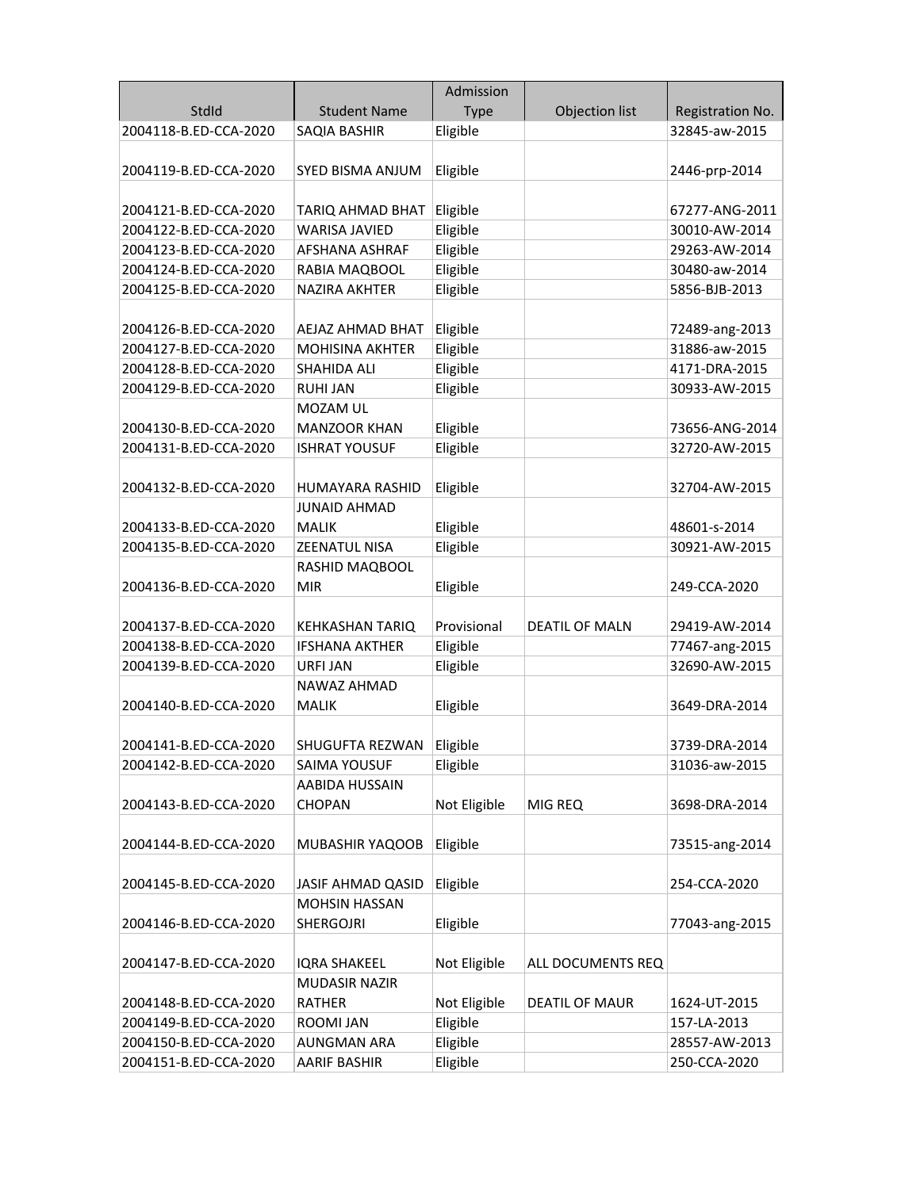| StdId | Student Name | Admission Type | Objection list | Registration No. |
|---|---|---|---|---|
| 2004118-B.ED-CCA-2020 | SAQIA BASHIR | Eligible | | 32845-aw-2015 |
| 2004119-B.ED-CCA-2020 | SYED BISMA ANJUM | Eligible | | 2446-prp-2014 |
| 2004121-B.ED-CCA-2020 | TARIQ AHMAD BHAT | Eligible | | 67277-ANG-2011 |
| 2004122-B.ED-CCA-2020 | WARISA JAVIED | Eligible | | 30010-AW-2014 |
| 2004123-B.ED-CCA-2020 | AFSHANA ASHRAF | Eligible | | 29263-AW-2014 |
| 2004124-B.ED-CCA-2020 | RABIA MAQBOOL | Eligible | | 30480-aw-2014 |
| 2004125-B.ED-CCA-2020 | NAZIRA AKHTER | Eligible | | 5856-BJB-2013 |
| 2004126-B.ED-CCA-2020 | AEJAZ AHMAD BHAT | Eligible | | 72489-ang-2013 |
| 2004127-B.ED-CCA-2020 | MOHISINA AKHTER | Eligible | | 31886-aw-2015 |
| 2004128-B.ED-CCA-2020 | SHAHIDA ALI | Eligible | | 4171-DRA-2015 |
| 2004129-B.ED-CCA-2020 | RUHI JAN | Eligible | | 30933-AW-2015 |
| 2004130-B.ED-CCA-2020 | MOZAM UL MANZOOR KHAN | Eligible | | 73656-ANG-2014 |
| 2004131-B.ED-CCA-2020 | ISHRAT YOUSUF | Eligible | | 32720-AW-2015 |
| 2004132-B.ED-CCA-2020 | HUMAYARA RASHID | Eligible | | 32704-AW-2015 |
| 2004133-B.ED-CCA-2020 | JUNAID AHMAD MALIK | Eligible | | 48601-s-2014 |
| 2004135-B.ED-CCA-2020 | ZEENATUL NISA | Eligible | | 30921-AW-2015 |
| 2004136-B.ED-CCA-2020 | RASHID MAQBOOL MIR | Eligible | | 249-CCA-2020 |
| 2004137-B.ED-CCA-2020 | KEHKASHAN TARIQ | Provisional | DEATIL OF MALN | 29419-AW-2014 |
| 2004138-B.ED-CCA-2020 | IFSHANA AKTHER | Eligible | | 77467-ang-2015 |
| 2004139-B.ED-CCA-2020 | URFI JAN | Eligible | | 32690-AW-2015 |
| 2004140-B.ED-CCA-2020 | NAWAZ AHMAD MALIK | Eligible | | 3649-DRA-2014 |
| 2004141-B.ED-CCA-2020 | SHUGUFTA REZWAN | Eligible | | 3739-DRA-2014 |
| 2004142-B.ED-CCA-2020 | SAIMA YOUSUF | Eligible | | 31036-aw-2015 |
| 2004143-B.ED-CCA-2020 | AABIDA HUSSAIN CHOPAN | Not Eligible | MIG REQ | 3698-DRA-2014 |
| 2004144-B.ED-CCA-2020 | MUBASHIR YAQOOB | Eligible | | 73515-ang-2014 |
| 2004145-B.ED-CCA-2020 | JASIF AHMAD QASID | Eligible | | 254-CCA-2020 |
| 2004146-B.ED-CCA-2020 | MOHSIN HASSAN SHERGOJRI | Eligible | | 77043-ang-2015 |
| 2004147-B.ED-CCA-2020 | IQRA SHAKEEL | Not Eligible | ALL DOCUMENTS REQ | |
| 2004148-B.ED-CCA-2020 | MUDASIR NAZIR RATHER | Not Eligible | DEATIL OF MAUR | 1624-UT-2015 |
| 2004149-B.ED-CCA-2020 | ROOMI JAN | Eligible | | 157-LA-2013 |
| 2004150-B.ED-CCA-2020 | AUNGMAN ARA | Eligible | | 28557-AW-2013 |
| 2004151-B.ED-CCA-2020 | AARIF BASHIR | Eligible | | 250-CCA-2020 |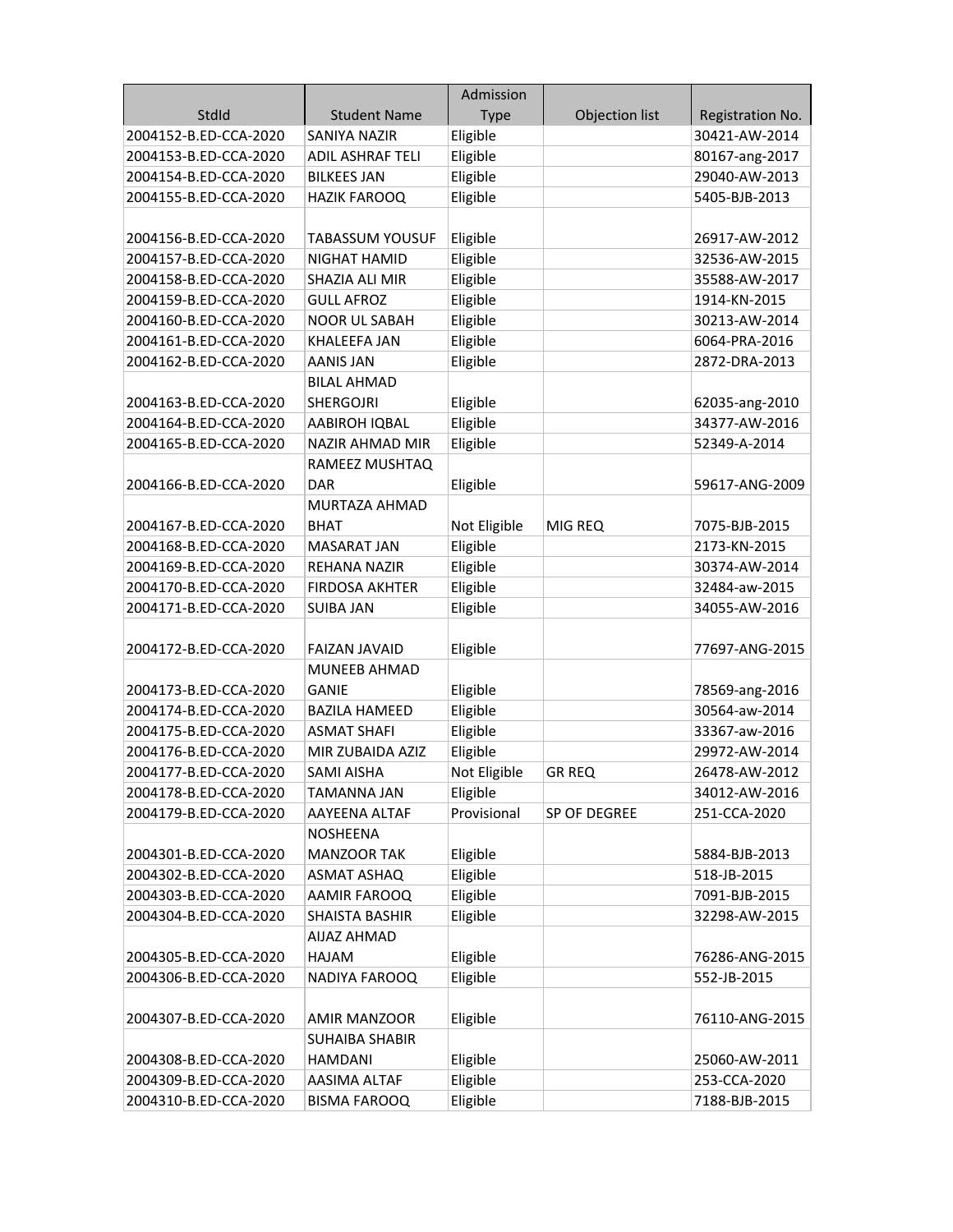| StdId | Student Name | Admission Type | Objection list | Registration No. |
|---|---|---|---|---|
| 2004152-B.ED-CCA-2020 | SANIYA NAZIR | Eligible | | 30421-AW-2014 |
| 2004153-B.ED-CCA-2020 | ADIL ASHRAF TELI | Eligible | | 80167-ang-2017 |
| 2004154-B.ED-CCA-2020 | BILKEES JAN | Eligible | | 29040-AW-2013 |
| 2004155-B.ED-CCA-2020 | HAZIK FAROOQ | Eligible | | 5405-BJB-2013 |
| 2004156-B.ED-CCA-2020 | TABASSUM YOUSUF | Eligible | | 26917-AW-2012 |
| 2004157-B.ED-CCA-2020 | NIGHAT HAMID | Eligible | | 32536-AW-2015 |
| 2004158-B.ED-CCA-2020 | SHAZIA ALI MIR | Eligible | | 35588-AW-2017 |
| 2004159-B.ED-CCA-2020 | GULL AFROZ | Eligible | | 1914-KN-2015 |
| 2004160-B.ED-CCA-2020 | NOOR UL SABAH | Eligible | | 30213-AW-2014 |
| 2004161-B.ED-CCA-2020 | KHALEEFA JAN | Eligible | | 6064-PRA-2016 |
| 2004162-B.ED-CCA-2020 | AANIS JAN | Eligible | | 2872-DRA-2013 |
| 2004163-B.ED-CCA-2020 | BILAL AHMAD SHERGOJRI | Eligible | | 62035-ang-2010 |
| 2004164-B.ED-CCA-2020 | AABIROH IQBAL | Eligible | | 34377-AW-2016 |
| 2004165-B.ED-CCA-2020 | NAZIR AHMAD MIR | Eligible | | 52349-A-2014 |
| 2004166-B.ED-CCA-2020 | RAMEEZ MUSHTAQ DAR | Eligible | | 59617-ANG-2009 |
| 2004167-B.ED-CCA-2020 | MURTAZA AHMAD BHAT | Not Eligible | MIG REQ | 7075-BJB-2015 |
| 2004168-B.ED-CCA-2020 | MASARAT JAN | Eligible | | 2173-KN-2015 |
| 2004169-B.ED-CCA-2020 | REHANA NAZIR | Eligible | | 30374-AW-2014 |
| 2004170-B.ED-CCA-2020 | FIRDOSA AKHTER | Eligible | | 32484-aw-2015 |
| 2004171-B.ED-CCA-2020 | SUIBA JAN | Eligible | | 34055-AW-2016 |
| 2004172-B.ED-CCA-2020 | FAIZAN JAVAID | Eligible | | 77697-ANG-2015 |
| 2004173-B.ED-CCA-2020 | MUNEEB AHMAD GANIE | Eligible | | 78569-ang-2016 |
| 2004174-B.ED-CCA-2020 | BAZILA HAMEED | Eligible | | 30564-aw-2014 |
| 2004175-B.ED-CCA-2020 | ASMAT SHAFI | Eligible | | 33367-aw-2016 |
| 2004176-B.ED-CCA-2020 | MIR ZUBAIDA AZIZ | Eligible | | 29972-AW-2014 |
| 2004177-B.ED-CCA-2020 | SAMI AISHA | Not Eligible | GR REQ | 26478-AW-2012 |
| 2004178-B.ED-CCA-2020 | TAMANNA JAN | Eligible | | 34012-AW-2016 |
| 2004179-B.ED-CCA-2020 | AAYEENA ALTAF | Provisional | SP OF DEGREE | 251-CCA-2020 |
| 2004301-B.ED-CCA-2020 | NOSHEENA MANZOOR TAK | Eligible | | 5884-BJB-2013 |
| 2004302-B.ED-CCA-2020 | ASMAT ASHAQ | Eligible | | 518-JB-2015 |
| 2004303-B.ED-CCA-2020 | AAMIR FAROOQ | Eligible | | 7091-BJB-2015 |
| 2004304-B.ED-CCA-2020 | SHAISTA BASHIR | Eligible | | 32298-AW-2015 |
| 2004305-B.ED-CCA-2020 | AIJAZ AHMAD HAJAM | Eligible | | 76286-ANG-2015 |
| 2004306-B.ED-CCA-2020 | NADIYA FAROOQ | Eligible | | 552-JB-2015 |
| 2004307-B.ED-CCA-2020 | AMIR MANZOOR | Eligible | | 76110-ANG-2015 |
| 2004308-B.ED-CCA-2020 | SUHAIBA SHABIR HAMDANI | Eligible | | 25060-AW-2011 |
| 2004309-B.ED-CCA-2020 | AASIMA ALTAF | Eligible | | 253-CCA-2020 |
| 2004310-B.ED-CCA-2020 | BISMA FAROOQ | Eligible | | 7188-BJB-2015 |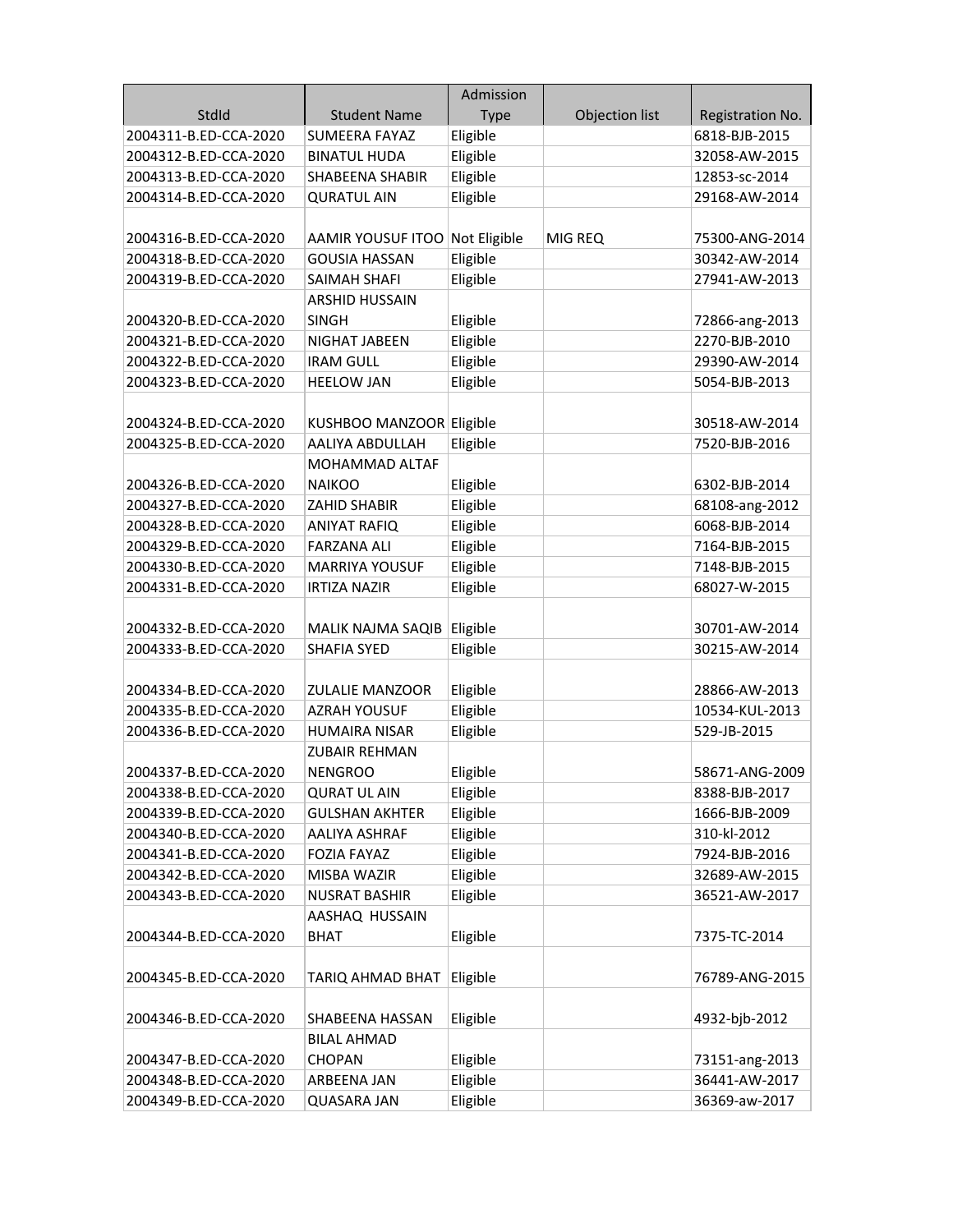| StdId | Student Name | Admission Type | Objection list | Registration No. |
|---|---|---|---|---|
| 2004311-B.ED-CCA-2020 | SUMEERA FAYAZ | Eligible | | 6818-BJB-2015 |
| 2004312-B.ED-CCA-2020 | BINATUL HUDA | Eligible | | 32058-AW-2015 |
| 2004313-B.ED-CCA-2020 | SHABEENA SHABIR | Eligible | | 12853-sc-2014 |
| 2004314-B.ED-CCA-2020 | QURATUL AIN | Eligible | | 29168-AW-2014 |
| 2004316-B.ED-CCA-2020 | AAMIR YOUSUF ITOO | Not Eligible | MIG REQ | 75300-ANG-2014 |
| 2004318-B.ED-CCA-2020 | GOUSIA HASSAN | Eligible | | 30342-AW-2014 |
| 2004319-B.ED-CCA-2020 | SAIMAH SHAFI | Eligible | | 27941-AW-2013 |
| 2004320-B.ED-CCA-2020 | ARSHID HUSSAIN SINGH | Eligible | | 72866-ang-2013 |
| 2004321-B.ED-CCA-2020 | NIGHAT JABEEN | Eligible | | 2270-BJB-2010 |
| 2004322-B.ED-CCA-2020 | IRAM GULL | Eligible | | 29390-AW-2014 |
| 2004323-B.ED-CCA-2020 | HEELOW JAN | Eligible | | 5054-BJB-2013 |
| 2004324-B.ED-CCA-2020 | KUSHBOO MANZOOR | Eligible | | 30518-AW-2014 |
| 2004325-B.ED-CCA-2020 | AALIYA ABDULLAH | Eligible | | 7520-BJB-2016 |
| 2004326-B.ED-CCA-2020 | MOHAMMAD ALTAF NAIKOO | Eligible | | 6302-BJB-2014 |
| 2004327-B.ED-CCA-2020 | ZAHID SHABIR | Eligible | | 68108-ang-2012 |
| 2004328-B.ED-CCA-2020 | ANIYAT RAFIQ | Eligible | | 6068-BJB-2014 |
| 2004329-B.ED-CCA-2020 | FARZANA ALI | Eligible | | 7164-BJB-2015 |
| 2004330-B.ED-CCA-2020 | MARRIYA YOUSUF | Eligible | | 7148-BJB-2015 |
| 2004331-B.ED-CCA-2020 | IRTIZA NAZIR | Eligible | | 68027-W-2015 |
| 2004332-B.ED-CCA-2020 | MALIK NAJMA SAQIB | Eligible | | 30701-AW-2014 |
| 2004333-B.ED-CCA-2020 | SHAFIA SYED | Eligible | | 30215-AW-2014 |
| 2004334-B.ED-CCA-2020 | ZULALIE MANZOOR | Eligible | | 28866-AW-2013 |
| 2004335-B.ED-CCA-2020 | AZRAH YOUSUF | Eligible | | 10534-KUL-2013 |
| 2004336-B.ED-CCA-2020 | HUMAIRA NISAR | Eligible | | 529-JB-2015 |
| 2004337-B.ED-CCA-2020 | ZUBAIR REHMAN NENGROO | Eligible | | 58671-ANG-2009 |
| 2004338-B.ED-CCA-2020 | QURAT UL AIN | Eligible | | 8388-BJB-2017 |
| 2004339-B.ED-CCA-2020 | GULSHAN AKHTER | Eligible | | 1666-BJB-2009 |
| 2004340-B.ED-CCA-2020 | AALIYA ASHRAF | Eligible | | 310-kl-2012 |
| 2004341-B.ED-CCA-2020 | FOZIA FAYAZ | Eligible | | 7924-BJB-2016 |
| 2004342-B.ED-CCA-2020 | MISBA WAZIR | Eligible | | 32689-AW-2015 |
| 2004343-B.ED-CCA-2020 | NUSRAT BASHIR | Eligible | | 36521-AW-2017 |
| 2004344-B.ED-CCA-2020 | AASHAQ HUSSAIN BHAT | Eligible | | 7375-TC-2014 |
| 2004345-B.ED-CCA-2020 | TARIQ AHMAD BHAT | Eligible | | 76789-ANG-2015 |
| 2004346-B.ED-CCA-2020 | SHABEENA HASSAN | Eligible | | 4932-bjb-2012 |
| 2004347-B.ED-CCA-2020 | BILAL AHMAD CHOPAN | Eligible | | 73151-ang-2013 |
| 2004348-B.ED-CCA-2020 | ARBEENA JAN | Eligible | | 36441-AW-2017 |
| 2004349-B.ED-CCA-2020 | QUASARA JAN | Eligible | | 36369-aw-2017 |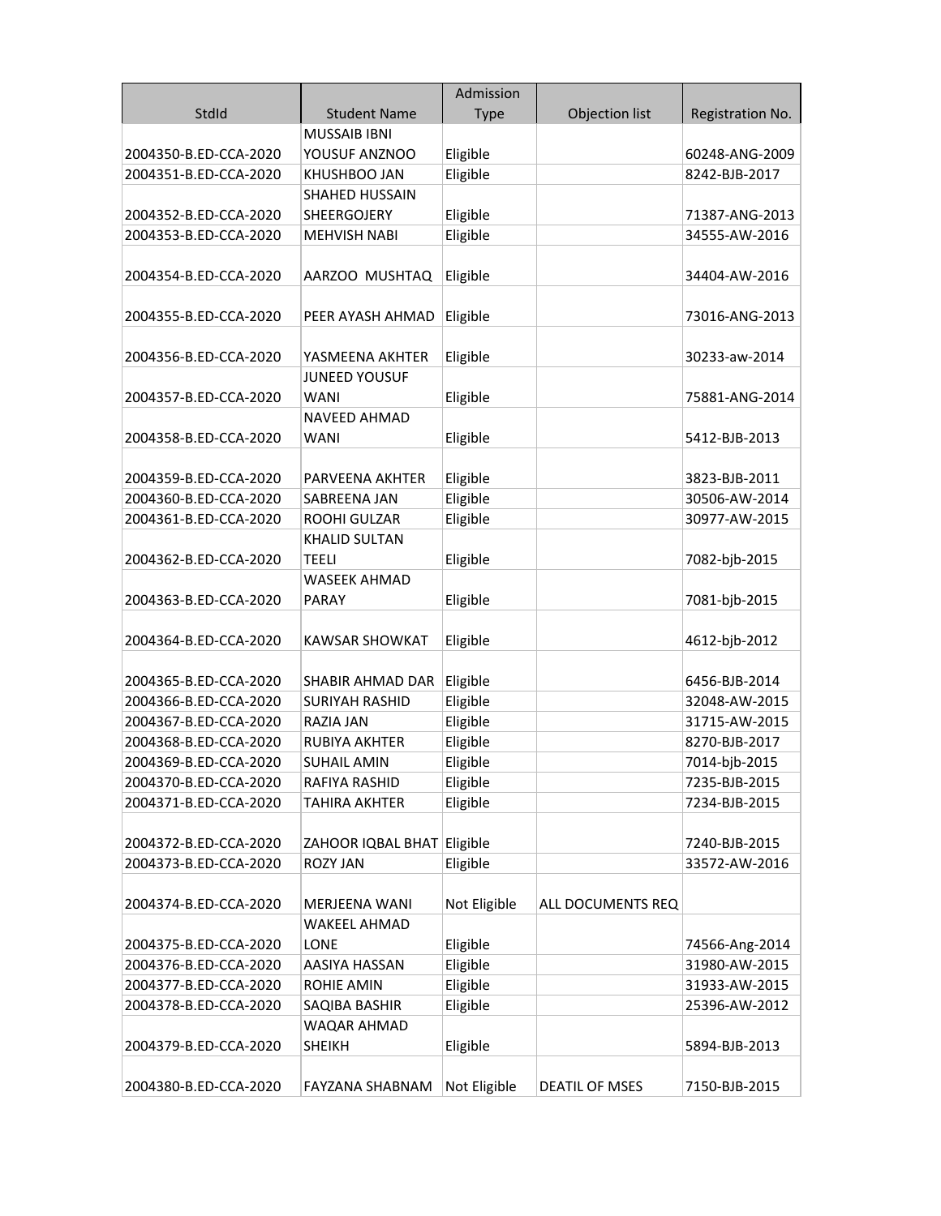| StdId | Student Name | Admission Type | Objection list | Registration No. |
|---|---|---|---|---|
| 2004350-B.ED-CCA-2020 | MUSSAIB IBNI YOUSUF ANZNOO | Eligible | | 60248-ANG-2009 |
| 2004351-B.ED-CCA-2020 | KHUSHBOO JAN | Eligible | | 8242-BJB-2017 |
| 2004352-B.ED-CCA-2020 | SHAHED HUSSAIN SHEERGOJERY | Eligible | | 71387-ANG-2013 |
| 2004353-B.ED-CCA-2020 | MEHVISH NABI | Eligible | | 34555-AW-2016 |
| 2004354-B.ED-CCA-2020 | AARZOO MUSHTAQ | Eligible | | 34404-AW-2016 |
| 2004355-B.ED-CCA-2020 | PEER AYASH AHMAD | Eligible | | 73016-ANG-2013 |
| 2004356-B.ED-CCA-2020 | YASMEENA AKHTER | Eligible | | 30233-aw-2014 |
| 2004357-B.ED-CCA-2020 | JUNEED YOUSUF WANI | Eligible | | 75881-ANG-2014 |
| 2004358-B.ED-CCA-2020 | NAVEED AHMAD WANI | Eligible | | 5412-BJB-2013 |
| 2004359-B.ED-CCA-2020 | PARVEENA AKHTER | Eligible | | 3823-BJB-2011 |
| 2004360-B.ED-CCA-2020 | SABREENA JAN | Eligible | | 30506-AW-2014 |
| 2004361-B.ED-CCA-2020 | ROOHI GULZAR | Eligible | | 30977-AW-2015 |
| 2004362-B.ED-CCA-2020 | KHALID SULTAN TEELI | Eligible | | 7082-bjb-2015 |
| 2004363-B.ED-CCA-2020 | WASEEK AHMAD PARAY | Eligible | | 7081-bjb-2015 |
| 2004364-B.ED-CCA-2020 | KAWSAR SHOWKAT | Eligible | | 4612-bjb-2012 |
| 2004365-B.ED-CCA-2020 | SHABIR AHMAD DAR | Eligible | | 6456-BJB-2014 |
| 2004366-B.ED-CCA-2020 | SURIYAH RASHID | Eligible | | 32048-AW-2015 |
| 2004367-B.ED-CCA-2020 | RAZIA JAN | Eligible | | 31715-AW-2015 |
| 2004368-B.ED-CCA-2020 | RUBIYA AKHTER | Eligible | | 8270-BJB-2017 |
| 2004369-B.ED-CCA-2020 | SUHAIL AMIN | Eligible | | 7014-bjb-2015 |
| 2004370-B.ED-CCA-2020 | RAFIYA RASHID | Eligible | | 7235-BJB-2015 |
| 2004371-B.ED-CCA-2020 | TAHIRA AKHTER | Eligible | | 7234-BJB-2015 |
| 2004372-B.ED-CCA-2020 | ZAHOOR IQBAL BHAT | Eligible | | 7240-BJB-2015 |
| 2004373-B.ED-CCA-2020 | ROZY JAN | Eligible | | 33572-AW-2016 |
| 2004374-B.ED-CCA-2020 | MERJEENA WANI | Not Eligible | ALL DOCUMENTS REQ | |
| 2004375-B.ED-CCA-2020 | WAKEEL AHMAD LONE | Eligible | | 74566-Ang-2014 |
| 2004376-B.ED-CCA-2020 | AASIYA HASSAN | Eligible | | 31980-AW-2015 |
| 2004377-B.ED-CCA-2020 | ROHIE AMIN | Eligible | | 31933-AW-2015 |
| 2004378-B.ED-CCA-2020 | SAQIBA BASHIR | Eligible | | 25396-AW-2012 |
| 2004379-B.ED-CCA-2020 | WAQAR AHMAD SHEIKH | Eligible | | 5894-BJB-2013 |
| 2004380-B.ED-CCA-2020 | FAYZANA SHABNAM | Not Eligible | DEATIL OF MSES | 7150-BJB-2015 |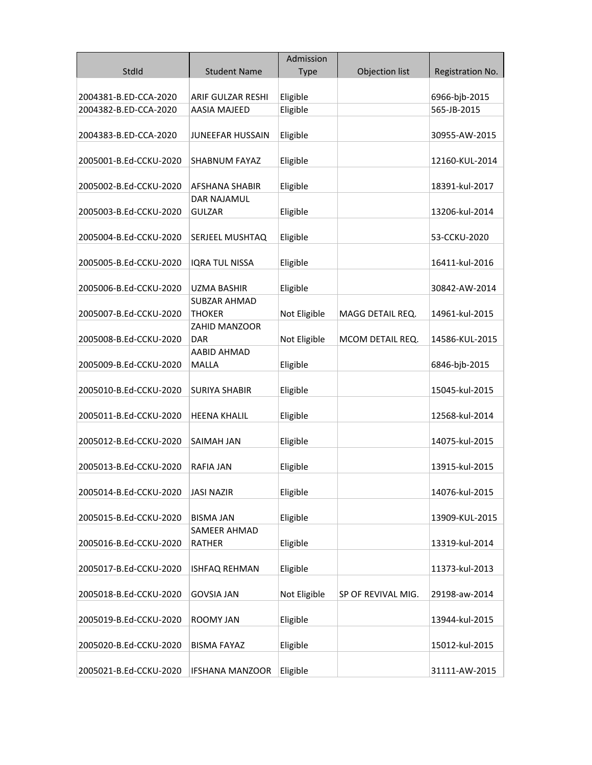| StdId | Student Name | Admission Type | Objection list | Registration No. |
|---|---|---|---|---|
| 2004381-B.ED-CCA-2020 | ARIF GULZAR RESHI | Eligible | | 6966-bjb-2015 |
| 2004382-B.ED-CCA-2020 | AASIA MAJEED | Eligible | | 565-JB-2015 |
| 2004383-B.ED-CCA-2020 | JUNEEFAR HUSSAIN | Eligible | | 30955-AW-2015 |
| 2005001-B.Ed-CCKU-2020 | SHABNUM FAYAZ | Eligible | | 12160-KUL-2014 |
| 2005002-B.Ed-CCKU-2020 | AFSHANA SHABIR | Eligible | | 18391-kul-2017 |
| 2005003-B.Ed-CCKU-2020 | DAR NAJAMUL GULZAR | Eligible | | 13206-kul-2014 |
| 2005004-B.Ed-CCKU-2020 | SERJEEL MUSHTAQ | Eligible | | 53-CCKU-2020 |
| 2005005-B.Ed-CCKU-2020 | IQRA TUL NISSA | Eligible | | 16411-kul-2016 |
| 2005006-B.Ed-CCKU-2020 | UZMA BASHIR | Eligible | | 30842-AW-2014 |
| 2005007-B.Ed-CCKU-2020 | SUBZAR AHMAD THOKER | Not Eligible | MAGG DETAIL REQ. | 14961-kul-2015 |
| 2005008-B.Ed-CCKU-2020 | ZAHID MANZOOR DAR | Not Eligible | MCOM DETAIL REQ. | 14586-KUL-2015 |
| 2005009-B.Ed-CCKU-2020 | AABID AHMAD MALLA | Eligible | | 6846-bjb-2015 |
| 2005010-B.Ed-CCKU-2020 | SURIYA SHABIR | Eligible | | 15045-kul-2015 |
| 2005011-B.Ed-CCKU-2020 | HEENA KHALIL | Eligible | | 12568-kul-2014 |
| 2005012-B.Ed-CCKU-2020 | SAIMAH JAN | Eligible | | 14075-kul-2015 |
| 2005013-B.Ed-CCKU-2020 | RAFIA JAN | Eligible | | 13915-kul-2015 |
| 2005014-B.Ed-CCKU-2020 | JASI NAZIR | Eligible | | 14076-kul-2015 |
| 2005015-B.Ed-CCKU-2020 | BISMA JAN | Eligible | | 13909-KUL-2015 |
| 2005016-B.Ed-CCKU-2020 | SAMEER AHMAD RATHER | Eligible | | 13319-kul-2014 |
| 2005017-B.Ed-CCKU-2020 | ISHFAQ REHMAN | Eligible | | 11373-kul-2013 |
| 2005018-B.Ed-CCKU-2020 | GOVSIA JAN | Not Eligible | SP OF REVIVAL MIG. | 29198-aw-2014 |
| 2005019-B.Ed-CCKU-2020 | ROOMY JAN | Eligible | | 13944-kul-2015 |
| 2005020-B.Ed-CCKU-2020 | BISMA FAYAZ | Eligible | | 15012-kul-2015 |
| 2005021-B.Ed-CCKU-2020 | IFSHANA MANZOOR | Eligible | | 31111-AW-2015 |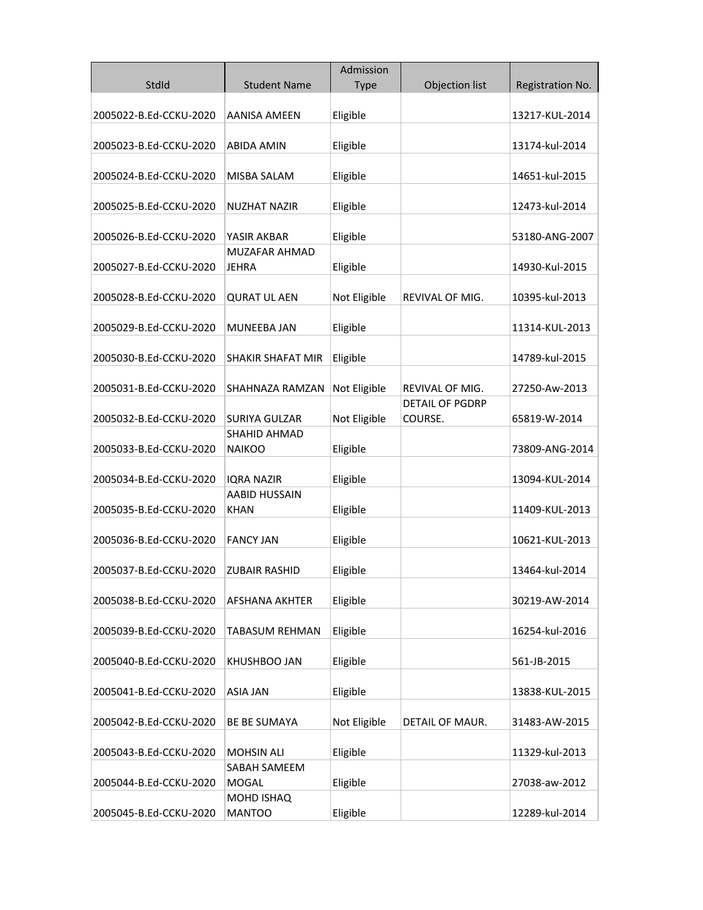| StdId | Student Name | Admission Type | Objection list | Registration No. |
|---|---|---|---|---|
| 2005022-B.Ed-CCKU-2020 | AANISA AMEEN | Eligible | | 13217-KUL-2014 |
| 2005023-B.Ed-CCKU-2020 | ABIDA AMIN | Eligible | | 13174-kul-2014 |
| 2005024-B.Ed-CCKU-2020 | MISBA SALAM | Eligible | | 14651-kul-2015 |
| 2005025-B.Ed-CCKU-2020 | NUZHAT NAZIR | Eligible | | 12473-kul-2014 |
| 2005026-B.Ed-CCKU-2020 | YASIR AKBAR | Eligible | | 53180-ANG-2007 |
| 2005027-B.Ed-CCKU-2020 | MUZAFAR AHMAD JEHRA | Eligible | | 14930-Kul-2015 |
| 2005028-B.Ed-CCKU-2020 | QURAT UL AEN | Not Eligible | REVIVAL OF MIG. | 10395-kul-2013 |
| 2005029-B.Ed-CCKU-2020 | MUNEEBA JAN | Eligible | | 11314-KUL-2013 |
| 2005030-B.Ed-CCKU-2020 | SHAKIR SHAFAT MIR | Eligible | | 14789-kul-2015 |
| 2005031-B.Ed-CCKU-2020 | SHAHNAZA RAMZAN | Not Eligible | REVIVAL OF MIG. | 27250-Aw-2013 |
| 2005032-B.Ed-CCKU-2020 | SURIYA GULZAR | Not Eligible | DETAIL OF PGDRP COURSE. | 65819-W-2014 |
| 2005033-B.Ed-CCKU-2020 | SHAHID AHMAD NAIKOO | Eligible | | 73809-ANG-2014 |
| 2005034-B.Ed-CCKU-2020 | IQRA NAZIR | Eligible | | 13094-KUL-2014 |
| 2005035-B.Ed-CCKU-2020 | AABID HUSSAIN KHAN | Eligible | | 11409-KUL-2013 |
| 2005036-B.Ed-CCKU-2020 | FANCY JAN | Eligible | | 10621-KUL-2013 |
| 2005037-B.Ed-CCKU-2020 | ZUBAIR RASHID | Eligible | | 13464-kul-2014 |
| 2005038-B.Ed-CCKU-2020 | AFSHANA AKHTER | Eligible | | 30219-AW-2014 |
| 2005039-B.Ed-CCKU-2020 | TABASUM REHMAN | Eligible | | 16254-kul-2016 |
| 2005040-B.Ed-CCKU-2020 | KHUSHBOO JAN | Eligible | | 561-JB-2015 |
| 2005041-B.Ed-CCKU-2020 | ASIA JAN | Eligible | | 13838-KUL-2015 |
| 2005042-B.Ed-CCKU-2020 | BE BE SUMAYA | Not Eligible | DETAIL OF MAUR. | 31483-AW-2015 |
| 2005043-B.Ed-CCKU-2020 | MOHSIN ALI | Eligible | | 11329-kul-2013 |
| 2005044-B.Ed-CCKU-2020 | SABAH SAMEEM MOGAL | Eligible | | 27038-aw-2012 |
| 2005045-B.Ed-CCKU-2020 | MOHD ISHAQ MANTOO | Eligible | | 12289-kul-2014 |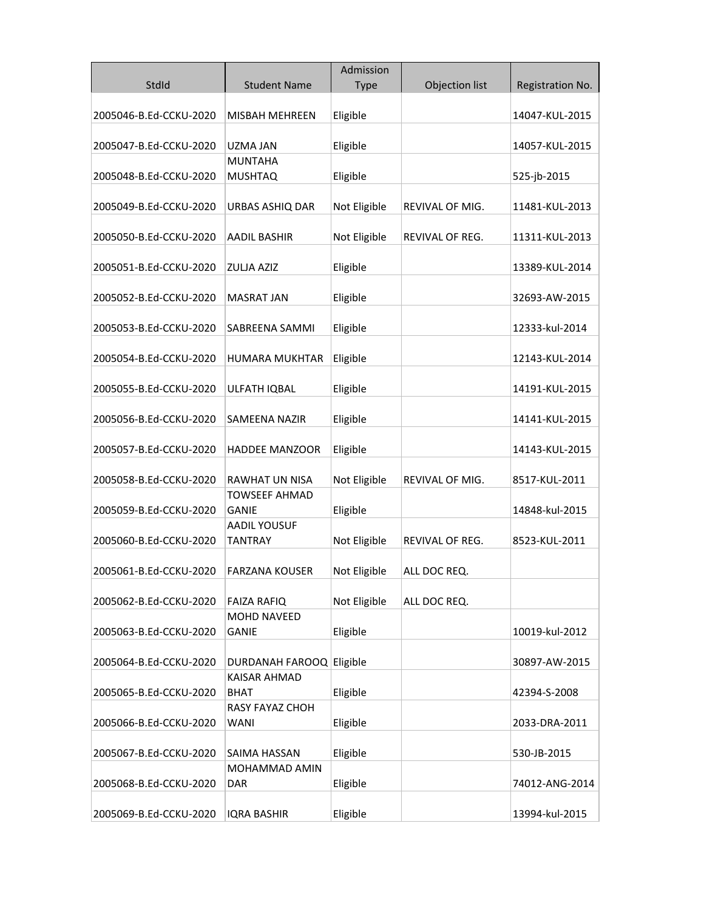| StdId | Student Name | Admission Type | Objection list | Registration No. |
|---|---|---|---|---|
| 2005046-B.Ed-CCKU-2020 | MISBAH MEHREEN | Eligible | | 14047-KUL-2015 |
| 2005047-B.Ed-CCKU-2020 | UZMA JAN | Eligible | | 14057-KUL-2015 |
| 2005048-B.Ed-CCKU-2020 | MUNTAHA MUSHTAQ | Eligible | | 525-jb-2015 |
| 2005049-B.Ed-CCKU-2020 | URBAS ASHIQ DAR | Not Eligible | REVIVAL OF MIG. | 11481-KUL-2013 |
| 2005050-B.Ed-CCKU-2020 | AADIL BASHIR | Not Eligible | REVIVAL OF REG. | 11311-KUL-2013 |
| 2005051-B.Ed-CCKU-2020 | ZULJA AZIZ | Eligible | | 13389-KUL-2014 |
| 2005052-B.Ed-CCKU-2020 | MASRAT JAN | Eligible | | 32693-AW-2015 |
| 2005053-B.Ed-CCKU-2020 | SABREENA SAMMI | Eligible | | 12333-kul-2014 |
| 2005054-B.Ed-CCKU-2020 | HUMARA MUKHTAR | Eligible | | 12143-KUL-2014 |
| 2005055-B.Ed-CCKU-2020 | ULFATH IQBAL | Eligible | | 14191-KUL-2015 |
| 2005056-B.Ed-CCKU-2020 | SAMEENA NAZIR | Eligible | | 14141-KUL-2015 |
| 2005057-B.Ed-CCKU-2020 | HADDEE MANZOOR | Eligible | | 14143-KUL-2015 |
| 2005058-B.Ed-CCKU-2020 | RAWHAT UN NISA | Not Eligible | REVIVAL OF MIG. | 8517-KUL-2011 |
| 2005059-B.Ed-CCKU-2020 | TOWSEEF AHMAD GANIE | Eligible | | 14848-kul-2015 |
| 2005060-B.Ed-CCKU-2020 | AADIL YOUSUF TANTRAY | Not Eligible | REVIVAL OF REG. | 8523-KUL-2011 |
| 2005061-B.Ed-CCKU-2020 | FARZANA KOUSER | Not Eligible | ALL DOC REQ. | |
| 2005062-B.Ed-CCKU-2020 | FAIZA RAFIQ | Not Eligible | ALL DOC REQ. | |
| 2005063-B.Ed-CCKU-2020 | MOHD NAVEED GANIE | Eligible | | 10019-kul-2012 |
| 2005064-B.Ed-CCKU-2020 | DURDANAH FAROOQ | Eligible | | 30897-AW-2015 |
| 2005065-B.Ed-CCKU-2020 | KAISAR AHMAD BHAT | Eligible | | 42394-S-2008 |
| 2005066-B.Ed-CCKU-2020 | RASY FAYAZ CHOH WANI | Eligible | | 2033-DRA-2011 |
| 2005067-B.Ed-CCKU-2020 | SAIMA HASSAN | Eligible | | 530-JB-2015 |
| 2005068-B.Ed-CCKU-2020 | MOHAMMAD AMIN DAR | Eligible | | 74012-ANG-2014 |
| 2005069-B.Ed-CCKU-2020 | IQRA BASHIR | Eligible | | 13994-kul-2015 |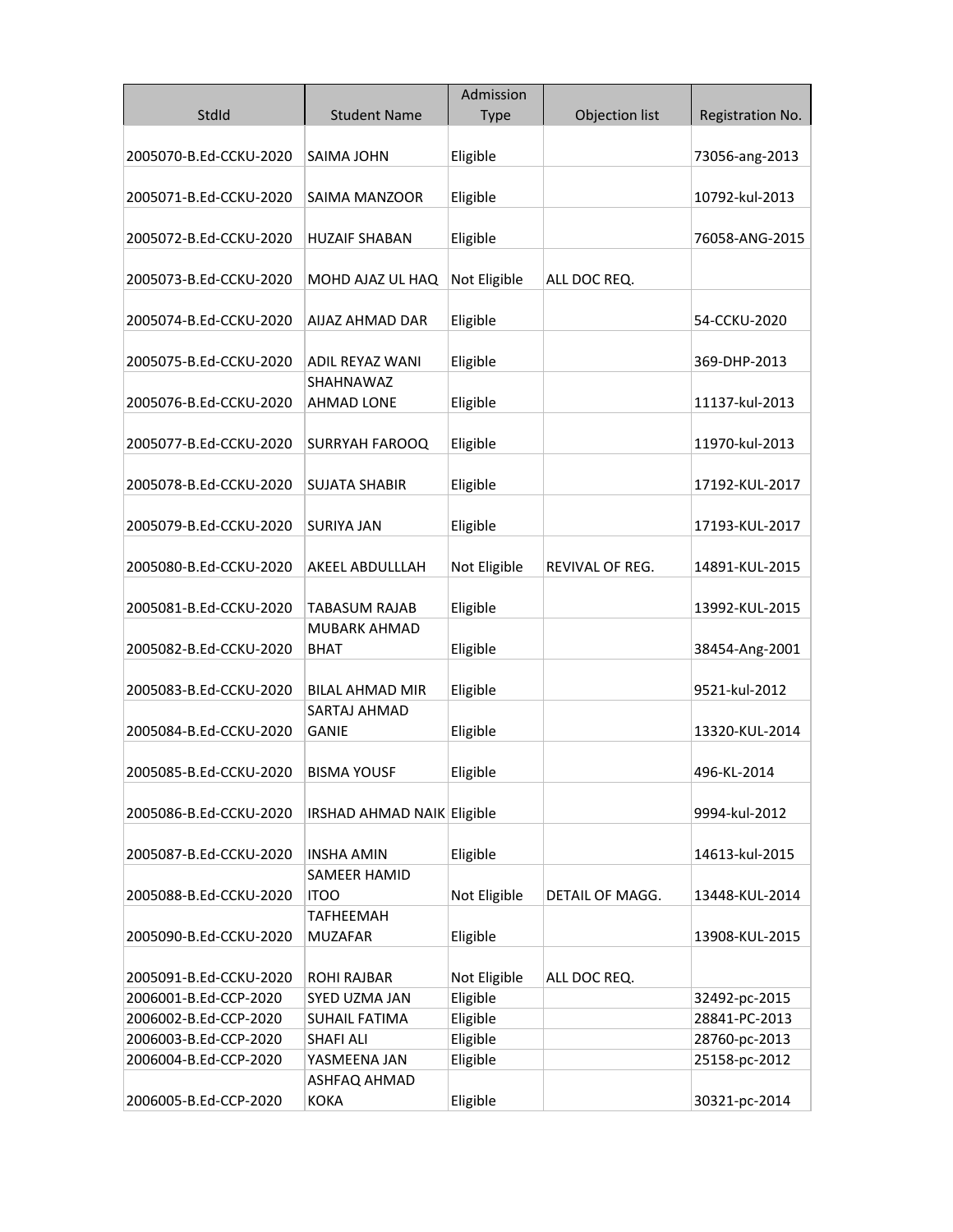| StdId | Student Name | Admission Type | Objection list | Registration No. |
|---|---|---|---|---|
| 2005070-B.Ed-CCKU-2020 | SAIMA JOHN | Eligible | | 73056-ang-2013 |
| 2005071-B.Ed-CCKU-2020 | SAIMA MANZOOR | Eligible | | 10792-kul-2013 |
| 2005072-B.Ed-CCKU-2020 | HUZAIF SHABAN | Eligible | | 76058-ANG-2015 |
| 2005073-B.Ed-CCKU-2020 | MOHD AJAZ UL HAQ | Not Eligible | ALL DOC REQ. | |
| 2005074-B.Ed-CCKU-2020 | AIJAZ AHMAD DAR | Eligible | | 54-CCKU-2020 |
| 2005075-B.Ed-CCKU-2020 | ADIL REYAZ WANI | Eligible | | 369-DHP-2013 |
| 2005076-B.Ed-CCKU-2020 | SHAHNAWAZ AHMAD LONE | Eligible | | 11137-kul-2013 |
| 2005077-B.Ed-CCKU-2020 | SURRYAH FAROOQ | Eligible | | 11970-kul-2013 |
| 2005078-B.Ed-CCKU-2020 | SUJATA SHABIR | Eligible | | 17192-KUL-2017 |
| 2005079-B.Ed-CCKU-2020 | SURIYA JAN | Eligible | | 17193-KUL-2017 |
| 2005080-B.Ed-CCKU-2020 | AKEEL ABDULLLAH | Not Eligible | REVIVAL OF REG. | 14891-KUL-2015 |
| 2005081-B.Ed-CCKU-2020 | TABASUM RAJAB | Eligible | | 13992-KUL-2015 |
| 2005082-B.Ed-CCKU-2020 | MUBARK AHMAD BHAT | Eligible | | 38454-Ang-2001 |
| 2005083-B.Ed-CCKU-2020 | BILAL AHMAD MIR | Eligible | | 9521-kul-2012 |
| 2005084-B.Ed-CCKU-2020 | SARTAJ AHMAD GANIE | Eligible | | 13320-KUL-2014 |
| 2005085-B.Ed-CCKU-2020 | BISMA YOUSF | Eligible | | 496-KL-2014 |
| 2005086-B.Ed-CCKU-2020 | IRSHAD AHMAD NAIK | Eligible | | 9994-kul-2012 |
| 2005087-B.Ed-CCKU-2020 | INSHA AMIN | Eligible | | 14613-kul-2015 |
| 2005088-B.Ed-CCKU-2020 | SAMEER HAMID ITOO | Not Eligible | DETAIL OF MAGG. | 13448-KUL-2014 |
| 2005090-B.Ed-CCKU-2020 | TAFHEEMAH MUZAFAR | Eligible | | 13908-KUL-2015 |
| 2005091-B.Ed-CCKU-2020 | ROHI RAJBAR | Not Eligible | ALL DOC REQ. | |
| 2006001-B.Ed-CCP-2020 | SYED UZMA JAN | Eligible | | 32492-pc-2015 |
| 2006002-B.Ed-CCP-2020 | SUHAIL FATIMA | Eligible | | 28841-PC-2013 |
| 2006003-B.Ed-CCP-2020 | SHAFI ALI | Eligible | | 28760-pc-2013 |
| 2006004-B.Ed-CCP-2020 | YASMEENA JAN | Eligible | | 25158-pc-2012 |
| 2006005-B.Ed-CCP-2020 | ASHFAQ AHMAD KOKA | Eligible | | 30321-pc-2014 |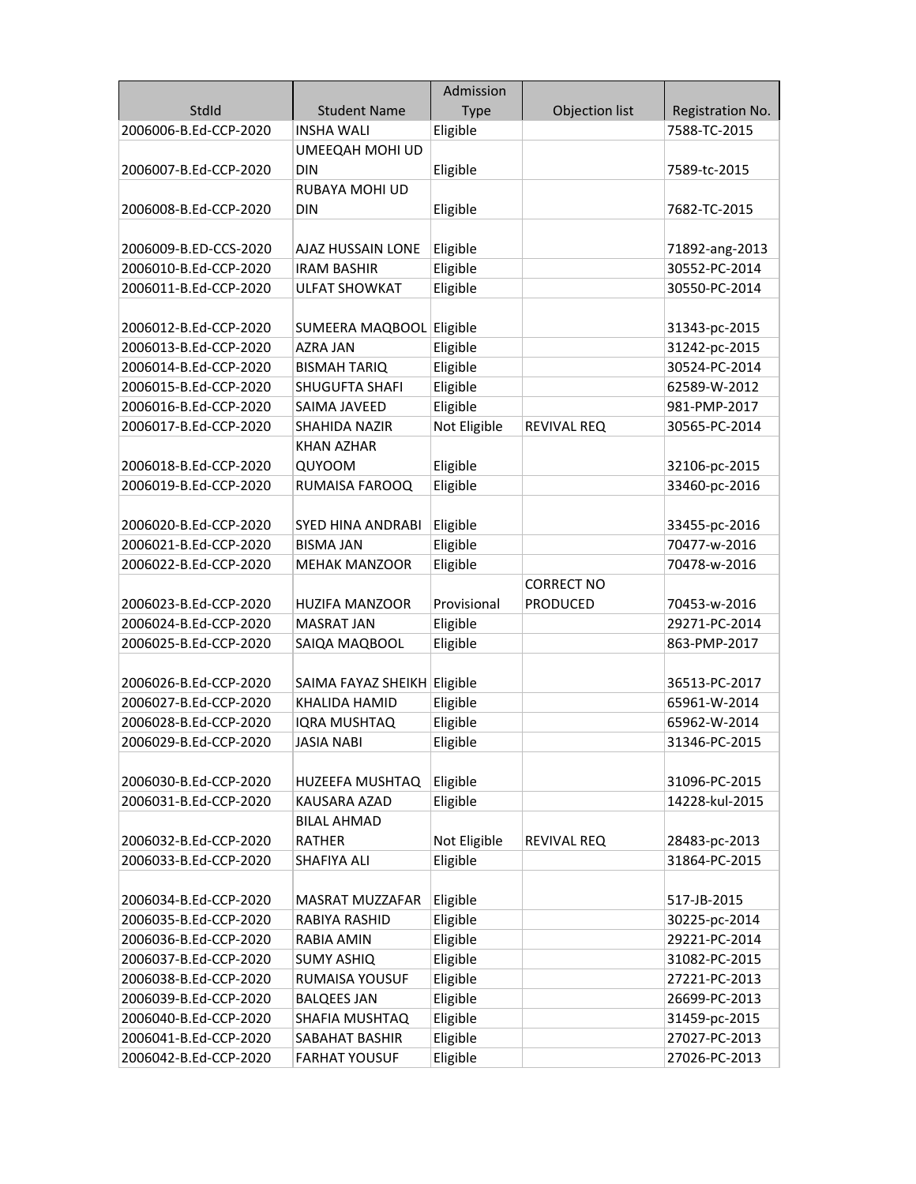| StdId | Student Name | Admission Type | Objection list | Registration No. |
|---|---|---|---|---|
| 2006006-B.Ed-CCP-2020 | INSHA WALI | Eligible | | 7588-TC-2015 |
| 2006007-B.Ed-CCP-2020 | UMEEQAH MOHI UD DIN | Eligible | | 7589-tc-2015 |
| 2006008-B.Ed-CCP-2020 | RUBAYA MOHI UD DIN | Eligible | | 7682-TC-2015 |
| 2006009-B.ED-CCS-2020 | AJAZ HUSSAIN LONE | Eligible | | 71892-ang-2013 |
| 2006010-B.Ed-CCP-2020 | IRAM BASHIR | Eligible | | 30552-PC-2014 |
| 2006011-B.Ed-CCP-2020 | ULFAT SHOWKAT | Eligible | | 30550-PC-2014 |
| 2006012-B.Ed-CCP-2020 | SUMEERA MAQBOOL | Eligible | | 31343-pc-2015 |
| 2006013-B.Ed-CCP-2020 | AZRA JAN | Eligible | | 31242-pc-2015 |
| 2006014-B.Ed-CCP-2020 | BISMAH TARIQ | Eligible | | 30524-PC-2014 |
| 2006015-B.Ed-CCP-2020 | SHUGUFTA SHAFI | Eligible | | 62589-W-2012 |
| 2006016-B.Ed-CCP-2020 | SAIMA JAVEED | Eligible | | 981-PMP-2017 |
| 2006017-B.Ed-CCP-2020 | SHAHIDA NAZIR | Not Eligible | REVIVAL REQ | 30565-PC-2014 |
| 2006018-B.Ed-CCP-2020 | KHAN AZHAR QUYOOM | Eligible | | 32106-pc-2015 |
| 2006019-B.Ed-CCP-2020 | RUMAISA FAROOQ | Eligible | | 33460-pc-2016 |
| 2006020-B.Ed-CCP-2020 | SYED HINA ANDRABI | Eligible | | 33455-pc-2016 |
| 2006021-B.Ed-CCP-2020 | BISMA JAN | Eligible | | 70477-w-2016 |
| 2006022-B.Ed-CCP-2020 | MEHAK MANZOOR | Eligible | | 70478-w-2016 |
| 2006023-B.Ed-CCP-2020 | HUZIFA MANZOOR | Provisional | CORRECT NO PRODUCED | 70453-w-2016 |
| 2006024-B.Ed-CCP-2020 | MASRAT JAN | Eligible | | 29271-PC-2014 |
| 2006025-B.Ed-CCP-2020 | SAIQA MAQBOOL | Eligible | | 863-PMP-2017 |
| 2006026-B.Ed-CCP-2020 | SAIMA FAYAZ SHEIKH | Eligible | | 36513-PC-2017 |
| 2006027-B.Ed-CCP-2020 | KHALIDA HAMID | Eligible | | 65961-W-2014 |
| 2006028-B.Ed-CCP-2020 | IQRA MUSHTAQ | Eligible | | 65962-W-2014 |
| 2006029-B.Ed-CCP-2020 | JASIA NABI | Eligible | | 31346-PC-2015 |
| 2006030-B.Ed-CCP-2020 | HUZEEFA MUSHTAQ | Eligible | | 31096-PC-2015 |
| 2006031-B.Ed-CCP-2020 | KAUSARA AZAD | Eligible | | 14228-kul-2015 |
| 2006032-B.Ed-CCP-2020 | BILAL AHMAD RATHER | Not Eligible | REVIVAL REQ | 28483-pc-2013 |
| 2006033-B.Ed-CCP-2020 | SHAFIYA ALI | Eligible | | 31864-PC-2015 |
| 2006034-B.Ed-CCP-2020 | MASRAT MUZZAFAR | Eligible | | 517-JB-2015 |
| 2006035-B.Ed-CCP-2020 | RABIYA RASHID | Eligible | | 30225-pc-2014 |
| 2006036-B.Ed-CCP-2020 | RABIA AMIN | Eligible | | 29221-PC-2014 |
| 2006037-B.Ed-CCP-2020 | SUMY ASHIQ | Eligible | | 31082-PC-2015 |
| 2006038-B.Ed-CCP-2020 | RUMAISA YOUSUF | Eligible | | 27221-PC-2013 |
| 2006039-B.Ed-CCP-2020 | BALQEES JAN | Eligible | | 26699-PC-2013 |
| 2006040-B.Ed-CCP-2020 | SHAFIA MUSHTAQ | Eligible | | 31459-pc-2015 |
| 2006041-B.Ed-CCP-2020 | SABAHAT BASHIR | Eligible | | 27027-PC-2013 |
| 2006042-B.Ed-CCP-2020 | FARHAT YOUSUF | Eligible | | 27026-PC-2013 |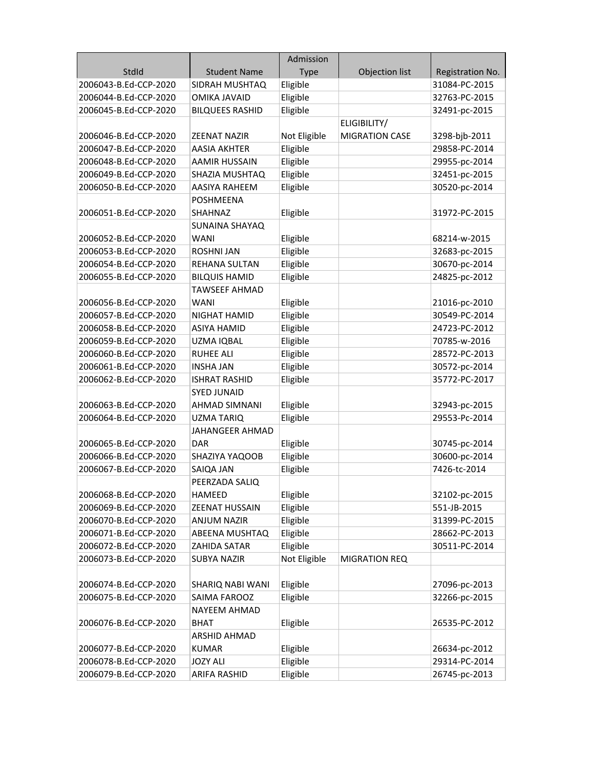| StdId | Student Name | Admission Type | Objection list | Registration No. |
|---|---|---|---|---|
| 2006043-B.Ed-CCP-2020 | SIDRAH MUSHTAQ | Eligible | | 31084-PC-2015 |
| 2006044-B.Ed-CCP-2020 | OMIKA JAVAID | Eligible | | 32763-PC-2015 |
| 2006045-B.Ed-CCP-2020 | BILQUEES RASHID | Eligible | | 32491-pc-2015 |
| 2006046-B.Ed-CCP-2020 | ZEENAT NAZIR | Not Eligible | ELIGIBILITY/ MIGRATION CASE | 3298-bjb-2011 |
| 2006047-B.Ed-CCP-2020 | AASIA AKHTER | Eligible | | 29858-PC-2014 |
| 2006048-B.Ed-CCP-2020 | AAMIR HUSSAIN | Eligible | | 29955-pc-2014 |
| 2006049-B.Ed-CCP-2020 | SHAZIA MUSHTAQ | Eligible | | 32451-pc-2015 |
| 2006050-B.Ed-CCP-2020 | AASIYA RAHEEM | Eligible | | 30520-pc-2014 |
| 2006051-B.Ed-CCP-2020 | POSHMEENA SHAHNAZ | Eligible | | 31972-PC-2015 |
| 2006052-B.Ed-CCP-2020 | SUNAINA SHAYAQ WANI | Eligible | | 68214-w-2015 |
| 2006053-B.Ed-CCP-2020 | ROSHNI JAN | Eligible | | 32683-pc-2015 |
| 2006054-B.Ed-CCP-2020 | REHANA SULTAN | Eligible | | 30670-pc-2014 |
| 2006055-B.Ed-CCP-2020 | BILQUIS HAMID | Eligible | | 24825-pc-2012 |
| 2006056-B.Ed-CCP-2020 | TAWSEEF AHMAD WANI | Eligible | | 21016-pc-2010 |
| 2006057-B.Ed-CCP-2020 | NIGHAT HAMID | Eligible | | 30549-PC-2014 |
| 2006058-B.Ed-CCP-2020 | ASIYA HAMID | Eligible | | 24723-PC-2012 |
| 2006059-B.Ed-CCP-2020 | UZMA IQBAL | Eligible | | 70785-w-2016 |
| 2006060-B.Ed-CCP-2020 | RUHEE ALI | Eligible | | 28572-PC-2013 |
| 2006061-B.Ed-CCP-2020 | INSHA JAN | Eligible | | 30572-pc-2014 |
| 2006062-B.Ed-CCP-2020 | ISHRAT RASHID | Eligible | | 35772-PC-2017 |
| 2006063-B.Ed-CCP-2020 | SYED JUNAID AHMAD SIMNANI | Eligible | | 32943-pc-2015 |
| 2006064-B.Ed-CCP-2020 | UZMA TARIQ | Eligible | | 29553-Pc-2014 |
| 2006065-B.Ed-CCP-2020 | JAHANGEER AHMAD DAR | Eligible | | 30745-pc-2014 |
| 2006066-B.Ed-CCP-2020 | SHAZIYA YAQOOB | Eligible | | 30600-pc-2014 |
| 2006067-B.Ed-CCP-2020 | SAIQA JAN | Eligible | | 7426-tc-2014 |
| 2006068-B.Ed-CCP-2020 | PEERZADA SALIQ HAMEED | Eligible | | 32102-pc-2015 |
| 2006069-B.Ed-CCP-2020 | ZEENAT HUSSAIN | Eligible | | 551-JB-2015 |
| 2006070-B.Ed-CCP-2020 | ANJUM NAZIR | Eligible | | 31399-PC-2015 |
| 2006071-B.Ed-CCP-2020 | ABEENA MUSHTAQ | Eligible | | 28662-PC-2013 |
| 2006072-B.Ed-CCP-2020 | ZAHIDA SATAR | Eligible | | 30511-PC-2014 |
| 2006073-B.Ed-CCP-2020 | SUBYA NAZIR | Not Eligible | MIGRATION REQ | |
| 2006074-B.Ed-CCP-2020 | SHARIQ NABI WANI | Eligible | | 27096-pc-2013 |
| 2006075-B.Ed-CCP-2020 | SAIMA FAROOZ | Eligible | | 32266-pc-2015 |
| 2006076-B.Ed-CCP-2020 | NAYEEM AHMAD BHAT | Eligible | | 26535-PC-2012 |
| 2006077-B.Ed-CCP-2020 | ARSHID AHMAD KUMAR | Eligible | | 26634-pc-2012 |
| 2006078-B.Ed-CCP-2020 | JOZY ALI | Eligible | | 29314-PC-2014 |
| 2006079-B.Ed-CCP-2020 | ARIFA RASHID | Eligible | | 26745-pc-2013 |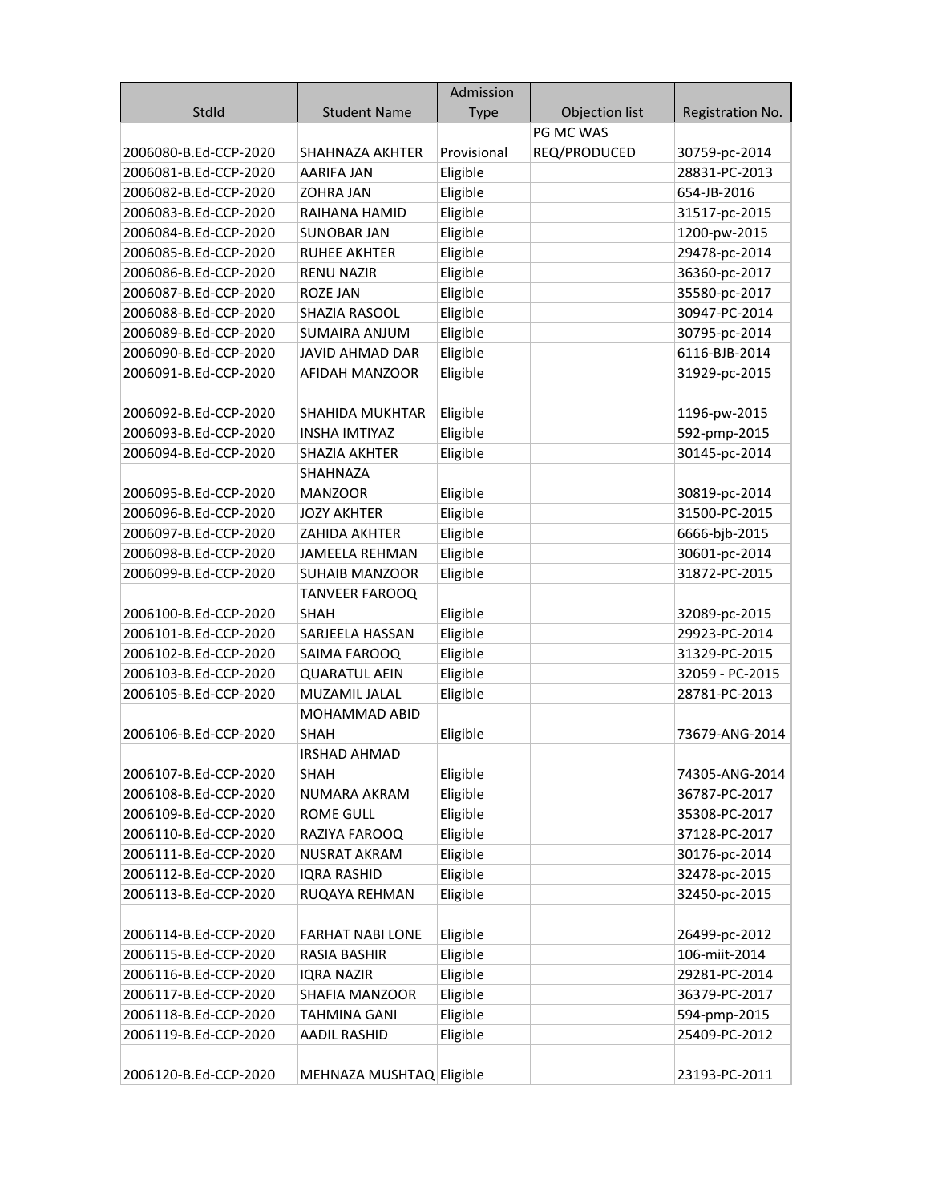| StdId | Student Name | Admission Type | Objection list | Registration No. |
|---|---|---|---|---|
| 2006080-B.Ed-CCP-2020 | SHAHNAZA AKHTER | Provisional | PG MC WAS REQ/PRODUCED | 30759-pc-2014 |
| 2006081-B.Ed-CCP-2020 | AARIFA JAN | Eligible | | 28831-PC-2013 |
| 2006082-B.Ed-CCP-2020 | ZOHRA JAN | Eligible | | 654-JB-2016 |
| 2006083-B.Ed-CCP-2020 | RAIHANA HAMID | Eligible | | 31517-pc-2015 |
| 2006084-B.Ed-CCP-2020 | SUNOBAR JAN | Eligible | | 1200-pw-2015 |
| 2006085-B.Ed-CCP-2020 | RUHEE AKHTER | Eligible | | 29478-pc-2014 |
| 2006086-B.Ed-CCP-2020 | RENU NAZIR | Eligible | | 36360-pc-2017 |
| 2006087-B.Ed-CCP-2020 | ROZE JAN | Eligible | | 35580-pc-2017 |
| 2006088-B.Ed-CCP-2020 | SHAZIA RASOOL | Eligible | | 30947-PC-2014 |
| 2006089-B.Ed-CCP-2020 | SUMAIRA ANJUM | Eligible | | 30795-pc-2014 |
| 2006090-B.Ed-CCP-2020 | JAVID AHMAD DAR | Eligible | | 6116-BJB-2014 |
| 2006091-B.Ed-CCP-2020 | AFIDAH MANZOOR | Eligible | | 31929-pc-2015 |
| 2006092-B.Ed-CCP-2020 | SHAHIDA MUKHTAR | Eligible | | 1196-pw-2015 |
| 2006093-B.Ed-CCP-2020 | INSHA IMTIYAZ | Eligible | | 592-pmp-2015 |
| 2006094-B.Ed-CCP-2020 | SHAZIA AKHTER | Eligible | | 30145-pc-2014 |
| 2006095-B.Ed-CCP-2020 | SHAHNAZA MANZOOR | Eligible | | 30819-pc-2014 |
| 2006096-B.Ed-CCP-2020 | JOZY AKHTER | Eligible | | 31500-PC-2015 |
| 2006097-B.Ed-CCP-2020 | ZAHIDA AKHTER | Eligible | | 6666-bjb-2015 |
| 2006098-B.Ed-CCP-2020 | JAMEELA REHMAN | Eligible | | 30601-pc-2014 |
| 2006099-B.Ed-CCP-2020 | SUHAIB MANZOOR | Eligible | | 31872-PC-2015 |
| 2006100-B.Ed-CCP-2020 | TANVEER FAROOQ SHAH | Eligible | | 32089-pc-2015 |
| 2006101-B.Ed-CCP-2020 | SARJEELA HASSAN | Eligible | | 29923-PC-2014 |
| 2006102-B.Ed-CCP-2020 | SAIMA FAROOQ | Eligible | | 31329-PC-2015 |
| 2006103-B.Ed-CCP-2020 | QUARATUL AEIN | Eligible | | 32059 - PC-2015 |
| 2006105-B.Ed-CCP-2020 | MUZAMIL JALAL | Eligible | | 28781-PC-2013 |
| 2006106-B.Ed-CCP-2020 | MOHAMMAD ABID SHAH | Eligible | | 73679-ANG-2014 |
| 2006107-B.Ed-CCP-2020 | IRSHAD AHMAD SHAH | Eligible | | 74305-ANG-2014 |
| 2006108-B.Ed-CCP-2020 | NUMARA AKRAM | Eligible | | 36787-PC-2017 |
| 2006109-B.Ed-CCP-2020 | ROME GULL | Eligible | | 35308-PC-2017 |
| 2006110-B.Ed-CCP-2020 | RAZIYA FAROOQ | Eligible | | 37128-PC-2017 |
| 2006111-B.Ed-CCP-2020 | NUSRAT AKRAM | Eligible | | 30176-pc-2014 |
| 2006112-B.Ed-CCP-2020 | IQRA RASHID | Eligible | | 32478-pc-2015 |
| 2006113-B.Ed-CCP-2020 | RUQAYA REHMAN | Eligible | | 32450-pc-2015 |
| 2006114-B.Ed-CCP-2020 | FARHAT NABI LONE | Eligible | | 26499-pc-2012 |
| 2006115-B.Ed-CCP-2020 | RASIA BASHIR | Eligible | | 106-miit-2014 |
| 2006116-B.Ed-CCP-2020 | IQRA NAZIR | Eligible | | 29281-PC-2014 |
| 2006117-B.Ed-CCP-2020 | SHAFIA MANZOOR | Eligible | | 36379-PC-2017 |
| 2006118-B.Ed-CCP-2020 | TAHMINA GANI | Eligible | | 594-pmp-2015 |
| 2006119-B.Ed-CCP-2020 | AADIL RASHID | Eligible | | 25409-PC-2012 |
| 2006120-B.Ed-CCP-2020 | MEHNAZA MUSHTAQ | Eligible | | 23193-PC-2011 |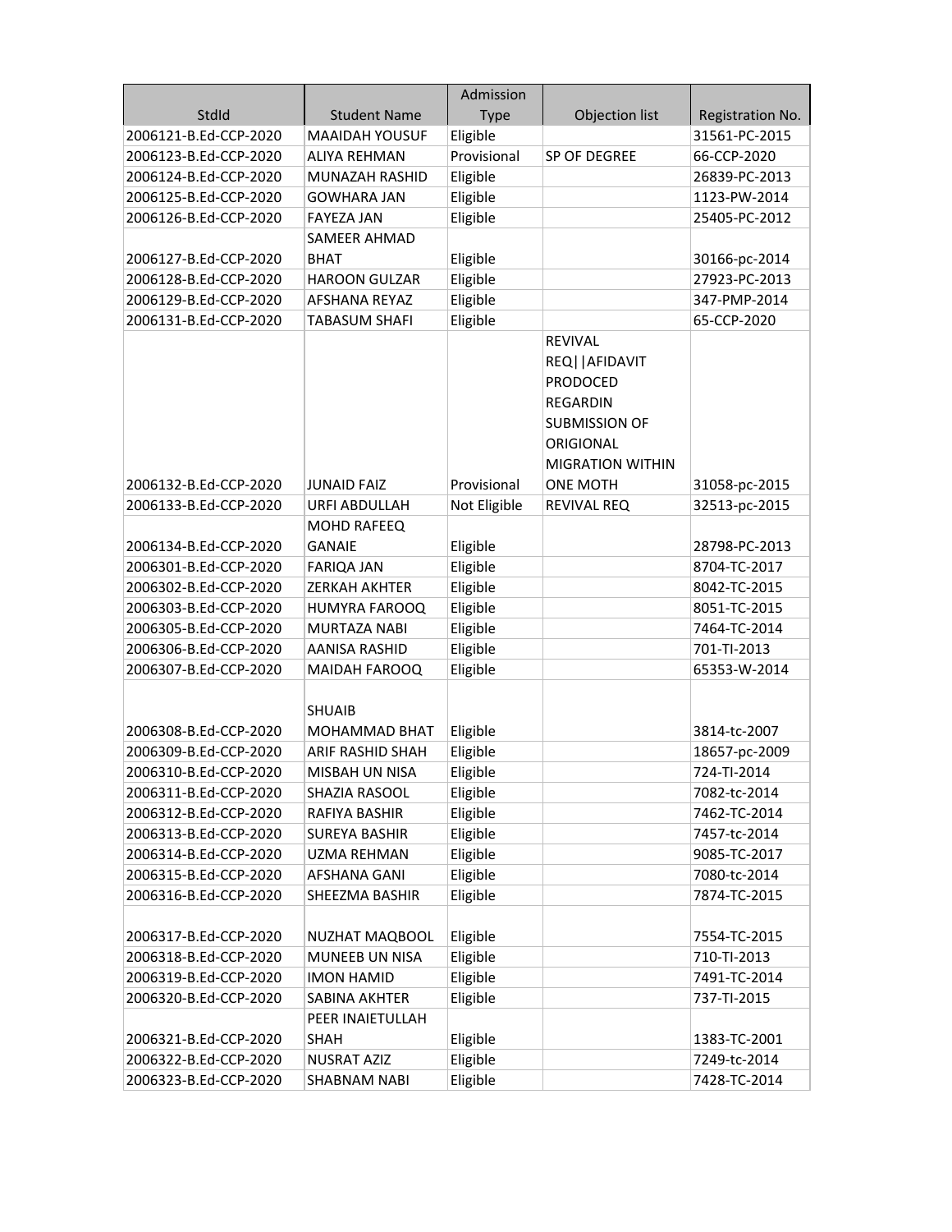| StdId | Student Name | Admission Type | Objection list | Registration No. |
| --- | --- | --- | --- | --- |
| 2006121-B.Ed-CCP-2020 | MAAIDAH YOUSUF | Eligible | | 31561-PC-2015 |
| 2006123-B.Ed-CCP-2020 | ALIYA REHMAN | Provisional | SP OF DEGREE | 66-CCP-2020 |
| 2006124-B.Ed-CCP-2020 | MUNAZAH RASHID | Eligible | | 26839-PC-2013 |
| 2006125-B.Ed-CCP-2020 | GOWHARA JAN | Eligible | | 1123-PW-2014 |
| 2006126-B.Ed-CCP-2020 | FAYEZA JAN | Eligible | | 25405-PC-2012 |
| 2006127-B.Ed-CCP-2020 | SAMEER AHMAD BHAT | Eligible | | 30166-pc-2014 |
| 2006128-B.Ed-CCP-2020 | HAROON GULZAR | Eligible | | 27923-PC-2013 |
| 2006129-B.Ed-CCP-2020 | AFSHANA REYAZ | Eligible | | 347-PMP-2014 |
| 2006131-B.Ed-CCP-2020 | TABASUM SHAFI | Eligible | | 65-CCP-2020 |
| 2006132-B.Ed-CCP-2020 | JUNAID FAIZ | Provisional | REVIVAL REQ\|\|AFIDAVIT PRODOCED REGARDIN SUBMISSION OF ORIGIONAL MIGRATION WITHIN ONE MOTH | 31058-pc-2015 |
| 2006133-B.Ed-CCP-2020 | URFI ABDULLAH | Not Eligible | REVIVAL REQ | 32513-pc-2015 |
| 2006134-B.Ed-CCP-2020 | MOHD RAFEEQ GANAIE | Eligible | | 28798-PC-2013 |
| 2006301-B.Ed-CCP-2020 | FARIQA JAN | Eligible | | 8704-TC-2017 |
| 2006302-B.Ed-CCP-2020 | ZERKAH AKHTER | Eligible | | 8042-TC-2015 |
| 2006303-B.Ed-CCP-2020 | HUMYRA FAROOQ | Eligible | | 8051-TC-2015 |
| 2006305-B.Ed-CCP-2020 | MURTAZA NABI | Eligible | | 7464-TC-2014 |
| 2006306-B.Ed-CCP-2020 | AANISA RASHID | Eligible | | 701-TI-2013 |
| 2006307-B.Ed-CCP-2020 | MAIDAH FAROOQ | Eligible | | 65353-W-2014 |
| 2006308-B.Ed-CCP-2020 | SHUAIB MOHAMMAD BHAT | Eligible | | 3814-tc-2007 |
| 2006309-B.Ed-CCP-2020 | ARIF RASHID SHAH | Eligible | | 18657-pc-2009 |
| 2006310-B.Ed-CCP-2020 | MISBAH UN NISA | Eligible | | 724-TI-2014 |
| 2006311-B.Ed-CCP-2020 | SHAZIA RASOOL | Eligible | | 7082-tc-2014 |
| 2006312-B.Ed-CCP-2020 | RAFIYA BASHIR | Eligible | | 7462-TC-2014 |
| 2006313-B.Ed-CCP-2020 | SUREYA BASHIR | Eligible | | 7457-tc-2014 |
| 2006314-B.Ed-CCP-2020 | UZMA REHMAN | Eligible | | 9085-TC-2017 |
| 2006315-B.Ed-CCP-2020 | AFSHANA GANI | Eligible | | 7080-tc-2014 |
| 2006316-B.Ed-CCP-2020 | SHEEZMA BASHIR | Eligible | | 7874-TC-2015 |
| 2006317-B.Ed-CCP-2020 | NUZHAT MAQBOOL | Eligible | | 7554-TC-2015 |
| 2006318-B.Ed-CCP-2020 | MUNEEB UN NISA | Eligible | | 710-TI-2013 |
| 2006319-B.Ed-CCP-2020 | IMON HAMID | Eligible | | 7491-TC-2014 |
| 2006320-B.Ed-CCP-2020 | SABINA AKHTER | Eligible | | 737-TI-2015 |
| 2006321-B.Ed-CCP-2020 | PEER INAIETULLAH SHAH | Eligible | | 1383-TC-2001 |
| 2006322-B.Ed-CCP-2020 | NUSRAT AZIZ | Eligible | | 7249-tc-2014 |
| 2006323-B.Ed-CCP-2020 | SHABNAM NABI | Eligible | | 7428-TC-2014 |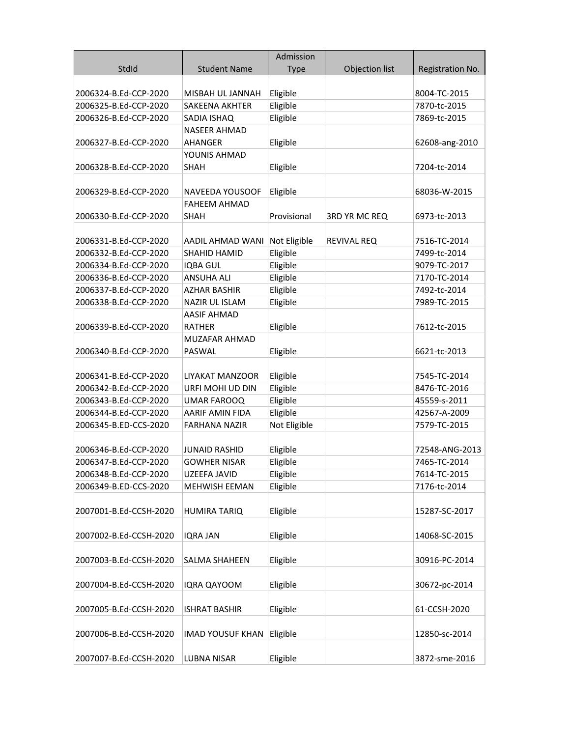| StdId | Student Name | Admission Type | Objection list | Registration No. |
|---|---|---|---|---|
| 2006324-B.Ed-CCP-2020 | MISBAH UL JANNAH | Eligible | | 8004-TC-2015 |
| 2006325-B.Ed-CCP-2020 | SAKEENA AKHTER | Eligible | | 7870-tc-2015 |
| 2006326-B.Ed-CCP-2020 | SADIA ISHAQ | Eligible | | 7869-tc-2015 |
| 2006327-B.Ed-CCP-2020 | NASEER AHMAD AHANGER | Eligible | | 62608-ang-2010 |
| 2006328-B.Ed-CCP-2020 | YOUNIS AHMAD SHAH | Eligible | | 7204-tc-2014 |
| 2006329-B.Ed-CCP-2020 | NAVEEDA YOUSOOF | Eligible | | 68036-W-2015 |
| 2006330-B.Ed-CCP-2020 | FAHEEM AHMAD SHAH | Provisional | 3RD YR MC REQ | 6973-tc-2013 |
| 2006331-B.Ed-CCP-2020 | AADIL AHMAD WANI | Not Eligible | REVIVAL REQ | 7516-TC-2014 |
| 2006332-B.Ed-CCP-2020 | SHAHID HAMID | Eligible | | 7499-tc-2014 |
| 2006334-B.Ed-CCP-2020 | IQBA GUL | Eligible | | 9079-TC-2017 |
| 2006336-B.Ed-CCP-2020 | ANSUHA ALI | Eligible | | 7170-TC-2014 |
| 2006337-B.Ed-CCP-2020 | AZHAR BASHIR | Eligible | | 7492-tc-2014 |
| 2006338-B.Ed-CCP-2020 | NAZIR UL ISLAM | Eligible | | 7989-TC-2015 |
| 2006339-B.Ed-CCP-2020 | AASIF AHMAD RATHER | Eligible | | 7612-tc-2015 |
| 2006340-B.Ed-CCP-2020 | MUZAFAR AHMAD PASWAL | Eligible | | 6621-tc-2013 |
| 2006341-B.Ed-CCP-2020 | LIYAKAT MANZOOR | Eligible | | 7545-TC-2014 |
| 2006342-B.Ed-CCP-2020 | URFI MOHI UD DIN | Eligible | | 8476-TC-2016 |
| 2006343-B.Ed-CCP-2020 | UMAR FAROOQ | Eligible | | 45559-s-2011 |
| 2006344-B.Ed-CCP-2020 | AARIF AMIN FIDA | Eligible | | 42567-A-2009 |
| 2006345-B.ED-CCS-2020 | FARHANA NAZIR | Not Eligible | | 7579-TC-2015 |
| 2006346-B.Ed-CCP-2020 | JUNAID RASHID | Eligible | | 72548-ANG-2013 |
| 2006347-B.Ed-CCP-2020 | GOWHER NISAR | Eligible | | 7465-TC-2014 |
| 2006348-B.Ed-CCP-2020 | UZEEFA JAVID | Eligible | | 7614-TC-2015 |
| 2006349-B.ED-CCS-2020 | MEHWISH EEMAN | Eligible | | 7176-tc-2014 |
| 2007001-B.Ed-CCSH-2020 | HUMIRA TARIQ | Eligible | | 15287-SC-2017 |
| 2007002-B.Ed-CCSH-2020 | IQRA JAN | Eligible | | 14068-SC-2015 |
| 2007003-B.Ed-CCSH-2020 | SALMA SHAHEEN | Eligible | | 30916-PC-2014 |
| 2007004-B.Ed-CCSH-2020 | IQRA QAYOOM | Eligible | | 30672-pc-2014 |
| 2007005-B.Ed-CCSH-2020 | ISHRAT BASHIR | Eligible | | 61-CCSH-2020 |
| 2007006-B.Ed-CCSH-2020 | IMAD YOUSUF KHAN | Eligible | | 12850-sc-2014 |
| 2007007-B.Ed-CCSH-2020 | LUBNA NISAR | Eligible | | 3872-sme-2016 |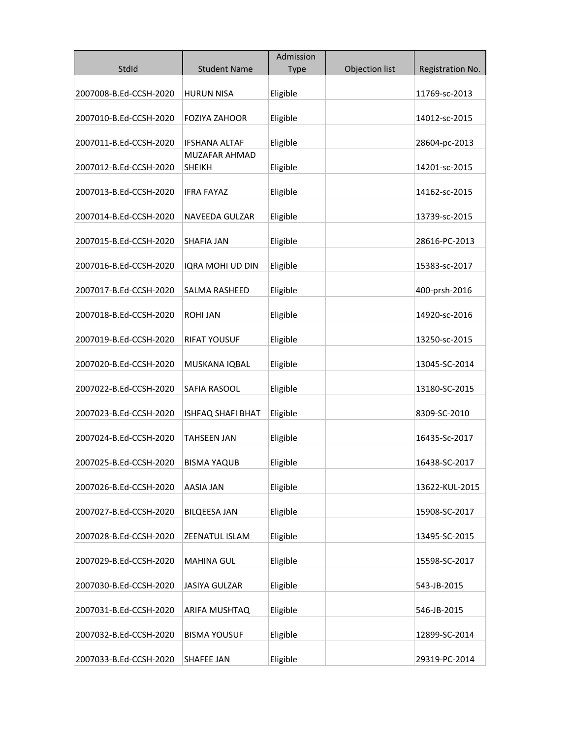| StdId | Student Name | Admission Type | Objection list | Registration No. |
|---|---|---|---|---|
| 2007008-B.Ed-CCSH-2020 | HURUN NISA | Eligible | | 11769-sc-2013 |
| 2007010-B.Ed-CCSH-2020 | FOZIYA ZAHOOR | Eligible | | 14012-sc-2015 |
| 2007011-B.Ed-CCSH-2020 | IFSHANA ALTAF | Eligible | | 28604-pc-2013 |
| 2007012-B.Ed-CCSH-2020 | MUZAFAR AHMAD SHEIKH | Eligible | | 14201-sc-2015 |
| 2007013-B.Ed-CCSH-2020 | IFRA FAYAZ | Eligible | | 14162-sc-2015 |
| 2007014-B.Ed-CCSH-2020 | NAVEEDA GULZAR | Eligible | | 13739-sc-2015 |
| 2007015-B.Ed-CCSH-2020 | SHAFIA JAN | Eligible | | 28616-PC-2013 |
| 2007016-B.Ed-CCSH-2020 | IQRA MOHI UD DIN | Eligible | | 15383-sc-2017 |
| 2007017-B.Ed-CCSH-2020 | SALMA RASHEED | Eligible | | 400-prsh-2016 |
| 2007018-B.Ed-CCSH-2020 | ROHI JAN | Eligible | | 14920-sc-2016 |
| 2007019-B.Ed-CCSH-2020 | RIFAT YOUSUF | Eligible | | 13250-sc-2015 |
| 2007020-B.Ed-CCSH-2020 | MUSKANA IQBAL | Eligible | | 13045-SC-2014 |
| 2007022-B.Ed-CCSH-2020 | SAFIA RASOOL | Eligible | | 13180-SC-2015 |
| 2007023-B.Ed-CCSH-2020 | ISHFAQ SHAFI BHAT | Eligible | | 8309-SC-2010 |
| 2007024-B.Ed-CCSH-2020 | TAHSEEN JAN | Eligible | | 16435-Sc-2017 |
| 2007025-B.Ed-CCSH-2020 | BISMA YAQUB | Eligible | | 16438-SC-2017 |
| 2007026-B.Ed-CCSH-2020 | AASIA JAN | Eligible | | 13622-KUL-2015 |
| 2007027-B.Ed-CCSH-2020 | BILQEESA JAN | Eligible | | 15908-SC-2017 |
| 2007028-B.Ed-CCSH-2020 | ZEENATUL ISLAM | Eligible | | 13495-SC-2015 |
| 2007029-B.Ed-CCSH-2020 | MAHINA GUL | Eligible | | 15598-SC-2017 |
| 2007030-B.Ed-CCSH-2020 | JASIYA GULZAR | Eligible | | 543-JB-2015 |
| 2007031-B.Ed-CCSH-2020 | ARIFA MUSHTAQ | Eligible | | 546-JB-2015 |
| 2007032-B.Ed-CCSH-2020 | BISMA YOUSUF | Eligible | | 12899-SC-2014 |
| 2007033-B.Ed-CCSH-2020 | SHAFEE JAN | Eligible | | 29319-PC-2014 |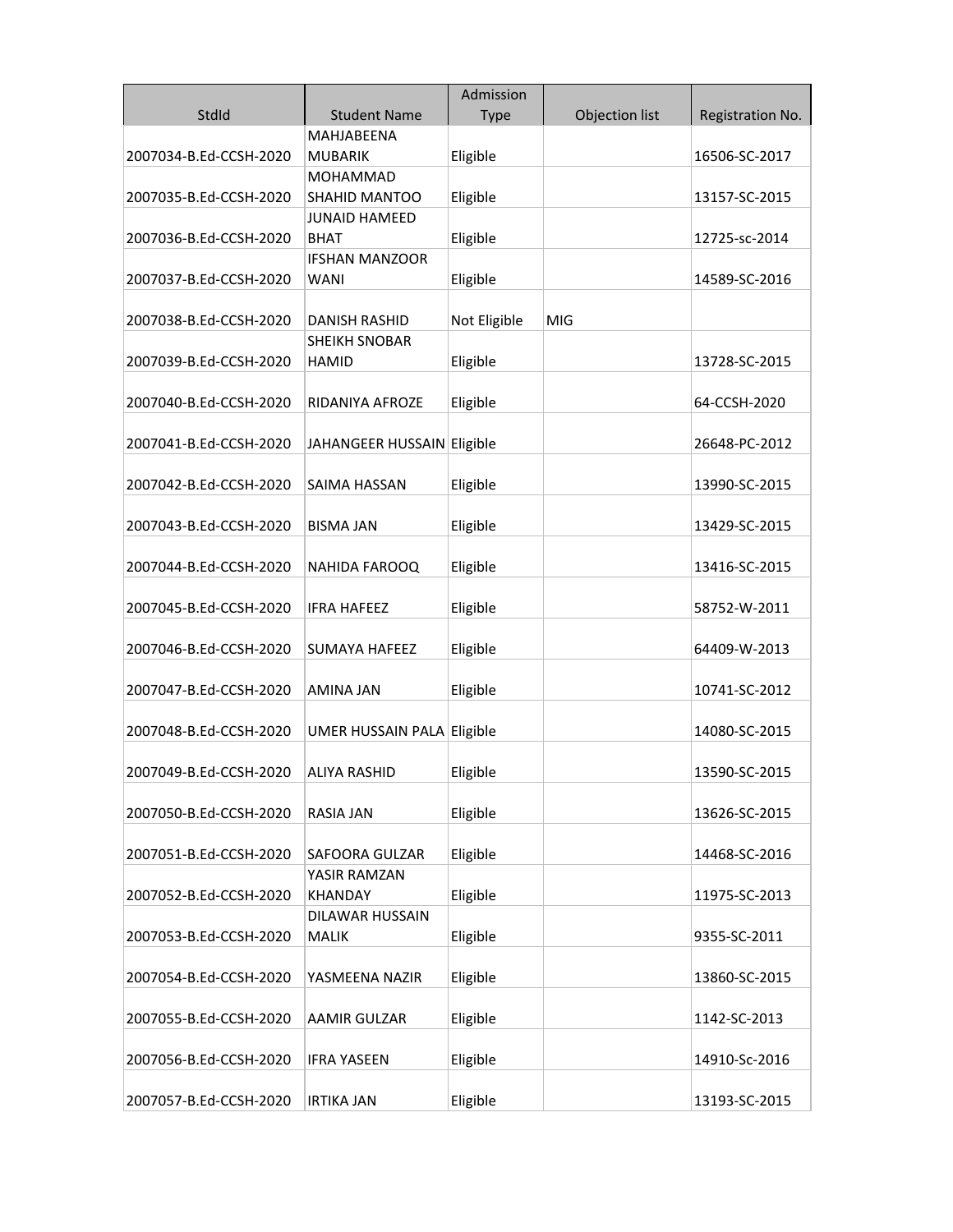| StdId | Student Name | Admission Type | Objection list | Registration No. |
|---|---|---|---|---|
| 2007034-B.Ed-CCSH-2020 | MAHJABEENA MUBARIK | Eligible | | 16506-SC-2017 |
| 2007035-B.Ed-CCSH-2020 | MOHAMMAD SHAHID MANTOO | Eligible | | 13157-SC-2015 |
| 2007036-B.Ed-CCSH-2020 | JUNAID HAMEED BHAT | Eligible | | 12725-sc-2014 |
| 2007037-B.Ed-CCSH-2020 | IFSHAN MANZOOR WANI | Eligible | | 14589-SC-2016 |
| 2007038-B.Ed-CCSH-2020 | DANISH RASHID | Not Eligible | MIG | |
| 2007039-B.Ed-CCSH-2020 | SHEIKH SNOBAR HAMID | Eligible | | 13728-SC-2015 |
| 2007040-B.Ed-CCSH-2020 | RIDANIYA AFROZE | Eligible | | 64-CCSH-2020 |
| 2007041-B.Ed-CCSH-2020 | JAHANGEER HUSSAIN | Eligible | | 26648-PC-2012 |
| 2007042-B.Ed-CCSH-2020 | SAIMA HASSAN | Eligible | | 13990-SC-2015 |
| 2007043-B.Ed-CCSH-2020 | BISMA JAN | Eligible | | 13429-SC-2015 |
| 2007044-B.Ed-CCSH-2020 | NAHIDA FAROOQ | Eligible | | 13416-SC-2015 |
| 2007045-B.Ed-CCSH-2020 | IFRA HAFEEZ | Eligible | | 58752-W-2011 |
| 2007046-B.Ed-CCSH-2020 | SUMAYA HAFEEZ | Eligible | | 64409-W-2013 |
| 2007047-B.Ed-CCSH-2020 | AMINA JAN | Eligible | | 10741-SC-2012 |
| 2007048-B.Ed-CCSH-2020 | UMER HUSSAIN PALA | Eligible | | 14080-SC-2015 |
| 2007049-B.Ed-CCSH-2020 | ALIYA RASHID | Eligible | | 13590-SC-2015 |
| 2007050-B.Ed-CCSH-2020 | RASIA JAN | Eligible | | 13626-SC-2015 |
| 2007051-B.Ed-CCSH-2020 | SAFOORA GULZAR | Eligible | | 14468-SC-2016 |
| 2007052-B.Ed-CCSH-2020 | YASIR RAMZAN KHANDAY | Eligible | | 11975-SC-2013 |
| 2007053-B.Ed-CCSH-2020 | DILAWAR HUSSAIN MALIK | Eligible | | 9355-SC-2011 |
| 2007054-B.Ed-CCSH-2020 | YASMEENA NAZIR | Eligible | | 13860-SC-2015 |
| 2007055-B.Ed-CCSH-2020 | AAMIR GULZAR | Eligible | | 1142-SC-2013 |
| 2007056-B.Ed-CCSH-2020 | IFRA YASEEN | Eligible | | 14910-Sc-2016 |
| 2007057-B.Ed-CCSH-2020 | IRTIKA JAN | Eligible | | 13193-SC-2015 |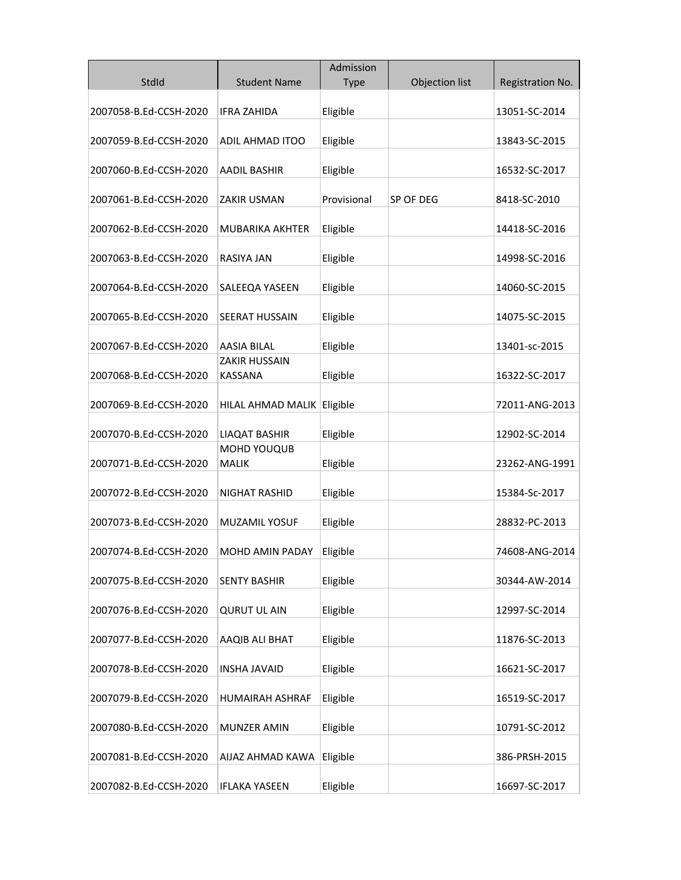| StdId | Student Name | Admission Type | Objection list | Registration No. |
| --- | --- | --- | --- | --- |
| 2007058-B.Ed-CCSH-2020 | IFRA ZAHIDA | Eligible | | 13051-SC-2014 |
| 2007059-B.Ed-CCSH-2020 | ADIL AHMAD ITOO | Eligible | | 13843-SC-2015 |
| 2007060-B.Ed-CCSH-2020 | AADIL BASHIR | Eligible | | 16532-SC-2017 |
| 2007061-B.Ed-CCSH-2020 | ZAKIR USMAN | Provisional | SP OF DEG | 8418-SC-2010 |
| 2007062-B.Ed-CCSH-2020 | MUBARIKA AKHTER | Eligible | | 14418-SC-2016 |
| 2007063-B.Ed-CCSH-2020 | RASIYA JAN | Eligible | | 14998-SC-2016 |
| 2007064-B.Ed-CCSH-2020 | SALEEQA YASEEN | Eligible | | 14060-SC-2015 |
| 2007065-B.Ed-CCSH-2020 | SEERAT HUSSAIN | Eligible | | 14075-SC-2015 |
| 2007067-B.Ed-CCSH-2020 | AASIA BILAL | Eligible | | 13401-sc-2015 |
| 2007068-B.Ed-CCSH-2020 | ZAKIR HUSSAIN KASSANA | Eligible | | 16322-SC-2017 |
| 2007069-B.Ed-CCSH-2020 | HILAL AHMAD MALIK | Eligible | | 72011-ANG-2013 |
| 2007070-B.Ed-CCSH-2020 | LIAQAT BASHIR | Eligible | | 12902-SC-2014 |
| 2007071-B.Ed-CCSH-2020 | MOHD YOUQUB MALIK | Eligible | | 23262-ANG-1991 |
| 2007072-B.Ed-CCSH-2020 | NIGHAT RASHID | Eligible | | 15384-Sc-2017 |
| 2007073-B.Ed-CCSH-2020 | MUZAMIL YOSUF | Eligible | | 28832-PC-2013 |
| 2007074-B.Ed-CCSH-2020 | MOHD AMIN PADAY | Eligible | | 74608-ANG-2014 |
| 2007075-B.Ed-CCSH-2020 | SENTY BASHIR | Eligible | | 30344-AW-2014 |
| 2007076-B.Ed-CCSH-2020 | QURUT UL AIN | Eligible | | 12997-SC-2014 |
| 2007077-B.Ed-CCSH-2020 | AAQIB ALI BHAT | Eligible | | 11876-SC-2013 |
| 2007078-B.Ed-CCSH-2020 | INSHA JAVAID | Eligible | | 16621-SC-2017 |
| 2007079-B.Ed-CCSH-2020 | HUMAIRAH ASHRAF | Eligible | | 16519-SC-2017 |
| 2007080-B.Ed-CCSH-2020 | MUNZER AMIN | Eligible | | 10791-SC-2012 |
| 2007081-B.Ed-CCSH-2020 | AIJAZ AHMAD KAWA | Eligible | | 386-PRSH-2015 |
| 2007082-B.Ed-CCSH-2020 | IFLAKA YASEEN | Eligible | | 16697-SC-2017 |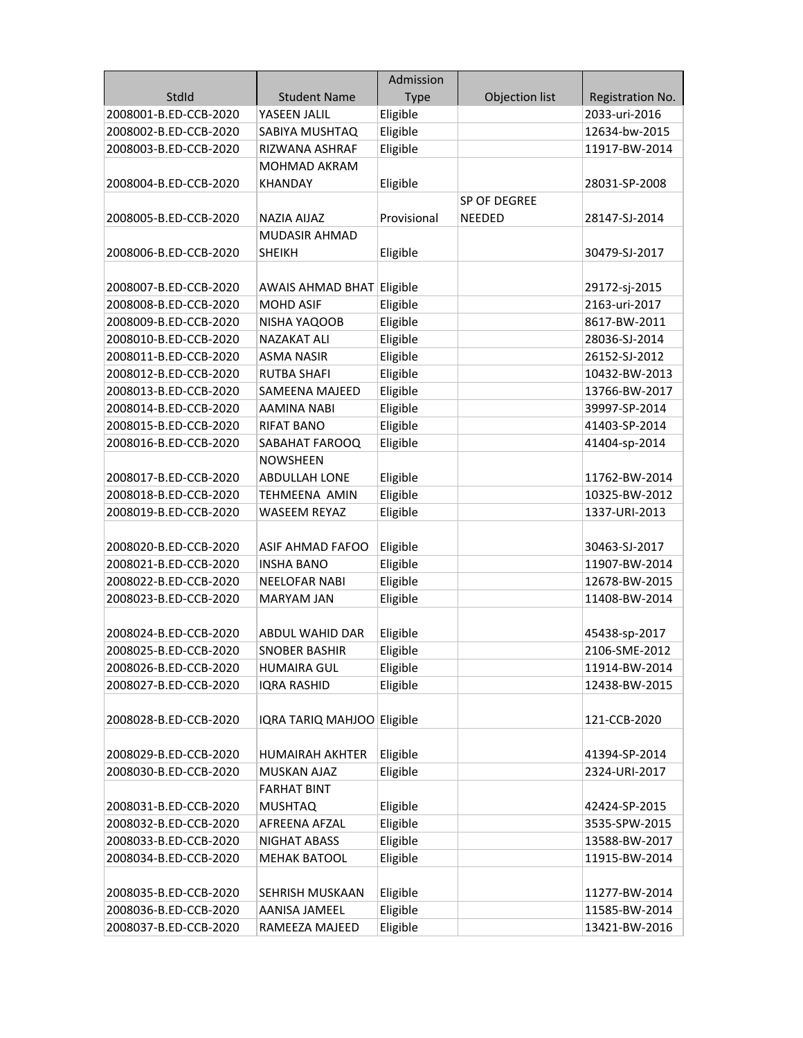| StdId | Student Name | Admission Type | Objection list | Registration No. |
|---|---|---|---|---|
| 2008001-B.ED-CCB-2020 | YASEEN JALIL | Eligible | | 2033-uri-2016 |
| 2008002-B.ED-CCB-2020 | SABIYA MUSHTAQ | Eligible | | 12634-bw-2015 |
| 2008003-B.ED-CCB-2020 | RIZWANA ASHRAF | Eligible | | 11917-BW-2014 |
| 2008004-B.ED-CCB-2020 | MOHMAD AKRAM KHANDAY | Eligible | | 28031-SP-2008 |
| 2008005-B.ED-CCB-2020 | NAZIA AIJAZ | Provisional | SP OF DEGREE NEEDED | 28147-SJ-2014 |
| 2008006-B.ED-CCB-2020 | MUDASIR AHMAD SHEIKH | Eligible | | 30479-SJ-2017 |
| 2008007-B.ED-CCB-2020 | AWAIS AHMAD BHAT | Eligible | | 29172-sj-2015 |
| 2008008-B.ED-CCB-2020 | MOHD ASIF | Eligible | | 2163-uri-2017 |
| 2008009-B.ED-CCB-2020 | NISHA YAQOOB | Eligible | | 8617-BW-2011 |
| 2008010-B.ED-CCB-2020 | NAZAKAT ALI | Eligible | | 28036-SJ-2014 |
| 2008011-B.ED-CCB-2020 | ASMA NASIR | Eligible | | 26152-SJ-2012 |
| 2008012-B.ED-CCB-2020 | RUTBA SHAFI | Eligible | | 10432-BW-2013 |
| 2008013-B.ED-CCB-2020 | SAMEENA MAJEED | Eligible | | 13766-BW-2017 |
| 2008014-B.ED-CCB-2020 | AAMINA NABI | Eligible | | 39997-SP-2014 |
| 2008015-B.ED-CCB-2020 | RIFAT BANO | Eligible | | 41403-SP-2014 |
| 2008016-B.ED-CCB-2020 | SABAHAT FAROOQ | Eligible | | 41404-sp-2014 |
| 2008017-B.ED-CCB-2020 | NOWSHEEN ABDULLAH LONE | Eligible | | 11762-BW-2014 |
| 2008018-B.ED-CCB-2020 | TEHMEENA AMIN | Eligible | | 10325-BW-2012 |
| 2008019-B.ED-CCB-2020 | WASEEM REYAZ | Eligible | | 1337-URI-2013 |
| 2008020-B.ED-CCB-2020 | ASIF AHMAD FAFOO | Eligible | | 30463-SJ-2017 |
| 2008021-B.ED-CCB-2020 | INSHA BANO | Eligible | | 11907-BW-2014 |
| 2008022-B.ED-CCB-2020 | NEELOFAR NABI | Eligible | | 12678-BW-2015 |
| 2008023-B.ED-CCB-2020 | MARYAM JAN | Eligible | | 11408-BW-2014 |
| 2008024-B.ED-CCB-2020 | ABDUL WAHID DAR | Eligible | | 45438-sp-2017 |
| 2008025-B.ED-CCB-2020 | SNOBER BASHIR | Eligible | | 2106-SME-2012 |
| 2008026-B.ED-CCB-2020 | HUMAIRA GUL | Eligible | | 11914-BW-2014 |
| 2008027-B.ED-CCB-2020 | IQRA RASHID | Eligible | | 12438-BW-2015 |
| 2008028-B.ED-CCB-2020 | IQRA TARIQ MAHJOO | Eligible | | 121-CCB-2020 |
| 2008029-B.ED-CCB-2020 | HUMAIRAH AKHTER | Eligible | | 41394-SP-2014 |
| 2008030-B.ED-CCB-2020 | MUSKAN AJAZ | Eligible | | 2324-URI-2017 |
| 2008031-B.ED-CCB-2020 | FARHAT BINT MUSHTAQ | Eligible | | 42424-SP-2015 |
| 2008032-B.ED-CCB-2020 | AFREENA AFZAL | Eligible | | 3535-SPW-2015 |
| 2008033-B.ED-CCB-2020 | NIGHAT ABASS | Eligible | | 13588-BW-2017 |
| 2008034-B.ED-CCB-2020 | MEHAK BATOOL | Eligible | | 11915-BW-2014 |
| 2008035-B.ED-CCB-2020 | SEHRISH MUSKAAN | Eligible | | 11277-BW-2014 |
| 2008036-B.ED-CCB-2020 | AANISA JAMEEL | Eligible | | 11585-BW-2014 |
| 2008037-B.ED-CCB-2020 | RAMEEZA MAJEED | Eligible | | 13421-BW-2016 |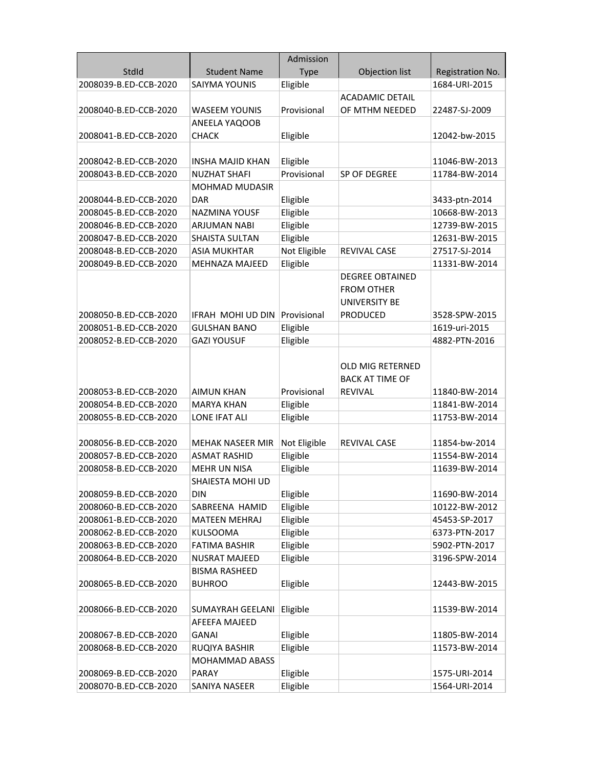| StdId | Student Name | Admission Type | Objection list | Registration No. |
|---|---|---|---|---|
| 2008039-B.ED-CCB-2020 | SAIYMA YOUNIS | Eligible | | 1684-URI-2015 |
| 2008040-B.ED-CCB-2020 | WASEEM YOUNIS | Provisional | ACADAMIC DETAIL OF MTHM NEEDED | 22487-SJ-2009 |
| 2008041-B.ED-CCB-2020 | ANEELA YAQOOB CHACK | Eligible | | 12042-bw-2015 |
| 2008042-B.ED-CCB-2020 | INSHA MAJID KHAN | Eligible | | 11046-BW-2013 |
| 2008043-B.ED-CCB-2020 | NUZHAT SHAFI | Provisional | SP OF DEGREE | 11784-BW-2014 |
| 2008044-B.ED-CCB-2020 | MOHMAD MUDASIR DAR | Eligible | | 3433-ptn-2014 |
| 2008045-B.ED-CCB-2020 | NAZMINA YOUSF | Eligible | | 10668-BW-2013 |
| 2008046-B.ED-CCB-2020 | ARJUMAN NABI | Eligible | | 12739-BW-2015 |
| 2008047-B.ED-CCB-2020 | SHAISTA SULTAN | Eligible | | 12631-BW-2015 |
| 2008048-B.ED-CCB-2020 | ASIA MUKHTAR | Not Eligible | REVIVAL CASE | 27517-SJ-2014 |
| 2008049-B.ED-CCB-2020 | MEHNAZA MAJEED | Eligible | | 11331-BW-2014 |
| 2008050-B.ED-CCB-2020 | IFRAH MOHI UD DIN | Provisional | DEGREE OBTAINED FROM OTHER UNIVERSITY BE PRODUCED | 3528-SPW-2015 |
| 2008051-B.ED-CCB-2020 | GULSHAN BANO | Eligible | | 1619-uri-2015 |
| 2008052-B.ED-CCB-2020 | GAZI YOUSUF | Eligible | | 4882-PTN-2016 |
| 2008053-B.ED-CCB-2020 | AIMUN KHAN | Provisional | OLD MIG RETERNED BACK AT TIME OF REVIVAL | 11840-BW-2014 |
| 2008054-B.ED-CCB-2020 | MARYA KHAN | Eligible | | 11841-BW-2014 |
| 2008055-B.ED-CCB-2020 | LONE IFAT ALI | Eligible | | 11753-BW-2014 |
| 2008056-B.ED-CCB-2020 | MEHAK NASEER MIR | Not Eligible | REVIVAL CASE | 11854-bw-2014 |
| 2008057-B.ED-CCB-2020 | ASMAT RASHID | Eligible | | 11554-BW-2014 |
| 2008058-B.ED-CCB-2020 | MEHR UN NISA | Eligible | | 11639-BW-2014 |
| 2008059-B.ED-CCB-2020 | SHAIESTA MOHI UD DIN | Eligible | | 11690-BW-2014 |
| 2008060-B.ED-CCB-2020 | SABREENA HAMID | Eligible | | 10122-BW-2012 |
| 2008061-B.ED-CCB-2020 | MATEEN MEHRAJ | Eligible | | 45453-SP-2017 |
| 2008062-B.ED-CCB-2020 | KULSOOMA | Eligible | | 6373-PTN-2017 |
| 2008063-B.ED-CCB-2020 | FATIMA BASHIR | Eligible | | 5902-PTN-2017 |
| 2008064-B.ED-CCB-2020 | NUSRAT MAJEED | Eligible | | 3196-SPW-2014 |
| 2008065-B.ED-CCB-2020 | BISMA RASHEED BUHROO | Eligible | | 12443-BW-2015 |
| 2008066-B.ED-CCB-2020 | SUMAYRAH GEELANI | Eligible | | 11539-BW-2014 |
| 2008067-B.ED-CCB-2020 | AFEEFA MAJEED GANAI | Eligible | | 11805-BW-2014 |
| 2008068-B.ED-CCB-2020 | RUQIYA BASHIR | Eligible | | 11573-BW-2014 |
| 2008069-B.ED-CCB-2020 | MOHAMMAD ABASS PARAY | Eligible | | 1575-URI-2014 |
| 2008070-B.ED-CCB-2020 | SANIYA NASEER | Eligible | | 1564-URI-2014 |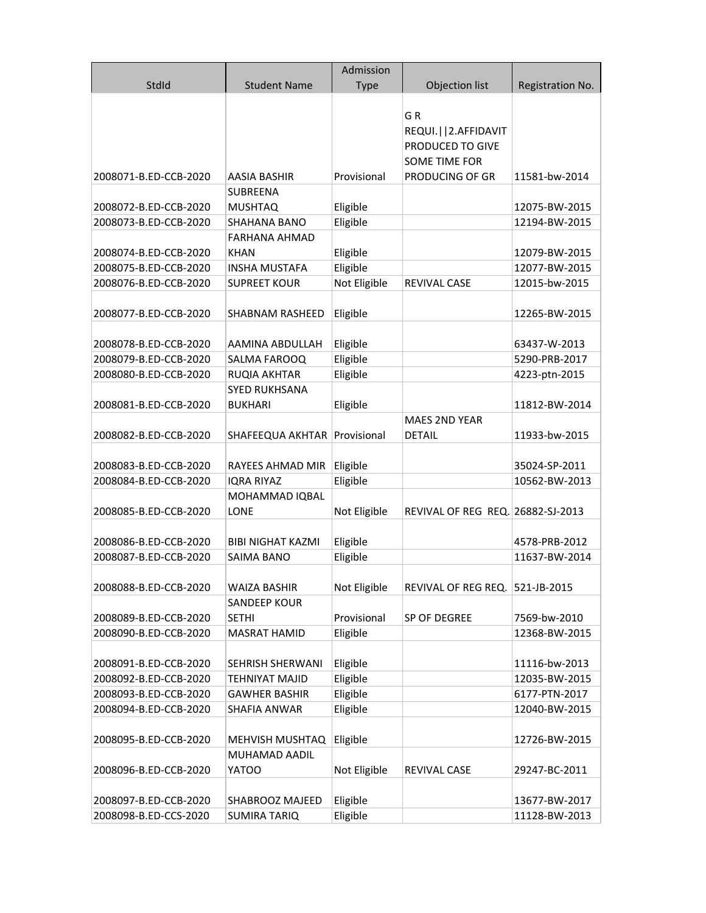| StdId | Student Name | Admission Type | Objection list | Registration No. |
| --- | --- | --- | --- | --- |
| 2008071-B.ED-CCB-2020 | AASIA BASHIR | Provisional | G R REQUI.\|\|2.AFFIDAVIT PRODUCED TO GIVE SOME TIME FOR PRODUCING OF GR | 11581-bw-2014 |
| 2008072-B.ED-CCB-2020 | SUBREENA MUSHTAQ | Eligible | | 12075-BW-2015 |
| 2008073-B.ED-CCB-2020 | SHAHANA BANO | Eligible | | 12194-BW-2015 |
| 2008074-B.ED-CCB-2020 | FARHANA AHMAD KHAN | Eligible | | 12079-BW-2015 |
| 2008075-B.ED-CCB-2020 | INSHA MUSTAFA | Eligible | | 12077-BW-2015 |
| 2008076-B.ED-CCB-2020 | SUPREET KOUR | Not Eligible | REVIVAL CASE | 12015-bw-2015 |
| 2008077-B.ED-CCB-2020 | SHABNAM RASHEED | Eligible | | 12265-BW-2015 |
| 2008078-B.ED-CCB-2020 | AAMINA ABDULLAH | Eligible | | 63437-W-2013 |
| 2008079-B.ED-CCB-2020 | SALMA FAROOQ | Eligible | | 5290-PRB-2017 |
| 2008080-B.ED-CCB-2020 | RUQIA AKHTAR | Eligible | | 4223-ptn-2015 |
| 2008081-B.ED-CCB-2020 | SYED RUKHSANA BUKHARI | Eligible | | 11812-BW-2014 |
| 2008082-B.ED-CCB-2020 | SHAFEEQUA AKHTAR | Provisional | MAES 2ND YEAR DETAIL | 11933-bw-2015 |
| 2008083-B.ED-CCB-2020 | RAYEES AHMAD MIR | Eligible | | 35024-SP-2011 |
| 2008084-B.ED-CCB-2020 | IQRA RIYAZ | Eligible | | 10562-BW-2013 |
| 2008085-B.ED-CCB-2020 | MOHAMMAD IQBAL LONE | Not Eligible | REVIVAL OF REG REQ. | 26882-SJ-2013 |
| 2008086-B.ED-CCB-2020 | BIBI NIGHAT KAZMI | Eligible | | 4578-PRB-2012 |
| 2008087-B.ED-CCB-2020 | SAIMA BANO | Eligible | | 11637-BW-2014 |
| 2008088-B.ED-CCB-2020 | WAIZA BASHIR | Not Eligible | REVIVAL OF REG REQ. | 521-JB-2015 |
| 2008089-B.ED-CCB-2020 | SANDEEP KOUR SETHI | Provisional | SP OF DEGREE | 7569-bw-2010 |
| 2008090-B.ED-CCB-2020 | MASRAT HAMID | Eligible | | 12368-BW-2015 |
| 2008091-B.ED-CCB-2020 | SEHRISH SHERWANI | Eligible | | 11116-bw-2013 |
| 2008092-B.ED-CCB-2020 | TEHNIYAT MAJID | Eligible | | 12035-BW-2015 |
| 2008093-B.ED-CCB-2020 | GAWHER BASHIR | Eligible | | 6177-PTN-2017 |
| 2008094-B.ED-CCB-2020 | SHAFIA ANWAR | Eligible | | 12040-BW-2015 |
| 2008095-B.ED-CCB-2020 | MEHVISH MUSHTAQ | Eligible | | 12726-BW-2015 |
| 2008096-B.ED-CCB-2020 | MUHAMAD AADIL YATOO | Not Eligible | REVIVAL CASE | 29247-BC-2011 |
| 2008097-B.ED-CCB-2020 | SHABROOZ MAJEED | Eligible | | 13677-BW-2017 |
| 2008098-B.ED-CCS-2020 | SUMIRA TARIQ | Eligible | | 11128-BW-2013 |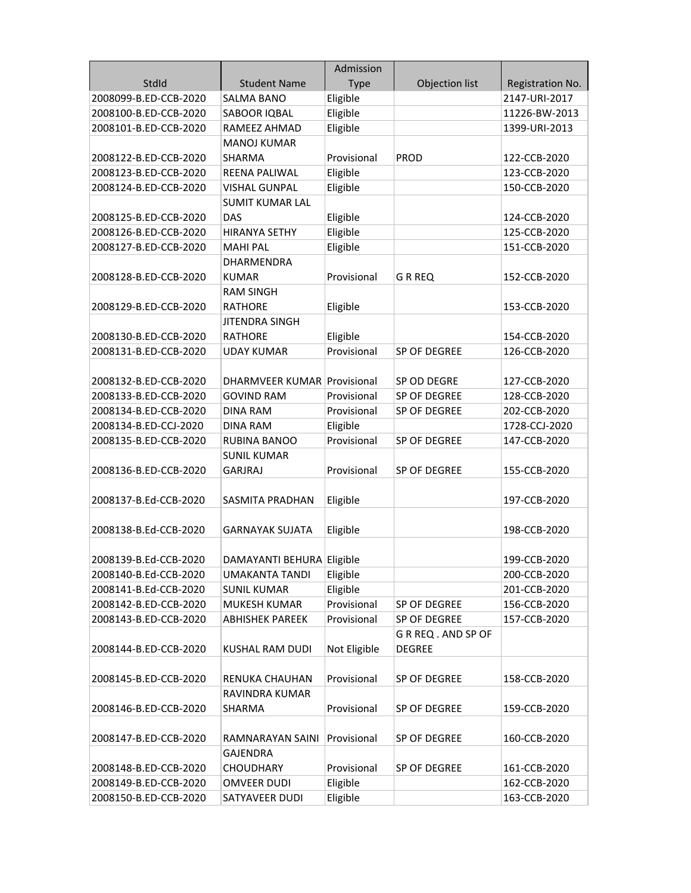| StdId | Student Name | Admission Type | Objection list | Registration No. |
|---|---|---|---|---|
| 2008099-B.ED-CCB-2020 | SALMA BANO | Eligible | | 2147-URI-2017 |
| 2008100-B.ED-CCB-2020 | SABOOR IQBAL | Eligible | | 11226-BW-2013 |
| 2008101-B.ED-CCB-2020 | RAMEEZ AHMAD | Eligible | | 1399-URI-2013 |
| 2008122-B.ED-CCB-2020 | MANOJ KUMAR SHARMA | Provisional | PROD | 122-CCB-2020 |
| 2008123-B.ED-CCB-2020 | REENA PALIWAL | Eligible | | 123-CCB-2020 |
| 2008124-B.ED-CCB-2020 | VISHAL GUNPAL | Eligible | | 150-CCB-2020 |
| 2008125-B.ED-CCB-2020 | SUMIT KUMAR LAL DAS | Eligible | | 124-CCB-2020 |
| 2008126-B.ED-CCB-2020 | HIRANYA SETHY | Eligible | | 125-CCB-2020 |
| 2008127-B.ED-CCB-2020 | MAHI PAL | Eligible | | 151-CCB-2020 |
| 2008128-B.ED-CCB-2020 | DHARMENDRA KUMAR | Provisional | G R REQ | 152-CCB-2020 |
| 2008129-B.ED-CCB-2020 | RAM SINGH RATHORE | Eligible | | 153-CCB-2020 |
| 2008130-B.ED-CCB-2020 | JITENDRA SINGH RATHORE | Eligible | | 154-CCB-2020 |
| 2008131-B.ED-CCB-2020 | UDAY KUMAR | Provisional | SP OF DEGREE | 126-CCB-2020 |
| 2008132-B.ED-CCB-2020 | DHARMVEER KUMAR | Provisional | SP OD DEGRE | 127-CCB-2020 |
| 2008133-B.ED-CCB-2020 | GOVIND RAM | Provisional | SP OF DEGREE | 128-CCB-2020 |
| 2008134-B.ED-CCB-2020 | DINA RAM | Provisional | SP OF DEGREE | 202-CCB-2020 |
| 2008134-B.ED-CCJ-2020 | DINA RAM | Eligible | | 1728-CCJ-2020 |
| 2008135-B.ED-CCB-2020 | RUBINA BANOO | Provisional | SP OF DEGREE | 147-CCB-2020 |
| 2008136-B.ED-CCB-2020 | SUNIL KUMAR GARJRAJ | Provisional | SP OF DEGREE | 155-CCB-2020 |
| 2008137-B.Ed-CCB-2020 | SASMITA PRADHAN | Eligible | | 197-CCB-2020 |
| 2008138-B.Ed-CCB-2020 | GARNAYAK SUJATA | Eligible | | 198-CCB-2020 |
| 2008139-B.Ed-CCB-2020 | DAMAYANTI BEHURA | Eligible | | 199-CCB-2020 |
| 2008140-B.Ed-CCB-2020 | UMAKANTA TANDI | Eligible | | 200-CCB-2020 |
| 2008141-B.Ed-CCB-2020 | SUNIL KUMAR | Eligible | | 201-CCB-2020 |
| 2008142-B.ED-CCB-2020 | MUKESH KUMAR | Provisional | SP OF DEGREE | 156-CCB-2020 |
| 2008143-B.ED-CCB-2020 | ABHISHEK PAREEK | Provisional | SP OF DEGREE | 157-CCB-2020 |
| 2008144-B.ED-CCB-2020 | KUSHAL RAM DUDI | Not Eligible | G R REQ . AND SP OF DEGREE | |
| 2008145-B.ED-CCB-2020 | RENUKA CHAUHAN | Provisional | SP OF DEGREE | 158-CCB-2020 |
| 2008146-B.ED-CCB-2020 | RAVINDRA KUMAR SHARMA | Provisional | SP OF DEGREE | 159-CCB-2020 |
| 2008147-B.ED-CCB-2020 | RAMNARAYAN SAINI | Provisional | SP OF DEGREE | 160-CCB-2020 |
| 2008148-B.ED-CCB-2020 | GAJENDRA CHOUDHARY | Provisional | SP OF DEGREE | 161-CCB-2020 |
| 2008149-B.ED-CCB-2020 | OMVEER DUDI | Eligible | | 162-CCB-2020 |
| 2008150-B.ED-CCB-2020 | SATYAVEER DUDI | Eligible | | 163-CCB-2020 |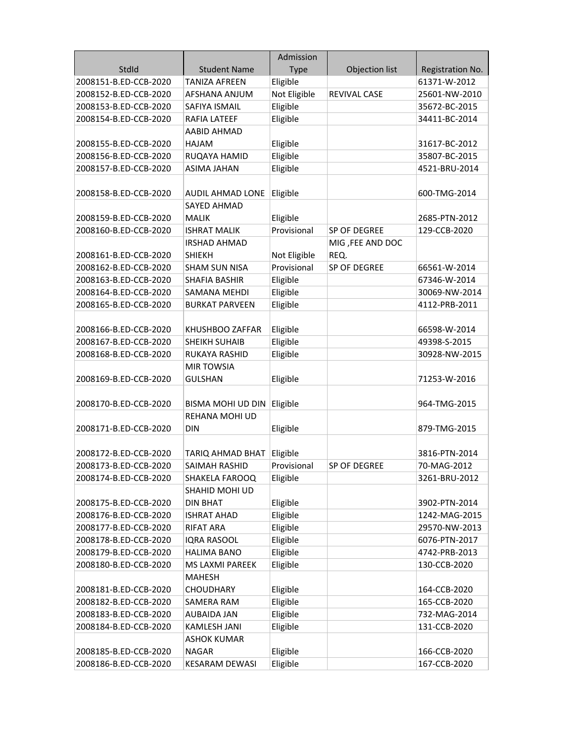| StdId | Student Name | Admission Type | Objection list | Registration No. |
|---|---|---|---|---|
| 2008151-B.ED-CCB-2020 | TANIZA AFREEN | Eligible | | 61371-W-2012 |
| 2008152-B.ED-CCB-2020 | AFSHANA ANJUM | Not Eligible | REVIVAL CASE | 25601-NW-2010 |
| 2008153-B.ED-CCB-2020 | SAFIYA ISMAIL | Eligible | | 35672-BC-2015 |
| 2008154-B.ED-CCB-2020 | RAFIA LATEEF | Eligible | | 34411-BC-2014 |
| 2008155-B.ED-CCB-2020 | AABID AHMAD HAJAM | Eligible | | 31617-BC-2012 |
| 2008156-B.ED-CCB-2020 | RUQAYA HAMID | Eligible | | 35807-BC-2015 |
| 2008157-B.ED-CCB-2020 | ASIMA JAHAN | Eligible | | 4521-BRU-2014 |
| 2008158-B.ED-CCB-2020 | AUDIL AHMAD LONE | Eligible | | 600-TMG-2014 |
| 2008159-B.ED-CCB-2020 | SAYED AHMAD MALIK | Eligible | | 2685-PTN-2012 |
| 2008160-B.ED-CCB-2020 | ISHRAT MALIK | Provisional | SP OF DEGREE | 129-CCB-2020 |
| 2008161-B.ED-CCB-2020 | IRSHAD AHMAD SHIEKH | Not Eligible | MIG ,FEE AND DOC REQ. | |
| 2008162-B.ED-CCB-2020 | SHAM SUN NISA | Provisional | SP OF DEGREE | 66561-W-2014 |
| 2008163-B.ED-CCB-2020 | SHAFIA BASHIR | Eligible | | 67346-W-2014 |
| 2008164-B.ED-CCB-2020 | SAMANA MEHDI | Eligible | | 30069-NW-2014 |
| 2008165-B.ED-CCB-2020 | BURKAT PARVEEN | Eligible | | 4112-PRB-2011 |
| 2008166-B.ED-CCB-2020 | KHUSHBOO ZAFFAR | Eligible | | 66598-W-2014 |
| 2008167-B.ED-CCB-2020 | SHEIKH SUHAIB | Eligible | | 49398-S-2015 |
| 2008168-B.ED-CCB-2020 | RUKAYA RASHID | Eligible | | 30928-NW-2015 |
| 2008169-B.ED-CCB-2020 | MIR TOWSIA GULSHAN | Eligible | | 71253-W-2016 |
| 2008170-B.ED-CCB-2020 | BISMA MOHI UD DIN | Eligible | | 964-TMG-2015 |
| 2008171-B.ED-CCB-2020 | REHANA MOHI UD DIN | Eligible | | 879-TMG-2015 |
| 2008172-B.ED-CCB-2020 | TARIQ AHMAD BHAT | Eligible | | 3816-PTN-2014 |
| 2008173-B.ED-CCB-2020 | SAIMAH RASHID | Provisional | SP OF DEGREE | 70-MAG-2012 |
| 2008174-B.ED-CCB-2020 | SHAKELA FAROOQ | Eligible | | 3261-BRU-2012 |
| 2008175-B.ED-CCB-2020 | SHAHID MOHI UD DIN BHAT | Eligible | | 3902-PTN-2014 |
| 2008176-B.ED-CCB-2020 | ISHRAT AHAD | Eligible | | 1242-MAG-2015 |
| 2008177-B.ED-CCB-2020 | RIFAT ARA | Eligible | | 29570-NW-2013 |
| 2008178-B.ED-CCB-2020 | IQRA RASOOL | Eligible | | 6076-PTN-2017 |
| 2008179-B.ED-CCB-2020 | HALIMA BANO | Eligible | | 4742-PRB-2013 |
| 2008180-B.ED-CCB-2020 | MS LAXMI PAREEK | Eligible | | 130-CCB-2020 |
| 2008181-B.ED-CCB-2020 | MAHESH CHOUDHARY | Eligible | | 164-CCB-2020 |
| 2008182-B.ED-CCB-2020 | SAMERA RAM | Eligible | | 165-CCB-2020 |
| 2008183-B.ED-CCB-2020 | AUBAIDA JAN | Eligible | | 732-MAG-2014 |
| 2008184-B.ED-CCB-2020 | KAMLESH JANI | Eligible | | 131-CCB-2020 |
| 2008185-B.ED-CCB-2020 | ASHOK KUMAR NAGAR | Eligible | | 166-CCB-2020 |
| 2008186-B.ED-CCB-2020 | KESARAM DEWASI | Eligible | | 167-CCB-2020 |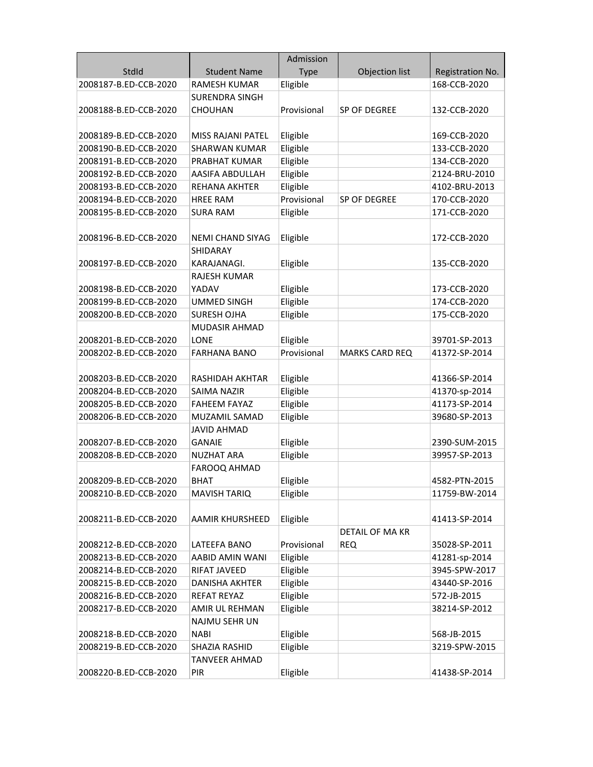| StdId | Student Name | Admission Type | Objection list | Registration No. |
| --- | --- | --- | --- | --- |
| 2008187-B.ED-CCB-2020 | RAMESH KUMAR | Eligible | | 168-CCB-2020 |
| 2008188-B.ED-CCB-2020 | SURENDRA SINGH CHOUHAN | Provisional | SP OF DEGREE | 132-CCB-2020 |
| 2008189-B.ED-CCB-2020 | MISS RAJANI PATEL | Eligible | | 169-CCB-2020 |
| 2008190-B.ED-CCB-2020 | SHARWAN KUMAR | Eligible | | 133-CCB-2020 |
| 2008191-B.ED-CCB-2020 | PRABHAT KUMAR | Eligible | | 134-CCB-2020 |
| 2008192-B.ED-CCB-2020 | AASIFA ABDULLAH | Eligible | | 2124-BRU-2010 |
| 2008193-B.ED-CCB-2020 | REHANA AKHTER | Eligible | | 4102-BRU-2013 |
| 2008194-B.ED-CCB-2020 | HREE RAM | Provisional | SP OF DEGREE | 170-CCB-2020 |
| 2008195-B.ED-CCB-2020 | SURA RAM | Eligible | | 171-CCB-2020 |
| 2008196-B.ED-CCB-2020 | NEMI CHAND SIYAG | Eligible | | 172-CCB-2020 |
| 2008197-B.ED-CCB-2020 | SHIDARAY KARAJANAGI. | Eligible | | 135-CCB-2020 |
| 2008198-B.ED-CCB-2020 | RAJESH KUMAR YADAV | Eligible | | 173-CCB-2020 |
| 2008199-B.ED-CCB-2020 | UMMED SINGH | Eligible | | 174-CCB-2020 |
| 2008200-B.ED-CCB-2020 | SURESH OJHA | Eligible | | 175-CCB-2020 |
| 2008201-B.ED-CCB-2020 | MUDASIR AHMAD LONE | Eligible | | 39701-SP-2013 |
| 2008202-B.ED-CCB-2020 | FARHANA BANO | Provisional | MARKS CARD REQ | 41372-SP-2014 |
| 2008203-B.ED-CCB-2020 | RASHIDAH AKHTAR | Eligible | | 41366-SP-2014 |
| 2008204-B.ED-CCB-2020 | SAIMA NAZIR | Eligible | | 41370-sp-2014 |
| 2008205-B.ED-CCB-2020 | FAHEEM FAYAZ | Eligible | | 41173-SP-2014 |
| 2008206-B.ED-CCB-2020 | MUZAMIL SAMAD | Eligible | | 39680-SP-2013 |
| 2008207-B.ED-CCB-2020 | JAVID AHMAD GANAIE | Eligible | | 2390-SUM-2015 |
| 2008208-B.ED-CCB-2020 | NUZHAT ARA | Eligible | | 39957-SP-2013 |
| 2008209-B.ED-CCB-2020 | FAROOQ AHMAD BHAT | Eligible | | 4582-PTN-2015 |
| 2008210-B.ED-CCB-2020 | MAVISH TARIQ | Eligible | | 11759-BW-2014 |
| 2008211-B.ED-CCB-2020 | AAMIR KHURSHEED | Eligible | | 41413-SP-2014 |
| 2008212-B.ED-CCB-2020 | LATEEFA BANO | Provisional | DETAIL OF MA KR REQ | 35028-SP-2011 |
| 2008213-B.ED-CCB-2020 | AABID AMIN WANI | Eligible | | 41281-sp-2014 |
| 2008214-B.ED-CCB-2020 | RIFAT JAVEED | Eligible | | 3945-SPW-2017 |
| 2008215-B.ED-CCB-2020 | DANISHA AKHTER | Eligible | | 43440-SP-2016 |
| 2008216-B.ED-CCB-2020 | REFAT REYAZ | Eligible | | 572-JB-2015 |
| 2008217-B.ED-CCB-2020 | AMIR UL REHMAN | Eligible | | 38214-SP-2012 |
| 2008218-B.ED-CCB-2020 | NAJMU SEHR UN NABI | Eligible | | 568-JB-2015 |
| 2008219-B.ED-CCB-2020 | SHAZIA RASHID | Eligible | | 3219-SPW-2015 |
| 2008220-B.ED-CCB-2020 | TANVEER AHMAD PIR | Eligible | | 41438-SP-2014 |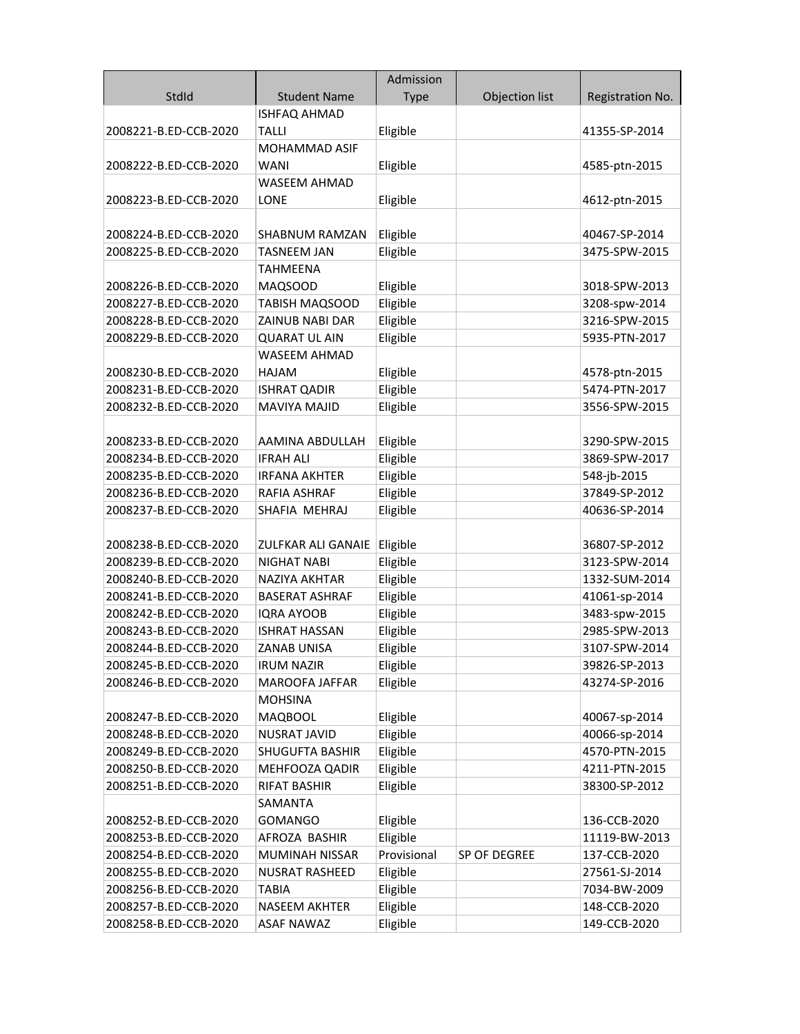| StdId | Student Name | Admission Type | Objection list | Registration No. |
| --- | --- | --- | --- | --- |
| 2008221-B.ED-CCB-2020 | ISHFAQ AHMAD TALLI | Eligible | | 41355-SP-2014 |
| 2008222-B.ED-CCB-2020 | MOHAMMAD ASIF WANI | Eligible | | 4585-ptn-2015 |
| 2008223-B.ED-CCB-2020 | WASEEM AHMAD LONE | Eligible | | 4612-ptn-2015 |
| 2008224-B.ED-CCB-2020 | SHABNUM RAMZAN | Eligible | | 40467-SP-2014 |
| 2008225-B.ED-CCB-2020 | TASNEEM JAN | Eligible | | 3475-SPW-2015 |
| 2008226-B.ED-CCB-2020 | TAHMEENA MAQSOOD | Eligible | | 3018-SPW-2013 |
| 2008227-B.ED-CCB-2020 | TABISH MAQSOOD | Eligible | | 3208-spw-2014 |
| 2008228-B.ED-CCB-2020 | ZAINUB NABI DAR | Eligible | | 3216-SPW-2015 |
| 2008229-B.ED-CCB-2020 | QUARAT UL AIN | Eligible | | 5935-PTN-2017 |
| 2008230-B.ED-CCB-2020 | WASEEM AHMAD HAJAM | Eligible | | 4578-ptn-2015 |
| 2008231-B.ED-CCB-2020 | ISHRAT QADIR | Eligible | | 5474-PTN-2017 |
| 2008232-B.ED-CCB-2020 | MAVIYA MAJID | Eligible | | 3556-SPW-2015 |
| 2008233-B.ED-CCB-2020 | AAMINA ABDULLAH | Eligible | | 3290-SPW-2015 |
| 2008234-B.ED-CCB-2020 | IFRAH ALI | Eligible | | 3869-SPW-2017 |
| 2008235-B.ED-CCB-2020 | IRFANA AKHTER | Eligible | | 548-jb-2015 |
| 2008236-B.ED-CCB-2020 | RAFIA ASHRAF | Eligible | | 37849-SP-2012 |
| 2008237-B.ED-CCB-2020 | SHAFIA MEHRAJ | Eligible | | 40636-SP-2014 |
| 2008238-B.ED-CCB-2020 | ZULFKAR ALI GANAIE | Eligible | | 36807-SP-2012 |
| 2008239-B.ED-CCB-2020 | NIGHAT NABI | Eligible | | 3123-SPW-2014 |
| 2008240-B.ED-CCB-2020 | NAZIYA AKHTAR | Eligible | | 1332-SUM-2014 |
| 2008241-B.ED-CCB-2020 | BASERAT ASHRAF | Eligible | | 41061-sp-2014 |
| 2008242-B.ED-CCB-2020 | IQRA AYOOB | Eligible | | 3483-spw-2015 |
| 2008243-B.ED-CCB-2020 | ISHRAT HASSAN | Eligible | | 2985-SPW-2013 |
| 2008244-B.ED-CCB-2020 | ZANAB UNISA | Eligible | | 3107-SPW-2014 |
| 2008245-B.ED-CCB-2020 | IRUM NAZIR | Eligible | | 39826-SP-2013 |
| 2008246-B.ED-CCB-2020 | MAROOFA JAFFAR | Eligible | | 43274-SP-2016 |
| 2008247-B.ED-CCB-2020 | MOHSINA MAQBOOL | Eligible | | 40067-sp-2014 |
| 2008248-B.ED-CCB-2020 | NUSRAT JAVID | Eligible | | 40066-sp-2014 |
| 2008249-B.ED-CCB-2020 | SHUGUFTA BASHIR | Eligible | | 4570-PTN-2015 |
| 2008250-B.ED-CCB-2020 | MEHFOOZA QADIR | Eligible | | 4211-PTN-2015 |
| 2008251-B.ED-CCB-2020 | RIFAT BASHIR | Eligible | | 38300-SP-2012 |
| 2008252-B.ED-CCB-2020 | SAMANTA GOMANGO | Eligible | | 136-CCB-2020 |
| 2008253-B.ED-CCB-2020 | AFROZA BASHIR | Eligible | | 11119-BW-2013 |
| 2008254-B.ED-CCB-2020 | MUMINAH NISSAR | Provisional | SP OF DEGREE | 137-CCB-2020 |
| 2008255-B.ED-CCB-2020 | NUSRAT RASHEED | Eligible | | 27561-SJ-2014 |
| 2008256-B.ED-CCB-2020 | TABIA | Eligible | | 7034-BW-2009 |
| 2008257-B.ED-CCB-2020 | NASEEM AKHTER | Eligible | | 148-CCB-2020 |
| 2008258-B.ED-CCB-2020 | ASAF NAWAZ | Eligible | | 149-CCB-2020 |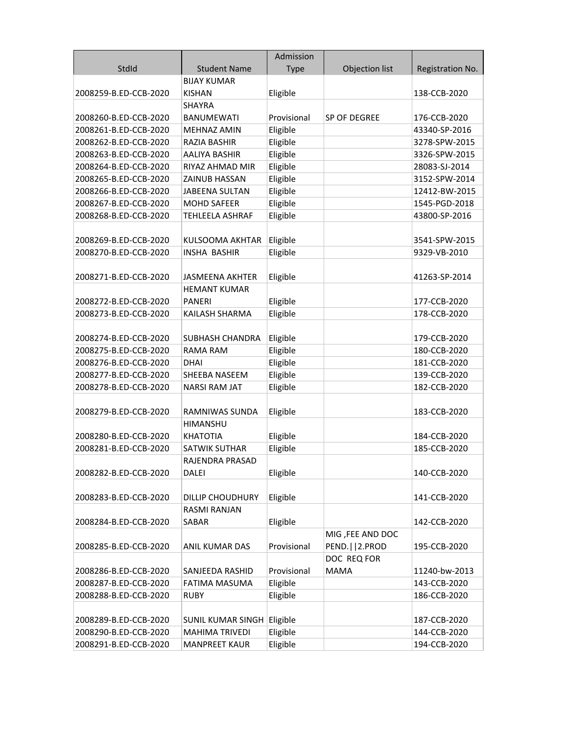| StdId | Student Name | Admission Type | Objection list | Registration No. |
|---|---|---|---|---|
| 2008259-B.ED-CCB-2020 | BIJAY KUMAR KISHAN | Eligible | | 138-CCB-2020 |
| 2008260-B.ED-CCB-2020 | SHAYRA BANUMEWATI | Provisional | SP OF DEGREE | 176-CCB-2020 |
| 2008261-B.ED-CCB-2020 | MEHNAZ AMIN | Eligible | | 43340-SP-2016 |
| 2008262-B.ED-CCB-2020 | RAZIA BASHIR | Eligible | | 3278-SPW-2015 |
| 2008263-B.ED-CCB-2020 | AALIYA BASHIR | Eligible | | 3326-SPW-2015 |
| 2008264-B.ED-CCB-2020 | RIYAZ AHMAD MIR | Eligible | | 28083-SJ-2014 |
| 2008265-B.ED-CCB-2020 | ZAINUB HASSAN | Eligible | | 3152-SPW-2014 |
| 2008266-B.ED-CCB-2020 | JABEENA SULTAN | Eligible | | 12412-BW-2015 |
| 2008267-B.ED-CCB-2020 | MOHD SAFEER | Eligible | | 1545-PGD-2018 |
| 2008268-B.ED-CCB-2020 | TEHLEELA ASHRAF | Eligible | | 43800-SP-2016 |
| 2008269-B.ED-CCB-2020 | KULSOOMA AKHTAR | Eligible | | 3541-SPW-2015 |
| 2008270-B.ED-CCB-2020 | INSHA BASHIR | Eligible | | 9329-VB-2010 |
| 2008271-B.ED-CCB-2020 | JASMEENA AKHTER | Eligible | | 41263-SP-2014 |
| 2008272-B.ED-CCB-2020 | HEMANT KUMAR PANERI | Eligible | | 177-CCB-2020 |
| 2008273-B.ED-CCB-2020 | KAILASH SHARMA | Eligible | | 178-CCB-2020 |
| 2008274-B.ED-CCB-2020 | SUBHASH CHANDRA | Eligible | | 179-CCB-2020 |
| 2008275-B.ED-CCB-2020 | RAMA RAM | Eligible | | 180-CCB-2020 |
| 2008276-B.ED-CCB-2020 | DHAI | Eligible | | 181-CCB-2020 |
| 2008277-B.ED-CCB-2020 | SHEEBA NASEEM | Eligible | | 139-CCB-2020 |
| 2008278-B.ED-CCB-2020 | NARSI RAM JAT | Eligible | | 182-CCB-2020 |
| 2008279-B.ED-CCB-2020 | RAMNIWAS SUNDA | Eligible | | 183-CCB-2020 |
| 2008280-B.ED-CCB-2020 | HIMANSHU KHATOTIA | Eligible | | 184-CCB-2020 |
| 2008281-B.ED-CCB-2020 | SATWIK SUTHAR | Eligible | | 185-CCB-2020 |
| 2008282-B.ED-CCB-2020 | RAJENDRA PRASAD DALEI | Eligible | | 140-CCB-2020 |
| 2008283-B.ED-CCB-2020 | DILLIP CHOUDHURY | Eligible | | 141-CCB-2020 |
| 2008284-B.ED-CCB-2020 | RASMI RANJAN SABAR | Eligible | | 142-CCB-2020 |
| 2008285-B.ED-CCB-2020 | ANIL KUMAR DAS | Provisional | MIG ,FEE AND DOC PEND.\|\|2.PROD | 195-CCB-2020 |
| 2008286-B.ED-CCB-2020 | SANJEEDA RASHID | Provisional | DOC REQ FOR MAMA | 11240-bw-2013 |
| 2008287-B.ED-CCB-2020 | FATIMA MASUMA | Eligible | | 143-CCB-2020 |
| 2008288-B.ED-CCB-2020 | RUBY | Eligible | | 186-CCB-2020 |
| 2008289-B.ED-CCB-2020 | SUNIL KUMAR SINGH | Eligible | | 187-CCB-2020 |
| 2008290-B.ED-CCB-2020 | MAHIMA TRIVEDI | Eligible | | 144-CCB-2020 |
| 2008291-B.ED-CCB-2020 | MANPREET KAUR | Eligible | | 194-CCB-2020 |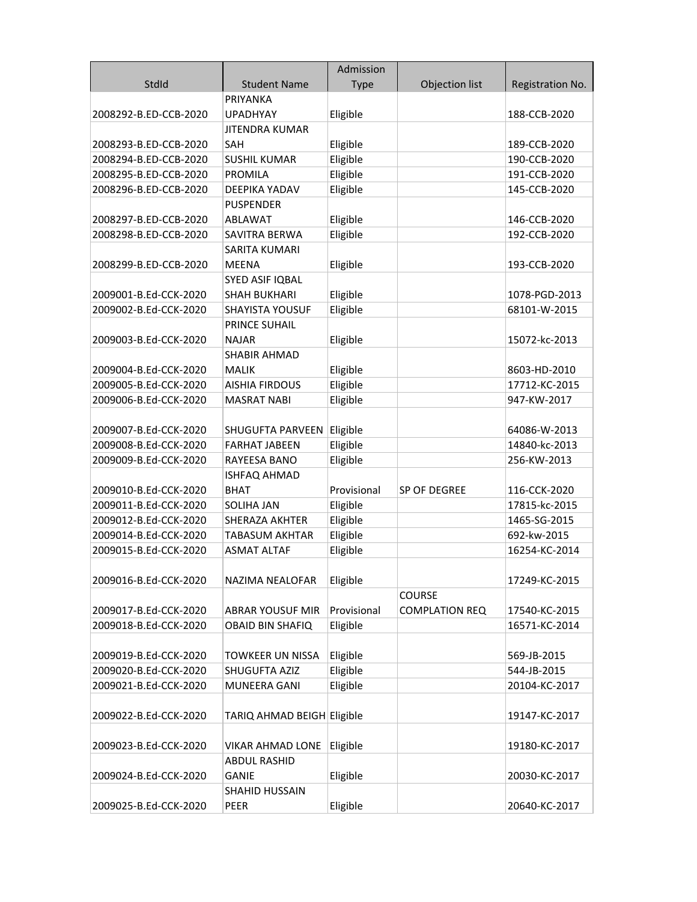| StdId | Student Name | Admission Type | Objection list | Registration No. |
|---|---|---|---|---|
| 2008292-B.ED-CCB-2020 | PRIYANKA UPADHYAY | Eligible | | 188-CCB-2020 |
| 2008293-B.ED-CCB-2020 | JITENDRA KUMAR SAH | Eligible | | 189-CCB-2020 |
| 2008294-B.ED-CCB-2020 | SUSHIL KUMAR | Eligible | | 190-CCB-2020 |
| 2008295-B.ED-CCB-2020 | PROMILA | Eligible | | 191-CCB-2020 |
| 2008296-B.ED-CCB-2020 | DEEPIKA YADAV | Eligible | | 145-CCB-2020 |
| 2008297-B.ED-CCB-2020 | PUSPENDER ABLAWAT | Eligible | | 146-CCB-2020 |
| 2008298-B.ED-CCB-2020 | SAVITRA BERWA | Eligible | | 192-CCB-2020 |
| 2008299-B.ED-CCB-2020 | SARITA KUMARI MEENA | Eligible | | 193-CCB-2020 |
| 2009001-B.Ed-CCK-2020 | SYED ASIF IQBAL SHAH BUKHARI | Eligible | | 1078-PGD-2013 |
| 2009002-B.Ed-CCK-2020 | SHAYISTA YOUSUF | Eligible | | 68101-W-2015 |
| 2009003-B.Ed-CCK-2020 | PRINCE SUHAIL NAJAR | Eligible | | 15072-kc-2013 |
| 2009004-B.Ed-CCK-2020 | SHABIR AHMAD MALIK | Eligible | | 8603-HD-2010 |
| 2009005-B.Ed-CCK-2020 | AISHIA FIRDOUS | Eligible | | 17712-KC-2015 |
| 2009006-B.Ed-CCK-2020 | MASRAT NABI | Eligible | | 947-KW-2017 |
| 2009007-B.Ed-CCK-2020 | SHUGUFTA PARVEEN | Eligible | | 64086-W-2013 |
| 2009008-B.Ed-CCK-2020 | FARHAT JABEEN | Eligible | | 14840-kc-2013 |
| 2009009-B.Ed-CCK-2020 | RAYEESA BANO | Eligible | | 256-KW-2013 |
| 2009010-B.Ed-CCK-2020 | ISHFAQ AHMAD BHAT | Provisional | SP OF DEGREE | 116-CCK-2020 |
| 2009011-B.Ed-CCK-2020 | SOLIHA JAN | Eligible | | 17815-kc-2015 |
| 2009012-B.Ed-CCK-2020 | SHERAZA AKHTER | Eligible | | 1465-SG-2015 |
| 2009014-B.Ed-CCK-2020 | TABASUM AKHTAR | Eligible | | 692-kw-2015 |
| 2009015-B.Ed-CCK-2020 | ASMAT ALTAF | Eligible | | 16254-KC-2014 |
| 2009016-B.Ed-CCK-2020 | NAZIMA NEALOFAR | Eligible | | 17249-KC-2015 |
| 2009017-B.Ed-CCK-2020 | ABRAR YOUSUF MIR | Provisional | COURSE COMPLATION REQ | 17540-KC-2015 |
| 2009018-B.Ed-CCK-2020 | OBAID BIN SHAFIQ | Eligible | | 16571-KC-2014 |
| 2009019-B.Ed-CCK-2020 | TOWKEER UN NISSA | Eligible | | 569-JB-2015 |
| 2009020-B.Ed-CCK-2020 | SHUGUFTA AZIZ | Eligible | | 544-JB-2015 |
| 2009021-B.Ed-CCK-2020 | MUNEERA GANI | Eligible | | 20104-KC-2017 |
| 2009022-B.Ed-CCK-2020 | TARIQ AHMAD BEIGH | Eligible | | 19147-KC-2017 |
| 2009023-B.Ed-CCK-2020 | VIKAR AHMAD LONE | Eligible | | 19180-KC-2017 |
| 2009024-B.Ed-CCK-2020 | ABDUL RASHID GANIE | Eligible | | 20030-KC-2017 |
| 2009025-B.Ed-CCK-2020 | SHAHID HUSSAIN PEER | Eligible | | 20640-KC-2017 |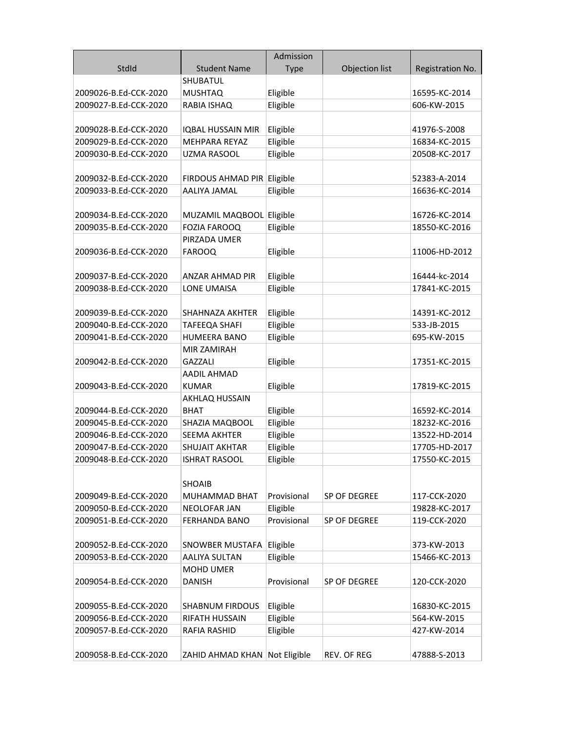| StdId | Student Name | Admission Type | Objection list | Registration No. |
| --- | --- | --- | --- | --- |
| 2009026-B.Ed-CCK-2020 | SHUBATUL MUSHTAQ | Eligible | | 16595-KC-2014 |
| 2009027-B.Ed-CCK-2020 | RABIA ISHAQ | Eligible | | 606-KW-2015 |
| 2009028-B.Ed-CCK-2020 | IQBAL HUSSAIN MIR | Eligible | | 41976-S-2008 |
| 2009029-B.Ed-CCK-2020 | MEHPARA REYAZ | Eligible | | 16834-KC-2015 |
| 2009030-B.Ed-CCK-2020 | UZMA RASOOL | Eligible | | 20508-KC-2017 |
| 2009032-B.Ed-CCK-2020 | FIRDOUS AHMAD PIR | Eligible | | 52383-A-2014 |
| 2009033-B.Ed-CCK-2020 | AALIYA JAMAL | Eligible | | 16636-KC-2014 |
| 2009034-B.Ed-CCK-2020 | MUZAMIL MAQBOOL | Eligible | | 16726-KC-2014 |
| 2009035-B.Ed-CCK-2020 | FOZIA FAROOQ | Eligible | | 18550-KC-2016 |
| 2009036-B.Ed-CCK-2020 | PIRZADA UMER FAROOQ | Eligible | | 11006-HD-2012 |
| 2009037-B.Ed-CCK-2020 | ANZAR AHMAD PIR | Eligible | | 16444-kc-2014 |
| 2009038-B.Ed-CCK-2020 | LONE UMAISA | Eligible | | 17841-KC-2015 |
| 2009039-B.Ed-CCK-2020 | SHAHNAZA AKHTER | Eligible | | 14391-KC-2012 |
| 2009040-B.Ed-CCK-2020 | TAFEEQA SHAFI | Eligible | | 533-JB-2015 |
| 2009041-B.Ed-CCK-2020 | HUMEERA BANO | Eligible | | 695-KW-2015 |
| 2009042-B.Ed-CCK-2020 | MIR ZAMIRAH GAZZALI | Eligible | | 17351-KC-2015 |
| 2009043-B.Ed-CCK-2020 | AADIL AHMAD KUMAR | Eligible | | 17819-KC-2015 |
| 2009044-B.Ed-CCK-2020 | AKHLAQ HUSSAIN BHAT | Eligible | | 16592-KC-2014 |
| 2009045-B.Ed-CCK-2020 | SHAZIA MAQBOOL | Eligible | | 18232-KC-2016 |
| 2009046-B.Ed-CCK-2020 | SEEMA AKHTER | Eligible | | 13522-HD-2014 |
| 2009047-B.Ed-CCK-2020 | SHUJAIT AKHTAR | Eligible | | 17705-HD-2017 |
| 2009048-B.Ed-CCK-2020 | ISHRAT RASOOL | Eligible | | 17550-KC-2015 |
| 2009049-B.Ed-CCK-2020 | SHOAIB MUHAMMAD BHAT | Provisional | SP OF DEGREE | 117-CCK-2020 |
| 2009050-B.Ed-CCK-2020 | NEOLOFAR JAN | Eligible | | 19828-KC-2017 |
| 2009051-B.Ed-CCK-2020 | FERHANDA BANO | Provisional | SP OF DEGREE | 119-CCK-2020 |
| 2009052-B.Ed-CCK-2020 | SNOWBER MUSTAFA | Eligible | | 373-KW-2013 |
| 2009053-B.Ed-CCK-2020 | AALIYA SULTAN | Eligible | | 15466-KC-2013 |
| 2009054-B.Ed-CCK-2020 | MOHD UMER DANISH | Provisional | SP OF DEGREE | 120-CCK-2020 |
| 2009055-B.Ed-CCK-2020 | SHABNUM FIRDOUS | Eligible | | 16830-KC-2015 |
| 2009056-B.Ed-CCK-2020 | RIFATH HUSSAIN | Eligible | | 564-KW-2015 |
| 2009057-B.Ed-CCK-2020 | RAFIA RASHID | Eligible | | 427-KW-2014 |
| 2009058-B.Ed-CCK-2020 | ZAHID AHMAD KHAN | Not Eligible | REV. OF REG | 47888-S-2013 |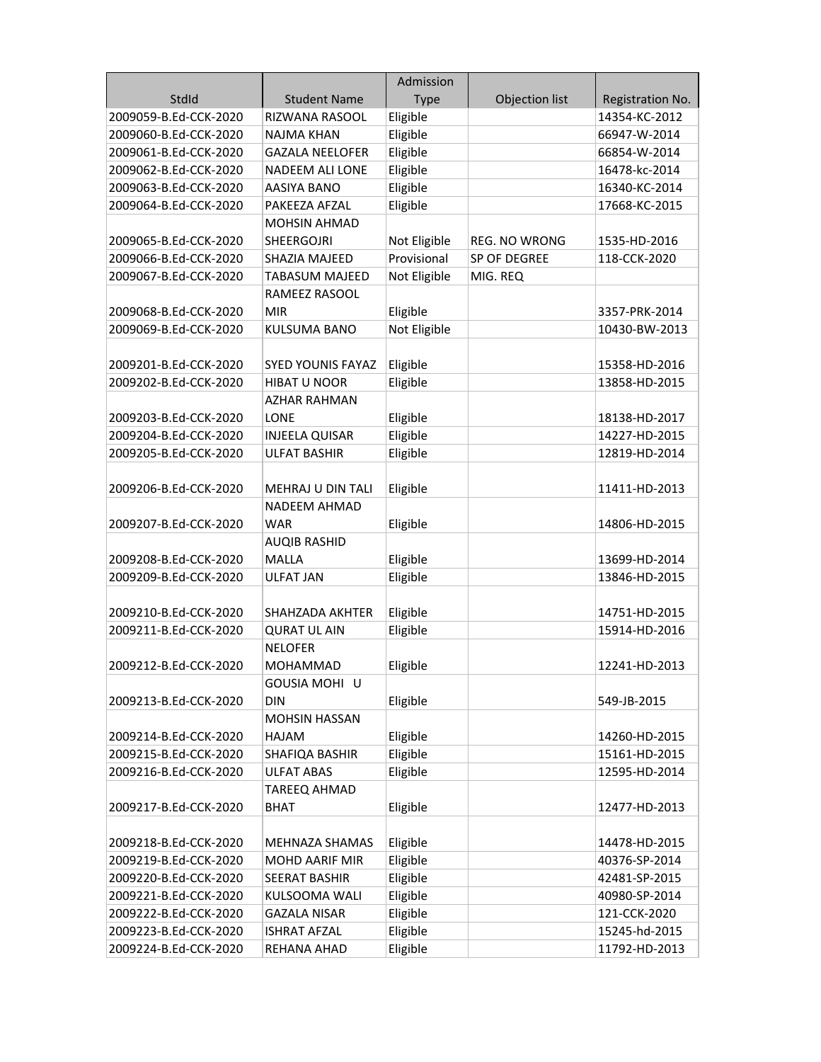| StdId | Student Name | Admission Type | Objection list | Registration No. |
|---|---|---|---|---|
| 2009059-B.Ed-CCK-2020 | RIZWANA RASOOL | Eligible | | 14354-KC-2012 |
| 2009060-B.Ed-CCK-2020 | NAJMA KHAN | Eligible | | 66947-W-2014 |
| 2009061-B.Ed-CCK-2020 | GAZALA NEELOFER | Eligible | | 66854-W-2014 |
| 2009062-B.Ed-CCK-2020 | NADEEM ALI LONE | Eligible | | 16478-kc-2014 |
| 2009063-B.Ed-CCK-2020 | AASIYA BANO | Eligible | | 16340-KC-2014 |
| 2009064-B.Ed-CCK-2020 | PAKEEZA AFZAL | Eligible | | 17668-KC-2015 |
| 2009065-B.Ed-CCK-2020 | MOHSIN AHMAD SHEERGOJRI | Not Eligible | REG. NO WRONG | 1535-HD-2016 |
| 2009066-B.Ed-CCK-2020 | SHAZIA MAJEED | Provisional | SP OF DEGREE | 118-CCK-2020 |
| 2009067-B.Ed-CCK-2020 | TABASUM MAJEED | Not Eligible | MIG. REQ | |
| 2009068-B.Ed-CCK-2020 | RAMEEZ RASOOL MIR | Eligible | | 3357-PRK-2014 |
| 2009069-B.Ed-CCK-2020 | KULSUMA BANO | Not Eligible | | 10430-BW-2013 |
| 2009201-B.Ed-CCK-2020 | SYED YOUNIS FAYAZ | Eligible | | 15358-HD-2016 |
| 2009202-B.Ed-CCK-2020 | HIBAT U NOOR | Eligible | | 13858-HD-2015 |
| 2009203-B.Ed-CCK-2020 | AZHAR RAHMAN LONE | Eligible | | 18138-HD-2017 |
| 2009204-B.Ed-CCK-2020 | INJEELA QUISAR | Eligible | | 14227-HD-2015 |
| 2009205-B.Ed-CCK-2020 | ULFAT BASHIR | Eligible | | 12819-HD-2014 |
| 2009206-B.Ed-CCK-2020 | MEHRAJ U DIN TALI | Eligible | | 11411-HD-2013 |
| 2009207-B.Ed-CCK-2020 | NADEEM AHMAD WAR | Eligible | | 14806-HD-2015 |
| 2009208-B.Ed-CCK-2020 | AUQIB RASHID MALLA | Eligible | | 13699-HD-2014 |
| 2009209-B.Ed-CCK-2020 | ULFAT JAN | Eligible | | 13846-HD-2015 |
| 2009210-B.Ed-CCK-2020 | SHAHZADA AKHTER | Eligible | | 14751-HD-2015 |
| 2009211-B.Ed-CCK-2020 | QURAT UL AIN | Eligible | | 15914-HD-2016 |
| 2009212-B.Ed-CCK-2020 | NELOFER MOHAMMAD | Eligible | | 12241-HD-2013 |
| 2009213-B.Ed-CCK-2020 | GOUSIA MOHI U DIN | Eligible | | 549-JB-2015 |
| 2009214-B.Ed-CCK-2020 | MOHSIN HASSAN HAJAM | Eligible | | 14260-HD-2015 |
| 2009215-B.Ed-CCK-2020 | SHAFIQA BASHIR | Eligible | | 15161-HD-2015 |
| 2009216-B.Ed-CCK-2020 | ULFAT ABAS | Eligible | | 12595-HD-2014 |
| 2009217-B.Ed-CCK-2020 | TAREEQ AHMAD BHAT | Eligible | | 12477-HD-2013 |
| 2009218-B.Ed-CCK-2020 | MEHNAZA SHAMAS | Eligible | | 14478-HD-2015 |
| 2009219-B.Ed-CCK-2020 | MOHD AARIF MIR | Eligible | | 40376-SP-2014 |
| 2009220-B.Ed-CCK-2020 | SEERAT BASHIR | Eligible | | 42481-SP-2015 |
| 2009221-B.Ed-CCK-2020 | KULSOOMA WALI | Eligible | | 40980-SP-2014 |
| 2009222-B.Ed-CCK-2020 | GAZALA NISAR | Eligible | | 121-CCK-2020 |
| 2009223-B.Ed-CCK-2020 | ISHRAT AFZAL | Eligible | | 15245-hd-2015 |
| 2009224-B.Ed-CCK-2020 | REHANA AHAD | Eligible | | 11792-HD-2013 |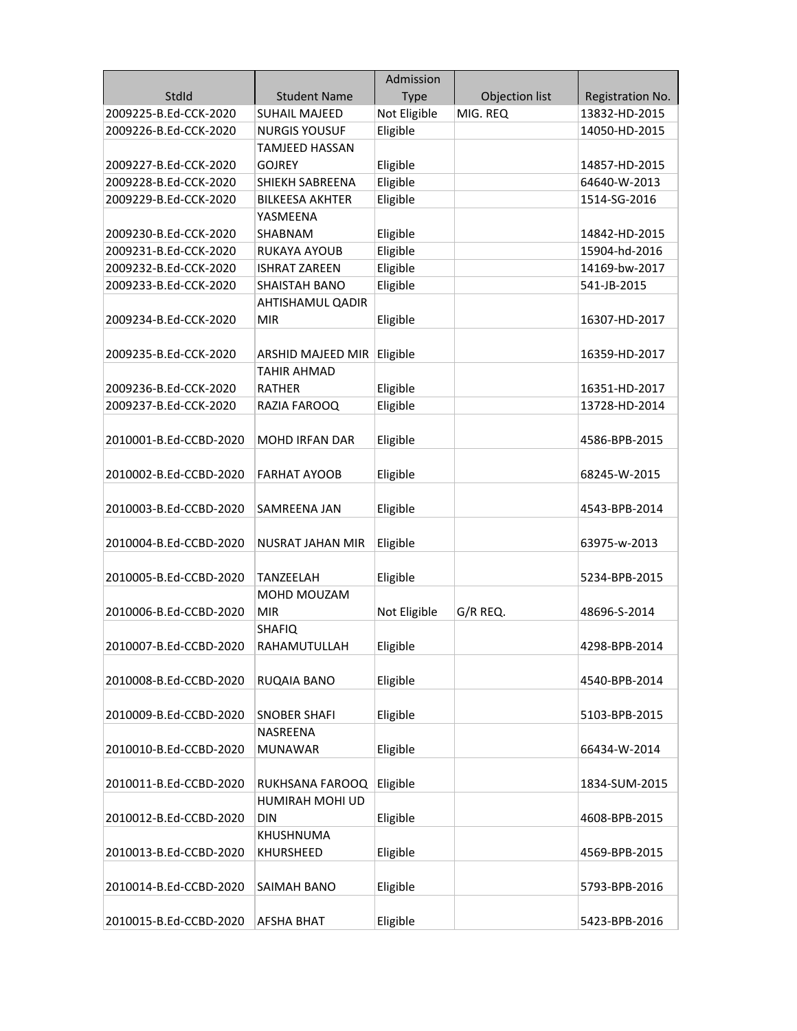| StdId | Student Name | Admission Type | Objection list | Registration No. |
|---|---|---|---|---|
| 2009225-B.Ed-CCK-2020 | SUHAIL MAJEED | Not Eligible | MIG. REQ | 13832-HD-2015 |
| 2009226-B.Ed-CCK-2020 | NURGIS YOUSUF | Eligible | | 14050-HD-2015 |
| 2009227-B.Ed-CCK-2020 | TAMJEED HASSAN GOJREY | Eligible | | 14857-HD-2015 |
| 2009228-B.Ed-CCK-2020 | SHIEKH SABREENA | Eligible | | 64640-W-2013 |
| 2009229-B.Ed-CCK-2020 | BILKEESA AKHTER | Eligible | | 1514-SG-2016 |
| 2009230-B.Ed-CCK-2020 | YASMEENA SHABNAM | Eligible | | 14842-HD-2015 |
| 2009231-B.Ed-CCK-2020 | RUKAYA AYOUB | Eligible | | 15904-hd-2016 |
| 2009232-B.Ed-CCK-2020 | ISHRAT ZAREEN | Eligible | | 14169-bw-2017 |
| 2009233-B.Ed-CCK-2020 | SHAISTAH BANO | Eligible | | 541-JB-2015 |
| 2009234-B.Ed-CCK-2020 | AHTISHAMUL QADIR MIR | Eligible | | 16307-HD-2017 |
| 2009235-B.Ed-CCK-2020 | ARSHID MAJEED MIR | Eligible | | 16359-HD-2017 |
| 2009236-B.Ed-CCK-2020 | TAHIR AHMAD RATHER | Eligible | | 16351-HD-2017 |
| 2009237-B.Ed-CCK-2020 | RAZIA FAROOQ | Eligible | | 13728-HD-2014 |
| 2010001-B.Ed-CCBD-2020 | MOHD IRFAN DAR | Eligible | | 4586-BPB-2015 |
| 2010002-B.Ed-CCBD-2020 | FARHAT AYOOB | Eligible | | 68245-W-2015 |
| 2010003-B.Ed-CCBD-2020 | SAMREENA JAN | Eligible | | 4543-BPB-2014 |
| 2010004-B.Ed-CCBD-2020 | NUSRAT JAHAN MIR | Eligible | | 63975-w-2013 |
| 2010005-B.Ed-CCBD-2020 | TANZEELAH | Eligible | | 5234-BPB-2015 |
| 2010006-B.Ed-CCBD-2020 | MOHD MOUZAM MIR | Not Eligible | G/R REQ. | 48696-S-2014 |
| 2010007-B.Ed-CCBD-2020 | SHAFIQ RAHAMUTULLAH | Eligible | | 4298-BPB-2014 |
| 2010008-B.Ed-CCBD-2020 | RUQAIA BANO | Eligible | | 4540-BPB-2014 |
| 2010009-B.Ed-CCBD-2020 | SNOBER SHAFI | Eligible | | 5103-BPB-2015 |
| 2010010-B.Ed-CCBD-2020 | NASREENA MUNAWAR | Eligible | | 66434-W-2014 |
| 2010011-B.Ed-CCBD-2020 | RUKHSANA FAROOQ | Eligible | | 1834-SUM-2015 |
| 2010012-B.Ed-CCBD-2020 | HUMIRAH MOHI UD DIN | Eligible | | 4608-BPB-2015 |
| 2010013-B.Ed-CCBD-2020 | KHUSHNUMA KHURSHEED | Eligible | | 4569-BPB-2015 |
| 2010014-B.Ed-CCBD-2020 | SAIMAH BANO | Eligible | | 5793-BPB-2016 |
| 2010015-B.Ed-CCBD-2020 | AFSHA BHAT | Eligible | | 5423-BPB-2016 |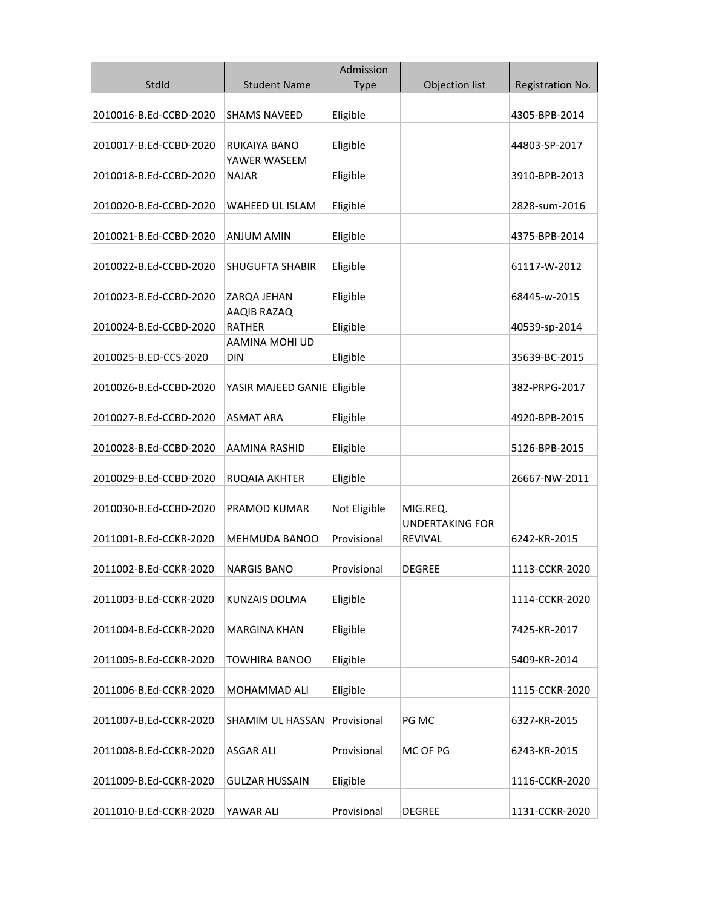| StdId | Student Name | Admission Type | Objection list | Registration No. |
|---|---|---|---|---|
| 2010016-B.Ed-CCBD-2020 | SHAMS NAVEED | Eligible | | 4305-BPB-2014 |
| 2010017-B.Ed-CCBD-2020 | RUKAIYA BANO | Eligible | | 44803-SP-2017 |
| 2010018-B.Ed-CCBD-2020 | YAWER WASEEM NAJAR | Eligible | | 3910-BPB-2013 |
| 2010020-B.Ed-CCBD-2020 | WAHEED UL ISLAM | Eligible | | 2828-sum-2016 |
| 2010021-B.Ed-CCBD-2020 | ANJUM AMIN | Eligible | | 4375-BPB-2014 |
| 2010022-B.Ed-CCBD-2020 | SHUGUFTA SHABIR | Eligible | | 61117-W-2012 |
| 2010023-B.Ed-CCBD-2020 | ZARQA JEHAN | Eligible | | 68445-w-2015 |
| 2010024-B.Ed-CCBD-2020 | AAQIB RAZAQ RATHER | Eligible | | 40539-sp-2014 |
| 2010025-B.ED-CCS-2020 | AAMINA MOHI UD DIN | Eligible | | 35639-BC-2015 |
| 2010026-B.Ed-CCBD-2020 | YASIR MAJEED GANIE | Eligible | | 382-PRPG-2017 |
| 2010027-B.Ed-CCBD-2020 | ASMAT ARA | Eligible | | 4920-BPB-2015 |
| 2010028-B.Ed-CCBD-2020 | AAMINA RASHID | Eligible | | 5126-BPB-2015 |
| 2010029-B.Ed-CCBD-2020 | RUQAIA AKHTER | Eligible | | 26667-NW-2011 |
| 2010030-B.Ed-CCBD-2020 | PRAMOD KUMAR | Not Eligible | MIG.REQ. | |
| 2011001-B.Ed-CCKR-2020 | MEHMUDA BANOO | Provisional | UNDERTAKING FOR REVIVAL | 6242-KR-2015 |
| 2011002-B.Ed-CCKR-2020 | NARGIS BANO | Provisional | DEGREE | 1113-CCKR-2020 |
| 2011003-B.Ed-CCKR-2020 | KUNZAIS DOLMA | Eligible | | 1114-CCKR-2020 |
| 2011004-B.Ed-CCKR-2020 | MARGINA KHAN | Eligible | | 7425-KR-2017 |
| 2011005-B.Ed-CCKR-2020 | TOWHIRA BANOO | Eligible | | 5409-KR-2014 |
| 2011006-B.Ed-CCKR-2020 | MOHAMMAD ALI | Eligible | | 1115-CCKR-2020 |
| 2011007-B.Ed-CCKR-2020 | SHAMIM UL HASSAN | Provisional | PG MC | 6327-KR-2015 |
| 2011008-B.Ed-CCKR-2020 | ASGAR ALI | Provisional | MC OF PG | 6243-KR-2015 |
| 2011009-B.Ed-CCKR-2020 | GULZAR HUSSAIN | Eligible | | 1116-CCKR-2020 |
| 2011010-B.Ed-CCKR-2020 | YAWAR ALI | Provisional | DEGREE | 1131-CCKR-2020 |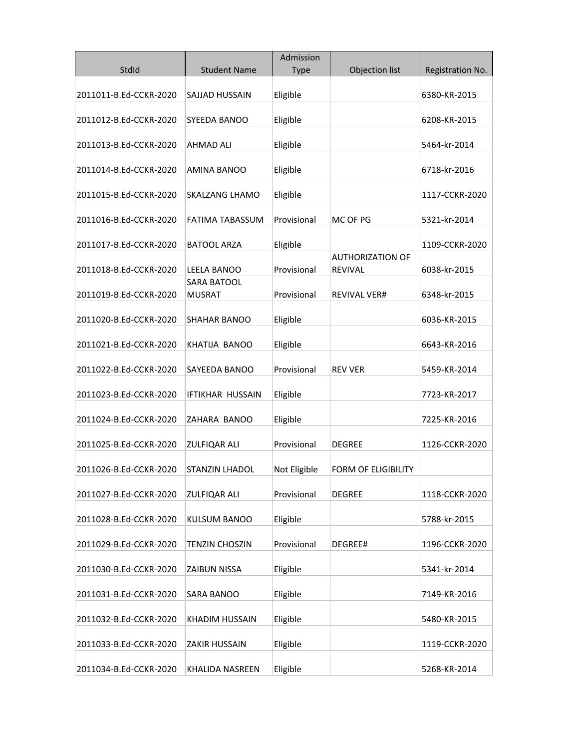| StdId | Student Name | Admission Type | Objection list | Registration No. |
|---|---|---|---|---|
| 2011011-B.Ed-CCKR-2020 | SAJJAD HUSSAIN | Eligible | | 6380-KR-2015 |
| 2011012-B.Ed-CCKR-2020 | SYEEDA BANOO | Eligible | | 6208-KR-2015 |
| 2011013-B.Ed-CCKR-2020 | AHMAD ALI | Eligible | | 5464-kr-2014 |
| 2011014-B.Ed-CCKR-2020 | AMINA BANOO | Eligible | | 6718-kr-2016 |
| 2011015-B.Ed-CCKR-2020 | SKALZANG LHAMO | Eligible | | 1117-CCKR-2020 |
| 2011016-B.Ed-CCKR-2020 | FATIMA TABASSUM | Provisional | MC OF PG | 5321-kr-2014 |
| 2011017-B.Ed-CCKR-2020 | BATOOL ARZA | Eligible | | 1109-CCKR-2020 |
| 2011018-B.Ed-CCKR-2020 | LEELA BANOO | Provisional | AUTHORIZATION OF REVIVAL | 6038-kr-2015 |
| 2011019-B.Ed-CCKR-2020 | SARA BATOOL MUSRAT | Provisional | REVIVAL VER# | 6348-kr-2015 |
| 2011020-B.Ed-CCKR-2020 | SHAHAR BANOO | Eligible | | 6036-KR-2015 |
| 2011021-B.Ed-CCKR-2020 | KHATIJA BANOO | Eligible | | 6643-KR-2016 |
| 2011022-B.Ed-CCKR-2020 | SAYEEDA BANOO | Provisional | REV VER | 5459-KR-2014 |
| 2011023-B.Ed-CCKR-2020 | IFTIKHAR HUSSAIN | Eligible | | 7723-KR-2017 |
| 2011024-B.Ed-CCKR-2020 | ZAHARA BANOO | Eligible | | 7225-KR-2016 |
| 2011025-B.Ed-CCKR-2020 | ZULFIQAR ALI | Provisional | DEGREE | 1126-CCKR-2020 |
| 2011026-B.Ed-CCKR-2020 | STANZIN LHADOL | Not Eligible | FORM OF ELIGIBILITY | |
| 2011027-B.Ed-CCKR-2020 | ZULFIQAR ALI | Provisional | DEGREE | 1118-CCKR-2020 |
| 2011028-B.Ed-CCKR-2020 | KULSUM BANOO | Eligible | | 5788-kr-2015 |
| 2011029-B.Ed-CCKR-2020 | TENZIN CHOSZIN | Provisional | DEGREE# | 1196-CCKR-2020 |
| 2011030-B.Ed-CCKR-2020 | ZAIBUN NISSA | Eligible | | 5341-kr-2014 |
| 2011031-B.Ed-CCKR-2020 | SARA BANOO | Eligible | | 7149-KR-2016 |
| 2011032-B.Ed-CCKR-2020 | KHADIM HUSSAIN | Eligible | | 5480-KR-2015 |
| 2011033-B.Ed-CCKR-2020 | ZAKIR HUSSAIN | Eligible | | 1119-CCKR-2020 |
| 2011034-B.Ed-CCKR-2020 | KHALIDA NASREEN | Eligible | | 5268-KR-2014 |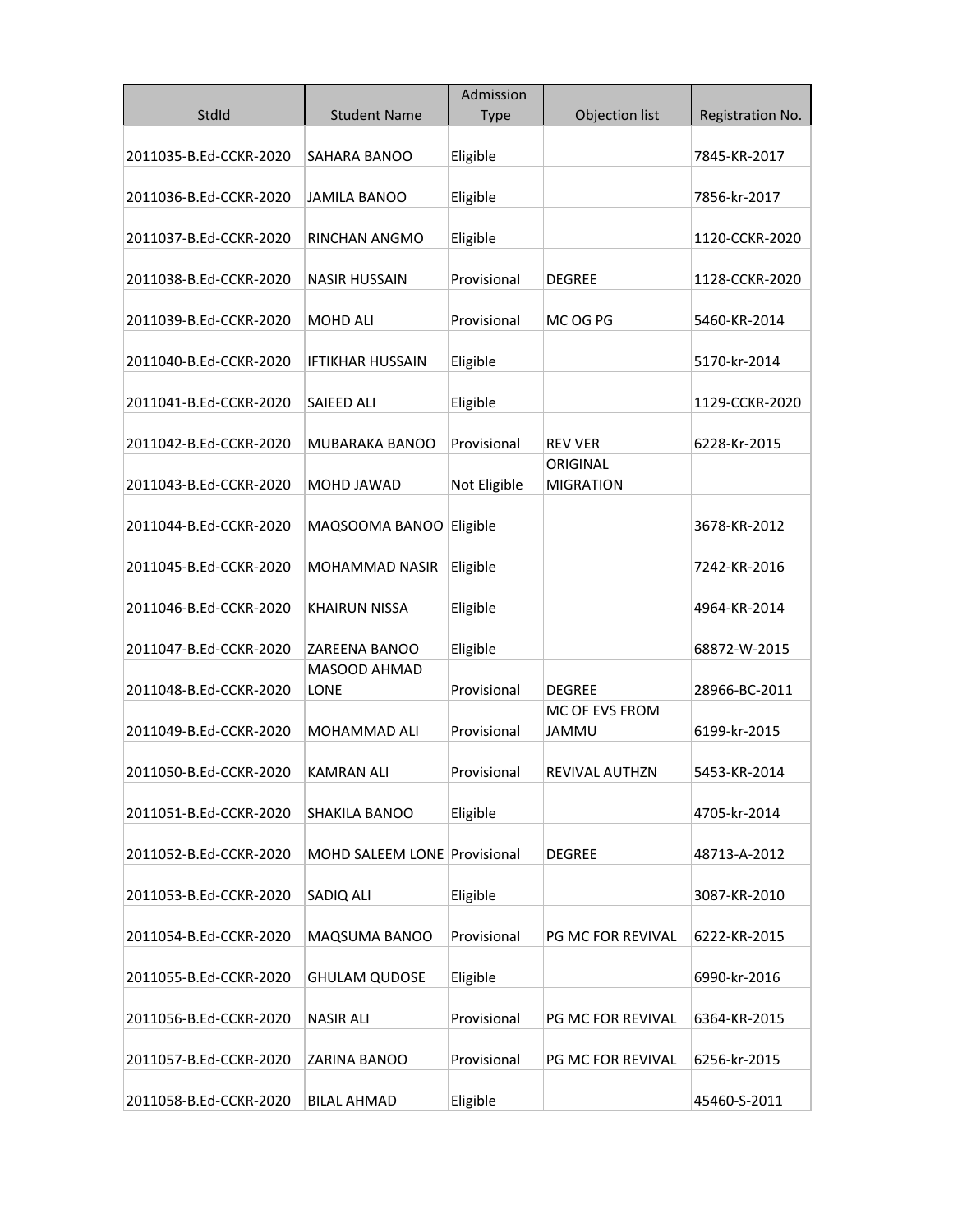| StdId | Student Name | Admission Type | Objection list | Registration No. |
|---|---|---|---|---|
| 2011035-B.Ed-CCKR-2020 | SAHARA BANOO | Eligible | | 7845-KR-2017 |
| 2011036-B.Ed-CCKR-2020 | JAMILA BANOO | Eligible | | 7856-kr-2017 |
| 2011037-B.Ed-CCKR-2020 | RINCHAN ANGMO | Eligible | | 1120-CCKR-2020 |
| 2011038-B.Ed-CCKR-2020 | NASIR HUSSAIN | Provisional | DEGREE | 1128-CCKR-2020 |
| 2011039-B.Ed-CCKR-2020 | MOHD ALI | Provisional | MC OG PG | 5460-KR-2014 |
| 2011040-B.Ed-CCKR-2020 | IFTIKHAR HUSSAIN | Eligible | | 5170-kr-2014 |
| 2011041-B.Ed-CCKR-2020 | SAIEED ALI | Eligible | | 1129-CCKR-2020 |
| 2011042-B.Ed-CCKR-2020 | MUBARAKA BANOO | Provisional | REV VER | 6228-Kr-2015 |
| 2011043-B.Ed-CCKR-2020 | MOHD JAWAD | Not Eligible | ORIGINAL MIGRATION | |
| 2011044-B.Ed-CCKR-2020 | MAQSOOMA BANOO | Eligible | | 3678-KR-2012 |
| 2011045-B.Ed-CCKR-2020 | MOHAMMAD NASIR | Eligible | | 7242-KR-2016 |
| 2011046-B.Ed-CCKR-2020 | KHAIRUN NISSA | Eligible | | 4964-KR-2014 |
| 2011047-B.Ed-CCKR-2020 | ZAREENA BANOO | Eligible | | 68872-W-2015 |
| 2011048-B.Ed-CCKR-2020 | MASOOD AHMAD LONE | Provisional | DEGREE | 28966-BC-2011 |
| 2011049-B.Ed-CCKR-2020 | MOHAMMAD ALI | Provisional | MC OF EVS FROM JAMMU | 6199-kr-2015 |
| 2011050-B.Ed-CCKR-2020 | KAMRAN ALI | Provisional | REVIVAL AUTHZN | 5453-KR-2014 |
| 2011051-B.Ed-CCKR-2020 | SHAKILA BANOO | Eligible | | 4705-kr-2014 |
| 2011052-B.Ed-CCKR-2020 | MOHD SALEEM LONE | Provisional | DEGREE | 48713-A-2012 |
| 2011053-B.Ed-CCKR-2020 | SADIQ ALI | Eligible | | 3087-KR-2010 |
| 2011054-B.Ed-CCKR-2020 | MAQSUMA BANOO | Provisional | PG MC FOR REVIVAL | 6222-KR-2015 |
| 2011055-B.Ed-CCKR-2020 | GHULAM QUDOSE | Eligible | | 6990-kr-2016 |
| 2011056-B.Ed-CCKR-2020 | NASIR ALI | Provisional | PG MC FOR REVIVAL | 6364-KR-2015 |
| 2011057-B.Ed-CCKR-2020 | ZARINA BANOO | Provisional | PG MC FOR REVIVAL | 6256-kr-2015 |
| 2011058-B.Ed-CCKR-2020 | BILAL AHMAD | Eligible | | 45460-S-2011 |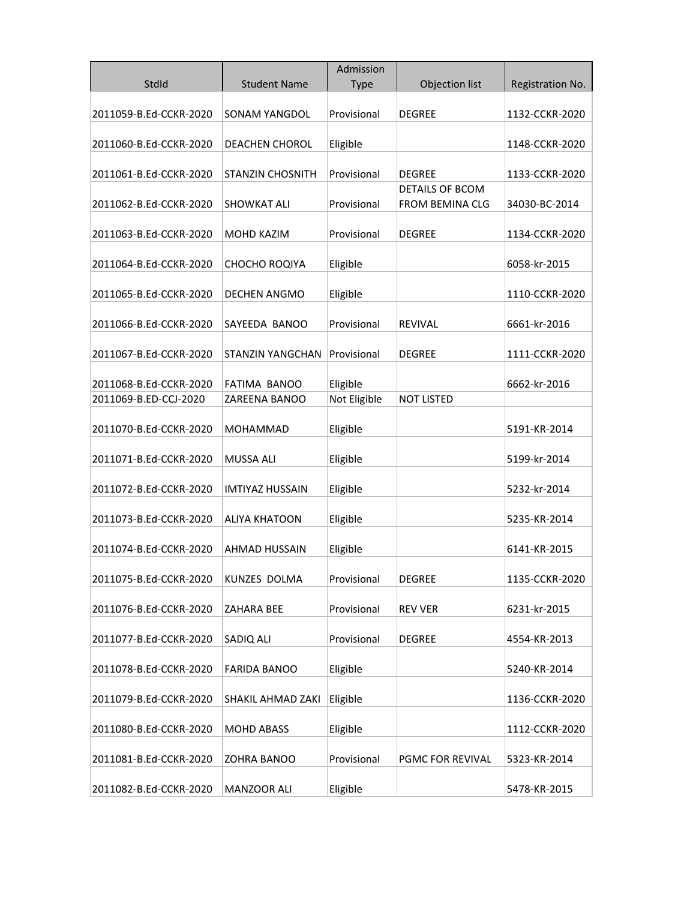| StdId | Student Name | Admission Type | Objection list | Registration No. |
|---|---|---|---|---|
| 2011059-B.Ed-CCKR-2020 | SONAM YANGDOL | Provisional | DEGREE | 1132-CCKR-2020 |
| 2011060-B.Ed-CCKR-2020 | DEACHEN CHOROL | Eligible | | 1148-CCKR-2020 |
| 2011061-B.Ed-CCKR-2020 | STANZIN CHOSNITH | Provisional | DEGREE | 1133-CCKR-2020 |
| 2011062-B.Ed-CCKR-2020 | SHOWKAT ALI | Provisional | DETAILS OF BCOM FROM BEMINA CLG | 34030-BC-2014 |
| 2011063-B.Ed-CCKR-2020 | MOHD KAZIM | Provisional | DEGREE | 1134-CCKR-2020 |
| 2011064-B.Ed-CCKR-2020 | CHOCHO ROQIYA | Eligible | | 6058-kr-2015 |
| 2011065-B.Ed-CCKR-2020 | DECHEN ANGMO | Eligible | | 1110-CCKR-2020 |
| 2011066-B.Ed-CCKR-2020 | SAYEEDA BANOO | Provisional | REVIVAL | 6661-kr-2016 |
| 2011067-B.Ed-CCKR-2020 | STANZIN YANGCHAN | Provisional | DEGREE | 1111-CCKR-2020 |
| 2011068-B.Ed-CCKR-2020 | FATIMA BANOO | Eligible | | 6662-kr-2016 |
| 2011069-B.ED-CCJ-2020 | ZAREENA BANOO | Not Eligible | NOT LISTED | |
| 2011070-B.Ed-CCKR-2020 | MOHAMMAD | Eligible | | 5191-KR-2014 |
| 2011071-B.Ed-CCKR-2020 | MUSSA ALI | Eligible | | 5199-kr-2014 |
| 2011072-B.Ed-CCKR-2020 | IMTIYAZ HUSSAIN | Eligible | | 5232-kr-2014 |
| 2011073-B.Ed-CCKR-2020 | ALIYA KHATOON | Eligible | | 5235-KR-2014 |
| 2011074-B.Ed-CCKR-2020 | AHMAD HUSSAIN | Eligible | | 6141-KR-2015 |
| 2011075-B.Ed-CCKR-2020 | KUNZES DOLMA | Provisional | DEGREE | 1135-CCKR-2020 |
| 2011076-B.Ed-CCKR-2020 | ZAHARA BEE | Provisional | REV VER | 6231-kr-2015 |
| 2011077-B.Ed-CCKR-2020 | SADIQ ALI | Provisional | DEGREE | 4554-KR-2013 |
| 2011078-B.Ed-CCKR-2020 | FARIDA BANOO | Eligible | | 5240-KR-2014 |
| 2011079-B.Ed-CCKR-2020 | SHAKIL AHMAD ZAKI | Eligible | | 1136-CCKR-2020 |
| 2011080-B.Ed-CCKR-2020 | MOHD ABASS | Eligible | | 1112-CCKR-2020 |
| 2011081-B.Ed-CCKR-2020 | ZOHRA BANOO | Provisional | PGMC FOR REVIVAL | 5323-KR-2014 |
| 2011082-B.Ed-CCKR-2020 | MANZOOR ALI | Eligible | | 5478-KR-2015 |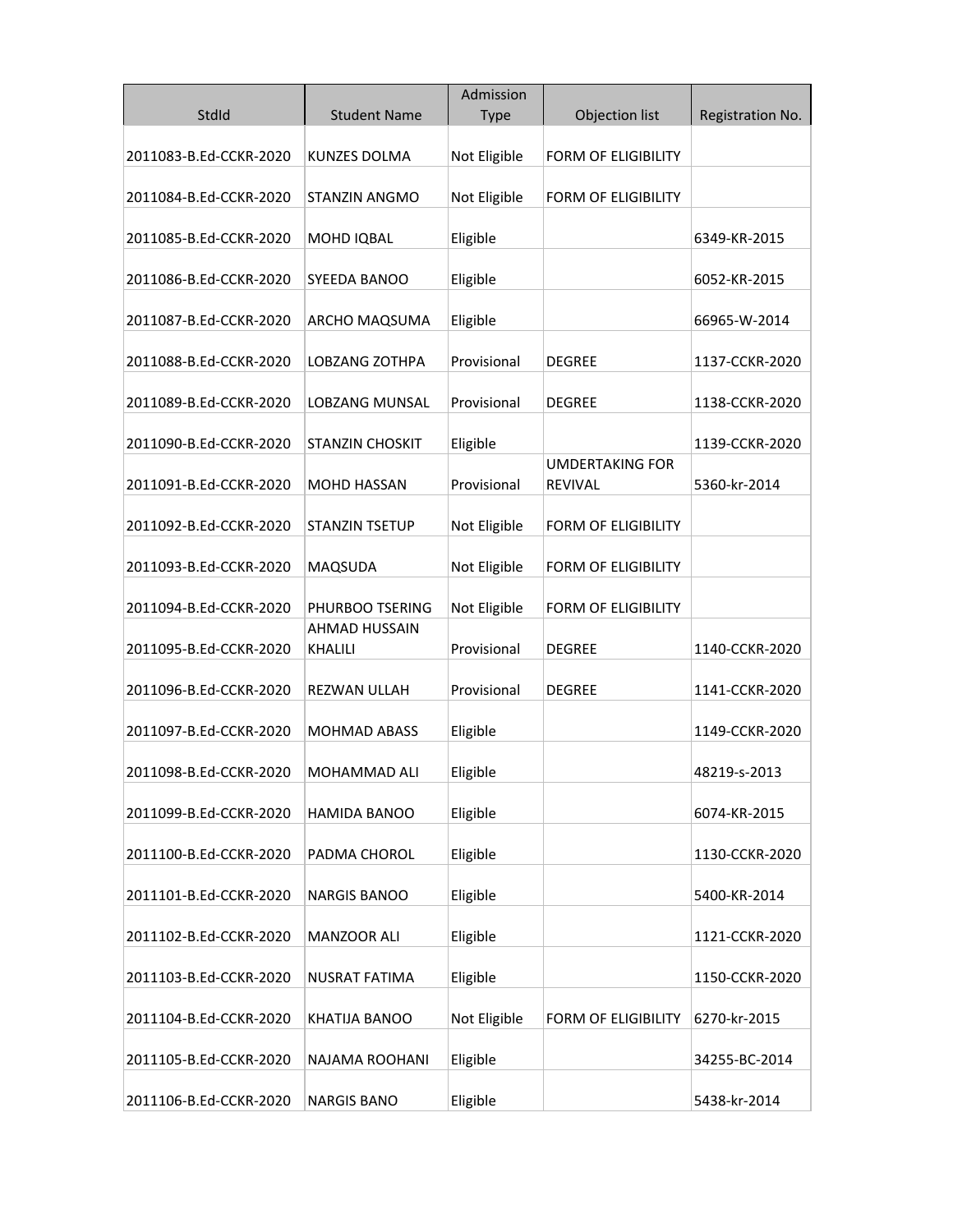| StdId | Student Name | Admission Type | Objection list | Registration No. |
|---|---|---|---|---|
| 2011083-B.Ed-CCKR-2020 | KUNZES DOLMA | Not Eligible | FORM OF ELIGIBILITY | |
| 2011084-B.Ed-CCKR-2020 | STANZIN ANGMO | Not Eligible | FORM OF ELIGIBILITY | |
| 2011085-B.Ed-CCKR-2020 | MOHD IQBAL | Eligible | | 6349-KR-2015 |
| 2011086-B.Ed-CCKR-2020 | SYEEDA BANOO | Eligible | | 6052-KR-2015 |
| 2011087-B.Ed-CCKR-2020 | ARCHO MAQSUMA | Eligible | | 66965-W-2014 |
| 2011088-B.Ed-CCKR-2020 | LOBZANG ZOTHPA | Provisional | DEGREE | 1137-CCKR-2020 |
| 2011089-B.Ed-CCKR-2020 | LOBZANG MUNSAL | Provisional | DEGREE | 1138-CCKR-2020 |
| 2011090-B.Ed-CCKR-2020 | STANZIN CHOSKIT | Eligible | | 1139-CCKR-2020 |
| 2011091-B.Ed-CCKR-2020 | MOHD HASSAN | Provisional | UMDERTAKING FOR REVIVAL | 5360-kr-2014 |
| 2011092-B.Ed-CCKR-2020 | STANZIN TSETUP | Not Eligible | FORM OF ELIGIBILITY | |
| 2011093-B.Ed-CCKR-2020 | MAQSUDA | Not Eligible | FORM OF ELIGIBILITY | |
| 2011094-B.Ed-CCKR-2020 | PHURBOO TSERING | Not Eligible | FORM OF ELIGIBILITY | |
| 2011095-B.Ed-CCKR-2020 | AHMAD HUSSAIN KHALILI | Provisional | DEGREE | 1140-CCKR-2020 |
| 2011096-B.Ed-CCKR-2020 | REZWAN ULLAH | Provisional | DEGREE | 1141-CCKR-2020 |
| 2011097-B.Ed-CCKR-2020 | MOHMAD ABASS | Eligible | | 1149-CCKR-2020 |
| 2011098-B.Ed-CCKR-2020 | MOHAMMAD ALI | Eligible | | 48219-s-2013 |
| 2011099-B.Ed-CCKR-2020 | HAMIDA BANOO | Eligible | | 6074-KR-2015 |
| 2011100-B.Ed-CCKR-2020 | PADMA CHOROL | Eligible | | 1130-CCKR-2020 |
| 2011101-B.Ed-CCKR-2020 | NARGIS BANOO | Eligible | | 5400-KR-2014 |
| 2011102-B.Ed-CCKR-2020 | MANZOOR ALI | Eligible | | 1121-CCKR-2020 |
| 2011103-B.Ed-CCKR-2020 | NUSRAT FATIMA | Eligible | | 1150-CCKR-2020 |
| 2011104-B.Ed-CCKR-2020 | KHATIJA BANOO | Not Eligible | FORM OF ELIGIBILITY | 6270-kr-2015 |
| 2011105-B.Ed-CCKR-2020 | NAJAMA ROOHANI | Eligible | | 34255-BC-2014 |
| 2011106-B.Ed-CCKR-2020 | NARGIS BANO | Eligible | | 5438-kr-2014 |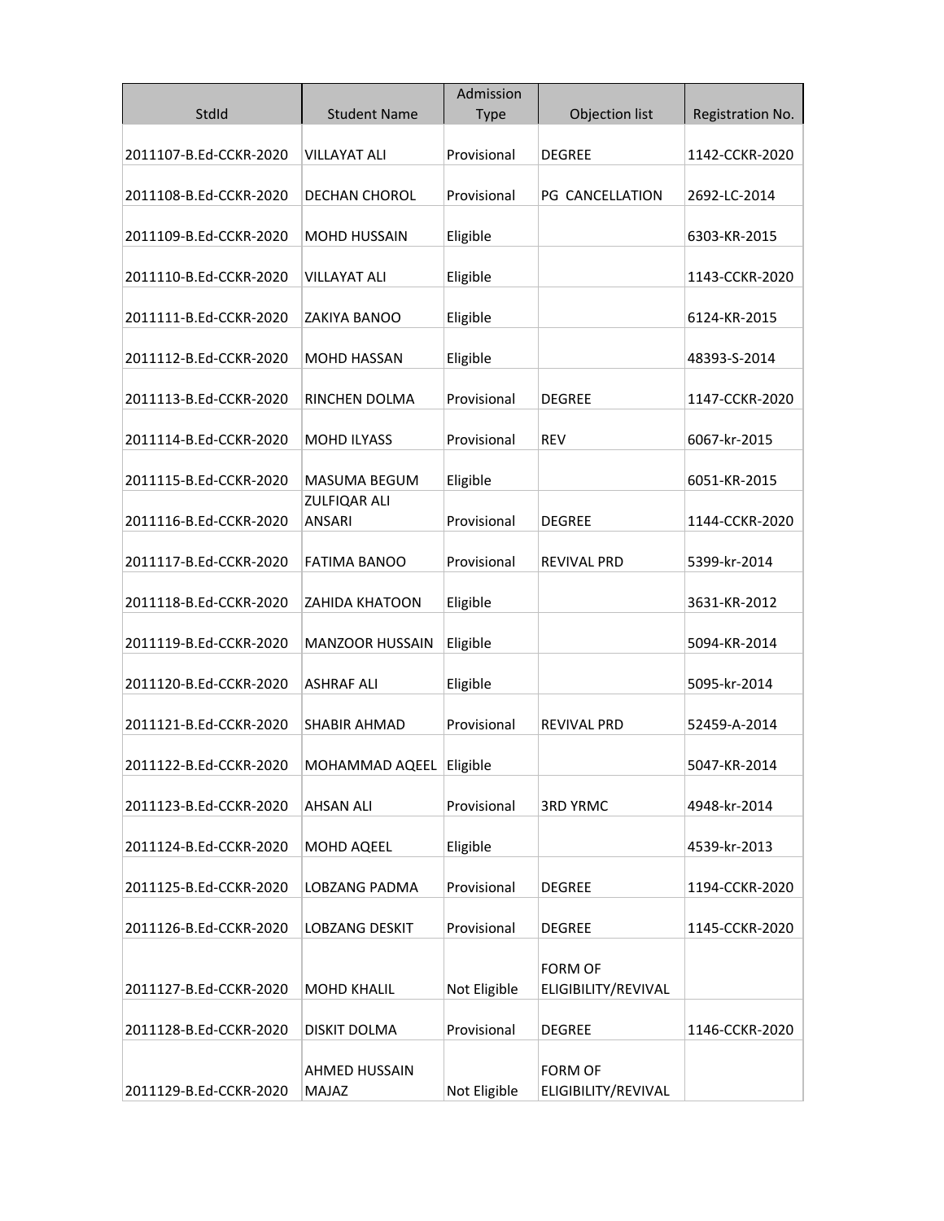| StdId | Student Name | Admission Type | Objection list | Registration No. |
|---|---|---|---|---|
| 2011107-B.Ed-CCKR-2020 | VILLAYAT ALI | Provisional | DEGREE | 1142-CCKR-2020 |
| 2011108-B.Ed-CCKR-2020 | DECHAN CHOROL | Provisional | PG CANCELLATION | 2692-LC-2014 |
| 2011109-B.Ed-CCKR-2020 | MOHD HUSSAIN | Eligible | | 6303-KR-2015 |
| 2011110-B.Ed-CCKR-2020 | VILLAYAT ALI | Eligible | | 1143-CCKR-2020 |
| 2011111-B.Ed-CCKR-2020 | ZAKIYA BANOO | Eligible | | 6124-KR-2015 |
| 2011112-B.Ed-CCKR-2020 | MOHD HASSAN | Eligible | | 48393-S-2014 |
| 2011113-B.Ed-CCKR-2020 | RINCHEN DOLMA | Provisional | DEGREE | 1147-CCKR-2020 |
| 2011114-B.Ed-CCKR-2020 | MOHD ILYASS | Provisional | REV | 6067-kr-2015 |
| 2011115-B.Ed-CCKR-2020 | MASUMA BEGUM | Eligible | | 6051-KR-2015 |
| 2011116-B.Ed-CCKR-2020 | ZULFIQAR ALI ANSARI | Provisional | DEGREE | 1144-CCKR-2020 |
| 2011117-B.Ed-CCKR-2020 | FATIMA BANOO | Provisional | REVIVAL PRD | 5399-kr-2014 |
| 2011118-B.Ed-CCKR-2020 | ZAHIDA KHATOON | Eligible | | 3631-KR-2012 |
| 2011119-B.Ed-CCKR-2020 | MANZOOR HUSSAIN | Eligible | | 5094-KR-2014 |
| 2011120-B.Ed-CCKR-2020 | ASHRAF ALI | Eligible | | 5095-kr-2014 |
| 2011121-B.Ed-CCKR-2020 | SHABIR AHMAD | Provisional | REVIVAL PRD | 52459-A-2014 |
| 2011122-B.Ed-CCKR-2020 | MOHAMMAD AQEEL | Eligible | | 5047-KR-2014 |
| 2011123-B.Ed-CCKR-2020 | AHSAN ALI | Provisional | 3RD YRMC | 4948-kr-2014 |
| 2011124-B.Ed-CCKR-2020 | MOHD AQEEL | Eligible | | 4539-kr-2013 |
| 2011125-B.Ed-CCKR-2020 | LOBZANG PADMA | Provisional | DEGREE | 1194-CCKR-2020 |
| 2011126-B.Ed-CCKR-2020 | LOBZANG DESKIT | Provisional | DEGREE | 1145-CCKR-2020 |
| 2011127-B.Ed-CCKR-2020 | MOHD KHALIL | Not Eligible | FORM OF ELIGIBILITY/REVIVAL | |
| 2011128-B.Ed-CCKR-2020 | DISKIT DOLMA | Provisional | DEGREE | 1146-CCKR-2020 |
| 2011129-B.Ed-CCKR-2020 | AHMED HUSSAIN MAJAZ | Not Eligible | FORM OF ELIGIBILITY/REVIVAL | |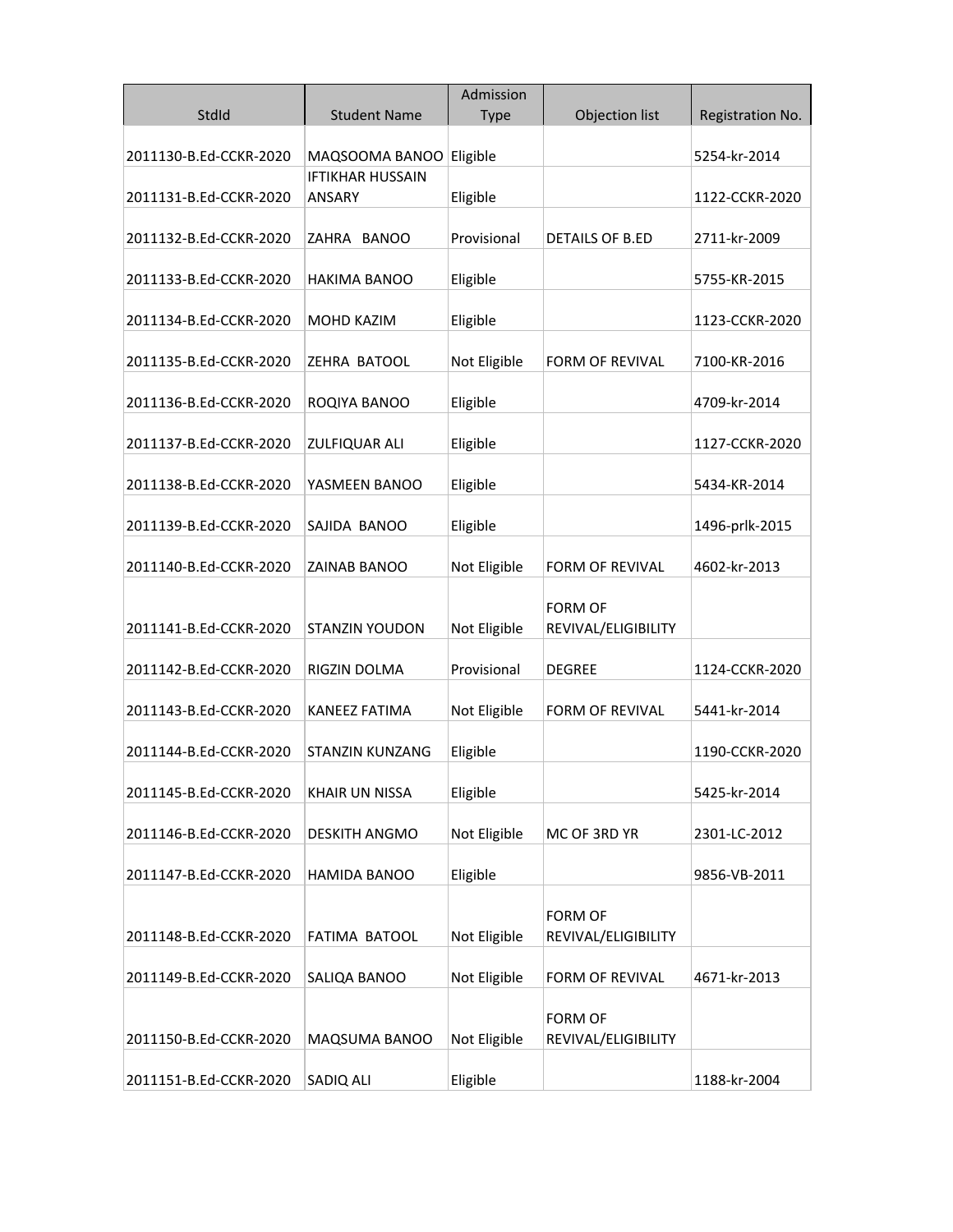| StdId | Student Name | Admission Type | Objection list | Registration No. |
|---|---|---|---|---|
| 2011130-B.Ed-CCKR-2020 | MAQSOOMA BANOO | Eligible | | 5254-kr-2014 |
| 2011131-B.Ed-CCKR-2020 | IFTIKHAR HUSSAIN ANSARY | Eligible | | 1122-CCKR-2020 |
| 2011132-B.Ed-CCKR-2020 | ZAHRA BANOO | Provisional | DETAILS OF B.ED | 2711-kr-2009 |
| 2011133-B.Ed-CCKR-2020 | HAKIMA BANOO | Eligible | | 5755-KR-2015 |
| 2011134-B.Ed-CCKR-2020 | MOHD KAZIM | Eligible | | 1123-CCKR-2020 |
| 2011135-B.Ed-CCKR-2020 | ZEHRA BATOOL | Not Eligible | FORM OF REVIVAL | 7100-KR-2016 |
| 2011136-B.Ed-CCKR-2020 | ROQIYA BANOO | Eligible | | 4709-kr-2014 |
| 2011137-B.Ed-CCKR-2020 | ZULFIQUAR ALI | Eligible | | 1127-CCKR-2020 |
| 2011138-B.Ed-CCKR-2020 | YASMEEN BANOO | Eligible | | 5434-KR-2014 |
| 2011139-B.Ed-CCKR-2020 | SAJIDA BANOO | Eligible | | 1496-prlk-2015 |
| 2011140-B.Ed-CCKR-2020 | ZAINAB BANOO | Not Eligible | FORM OF REVIVAL | 4602-kr-2013 |
| 2011141-B.Ed-CCKR-2020 | STANZIN YOUDON | Not Eligible | FORM OF REVIVAL/ELIGIBILITY | |
| 2011142-B.Ed-CCKR-2020 | RIGZIN DOLMA | Provisional | DEGREE | 1124-CCKR-2020 |
| 2011143-B.Ed-CCKR-2020 | KANEEZ FATIMA | Not Eligible | FORM OF REVIVAL | 5441-kr-2014 |
| 2011144-B.Ed-CCKR-2020 | STANZIN KUNZANG | Eligible | | 1190-CCKR-2020 |
| 2011145-B.Ed-CCKR-2020 | KHAIR UN NISSA | Eligible | | 5425-kr-2014 |
| 2011146-B.Ed-CCKR-2020 | DESKITH ANGMO | Not Eligible | MC OF 3RD YR | 2301-LC-2012 |
| 2011147-B.Ed-CCKR-2020 | HAMIDA BANOO | Eligible | | 9856-VB-2011 |
| 2011148-B.Ed-CCKR-2020 | FATIMA BATOOL | Not Eligible | FORM OF REVIVAL/ELIGIBILITY | |
| 2011149-B.Ed-CCKR-2020 | SALIQA BANOO | Not Eligible | FORM OF REVIVAL | 4671-kr-2013 |
| 2011150-B.Ed-CCKR-2020 | MAQSUMA BANOO | Not Eligible | FORM OF REVIVAL/ELIGIBILITY | |
| 2011151-B.Ed-CCKR-2020 | SADIQ ALI | Eligible | | 1188-kr-2004 |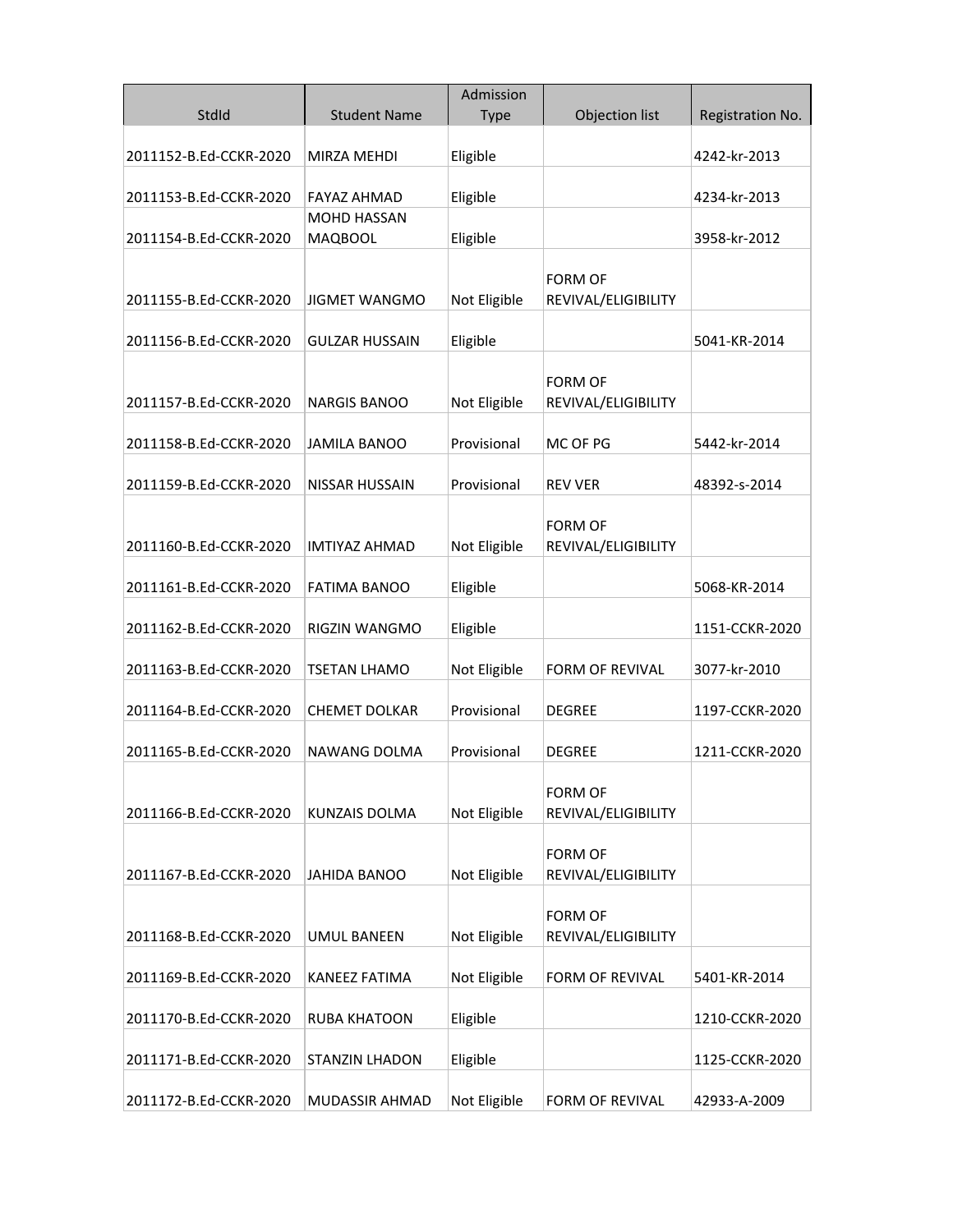| StdId | Student Name | Admission Type | Objection list | Registration No. |
|---|---|---|---|---|
| 2011152-B.Ed-CCKR-2020 | MIRZA MEHDI | Eligible | | 4242-kr-2013 |
| 2011153-B.Ed-CCKR-2020 | FAYAZ AHMAD | Eligible | | 4234-kr-2013 |
| 2011154-B.Ed-CCKR-2020 | MOHD HASSAN MAQBOOL | Eligible | | 3958-kr-2012 |
| 2011155-B.Ed-CCKR-2020 | JIGMET WANGMO | Not Eligible | FORM OF REVIVAL/ELIGIBILITY | |
| 2011156-B.Ed-CCKR-2020 | GULZAR HUSSAIN | Eligible | | 5041-KR-2014 |
| 2011157-B.Ed-CCKR-2020 | NARGIS BANOO | Not Eligible | FORM OF REVIVAL/ELIGIBILITY | |
| 2011158-B.Ed-CCKR-2020 | JAMILA BANOO | Provisional | MC OF PG | 5442-kr-2014 |
| 2011159-B.Ed-CCKR-2020 | NISSAR HUSSAIN | Provisional | REV VER | 48392-s-2014 |
| 2011160-B.Ed-CCKR-2020 | IMTIYAZ AHMAD | Not Eligible | FORM OF REVIVAL/ELIGIBILITY | |
| 2011161-B.Ed-CCKR-2020 | FATIMA BANOO | Eligible | | 5068-KR-2014 |
| 2011162-B.Ed-CCKR-2020 | RIGZIN WANGMO | Eligible | | 1151-CCKR-2020 |
| 2011163-B.Ed-CCKR-2020 | TSETAN LHAMO | Not Eligible | FORM OF REVIVAL | 3077-kr-2010 |
| 2011164-B.Ed-CCKR-2020 | CHEMET DOLKAR | Provisional | DEGREE | 1197-CCKR-2020 |
| 2011165-B.Ed-CCKR-2020 | NAWANG DOLMA | Provisional | DEGREE | 1211-CCKR-2020 |
| 2011166-B.Ed-CCKR-2020 | KUNZAIS DOLMA | Not Eligible | FORM OF REVIVAL/ELIGIBILITY | |
| 2011167-B.Ed-CCKR-2020 | JAHIDA BANOO | Not Eligible | FORM OF REVIVAL/ELIGIBILITY | |
| 2011168-B.Ed-CCKR-2020 | UMUL BANEEN | Not Eligible | FORM OF REVIVAL/ELIGIBILITY | |
| 2011169-B.Ed-CCKR-2020 | KANEEZ FATIMA | Not Eligible | FORM OF REVIVAL | 5401-KR-2014 |
| 2011170-B.Ed-CCKR-2020 | RUBA KHATOON | Eligible | | 1210-CCKR-2020 |
| 2011171-B.Ed-CCKR-2020 | STANZIN LHADON | Eligible | | 1125-CCKR-2020 |
| 2011172-B.Ed-CCKR-2020 | MUDASSIR AHMAD | Not Eligible | FORM OF REVIVAL | 42933-A-2009 |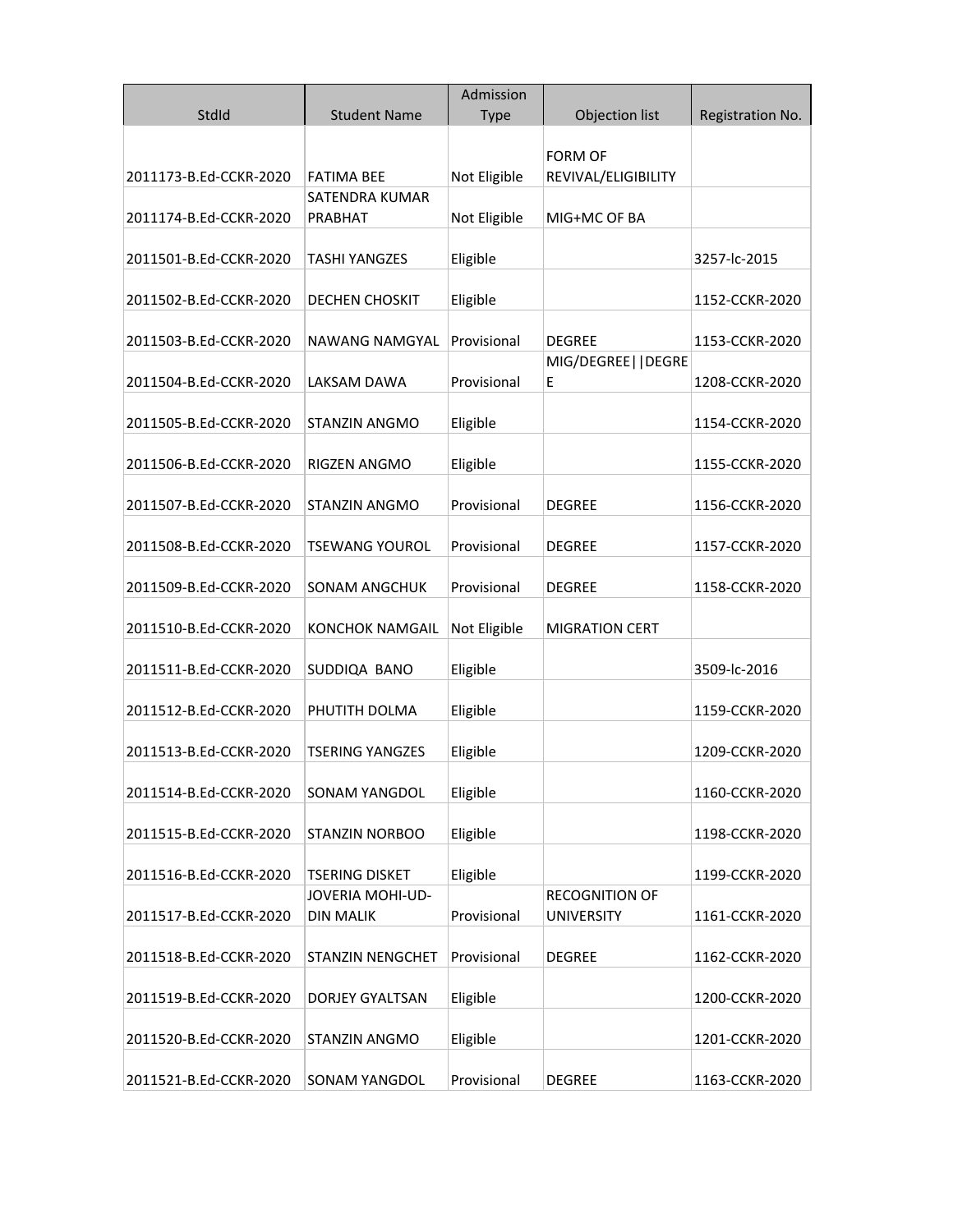| StdId | Student Name | Admission Type | Objection list | Registration No. |
|---|---|---|---|---|
| 2011173-B.Ed-CCKR-2020 | FATIMA BEE | Not Eligible | FORM OF REVIVAL/ELIGIBILITY | |
| 2011174-B.Ed-CCKR-2020 | SATENDRA KUMAR PRABHAT | Not Eligible | MIG+MC OF BA | |
| 2011501-B.Ed-CCKR-2020 | TASHI YANGZES | Eligible | | 3257-lc-2015 |
| 2011502-B.Ed-CCKR-2020 | DECHEN CHOSKIT | Eligible | | 1152-CCKR-2020 |
| 2011503-B.Ed-CCKR-2020 | NAWANG NAMGYAL | Provisional | DEGREE | 1153-CCKR-2020 |
| 2011504-B.Ed-CCKR-2020 | LAKSAM DAWA | Provisional | MIG/DEGREE\|\|DEGREE | 1208-CCKR-2020 |
| 2011505-B.Ed-CCKR-2020 | STANZIN ANGMO | Eligible | | 1154-CCKR-2020 |
| 2011506-B.Ed-CCKR-2020 | RIGZEN ANGMO | Eligible | | 1155-CCKR-2020 |
| 2011507-B.Ed-CCKR-2020 | STANZIN ANGMO | Provisional | DEGREE | 1156-CCKR-2020 |
| 2011508-B.Ed-CCKR-2020 | TSEWANG YOUROL | Provisional | DEGREE | 1157-CCKR-2020 |
| 2011509-B.Ed-CCKR-2020 | SONAM ANGCHUK | Provisional | DEGREE | 1158-CCKR-2020 |
| 2011510-B.Ed-CCKR-2020 | KONCHOK NAMGAIL | Not Eligible | MIGRATION CERT | |
| 2011511-B.Ed-CCKR-2020 | SUDDIQA BANO | Eligible | | 3509-lc-2016 |
| 2011512-B.Ed-CCKR-2020 | PHUTITH DOLMA | Eligible | | 1159-CCKR-2020 |
| 2011513-B.Ed-CCKR-2020 | TSERING YANGZES | Eligible | | 1209-CCKR-2020 |
| 2011514-B.Ed-CCKR-2020 | SONAM YANGDOL | Eligible | | 1160-CCKR-2020 |
| 2011515-B.Ed-CCKR-2020 | STANZIN NORBOO | Eligible | | 1198-CCKR-2020 |
| 2011516-B.Ed-CCKR-2020 | TSERING DISKET | Eligible | | 1199-CCKR-2020 |
| 2011517-B.Ed-CCKR-2020 | JOVERIA MOHI-UD-DIN MALIK | Provisional | RECOGNITION OF UNIVERSITY | 1161-CCKR-2020 |
| 2011518-B.Ed-CCKR-2020 | STANZIN NENGCHET | Provisional | DEGREE | 1162-CCKR-2020 |
| 2011519-B.Ed-CCKR-2020 | DORJEY GYALTSAN | Eligible | | 1200-CCKR-2020 |
| 2011520-B.Ed-CCKR-2020 | STANZIN ANGMO | Eligible | | 1201-CCKR-2020 |
| 2011521-B.Ed-CCKR-2020 | SONAM YANGDOL | Provisional | DEGREE | 1163-CCKR-2020 |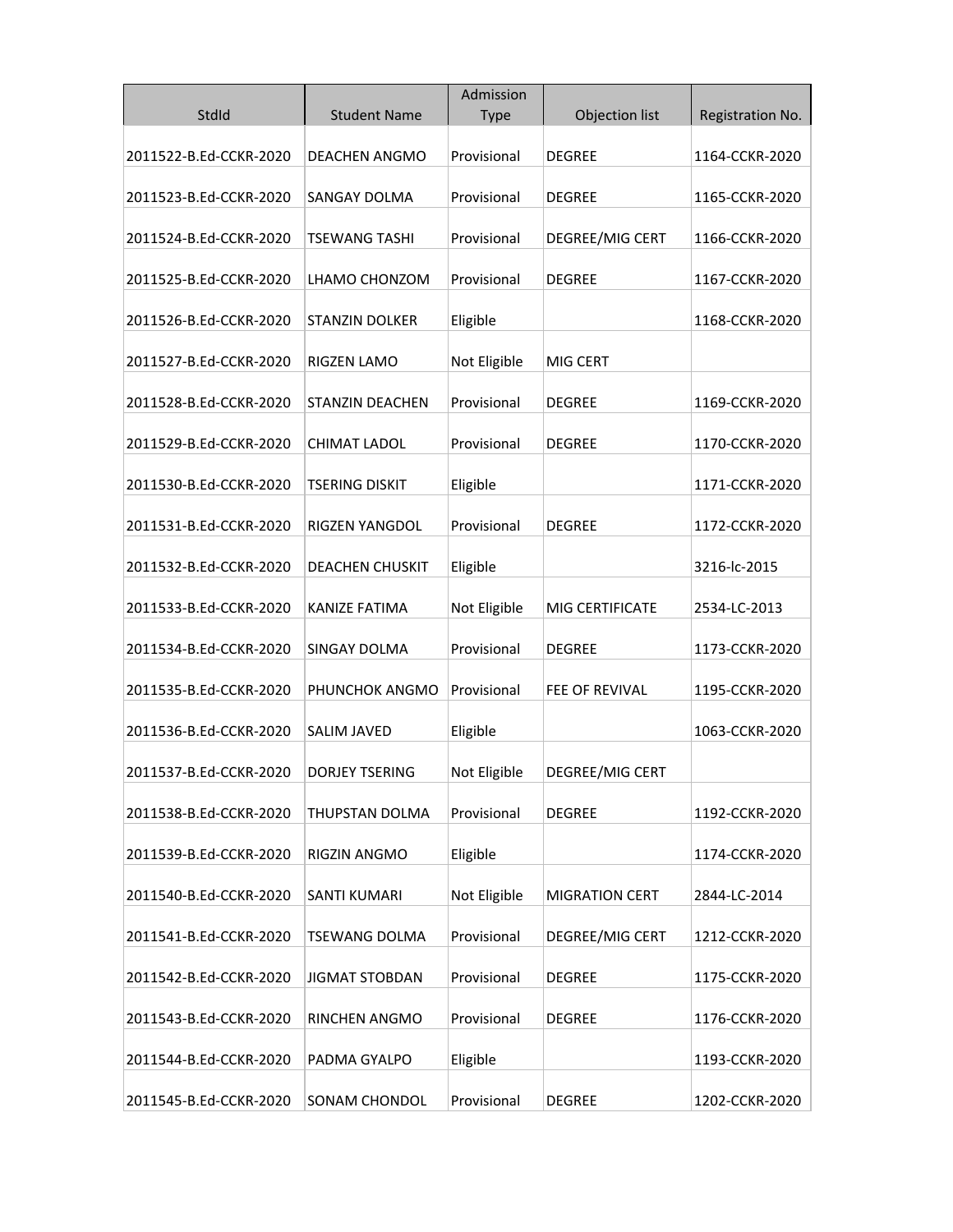| StdId | Student Name | Admission Type | Objection list | Registration No. |
| --- | --- | --- | --- | --- |
| 2011522-B.Ed-CCKR-2020 | DEACHEN ANGMO | Provisional | DEGREE | 1164-CCKR-2020 |
| 2011523-B.Ed-CCKR-2020 | SANGAY DOLMA | Provisional | DEGREE | 1165-CCKR-2020 |
| 2011524-B.Ed-CCKR-2020 | TSEWANG TASHI | Provisional | DEGREE/MIG CERT | 1166-CCKR-2020 |
| 2011525-B.Ed-CCKR-2020 | LHAMO CHONZOM | Provisional | DEGREE | 1167-CCKR-2020 |
| 2011526-B.Ed-CCKR-2020 | STANZIN DOLKER | Eligible | | 1168-CCKR-2020 |
| 2011527-B.Ed-CCKR-2020 | RIGZEN LAMO | Not Eligible | MIG CERT | |
| 2011528-B.Ed-CCKR-2020 | STANZIN DEACHEN | Provisional | DEGREE | 1169-CCKR-2020 |
| 2011529-B.Ed-CCKR-2020 | CHIMAT LADOL | Provisional | DEGREE | 1170-CCKR-2020 |
| 2011530-B.Ed-CCKR-2020 | TSERING DISKIT | Eligible | | 1171-CCKR-2020 |
| 2011531-B.Ed-CCKR-2020 | RIGZEN YANGDOL | Provisional | DEGREE | 1172-CCKR-2020 |
| 2011532-B.Ed-CCKR-2020 | DEACHEN CHUSKIT | Eligible | | 3216-lc-2015 |
| 2011533-B.Ed-CCKR-2020 | KANIZE FATIMA | Not Eligible | MIG CERTIFICATE | 2534-LC-2013 |
| 2011534-B.Ed-CCKR-2020 | SINGAY DOLMA | Provisional | DEGREE | 1173-CCKR-2020 |
| 2011535-B.Ed-CCKR-2020 | PHUNCHOK ANGMO | Provisional | FEE OF REVIVAL | 1195-CCKR-2020 |
| 2011536-B.Ed-CCKR-2020 | SALIM JAVED | Eligible | | 1063-CCKR-2020 |
| 2011537-B.Ed-CCKR-2020 | DORJEY TSERING | Not Eligible | DEGREE/MIG CERT | |
| 2011538-B.Ed-CCKR-2020 | THUPSTAN DOLMA | Provisional | DEGREE | 1192-CCKR-2020 |
| 2011539-B.Ed-CCKR-2020 | RIGZIN ANGMO | Eligible | | 1174-CCKR-2020 |
| 2011540-B.Ed-CCKR-2020 | SANTI KUMARI | Not Eligible | MIGRATION CERT | 2844-LC-2014 |
| 2011541-B.Ed-CCKR-2020 | TSEWANG DOLMA | Provisional | DEGREE/MIG CERT | 1212-CCKR-2020 |
| 2011542-B.Ed-CCKR-2020 | JIGMAT STOBDAN | Provisional | DEGREE | 1175-CCKR-2020 |
| 2011543-B.Ed-CCKR-2020 | RINCHEN ANGMO | Provisional | DEGREE | 1176-CCKR-2020 |
| 2011544-B.Ed-CCKR-2020 | PADMA GYALPO | Eligible | | 1193-CCKR-2020 |
| 2011545-B.Ed-CCKR-2020 | SONAM CHONDOL | Provisional | DEGREE | 1202-CCKR-2020 |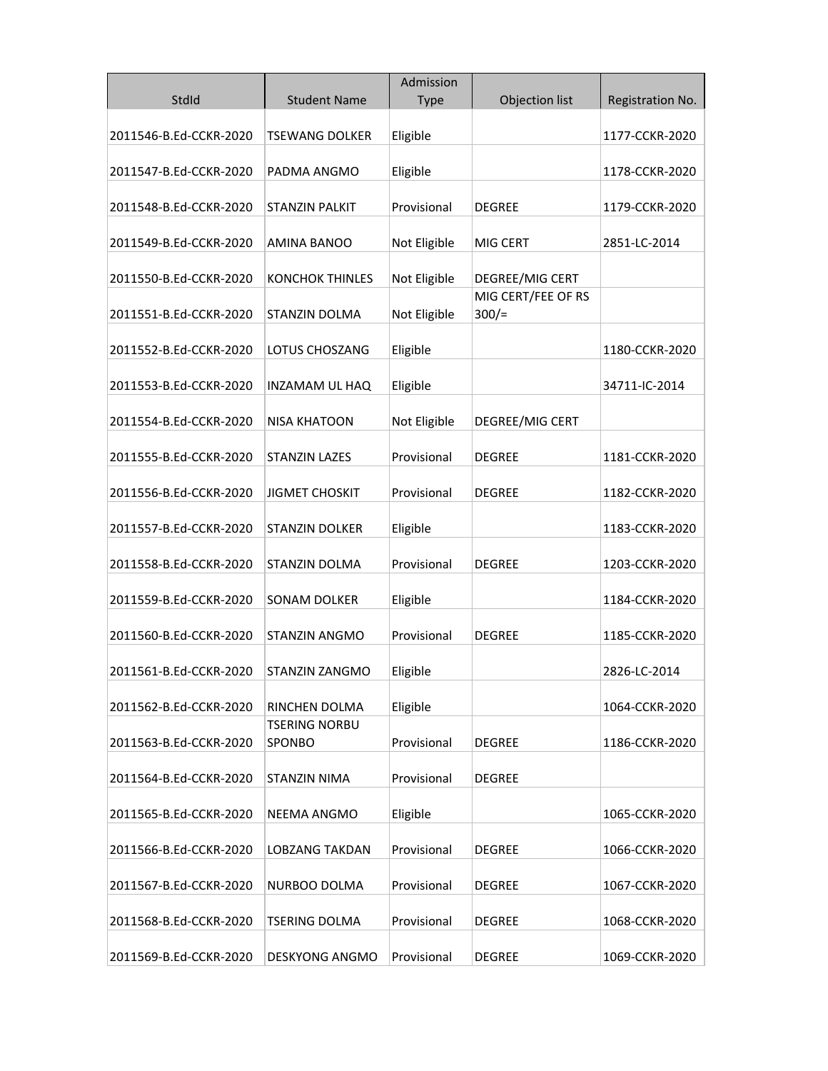| StdId | Student Name | Admission Type | Objection list | Registration No. |
|---|---|---|---|---|
| 2011546-B.Ed-CCKR-2020 | TSEWANG DOLKER | Eligible | | 1177-CCKR-2020 |
| 2011547-B.Ed-CCKR-2020 | PADMA ANGMO | Eligible | | 1178-CCKR-2020 |
| 2011548-B.Ed-CCKR-2020 | STANZIN PALKIT | Provisional | DEGREE | 1179-CCKR-2020 |
| 2011549-B.Ed-CCKR-2020 | AMINA BANOO | Not Eligible | MIG CERT | 2851-LC-2014 |
| 2011550-B.Ed-CCKR-2020 | KONCHOK THINLES | Not Eligible | DEGREE/MIG CERT | |
| 2011551-B.Ed-CCKR-2020 | STANZIN DOLMA | Not Eligible | MIG CERT/FEE OF RS 300/= | |
| 2011552-B.Ed-CCKR-2020 | LOTUS CHOSZANG | Eligible | | 1180-CCKR-2020 |
| 2011553-B.Ed-CCKR-2020 | INZAMAM UL HAQ | Eligible | | 34711-IC-2014 |
| 2011554-B.Ed-CCKR-2020 | NISA KHATOON | Not Eligible | DEGREE/MIG CERT | |
| 2011555-B.Ed-CCKR-2020 | STANZIN LAZES | Provisional | DEGREE | 1181-CCKR-2020 |
| 2011556-B.Ed-CCKR-2020 | JIGMET CHOSKIT | Provisional | DEGREE | 1182-CCKR-2020 |
| 2011557-B.Ed-CCKR-2020 | STANZIN DOLKER | Eligible | | 1183-CCKR-2020 |
| 2011558-B.Ed-CCKR-2020 | STANZIN DOLMA | Provisional | DEGREE | 1203-CCKR-2020 |
| 2011559-B.Ed-CCKR-2020 | SONAM DOLKER | Eligible | | 1184-CCKR-2020 |
| 2011560-B.Ed-CCKR-2020 | STANZIN ANGMO | Provisional | DEGREE | 1185-CCKR-2020 |
| 2011561-B.Ed-CCKR-2020 | STANZIN ZANGMO | Eligible | | 2826-LC-2014 |
| 2011562-B.Ed-CCKR-2020 | RINCHEN DOLMA | Eligible | | 1064-CCKR-2020 |
| 2011563-B.Ed-CCKR-2020 | TSERING NORBU SPONBO | Provisional | DEGREE | 1186-CCKR-2020 |
| 2011564-B.Ed-CCKR-2020 | STANZIN NIMA | Provisional | DEGREE | |
| 2011565-B.Ed-CCKR-2020 | NEEMA ANGMO | Eligible | | 1065-CCKR-2020 |
| 2011566-B.Ed-CCKR-2020 | LOBZANG TAKDAN | Provisional | DEGREE | 1066-CCKR-2020 |
| 2011567-B.Ed-CCKR-2020 | NURBOO DOLMA | Provisional | DEGREE | 1067-CCKR-2020 |
| 2011568-B.Ed-CCKR-2020 | TSERING DOLMA | Provisional | DEGREE | 1068-CCKR-2020 |
| 2011569-B.Ed-CCKR-2020 | DESKYONG ANGMO | Provisional | DEGREE | 1069-CCKR-2020 |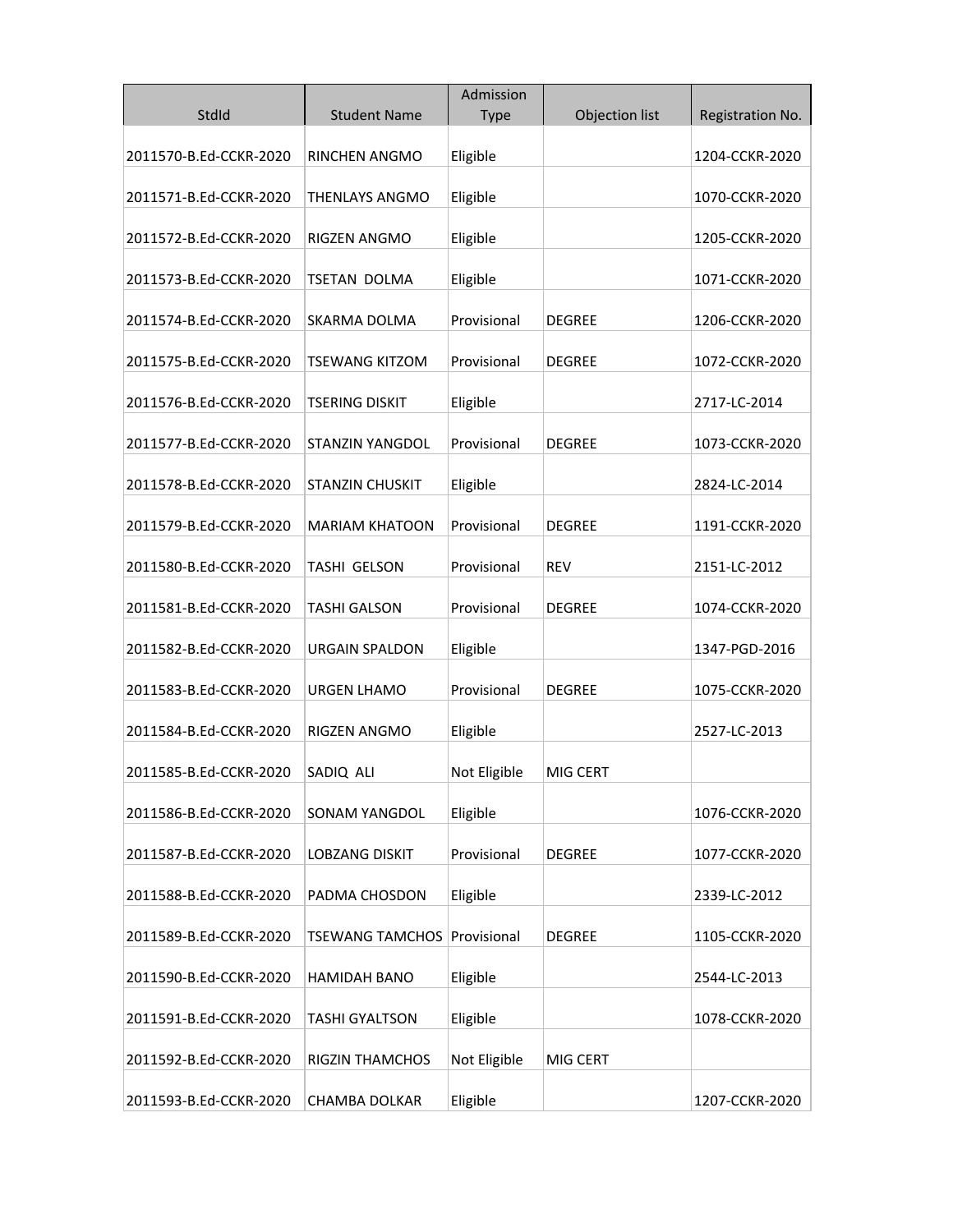| StdId | Student Name | Admission Type | Objection list | Registration No. |
|---|---|---|---|---|
| 2011570-B.Ed-CCKR-2020 | RINCHEN ANGMO | Eligible | | 1204-CCKR-2020 |
| 2011571-B.Ed-CCKR-2020 | THENLAYS ANGMO | Eligible | | 1070-CCKR-2020 |
| 2011572-B.Ed-CCKR-2020 | RIGZEN ANGMO | Eligible | | 1205-CCKR-2020 |
| 2011573-B.Ed-CCKR-2020 | TSETAN DOLMA | Eligible | | 1071-CCKR-2020 |
| 2011574-B.Ed-CCKR-2020 | SKARMA DOLMA | Provisional | DEGREE | 1206-CCKR-2020 |
| 2011575-B.Ed-CCKR-2020 | TSEWANG KITZOM | Provisional | DEGREE | 1072-CCKR-2020 |
| 2011576-B.Ed-CCKR-2020 | TSERING DISKIT | Eligible | | 2717-LC-2014 |
| 2011577-B.Ed-CCKR-2020 | STANZIN YANGDOL | Provisional | DEGREE | 1073-CCKR-2020 |
| 2011578-B.Ed-CCKR-2020 | STANZIN CHUSKIT | Eligible | | 2824-LC-2014 |
| 2011579-B.Ed-CCKR-2020 | MARIAM KHATOON | Provisional | DEGREE | 1191-CCKR-2020 |
| 2011580-B.Ed-CCKR-2020 | TASHI GELSON | Provisional | REV | 2151-LC-2012 |
| 2011581-B.Ed-CCKR-2020 | TASHI GALSON | Provisional | DEGREE | 1074-CCKR-2020 |
| 2011582-B.Ed-CCKR-2020 | URGAIN SPALDON | Eligible | | 1347-PGD-2016 |
| 2011583-B.Ed-CCKR-2020 | URGEN LHAMO | Provisional | DEGREE | 1075-CCKR-2020 |
| 2011584-B.Ed-CCKR-2020 | RIGZEN ANGMO | Eligible | | 2527-LC-2013 |
| 2011585-B.Ed-CCKR-2020 | SADIQ ALI | Not Eligible | MIG CERT | |
| 2011586-B.Ed-CCKR-2020 | SONAM YANGDOL | Eligible | | 1076-CCKR-2020 |
| 2011587-B.Ed-CCKR-2020 | LOBZANG DISKIT | Provisional | DEGREE | 1077-CCKR-2020 |
| 2011588-B.Ed-CCKR-2020 | PADMA CHOSDON | Eligible | | 2339-LC-2012 |
| 2011589-B.Ed-CCKR-2020 | TSEWANG TAMCHOS | Provisional | DEGREE | 1105-CCKR-2020 |
| 2011590-B.Ed-CCKR-2020 | HAMIDAH BANO | Eligible | | 2544-LC-2013 |
| 2011591-B.Ed-CCKR-2020 | TASHI GYALTSON | Eligible | | 1078-CCKR-2020 |
| 2011592-B.Ed-CCKR-2020 | RIGZIN THAMCHOS | Not Eligible | MIG CERT | |
| 2011593-B.Ed-CCKR-2020 | CHAMBA DOLKAR | Eligible | | 1207-CCKR-2020 |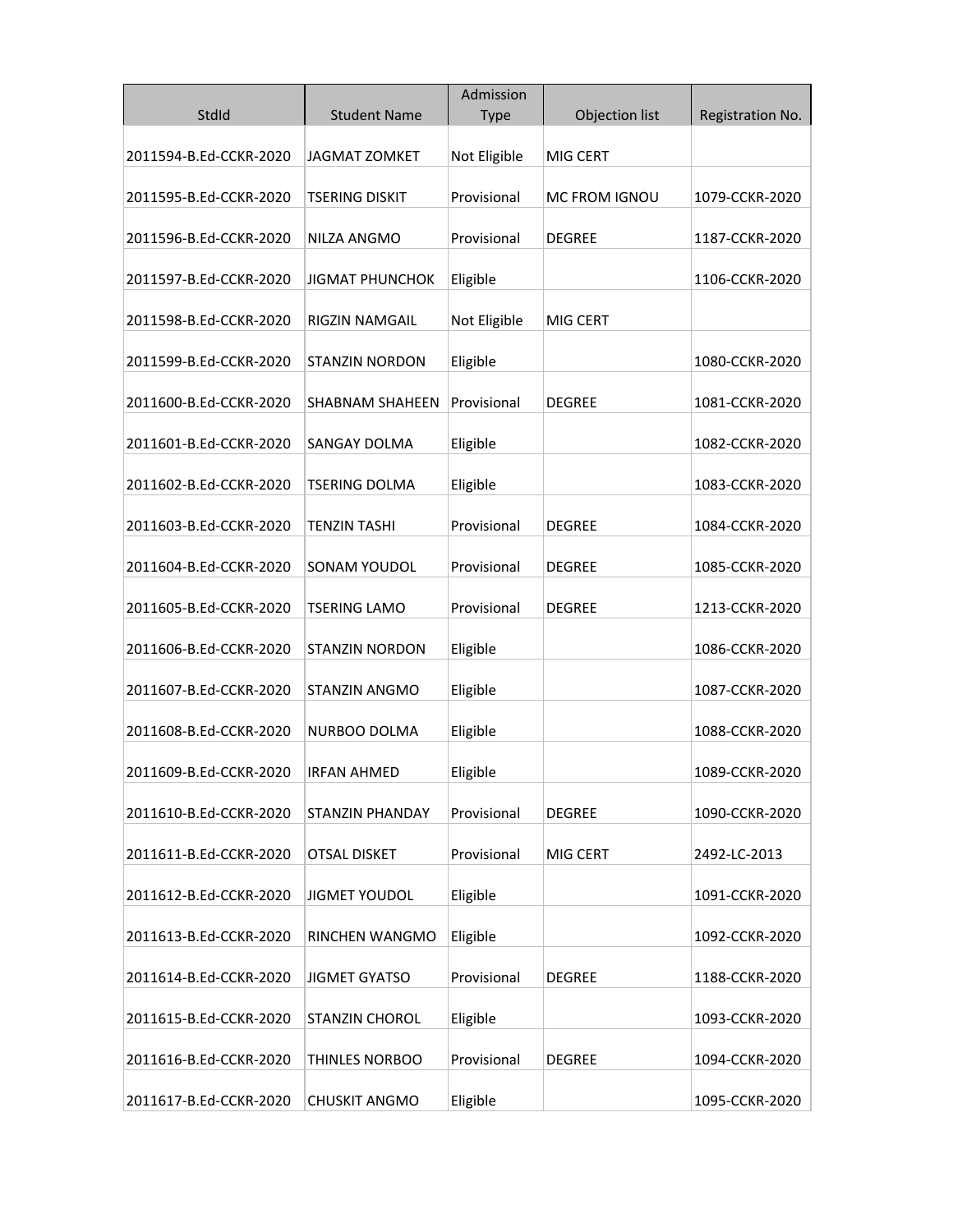| StdId | Student Name | Admission Type | Objection list | Registration No. |
|---|---|---|---|---|
| 2011594-B.Ed-CCKR-2020 | JAGMAT ZOMKET | Not Eligible | MIG CERT | |
| 2011595-B.Ed-CCKR-2020 | TSERING DISKIT | Provisional | MC FROM IGNOU | 1079-CCKR-2020 |
| 2011596-B.Ed-CCKR-2020 | NILZA ANGMO | Provisional | DEGREE | 1187-CCKR-2020 |
| 2011597-B.Ed-CCKR-2020 | JIGMAT PHUNCHOK | Eligible | | 1106-CCKR-2020 |
| 2011598-B.Ed-CCKR-2020 | RIGZIN NAMGAIL | Not Eligible | MIG CERT | |
| 2011599-B.Ed-CCKR-2020 | STANZIN NORDON | Eligible | | 1080-CCKR-2020 |
| 2011600-B.Ed-CCKR-2020 | SHABNAM SHAHEEN | Provisional | DEGREE | 1081-CCKR-2020 |
| 2011601-B.Ed-CCKR-2020 | SANGAY DOLMA | Eligible | | 1082-CCKR-2020 |
| 2011602-B.Ed-CCKR-2020 | TSERING DOLMA | Eligible | | 1083-CCKR-2020 |
| 2011603-B.Ed-CCKR-2020 | TENZIN TASHI | Provisional | DEGREE | 1084-CCKR-2020 |
| 2011604-B.Ed-CCKR-2020 | SONAM YOUDOL | Provisional | DEGREE | 1085-CCKR-2020 |
| 2011605-B.Ed-CCKR-2020 | TSERING LAMO | Provisional | DEGREE | 1213-CCKR-2020 |
| 2011606-B.Ed-CCKR-2020 | STANZIN NORDON | Eligible | | 1086-CCKR-2020 |
| 2011607-B.Ed-CCKR-2020 | STANZIN ANGMO | Eligible | | 1087-CCKR-2020 |
| 2011608-B.Ed-CCKR-2020 | NURBOO DOLMA | Eligible | | 1088-CCKR-2020 |
| 2011609-B.Ed-CCKR-2020 | IRFAN AHMED | Eligible | | 1089-CCKR-2020 |
| 2011610-B.Ed-CCKR-2020 | STANZIN PHANDAY | Provisional | DEGREE | 1090-CCKR-2020 |
| 2011611-B.Ed-CCKR-2020 | OTSAL DISKET | Provisional | MIG CERT | 2492-LC-2013 |
| 2011612-B.Ed-CCKR-2020 | JIGMET YOUDOL | Eligible | | 1091-CCKR-2020 |
| 2011613-B.Ed-CCKR-2020 | RINCHEN WANGMO | Eligible | | 1092-CCKR-2020 |
| 2011614-B.Ed-CCKR-2020 | JIGMET GYATSO | Provisional | DEGREE | 1188-CCKR-2020 |
| 2011615-B.Ed-CCKR-2020 | STANZIN CHOROL | Eligible | | 1093-CCKR-2020 |
| 2011616-B.Ed-CCKR-2020 | THINLES NORBOO | Provisional | DEGREE | 1094-CCKR-2020 |
| 2011617-B.Ed-CCKR-2020 | CHUSKIT ANGMO | Eligible | | 1095-CCKR-2020 |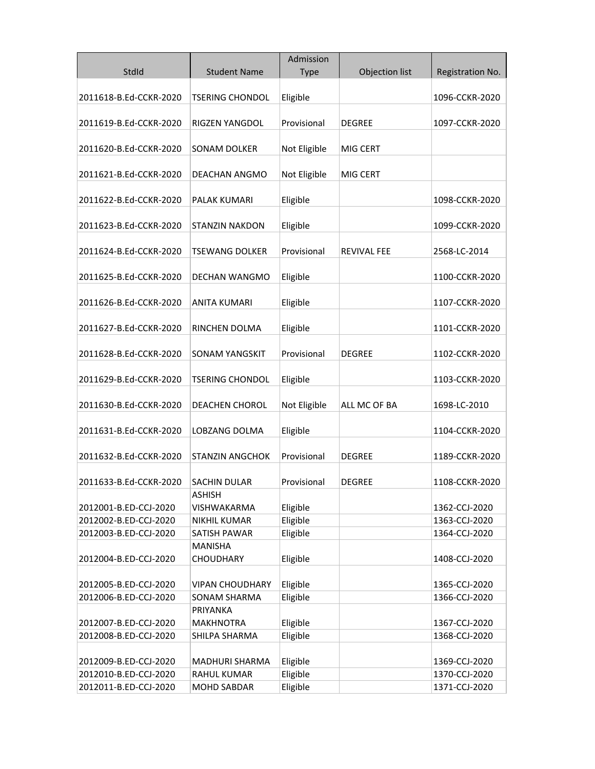| StdId | Student Name | Admission Type | Objection list | Registration No. |
|---|---|---|---|---|
| 2011618-B.Ed-CCKR-2020 | TSERING CHONDOL | Eligible | | 1096-CCKR-2020 |
| 2011619-B.Ed-CCKR-2020 | RIGZEN YANGDOL | Provisional | DEGREE | 1097-CCKR-2020 |
| 2011620-B.Ed-CCKR-2020 | SONAM DOLKER | Not Eligible | MIG CERT | |
| 2011621-B.Ed-CCKR-2020 | DEACHAN ANGMO | Not Eligible | MIG CERT | |
| 2011622-B.Ed-CCKR-2020 | PALAK KUMARI | Eligible | | 1098-CCKR-2020 |
| 2011623-B.Ed-CCKR-2020 | STANZIN NAKDON | Eligible | | 1099-CCKR-2020 |
| 2011624-B.Ed-CCKR-2020 | TSEWANG DOLKER | Provisional | REVIVAL FEE | 2568-LC-2014 |
| 2011625-B.Ed-CCKR-2020 | DECHAN WANGMO | Eligible | | 1100-CCKR-2020 |
| 2011626-B.Ed-CCKR-2020 | ANITA KUMARI | Eligible | | 1107-CCKR-2020 |
| 2011627-B.Ed-CCKR-2020 | RINCHEN DOLMA | Eligible | | 1101-CCKR-2020 |
| 2011628-B.Ed-CCKR-2020 | SONAM YANGSKIT | Provisional | DEGREE | 1102-CCKR-2020 |
| 2011629-B.Ed-CCKR-2020 | TSERING CHONDOL | Eligible | | 1103-CCKR-2020 |
| 2011630-B.Ed-CCKR-2020 | DEACHEN CHOROL | Not Eligible | ALL MC OF BA | 1698-LC-2010 |
| 2011631-B.Ed-CCKR-2020 | LOBZANG DOLMA | Eligible | | 1104-CCKR-2020 |
| 2011632-B.Ed-CCKR-2020 | STANZIN ANGCHOK | Provisional | DEGREE | 1189-CCKR-2020 |
| 2011633-B.Ed-CCKR-2020 | SACHIN DULAR | Provisional | DEGREE | 1108-CCKR-2020 |
| 2012001-B.ED-CCJ-2020 | ASHISH VISHWAKARMA | Eligible | | 1362-CCJ-2020 |
| 2012002-B.ED-CCJ-2020 | NIKHIL KUMAR | Eligible | | 1363-CCJ-2020 |
| 2012003-B.ED-CCJ-2020 | SATISH PAWAR | Eligible | | 1364-CCJ-2020 |
| 2012004-B.ED-CCJ-2020 | MANISHA CHOUDHARY | Eligible | | 1408-CCJ-2020 |
| 2012005-B.ED-CCJ-2020 | VIPAN CHOUDHARY | Eligible | | 1365-CCJ-2020 |
| 2012006-B.ED-CCJ-2020 | SONAM SHARMA | Eligible | | 1366-CCJ-2020 |
| 2012007-B.ED-CCJ-2020 | PRIYANKA MAKHNOTRA | Eligible | | 1367-CCJ-2020 |
| 2012008-B.ED-CCJ-2020 | SHILPA SHARMA | Eligible | | 1368-CCJ-2020 |
| 2012009-B.ED-CCJ-2020 | MADHURI SHARMA | Eligible | | 1369-CCJ-2020 |
| 2012010-B.ED-CCJ-2020 | RAHUL KUMAR | Eligible | | 1370-CCJ-2020 |
| 2012011-B.ED-CCJ-2020 | MOHD SABDAR | Eligible | | 1371-CCJ-2020 |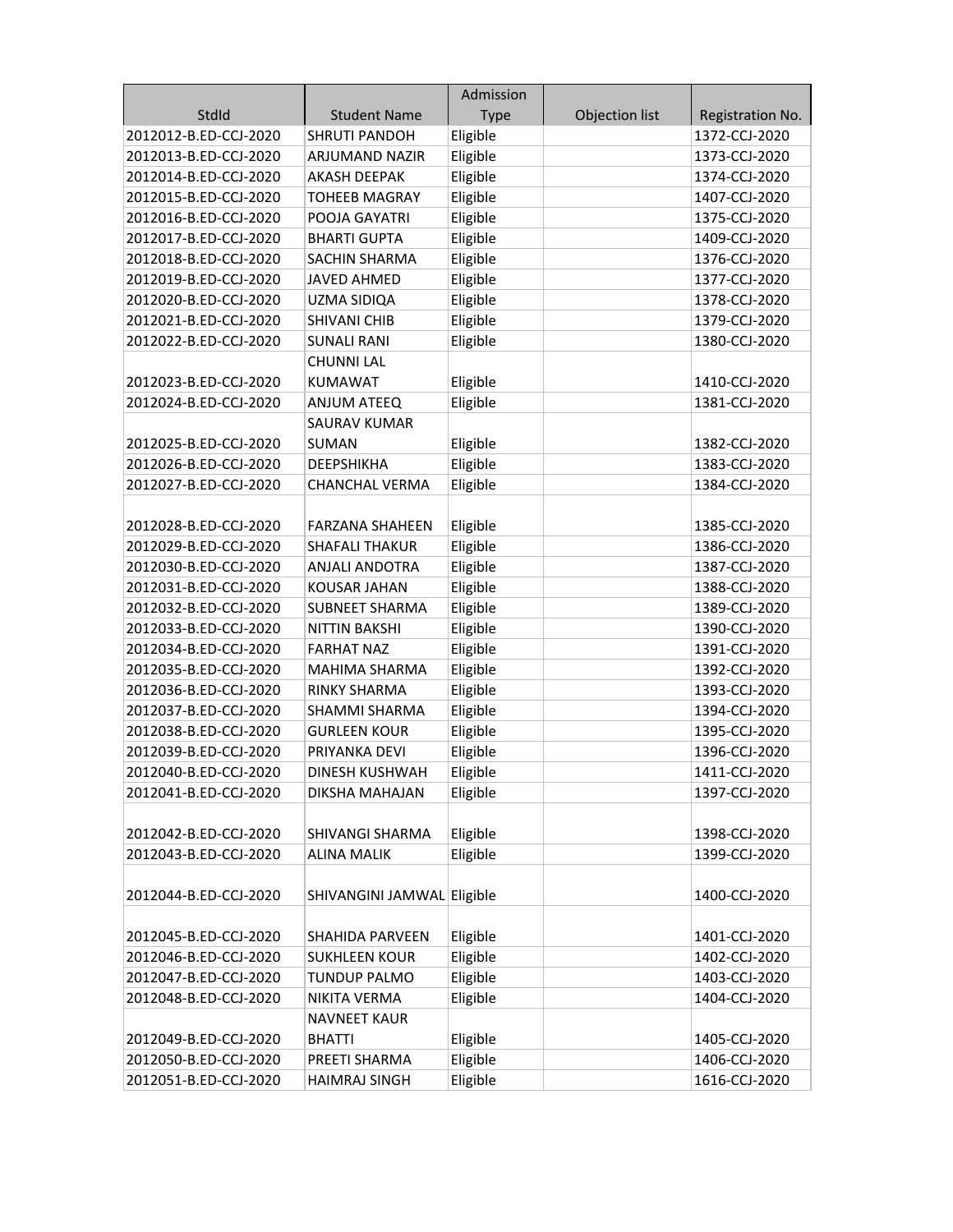| StdId | Student Name | Admission Type | Objection list | Registration No. |
|---|---|---|---|---|
| 2012012-B.ED-CCJ-2020 | SHRUTI PANDOH | Eligible | | 1372-CCJ-2020 |
| 2012013-B.ED-CCJ-2020 | ARJUMAND NAZIR | Eligible | | 1373-CCJ-2020 |
| 2012014-B.ED-CCJ-2020 | AKASH DEEPAK | Eligible | | 1374-CCJ-2020 |
| 2012015-B.ED-CCJ-2020 | TOHEEB MAGRAY | Eligible | | 1407-CCJ-2020 |
| 2012016-B.ED-CCJ-2020 | POOJA GAYATRI | Eligible | | 1375-CCJ-2020 |
| 2012017-B.ED-CCJ-2020 | BHARTI GUPTA | Eligible | | 1409-CCJ-2020 |
| 2012018-B.ED-CCJ-2020 | SACHIN SHARMA | Eligible | | 1376-CCJ-2020 |
| 2012019-B.ED-CCJ-2020 | JAVED AHMED | Eligible | | 1377-CCJ-2020 |
| 2012020-B.ED-CCJ-2020 | UZMA SIDIQA | Eligible | | 1378-CCJ-2020 |
| 2012021-B.ED-CCJ-2020 | SHIVANI CHIB | Eligible | | 1379-CCJ-2020 |
| 2012022-B.ED-CCJ-2020 | SUNALI RANI | Eligible | | 1380-CCJ-2020 |
| 2012023-B.ED-CCJ-2020 | CHUNNI LAL KUMAWAT | Eligible | | 1410-CCJ-2020 |
| 2012024-B.ED-CCJ-2020 | ANJUM ATEEQ | Eligible | | 1381-CCJ-2020 |
| 2012025-B.ED-CCJ-2020 | SAURAV KUMAR SUMAN | Eligible | | 1382-CCJ-2020 |
| 2012026-B.ED-CCJ-2020 | DEEPSHIKHA | Eligible | | 1383-CCJ-2020 |
| 2012027-B.ED-CCJ-2020 | CHANCHAL VERMA | Eligible | | 1384-CCJ-2020 |
| 2012028-B.ED-CCJ-2020 | FARZANA SHAHEEN | Eligible | | 1385-CCJ-2020 |
| 2012029-B.ED-CCJ-2020 | SHAFALI THAKUR | Eligible | | 1386-CCJ-2020 |
| 2012030-B.ED-CCJ-2020 | ANJALI ANDOTRA | Eligible | | 1387-CCJ-2020 |
| 2012031-B.ED-CCJ-2020 | KOUSAR JAHAN | Eligible | | 1388-CCJ-2020 |
| 2012032-B.ED-CCJ-2020 | SUBNEET SHARMA | Eligible | | 1389-CCJ-2020 |
| 2012033-B.ED-CCJ-2020 | NITTIN BAKSHI | Eligible | | 1390-CCJ-2020 |
| 2012034-B.ED-CCJ-2020 | FARHAT NAZ | Eligible | | 1391-CCJ-2020 |
| 2012035-B.ED-CCJ-2020 | MAHIMA SHARMA | Eligible | | 1392-CCJ-2020 |
| 2012036-B.ED-CCJ-2020 | RINKY SHARMA | Eligible | | 1393-CCJ-2020 |
| 2012037-B.ED-CCJ-2020 | SHAMMI SHARMA | Eligible | | 1394-CCJ-2020 |
| 2012038-B.ED-CCJ-2020 | GURLEEN KOUR | Eligible | | 1395-CCJ-2020 |
| 2012039-B.ED-CCJ-2020 | PRIYANKA DEVI | Eligible | | 1396-CCJ-2020 |
| 2012040-B.ED-CCJ-2020 | DINESH KUSHWAH | Eligible | | 1411-CCJ-2020 |
| 2012041-B.ED-CCJ-2020 | DIKSHA MAHAJAN | Eligible | | 1397-CCJ-2020 |
| 2012042-B.ED-CCJ-2020 | SHIVANGI SHARMA | Eligible | | 1398-CCJ-2020 |
| 2012043-B.ED-CCJ-2020 | ALINA MALIK | Eligible | | 1399-CCJ-2020 |
| 2012044-B.ED-CCJ-2020 | SHIVANGINI JAMWAL | Eligible | | 1400-CCJ-2020 |
| 2012045-B.ED-CCJ-2020 | SHAHIDA PARVEEN | Eligible | | 1401-CCJ-2020 |
| 2012046-B.ED-CCJ-2020 | SUKHLEEN KOUR | Eligible | | 1402-CCJ-2020 |
| 2012047-B.ED-CCJ-2020 | TUNDUP PALMO | Eligible | | 1403-CCJ-2020 |
| 2012048-B.ED-CCJ-2020 | NIKITA VERMA | Eligible | | 1404-CCJ-2020 |
| 2012049-B.ED-CCJ-2020 | NAVNEET KAUR BHATTI | Eligible | | 1405-CCJ-2020 |
| 2012050-B.ED-CCJ-2020 | PREETI SHARMA | Eligible | | 1406-CCJ-2020 |
| 2012051-B.ED-CCJ-2020 | HAIMRAJ SINGH | Eligible | | 1616-CCJ-2020 |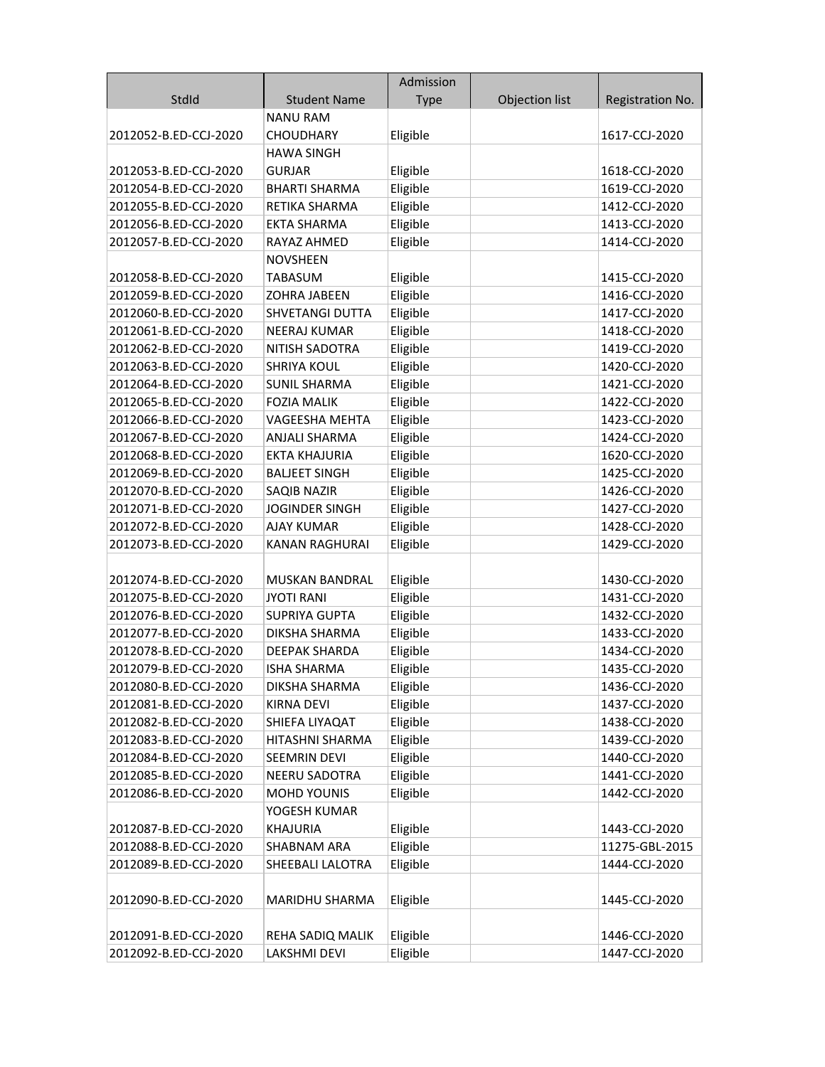| StdId | Student Name | Admission Type | Objection list | Registration No. |
|---|---|---|---|---|
| 2012052-B.ED-CCJ-2020 | NANU RAM CHOUDHARY | Eligible | | 1617-CCJ-2020 |
| 2012053-B.ED-CCJ-2020 | HAWA SINGH GURJAR | Eligible | | 1618-CCJ-2020 |
| 2012054-B.ED-CCJ-2020 | BHARTI SHARMA | Eligible | | 1619-CCJ-2020 |
| 2012055-B.ED-CCJ-2020 | RETIKA SHARMA | Eligible | | 1412-CCJ-2020 |
| 2012056-B.ED-CCJ-2020 | EKTA SHARMA | Eligible | | 1413-CCJ-2020 |
| 2012057-B.ED-CCJ-2020 | RAYAZ AHMED | Eligible | | 1414-CCJ-2020 |
| 2012058-B.ED-CCJ-2020 | NOVSHEEN TABASUM | Eligible | | 1415-CCJ-2020 |
| 2012059-B.ED-CCJ-2020 | ZOHRA JABEEN | Eligible | | 1416-CCJ-2020 |
| 2012060-B.ED-CCJ-2020 | SHVETANGI DUTTA | Eligible | | 1417-CCJ-2020 |
| 2012061-B.ED-CCJ-2020 | NEERAJ KUMAR | Eligible | | 1418-CCJ-2020 |
| 2012062-B.ED-CCJ-2020 | NITISH SADOTRA | Eligible | | 1419-CCJ-2020 |
| 2012063-B.ED-CCJ-2020 | SHRIYA KOUL | Eligible | | 1420-CCJ-2020 |
| 2012064-B.ED-CCJ-2020 | SUNIL SHARMA | Eligible | | 1421-CCJ-2020 |
| 2012065-B.ED-CCJ-2020 | FOZIA MALIK | Eligible | | 1422-CCJ-2020 |
| 2012066-B.ED-CCJ-2020 | VAGEESHA MEHTA | Eligible | | 1423-CCJ-2020 |
| 2012067-B.ED-CCJ-2020 | ANJALI SHARMA | Eligible | | 1424-CCJ-2020 |
| 2012068-B.ED-CCJ-2020 | EKTA KHAJURIA | Eligible | | 1620-CCJ-2020 |
| 2012069-B.ED-CCJ-2020 | BALJEET SINGH | Eligible | | 1425-CCJ-2020 |
| 2012070-B.ED-CCJ-2020 | SAQIB NAZIR | Eligible | | 1426-CCJ-2020 |
| 2012071-B.ED-CCJ-2020 | JOGINDER SINGH | Eligible | | 1427-CCJ-2020 |
| 2012072-B.ED-CCJ-2020 | AJAY KUMAR | Eligible | | 1428-CCJ-2020 |
| 2012073-B.ED-CCJ-2020 | KANAN RAGHURAI | Eligible | | 1429-CCJ-2020 |
| 2012074-B.ED-CCJ-2020 | MUSKAN BANDRAL | Eligible | | 1430-CCJ-2020 |
| 2012075-B.ED-CCJ-2020 | JYOTI RANI | Eligible | | 1431-CCJ-2020 |
| 2012076-B.ED-CCJ-2020 | SUPRIYA GUPTA | Eligible | | 1432-CCJ-2020 |
| 2012077-B.ED-CCJ-2020 | DIKSHA SHARMA | Eligible | | 1433-CCJ-2020 |
| 2012078-B.ED-CCJ-2020 | DEEPAK SHARDA | Eligible | | 1434-CCJ-2020 |
| 2012079-B.ED-CCJ-2020 | ISHA SHARMA | Eligible | | 1435-CCJ-2020 |
| 2012080-B.ED-CCJ-2020 | DIKSHA SHARMA | Eligible | | 1436-CCJ-2020 |
| 2012081-B.ED-CCJ-2020 | KIRNA DEVI | Eligible | | 1437-CCJ-2020 |
| 2012082-B.ED-CCJ-2020 | SHIEFA LIYAQAT | Eligible | | 1438-CCJ-2020 |
| 2012083-B.ED-CCJ-2020 | HITASHNI SHARMA | Eligible | | 1439-CCJ-2020 |
| 2012084-B.ED-CCJ-2020 | SEEMRIN DEVI | Eligible | | 1440-CCJ-2020 |
| 2012085-B.ED-CCJ-2020 | NEERU SADOTRA | Eligible | | 1441-CCJ-2020 |
| 2012086-B.ED-CCJ-2020 | MOHD YOUNIS | Eligible | | 1442-CCJ-2020 |
| 2012087-B.ED-CCJ-2020 | YOGESH KUMAR KHAJURIA | Eligible | | 1443-CCJ-2020 |
| 2012088-B.ED-CCJ-2020 | SHABNAM ARA | Eligible | | 11275-GBL-2015 |
| 2012089-B.ED-CCJ-2020 | SHEEBALI LALOTRA | Eligible | | 1444-CCJ-2020 |
| 2012090-B.ED-CCJ-2020 | MARIDHU SHARMA | Eligible | | 1445-CCJ-2020 |
| 2012091-B.ED-CCJ-2020 | REHA SADIQ MALIK | Eligible | | 1446-CCJ-2020 |
| 2012092-B.ED-CCJ-2020 | LAKSHMI DEVI | Eligible | | 1447-CCJ-2020 |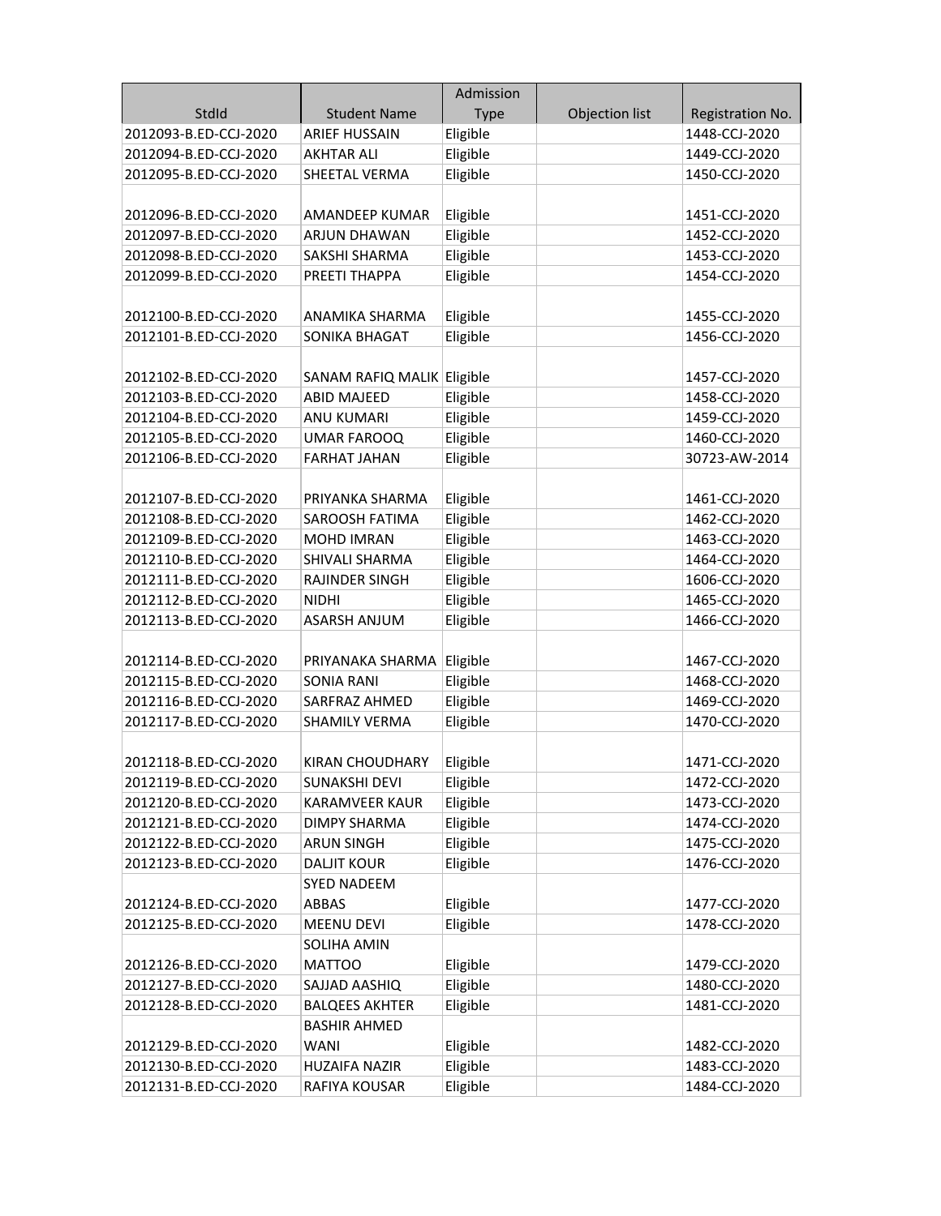| StdId | Student Name | Admission Type | Objection list | Registration No. |
|---|---|---|---|---|
| 2012093-B.ED-CCJ-2020 | ARIEF HUSSAIN | Eligible | | 1448-CCJ-2020 |
| 2012094-B.ED-CCJ-2020 | AKHTAR ALI | Eligible | | 1449-CCJ-2020 |
| 2012095-B.ED-CCJ-2020 | SHEETAL VERMA | Eligible | | 1450-CCJ-2020 |
| 2012096-B.ED-CCJ-2020 | AMANDEEP KUMAR | Eligible | | 1451-CCJ-2020 |
| 2012097-B.ED-CCJ-2020 | ARJUN DHAWAN | Eligible | | 1452-CCJ-2020 |
| 2012098-B.ED-CCJ-2020 | SAKSHI SHARMA | Eligible | | 1453-CCJ-2020 |
| 2012099-B.ED-CCJ-2020 | PREETI THAPPA | Eligible | | 1454-CCJ-2020 |
| 2012100-B.ED-CCJ-2020 | ANAMIKA SHARMA | Eligible | | 1455-CCJ-2020 |
| 2012101-B.ED-CCJ-2020 | SONIKA BHAGAT | Eligible | | 1456-CCJ-2020 |
| 2012102-B.ED-CCJ-2020 | SANAM RAFIQ MALIK | Eligible | | 1457-CCJ-2020 |
| 2012103-B.ED-CCJ-2020 | ABID MAJEED | Eligible | | 1458-CCJ-2020 |
| 2012104-B.ED-CCJ-2020 | ANU KUMARI | Eligible | | 1459-CCJ-2020 |
| 2012105-B.ED-CCJ-2020 | UMAR FAROOQ | Eligible | | 1460-CCJ-2020 |
| 2012106-B.ED-CCJ-2020 | FARHAT JAHAN | Eligible | | 30723-AW-2014 |
| 2012107-B.ED-CCJ-2020 | PRIYANKA SHARMA | Eligible | | 1461-CCJ-2020 |
| 2012108-B.ED-CCJ-2020 | SAROOSH FATIMA | Eligible | | 1462-CCJ-2020 |
| 2012109-B.ED-CCJ-2020 | MOHD IMRAN | Eligible | | 1463-CCJ-2020 |
| 2012110-B.ED-CCJ-2020 | SHIVALI SHARMA | Eligible | | 1464-CCJ-2020 |
| 2012111-B.ED-CCJ-2020 | RAJINDER SINGH | Eligible | | 1606-CCJ-2020 |
| 2012112-B.ED-CCJ-2020 | NIDHI | Eligible | | 1465-CCJ-2020 |
| 2012113-B.ED-CCJ-2020 | ASARSH ANJUM | Eligible | | 1466-CCJ-2020 |
| 2012114-B.ED-CCJ-2020 | PRIYANAKA SHARMA | Eligible | | 1467-CCJ-2020 |
| 2012115-B.ED-CCJ-2020 | SONIA RANI | Eligible | | 1468-CCJ-2020 |
| 2012116-B.ED-CCJ-2020 | SARFRAZ AHMED | Eligible | | 1469-CCJ-2020 |
| 2012117-B.ED-CCJ-2020 | SHAMILY VERMA | Eligible | | 1470-CCJ-2020 |
| 2012118-B.ED-CCJ-2020 | KIRAN CHOUDHARY | Eligible | | 1471-CCJ-2020 |
| 2012119-B.ED-CCJ-2020 | SUNAKSHI DEVI | Eligible | | 1472-CCJ-2020 |
| 2012120-B.ED-CCJ-2020 | KARAMVEER KAUR | Eligible | | 1473-CCJ-2020 |
| 2012121-B.ED-CCJ-2020 | DIMPY SHARMA | Eligible | | 1474-CCJ-2020 |
| 2012122-B.ED-CCJ-2020 | ARUN SINGH | Eligible | | 1475-CCJ-2020 |
| 2012123-B.ED-CCJ-2020 | DALJIT KOUR | Eligible | | 1476-CCJ-2020 |
| 2012124-B.ED-CCJ-2020 | SYED NADEEM ABBAS | Eligible | | 1477-CCJ-2020 |
| 2012125-B.ED-CCJ-2020 | MEENU DEVI | Eligible | | 1478-CCJ-2020 |
| 2012126-B.ED-CCJ-2020 | SOLIHA AMIN MATTOO | Eligible | | 1479-CCJ-2020 |
| 2012127-B.ED-CCJ-2020 | SAJJAD AASHIQ | Eligible | | 1480-CCJ-2020 |
| 2012128-B.ED-CCJ-2020 | BALQEES AKHTER | Eligible | | 1481-CCJ-2020 |
| 2012129-B.ED-CCJ-2020 | BASHIR AHMED WANI | Eligible | | 1482-CCJ-2020 |
| 2012130-B.ED-CCJ-2020 | HUZAIFA NAZIR | Eligible | | 1483-CCJ-2020 |
| 2012131-B.ED-CCJ-2020 | RAFIYA KOUSAR | Eligible | | 1484-CCJ-2020 |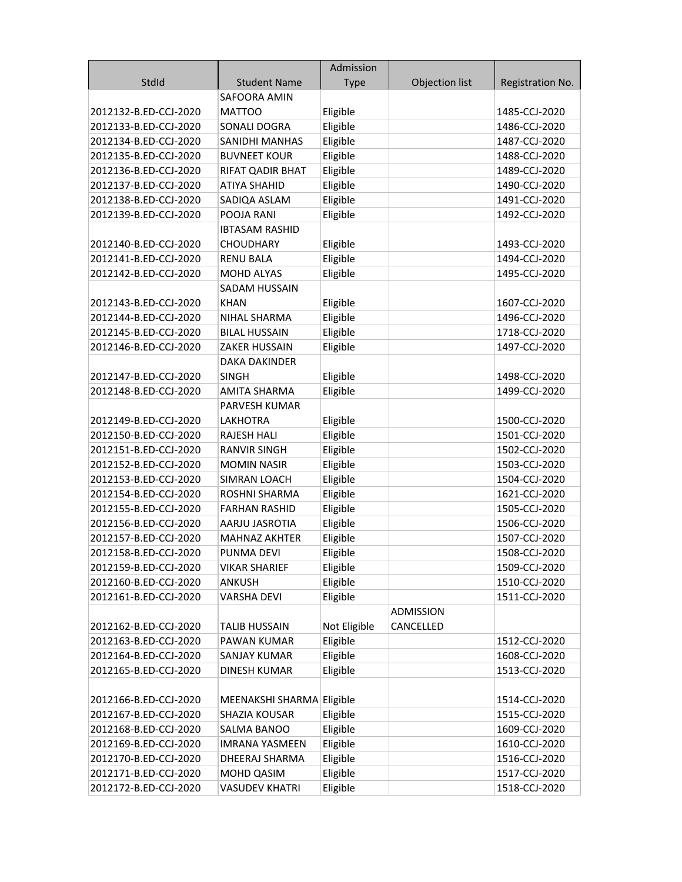| StdId | Student Name | Admission Type | Objection list | Registration No. |
|---|---|---|---|---|
| 2012132-B.ED-CCJ-2020 | SAFOORA AMIN MATTOO | Eligible | | 1485-CCJ-2020 |
| 2012133-B.ED-CCJ-2020 | SONALI DOGRA | Eligible | | 1486-CCJ-2020 |
| 2012134-B.ED-CCJ-2020 | SANIDHI MANHAS | Eligible | | 1487-CCJ-2020 |
| 2012135-B.ED-CCJ-2020 | BUVNEET KOUR | Eligible | | 1488-CCJ-2020 |
| 2012136-B.ED-CCJ-2020 | RIFAT QADIR BHAT | Eligible | | 1489-CCJ-2020 |
| 2012137-B.ED-CCJ-2020 | ATIYA SHAHID | Eligible | | 1490-CCJ-2020 |
| 2012138-B.ED-CCJ-2020 | SADIQA ASLAM | Eligible | | 1491-CCJ-2020 |
| 2012139-B.ED-CCJ-2020 | POOJA RANI | Eligible | | 1492-CCJ-2020 |
| 2012140-B.ED-CCJ-2020 | IBTASAM RASHID CHOUDHARY | Eligible | | 1493-CCJ-2020 |
| 2012141-B.ED-CCJ-2020 | RENU BALA | Eligible | | 1494-CCJ-2020 |
| 2012142-B.ED-CCJ-2020 | MOHD ALYAS | Eligible | | 1495-CCJ-2020 |
| 2012143-B.ED-CCJ-2020 | SADAM HUSSAIN KHAN | Eligible | | 1607-CCJ-2020 |
| 2012144-B.ED-CCJ-2020 | NIHAL SHARMA | Eligible | | 1496-CCJ-2020 |
| 2012145-B.ED-CCJ-2020 | BILAL HUSSAIN | Eligible | | 1718-CCJ-2020 |
| 2012146-B.ED-CCJ-2020 | ZAKER HUSSAIN | Eligible | | 1497-CCJ-2020 |
| 2012147-B.ED-CCJ-2020 | DAKA DAKINDER SINGH | Eligible | | 1498-CCJ-2020 |
| 2012148-B.ED-CCJ-2020 | AMITA SHARMA | Eligible | | 1499-CCJ-2020 |
| 2012149-B.ED-CCJ-2020 | PARVESH KUMAR LAKHOTRA | Eligible | | 1500-CCJ-2020 |
| 2012150-B.ED-CCJ-2020 | RAJESH HALI | Eligible | | 1501-CCJ-2020 |
| 2012151-B.ED-CCJ-2020 | RANVIR SINGH | Eligible | | 1502-CCJ-2020 |
| 2012152-B.ED-CCJ-2020 | MOMIN NASIR | Eligible | | 1503-CCJ-2020 |
| 2012153-B.ED-CCJ-2020 | SIMRAN LOACH | Eligible | | 1504-CCJ-2020 |
| 2012154-B.ED-CCJ-2020 | ROSHNI SHARMA | Eligible | | 1621-CCJ-2020 |
| 2012155-B.ED-CCJ-2020 | FARHAN RASHID | Eligible | | 1505-CCJ-2020 |
| 2012156-B.ED-CCJ-2020 | AARJU JASROTIA | Eligible | | 1506-CCJ-2020 |
| 2012157-B.ED-CCJ-2020 | MAHNAZ AKHTER | Eligible | | 1507-CCJ-2020 |
| 2012158-B.ED-CCJ-2020 | PUNMA DEVI | Eligible | | 1508-CCJ-2020 |
| 2012159-B.ED-CCJ-2020 | VIKAR SHARIEF | Eligible | | 1509-CCJ-2020 |
| 2012160-B.ED-CCJ-2020 | ANKUSH | Eligible | | 1510-CCJ-2020 |
| 2012161-B.ED-CCJ-2020 | VARSHA DEVI | Eligible | | 1511-CCJ-2020 |
| 2012162-B.ED-CCJ-2020 | TALIB HUSSAIN | Not Eligible | ADMISSION CANCELLED | |
| 2012163-B.ED-CCJ-2020 | PAWAN KUMAR | Eligible | | 1512-CCJ-2020 |
| 2012164-B.ED-CCJ-2020 | SANJAY KUMAR | Eligible | | 1608-CCJ-2020 |
| 2012165-B.ED-CCJ-2020 | DINESH KUMAR | Eligible | | 1513-CCJ-2020 |
| 2012166-B.ED-CCJ-2020 | MEENAKSHI SHARMA | Eligible | | 1514-CCJ-2020 |
| 2012167-B.ED-CCJ-2020 | SHAZIA KOUSAR | Eligible | | 1515-CCJ-2020 |
| 2012168-B.ED-CCJ-2020 | SALMA BANOO | Eligible | | 1609-CCJ-2020 |
| 2012169-B.ED-CCJ-2020 | IMRANA YASMEEN | Eligible | | 1610-CCJ-2020 |
| 2012170-B.ED-CCJ-2020 | DHEERAJ SHARMA | Eligible | | 1516-CCJ-2020 |
| 2012171-B.ED-CCJ-2020 | MOHD QASIM | Eligible | | 1517-CCJ-2020 |
| 2012172-B.ED-CCJ-2020 | VASUDEV KHATRI | Eligible | | 1518-CCJ-2020 |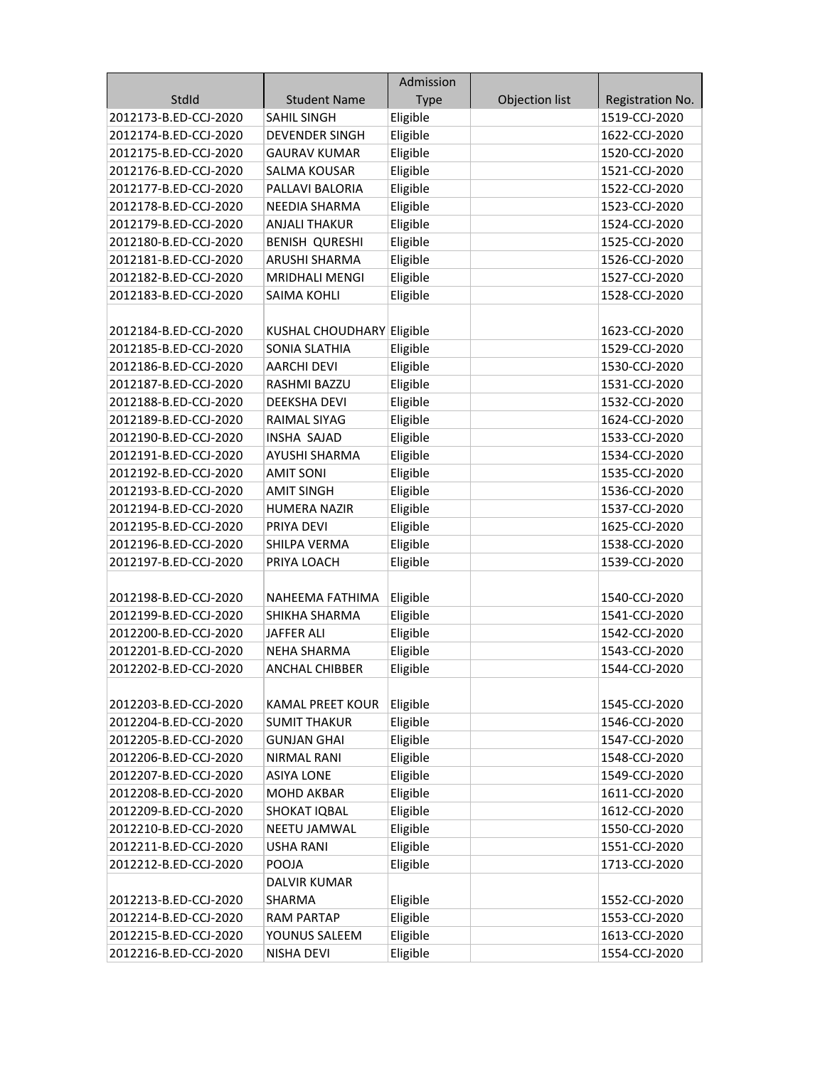| StdId | Student Name | Admission Type | Objection list | Registration No. |
|---|---|---|---|---|
| 2012173-B.ED-CCJ-2020 | SAHIL SINGH | Eligible | | 1519-CCJ-2020 |
| 2012174-B.ED-CCJ-2020 | DEVENDER SINGH | Eligible | | 1622-CCJ-2020 |
| 2012175-B.ED-CCJ-2020 | GAURAV KUMAR | Eligible | | 1520-CCJ-2020 |
| 2012176-B.ED-CCJ-2020 | SALMA KOUSAR | Eligible | | 1521-CCJ-2020 |
| 2012177-B.ED-CCJ-2020 | PALLAVI BALORIA | Eligible | | 1522-CCJ-2020 |
| 2012178-B.ED-CCJ-2020 | NEEDIA SHARMA | Eligible | | 1523-CCJ-2020 |
| 2012179-B.ED-CCJ-2020 | ANJALI THAKUR | Eligible | | 1524-CCJ-2020 |
| 2012180-B.ED-CCJ-2020 | BENISH QURESHI | Eligible | | 1525-CCJ-2020 |
| 2012181-B.ED-CCJ-2020 | ARUSHI SHARMA | Eligible | | 1526-CCJ-2020 |
| 2012182-B.ED-CCJ-2020 | MRIDHALI MENGI | Eligible | | 1527-CCJ-2020 |
| 2012183-B.ED-CCJ-2020 | SAIMA KOHLI | Eligible | | 1528-CCJ-2020 |
| 2012184-B.ED-CCJ-2020 | KUSHAL CHOUDHARY | Eligible | | 1623-CCJ-2020 |
| 2012185-B.ED-CCJ-2020 | SONIA SLATHIA | Eligible | | 1529-CCJ-2020 |
| 2012186-B.ED-CCJ-2020 | AARCHI DEVI | Eligible | | 1530-CCJ-2020 |
| 2012187-B.ED-CCJ-2020 | RASHMI BAZZU | Eligible | | 1531-CCJ-2020 |
| 2012188-B.ED-CCJ-2020 | DEEKSHA DEVI | Eligible | | 1532-CCJ-2020 |
| 2012189-B.ED-CCJ-2020 | RAIMAL SIYAG | Eligible | | 1624-CCJ-2020 |
| 2012190-B.ED-CCJ-2020 | INSHA SAJAD | Eligible | | 1533-CCJ-2020 |
| 2012191-B.ED-CCJ-2020 | AYUSHI SHARMA | Eligible | | 1534-CCJ-2020 |
| 2012192-B.ED-CCJ-2020 | AMIT SONI | Eligible | | 1535-CCJ-2020 |
| 2012193-B.ED-CCJ-2020 | AMIT SINGH | Eligible | | 1536-CCJ-2020 |
| 2012194-B.ED-CCJ-2020 | HUMERA NAZIR | Eligible | | 1537-CCJ-2020 |
| 2012195-B.ED-CCJ-2020 | PRIYA DEVI | Eligible | | 1625-CCJ-2020 |
| 2012196-B.ED-CCJ-2020 | SHILPA VERMA | Eligible | | 1538-CCJ-2020 |
| 2012197-B.ED-CCJ-2020 | PRIYA LOACH | Eligible | | 1539-CCJ-2020 |
| 2012198-B.ED-CCJ-2020 | NAHEEMA FATHIMA | Eligible | | 1540-CCJ-2020 |
| 2012199-B.ED-CCJ-2020 | SHIKHA SHARMA | Eligible | | 1541-CCJ-2020 |
| 2012200-B.ED-CCJ-2020 | JAFFER ALI | Eligible | | 1542-CCJ-2020 |
| 2012201-B.ED-CCJ-2020 | NEHA SHARMA | Eligible | | 1543-CCJ-2020 |
| 2012202-B.ED-CCJ-2020 | ANCHAL CHIBBER | Eligible | | 1544-CCJ-2020 |
| 2012203-B.ED-CCJ-2020 | KAMAL PREET KOUR | Eligible | | 1545-CCJ-2020 |
| 2012204-B.ED-CCJ-2020 | SUMIT THAKUR | Eligible | | 1546-CCJ-2020 |
| 2012205-B.ED-CCJ-2020 | GUNJAN GHAI | Eligible | | 1547-CCJ-2020 |
| 2012206-B.ED-CCJ-2020 | NIRMAL RANI | Eligible | | 1548-CCJ-2020 |
| 2012207-B.ED-CCJ-2020 | ASIYA LONE | Eligible | | 1549-CCJ-2020 |
| 2012208-B.ED-CCJ-2020 | MOHD AKBAR | Eligible | | 1611-CCJ-2020 |
| 2012209-B.ED-CCJ-2020 | SHOKAT IQBAL | Eligible | | 1612-CCJ-2020 |
| 2012210-B.ED-CCJ-2020 | NEETU JAMWAL | Eligible | | 1550-CCJ-2020 |
| 2012211-B.ED-CCJ-2020 | USHA RANI | Eligible | | 1551-CCJ-2020 |
| 2012212-B.ED-CCJ-2020 | POOJA | Eligible | | 1713-CCJ-2020 |
| 2012213-B.ED-CCJ-2020 | DALVIR KUMAR SHARMA | Eligible | | 1552-CCJ-2020 |
| 2012214-B.ED-CCJ-2020 | RAM PARTAP | Eligible | | 1553-CCJ-2020 |
| 2012215-B.ED-CCJ-2020 | YOUNUS SALEEM | Eligible | | 1613-CCJ-2020 |
| 2012216-B.ED-CCJ-2020 | NISHA DEVI | Eligible | | 1554-CCJ-2020 |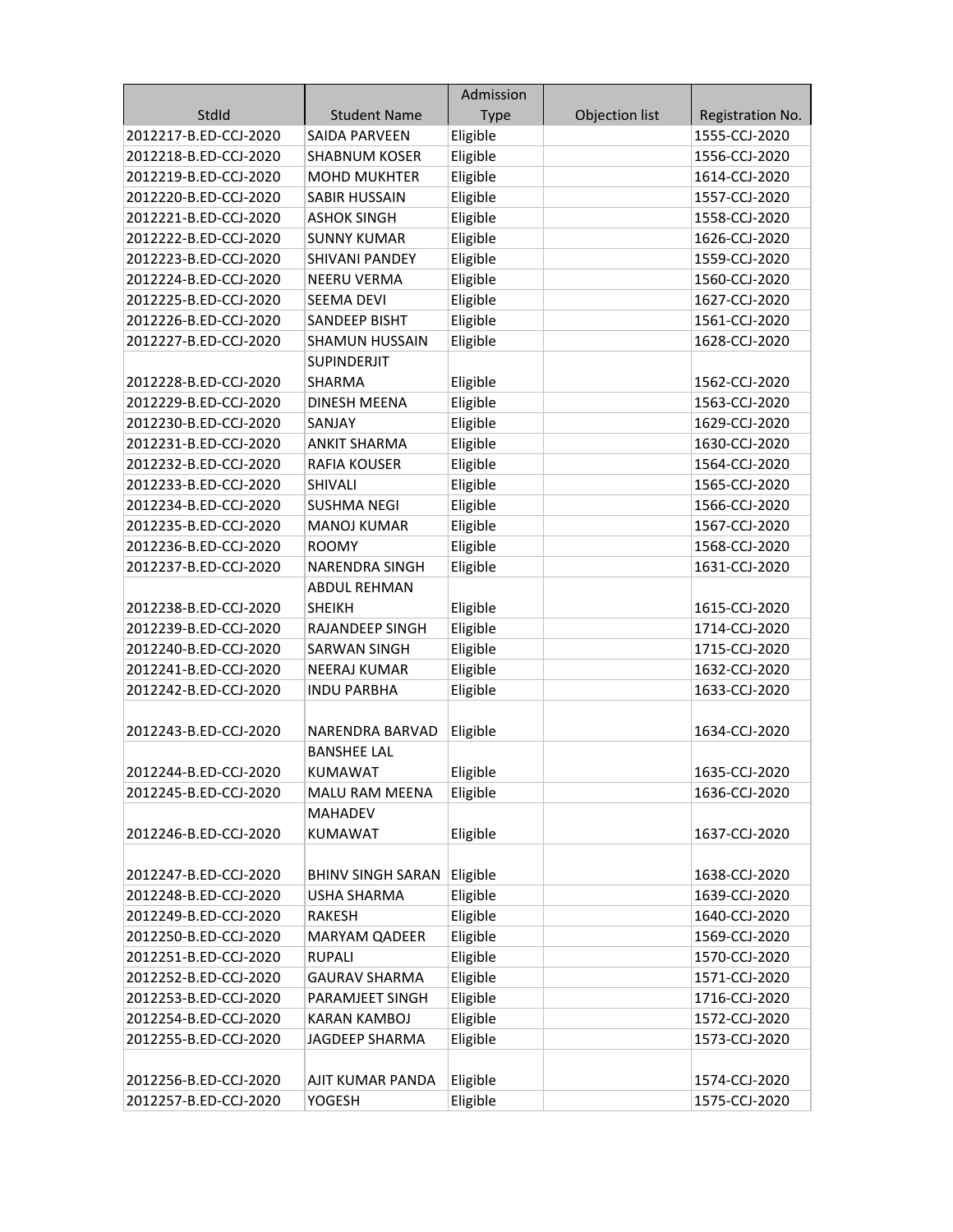| StdId | Student Name | Admission Type | Objection list | Registration No. |
|---|---|---|---|---|
| 2012217-B.ED-CCJ-2020 | SAIDA PARVEEN | Eligible | | 1555-CCJ-2020 |
| 2012218-B.ED-CCJ-2020 | SHABNUM KOSER | Eligible | | 1556-CCJ-2020 |
| 2012219-B.ED-CCJ-2020 | MOHD MUKHTER | Eligible | | 1614-CCJ-2020 |
| 2012220-B.ED-CCJ-2020 | SABIR HUSSAIN | Eligible | | 1557-CCJ-2020 |
| 2012221-B.ED-CCJ-2020 | ASHOK SINGH | Eligible | | 1558-CCJ-2020 |
| 2012222-B.ED-CCJ-2020 | SUNNY KUMAR | Eligible | | 1626-CCJ-2020 |
| 2012223-B.ED-CCJ-2020 | SHIVANI PANDEY | Eligible | | 1559-CCJ-2020 |
| 2012224-B.ED-CCJ-2020 | NEERU VERMA | Eligible | | 1560-CCJ-2020 |
| 2012225-B.ED-CCJ-2020 | SEEMA DEVI | Eligible | | 1627-CCJ-2020 |
| 2012226-B.ED-CCJ-2020 | SANDEEP BISHT | Eligible | | 1561-CCJ-2020 |
| 2012227-B.ED-CCJ-2020 | SHAMUN HUSSAIN | Eligible | | 1628-CCJ-2020 |
| 2012228-B.ED-CCJ-2020 | SUPINDERJIT SHARMA | Eligible | | 1562-CCJ-2020 |
| 2012229-B.ED-CCJ-2020 | DINESH MEENA | Eligible | | 1563-CCJ-2020 |
| 2012230-B.ED-CCJ-2020 | SANJAY | Eligible | | 1629-CCJ-2020 |
| 2012231-B.ED-CCJ-2020 | ANKIT SHARMA | Eligible | | 1630-CCJ-2020 |
| 2012232-B.ED-CCJ-2020 | RAFIA KOUSER | Eligible | | 1564-CCJ-2020 |
| 2012233-B.ED-CCJ-2020 | SHIVALI | Eligible | | 1565-CCJ-2020 |
| 2012234-B.ED-CCJ-2020 | SUSHMA NEGI | Eligible | | 1566-CCJ-2020 |
| 2012235-B.ED-CCJ-2020 | MANOJ KUMAR | Eligible | | 1567-CCJ-2020 |
| 2012236-B.ED-CCJ-2020 | ROOMY | Eligible | | 1568-CCJ-2020 |
| 2012237-B.ED-CCJ-2020 | NARENDRA SINGH | Eligible | | 1631-CCJ-2020 |
| 2012238-B.ED-CCJ-2020 | ABDUL REHMAN SHEIKH | Eligible | | 1615-CCJ-2020 |
| 2012239-B.ED-CCJ-2020 | RAJANDEEP SINGH | Eligible | | 1714-CCJ-2020 |
| 2012240-B.ED-CCJ-2020 | SARWAN SINGH | Eligible | | 1715-CCJ-2020 |
| 2012241-B.ED-CCJ-2020 | NEERAJ KUMAR | Eligible | | 1632-CCJ-2020 |
| 2012242-B.ED-CCJ-2020 | INDU PARBHA | Eligible | | 1633-CCJ-2020 |
| 2012243-B.ED-CCJ-2020 | NARENDRA BARVAD | Eligible | | 1634-CCJ-2020 |
| 2012244-B.ED-CCJ-2020 | BANSHEE LAL KUMAWAT | Eligible | | 1635-CCJ-2020 |
| 2012245-B.ED-CCJ-2020 | MALU RAM MEENA | Eligible | | 1636-CCJ-2020 |
| 2012246-B.ED-CCJ-2020 | MAHADEV KUMAWAT | Eligible | | 1637-CCJ-2020 |
| 2012247-B.ED-CCJ-2020 | BHINV SINGH SARAN | Eligible | | 1638-CCJ-2020 |
| 2012248-B.ED-CCJ-2020 | USHA SHARMA | Eligible | | 1639-CCJ-2020 |
| 2012249-B.ED-CCJ-2020 | RAKESH | Eligible | | 1640-CCJ-2020 |
| 2012250-B.ED-CCJ-2020 | MARYAM QADEER | Eligible | | 1569-CCJ-2020 |
| 2012251-B.ED-CCJ-2020 | RUPALI | Eligible | | 1570-CCJ-2020 |
| 2012252-B.ED-CCJ-2020 | GAURAV SHARMA | Eligible | | 1571-CCJ-2020 |
| 2012253-B.ED-CCJ-2020 | PARAMJEET SINGH | Eligible | | 1716-CCJ-2020 |
| 2012254-B.ED-CCJ-2020 | KARAN KAMBOJ | Eligible | | 1572-CCJ-2020 |
| 2012255-B.ED-CCJ-2020 | JAGDEEP SHARMA | Eligible | | 1573-CCJ-2020 |
| 2012256-B.ED-CCJ-2020 | AJIT KUMAR PANDA | Eligible | | 1574-CCJ-2020 |
| 2012257-B.ED-CCJ-2020 | YOGESH | Eligible | | 1575-CCJ-2020 |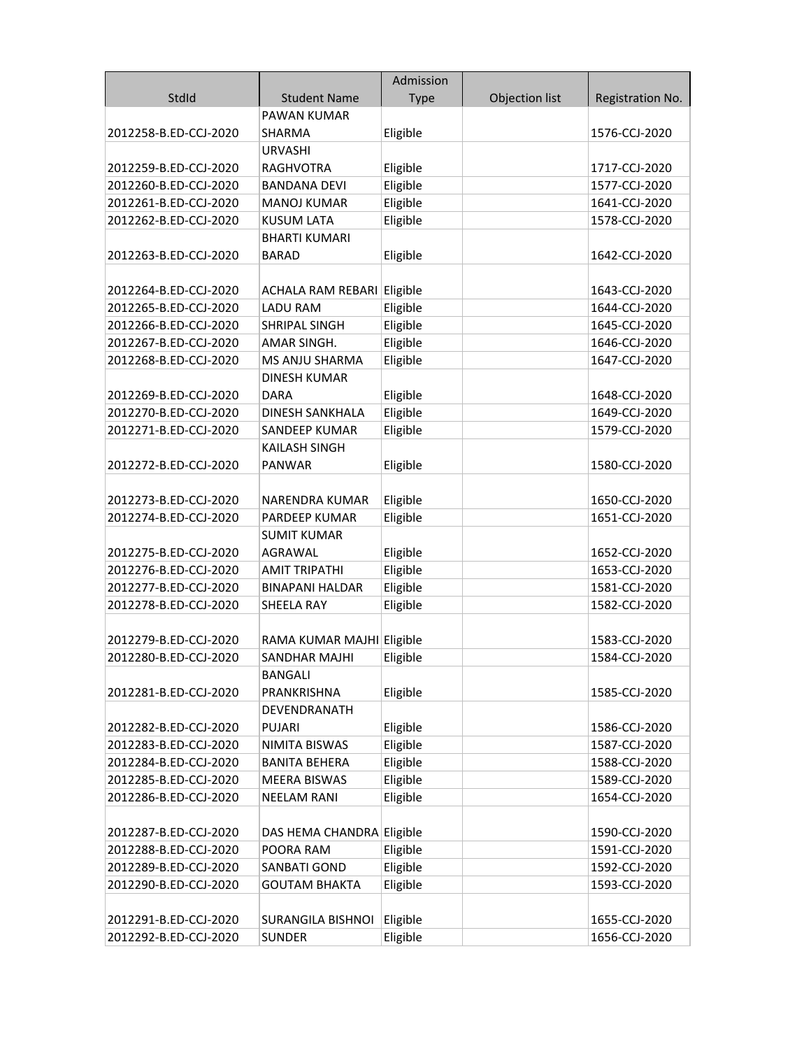| StdId | Student Name | Admission Type | Objection list | Registration No. |
| --- | --- | --- | --- | --- |
| 2012258-B.ED-CCJ-2020 | PAWAN KUMAR SHARMA | Eligible | | 1576-CCJ-2020 |
| 2012259-B.ED-CCJ-2020 | URVASHI RAGHVOTRA | Eligible | | 1717-CCJ-2020 |
| 2012260-B.ED-CCJ-2020 | BANDANA DEVI | Eligible | | 1577-CCJ-2020 |
| 2012261-B.ED-CCJ-2020 | MANOJ KUMAR | Eligible | | 1641-CCJ-2020 |
| 2012262-B.ED-CCJ-2020 | KUSUM LATA | Eligible | | 1578-CCJ-2020 |
| 2012263-B.ED-CCJ-2020 | BHARTI KUMARI BARAD | Eligible | | 1642-CCJ-2020 |
| 2012264-B.ED-CCJ-2020 | ACHALA RAM REBARI | Eligible | | 1643-CCJ-2020 |
| 2012265-B.ED-CCJ-2020 | LADU RAM | Eligible | | 1644-CCJ-2020 |
| 2012266-B.ED-CCJ-2020 | SHRIPAL SINGH | Eligible | | 1645-CCJ-2020 |
| 2012267-B.ED-CCJ-2020 | AMAR SINGH. | Eligible | | 1646-CCJ-2020 |
| 2012268-B.ED-CCJ-2020 | MS ANJU SHARMA | Eligible | | 1647-CCJ-2020 |
| 2012269-B.ED-CCJ-2020 | DINESH KUMAR DARA | Eligible | | 1648-CCJ-2020 |
| 2012270-B.ED-CCJ-2020 | DINESH SANKHALA | Eligible | | 1649-CCJ-2020 |
| 2012271-B.ED-CCJ-2020 | SANDEEP KUMAR | Eligible | | 1579-CCJ-2020 |
| 2012272-B.ED-CCJ-2020 | KAILASH SINGH PANWAR | Eligible | | 1580-CCJ-2020 |
| 2012273-B.ED-CCJ-2020 | NARENDRA KUMAR | Eligible | | 1650-CCJ-2020 |
| 2012274-B.ED-CCJ-2020 | PARDEEP KUMAR | Eligible | | 1651-CCJ-2020 |
| 2012275-B.ED-CCJ-2020 | SUMIT KUMAR AGRAWAL | Eligible | | 1652-CCJ-2020 |
| 2012276-B.ED-CCJ-2020 | AMIT TRIPATHI | Eligible | | 1653-CCJ-2020 |
| 2012277-B.ED-CCJ-2020 | BINAPANI HALDAR | Eligible | | 1581-CCJ-2020 |
| 2012278-B.ED-CCJ-2020 | SHEELA RAY | Eligible | | 1582-CCJ-2020 |
| 2012279-B.ED-CCJ-2020 | RAMA KUMAR MAJHI | Eligible | | 1583-CCJ-2020 |
| 2012280-B.ED-CCJ-2020 | SANDHAR MAJHI | Eligible | | 1584-CCJ-2020 |
| 2012281-B.ED-CCJ-2020 | BANGALI PRANKRISHNA | Eligible | | 1585-CCJ-2020 |
| 2012282-B.ED-CCJ-2020 | DEVENDRANATH PUJARI | Eligible | | 1586-CCJ-2020 |
| 2012283-B.ED-CCJ-2020 | NIMITA BISWAS | Eligible | | 1587-CCJ-2020 |
| 2012284-B.ED-CCJ-2020 | BANITA BEHERA | Eligible | | 1588-CCJ-2020 |
| 2012285-B.ED-CCJ-2020 | MEERA BISWAS | Eligible | | 1589-CCJ-2020 |
| 2012286-B.ED-CCJ-2020 | NEELAM RANI | Eligible | | 1654-CCJ-2020 |
| 2012287-B.ED-CCJ-2020 | DAS HEMA CHANDRA | Eligible | | 1590-CCJ-2020 |
| 2012288-B.ED-CCJ-2020 | POORA RAM | Eligible | | 1591-CCJ-2020 |
| 2012289-B.ED-CCJ-2020 | SANBATI GOND | Eligible | | 1592-CCJ-2020 |
| 2012290-B.ED-CCJ-2020 | GOUTAM BHAKTA | Eligible | | 1593-CCJ-2020 |
| 2012291-B.ED-CCJ-2020 | SURANGILA BISHNOI | Eligible | | 1655-CCJ-2020 |
| 2012292-B.ED-CCJ-2020 | SUNDER | Eligible | | 1656-CCJ-2020 |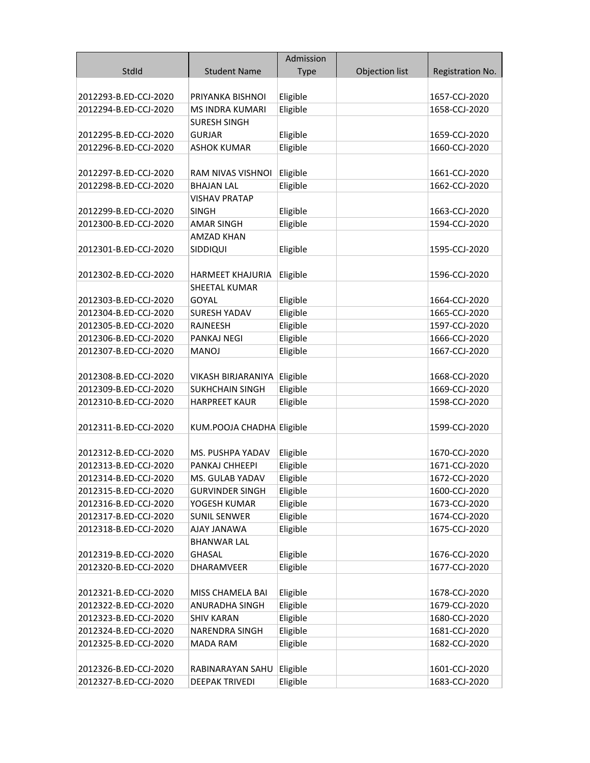| StdId | Student Name | Admission Type | Objection list | Registration No. |
| --- | --- | --- | --- | --- |
| 2012293-B.ED-CCJ-2020 | PRIYANKA BISHNOI | Eligible | | 1657-CCJ-2020 |
| 2012294-B.ED-CCJ-2020 | MS INDRA KUMARI | Eligible | | 1658-CCJ-2020 |
| 2012295-B.ED-CCJ-2020 | SURESH SINGH GURJAR | Eligible | | 1659-CCJ-2020 |
| 2012296-B.ED-CCJ-2020 | ASHOK KUMAR | Eligible | | 1660-CCJ-2020 |
| 2012297-B.ED-CCJ-2020 | RAM NIVAS VISHNOI | Eligible | | 1661-CCJ-2020 |
| 2012298-B.ED-CCJ-2020 | BHAJAN LAL | Eligible | | 1662-CCJ-2020 |
| 2012299-B.ED-CCJ-2020 | VISHAV PRATAP SINGH | Eligible | | 1663-CCJ-2020 |
| 2012300-B.ED-CCJ-2020 | AMAR SINGH | Eligible | | 1594-CCJ-2020 |
| 2012301-B.ED-CCJ-2020 | AMZAD KHAN SIDDIQUI | Eligible | | 1595-CCJ-2020 |
| 2012302-B.ED-CCJ-2020 | HARMEET KHAJURIA | Eligible | | 1596-CCJ-2020 |
| 2012303-B.ED-CCJ-2020 | SHEETAL KUMAR GOYAL | Eligible | | 1664-CCJ-2020 |
| 2012304-B.ED-CCJ-2020 | SURESH YADAV | Eligible | | 1665-CCJ-2020 |
| 2012305-B.ED-CCJ-2020 | RAJNEESH | Eligible | | 1597-CCJ-2020 |
| 2012306-B.ED-CCJ-2020 | PANKAJ NEGI | Eligible | | 1666-CCJ-2020 |
| 2012307-B.ED-CCJ-2020 | MANOJ | Eligible | | 1667-CCJ-2020 |
| 2012308-B.ED-CCJ-2020 | VIKASH BIRJARANIYA | Eligible | | 1668-CCJ-2020 |
| 2012309-B.ED-CCJ-2020 | SUKHCHAIN SINGH | Eligible | | 1669-CCJ-2020 |
| 2012310-B.ED-CCJ-2020 | HARPREET KAUR | Eligible | | 1598-CCJ-2020 |
| 2012311-B.ED-CCJ-2020 | KUM.POOJA CHADHA | Eligible | | 1599-CCJ-2020 |
| 2012312-B.ED-CCJ-2020 | MS. PUSHPA YADAV | Eligible | | 1670-CCJ-2020 |
| 2012313-B.ED-CCJ-2020 | PANKAJ CHHEEPI | Eligible | | 1671-CCJ-2020 |
| 2012314-B.ED-CCJ-2020 | MS. GULAB YADAV | Eligible | | 1672-CCJ-2020 |
| 2012315-B.ED-CCJ-2020 | GURVINDER SINGH | Eligible | | 1600-CCJ-2020 |
| 2012316-B.ED-CCJ-2020 | YOGESH KUMAR | Eligible | | 1673-CCJ-2020 |
| 2012317-B.ED-CCJ-2020 | SUNIL SENWER | Eligible | | 1674-CCJ-2020 |
| 2012318-B.ED-CCJ-2020 | AJAY JANAWA | Eligible | | 1675-CCJ-2020 |
| 2012319-B.ED-CCJ-2020 | BHANWAR LAL GHASAL | Eligible | | 1676-CCJ-2020 |
| 2012320-B.ED-CCJ-2020 | DHARAMVEER | Eligible | | 1677-CCJ-2020 |
| 2012321-B.ED-CCJ-2020 | MISS CHAMELA BAI | Eligible | | 1678-CCJ-2020 |
| 2012322-B.ED-CCJ-2020 | ANURADHA SINGH | Eligible | | 1679-CCJ-2020 |
| 2012323-B.ED-CCJ-2020 | SHIV KARAN | Eligible | | 1680-CCJ-2020 |
| 2012324-B.ED-CCJ-2020 | NARENDRA SINGH | Eligible | | 1681-CCJ-2020 |
| 2012325-B.ED-CCJ-2020 | MADA RAM | Eligible | | 1682-CCJ-2020 |
| 2012326-B.ED-CCJ-2020 | RABINARAYAN SAHU | Eligible | | 1601-CCJ-2020 |
| 2012327-B.ED-CCJ-2020 | DEEPAK TRIVEDI | Eligible | | 1683-CCJ-2020 |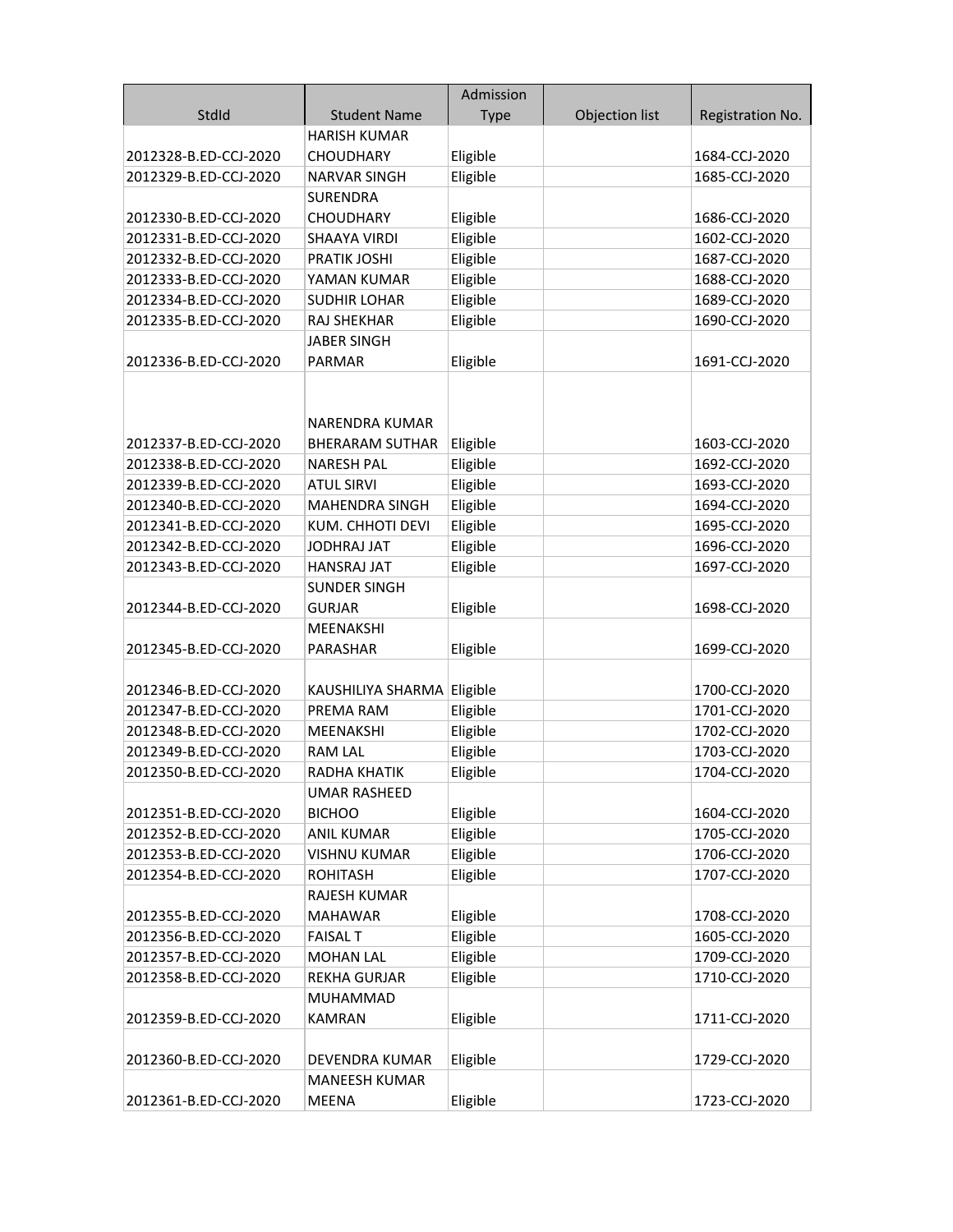| StdId | Student Name | Admission Type | Objection list | Registration No. |
|---|---|---|---|---|
| 2012328-B.ED-CCJ-2020 | HARISH KUMAR CHOUDHARY | Eligible | | 1684-CCJ-2020 |
| 2012329-B.ED-CCJ-2020 | NARVAR SINGH | Eligible | | 1685-CCJ-2020 |
| 2012330-B.ED-CCJ-2020 | SURENDRA CHOUDHARY | Eligible | | 1686-CCJ-2020 |
| 2012331-B.ED-CCJ-2020 | SHAAYA VIRDI | Eligible | | 1602-CCJ-2020 |
| 2012332-B.ED-CCJ-2020 | PRATIK JOSHI | Eligible | | 1687-CCJ-2020 |
| 2012333-B.ED-CCJ-2020 | YAMAN KUMAR | Eligible | | 1688-CCJ-2020 |
| 2012334-B.ED-CCJ-2020 | SUDHIR LOHAR | Eligible | | 1689-CCJ-2020 |
| 2012335-B.ED-CCJ-2020 | RAJ SHEKHAR | Eligible | | 1690-CCJ-2020 |
| 2012336-B.ED-CCJ-2020 | JABER SINGH PARMAR | Eligible | | 1691-CCJ-2020 |
| 2012337-B.ED-CCJ-2020 | NARENDRA KUMAR BHERARAM SUTHAR | Eligible | | 1603-CCJ-2020 |
| 2012338-B.ED-CCJ-2020 | NARESH PAL | Eligible | | 1692-CCJ-2020 |
| 2012339-B.ED-CCJ-2020 | ATUL SIRVI | Eligible | | 1693-CCJ-2020 |
| 2012340-B.ED-CCJ-2020 | MAHENDRA SINGH | Eligible | | 1694-CCJ-2020 |
| 2012341-B.ED-CCJ-2020 | KUM. CHHOTI DEVI | Eligible | | 1695-CCJ-2020 |
| 2012342-B.ED-CCJ-2020 | JODHRAJ JAT | Eligible | | 1696-CCJ-2020 |
| 2012343-B.ED-CCJ-2020 | HANSRAJ JAT | Eligible | | 1697-CCJ-2020 |
| 2012344-B.ED-CCJ-2020 | SUNDER SINGH GURJAR | Eligible | | 1698-CCJ-2020 |
| 2012345-B.ED-CCJ-2020 | MEENAKSHI PARASHAR | Eligible | | 1699-CCJ-2020 |
| 2012346-B.ED-CCJ-2020 | KAUSHILIYA SHARMA | Eligible | | 1700-CCJ-2020 |
| 2012347-B.ED-CCJ-2020 | PREMA RAM | Eligible | | 1701-CCJ-2020 |
| 2012348-B.ED-CCJ-2020 | MEENAKSHI | Eligible | | 1702-CCJ-2020 |
| 2012349-B.ED-CCJ-2020 | RAM LAL | Eligible | | 1703-CCJ-2020 |
| 2012350-B.ED-CCJ-2020 | RADHA KHATIK | Eligible | | 1704-CCJ-2020 |
| 2012351-B.ED-CCJ-2020 | UMAR RASHEED BICHOO | Eligible | | 1604-CCJ-2020 |
| 2012352-B.ED-CCJ-2020 | ANIL KUMAR | Eligible | | 1705-CCJ-2020 |
| 2012353-B.ED-CCJ-2020 | VISHNU KUMAR | Eligible | | 1706-CCJ-2020 |
| 2012354-B.ED-CCJ-2020 | ROHITASH | Eligible | | 1707-CCJ-2020 |
| 2012355-B.ED-CCJ-2020 | RAJESH KUMAR MAHAWAR | Eligible | | 1708-CCJ-2020 |
| 2012356-B.ED-CCJ-2020 | FAISAL T | Eligible | | 1605-CCJ-2020 |
| 2012357-B.ED-CCJ-2020 | MOHAN LAL | Eligible | | 1709-CCJ-2020 |
| 2012358-B.ED-CCJ-2020 | REKHA GURJAR | Eligible | | 1710-CCJ-2020 |
| 2012359-B.ED-CCJ-2020 | MUHAMMAD KAMRAN | Eligible | | 1711-CCJ-2020 |
| 2012360-B.ED-CCJ-2020 | DEVENDRA KUMAR | Eligible | | 1729-CCJ-2020 |
| 2012361-B.ED-CCJ-2020 | MANEESH KUMAR MEENA | Eligible | | 1723-CCJ-2020 |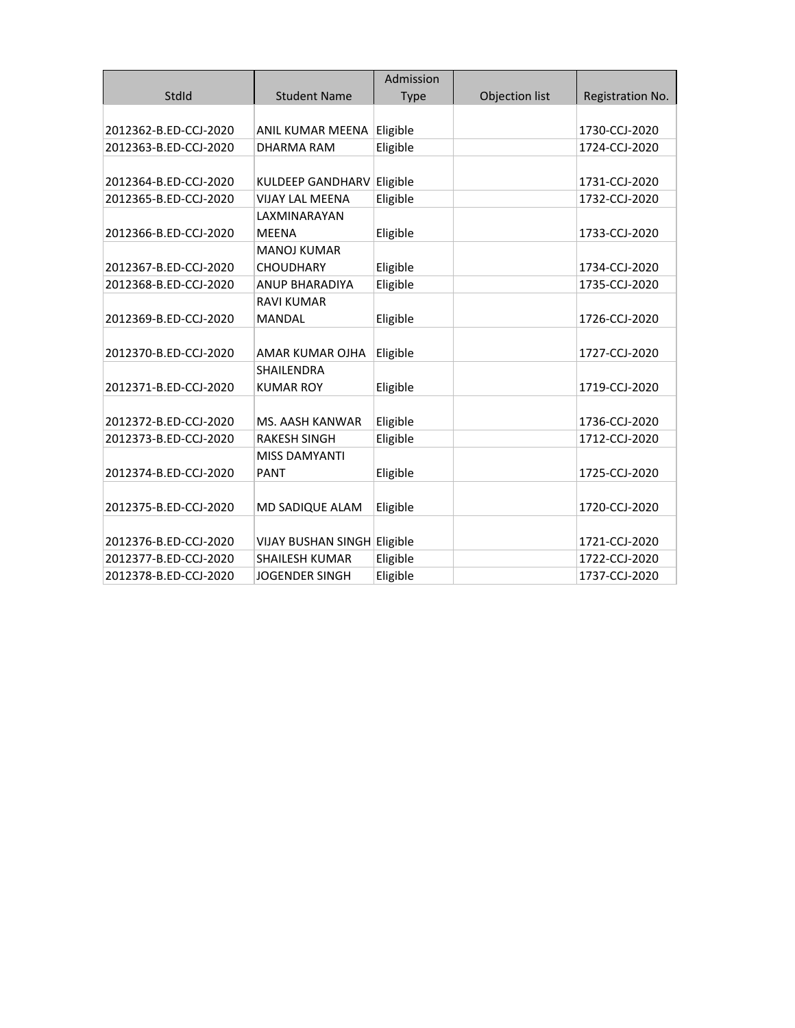| StdId | Student Name | Admission Type | Objection list | Registration No. |
|---|---|---|---|---|
| 2012362-B.ED-CCJ-2020 | ANIL KUMAR MEENA | Eligible | | 1730-CCJ-2020 |
| 2012363-B.ED-CCJ-2020 | DHARMA RAM | Eligible | | 1724-CCJ-2020 |
| 2012364-B.ED-CCJ-2020 | KULDEEP GANDHARV | Eligible | | 1731-CCJ-2020 |
| 2012365-B.ED-CCJ-2020 | VIJAY LAL MEENA | Eligible | | 1732-CCJ-2020 |
| 2012366-B.ED-CCJ-2020 | LAXMINARAYAN MEENA | Eligible | | 1733-CCJ-2020 |
| 2012367-B.ED-CCJ-2020 | MANOJ KUMAR CHOUDHARY | Eligible | | 1734-CCJ-2020 |
| 2012368-B.ED-CCJ-2020 | ANUP BHARADIYA | Eligible | | 1735-CCJ-2020 |
| 2012369-B.ED-CCJ-2020 | RAVI KUMAR MANDAL | Eligible | | 1726-CCJ-2020 |
| 2012370-B.ED-CCJ-2020 | AMAR KUMAR OJHA | Eligible | | 1727-CCJ-2020 |
| 2012371-B.ED-CCJ-2020 | SHAILENDRA KUMAR ROY | Eligible | | 1719-CCJ-2020 |
| 2012372-B.ED-CCJ-2020 | MS. AASH KANWAR | Eligible | | 1736-CCJ-2020 |
| 2012373-B.ED-CCJ-2020 | RAKESH SINGH | Eligible | | 1712-CCJ-2020 |
| 2012374-B.ED-CCJ-2020 | MISS DAMYANTI PANT | Eligible | | 1725-CCJ-2020 |
| 2012375-B.ED-CCJ-2020 | MD SADIQUE ALAM | Eligible | | 1720-CCJ-2020 |
| 2012376-B.ED-CCJ-2020 | VIJAY BUSHAN SINGH | Eligible | | 1721-CCJ-2020 |
| 2012377-B.ED-CCJ-2020 | SHAILESH KUMAR | Eligible | | 1722-CCJ-2020 |
| 2012378-B.ED-CCJ-2020 | JOGENDER SINGH | Eligible | | 1737-CCJ-2020 |